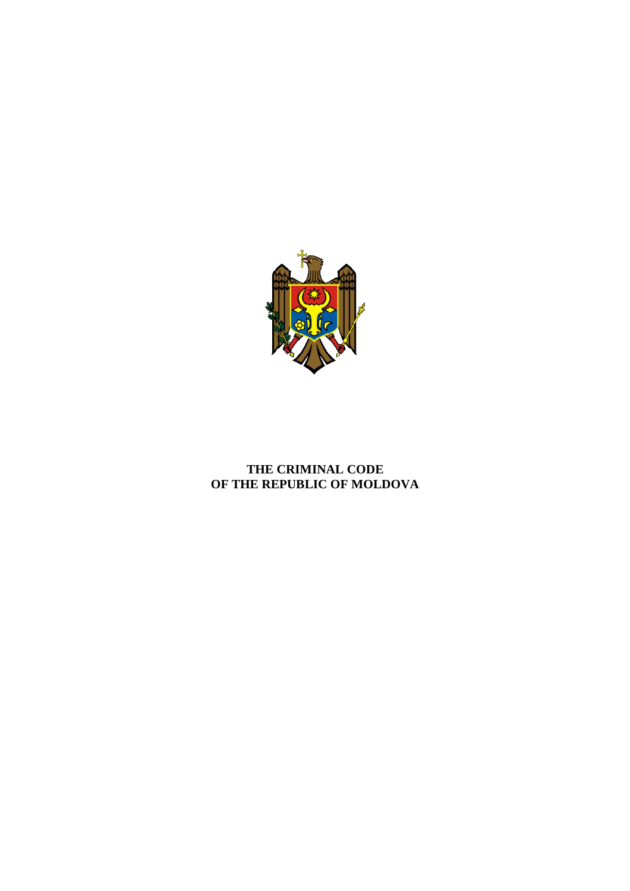# THE CRIMINAL CODE OF THE REPUBLIC OF MOLDOVA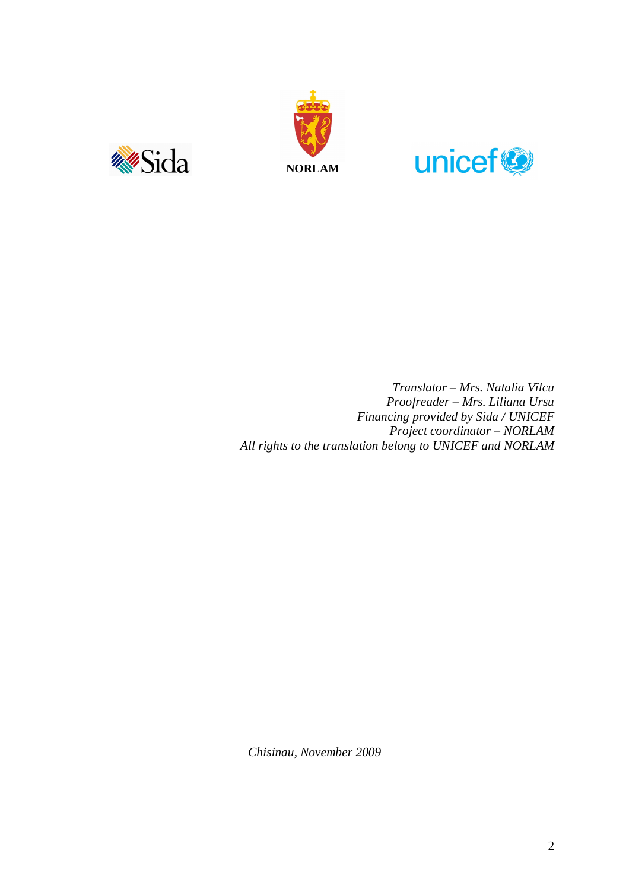Sida NORLAM unicef

*Translator – Mrs. Natalia Vîlcu*
*Proofreader – Mrs. Liliana Ursu*
*Financing provided by Sida / UNICEF*
*Project coordinator – NORLAM*
*All rights to the translation belong to UNICEF and NORLAM*

*Chisinau, November 2009*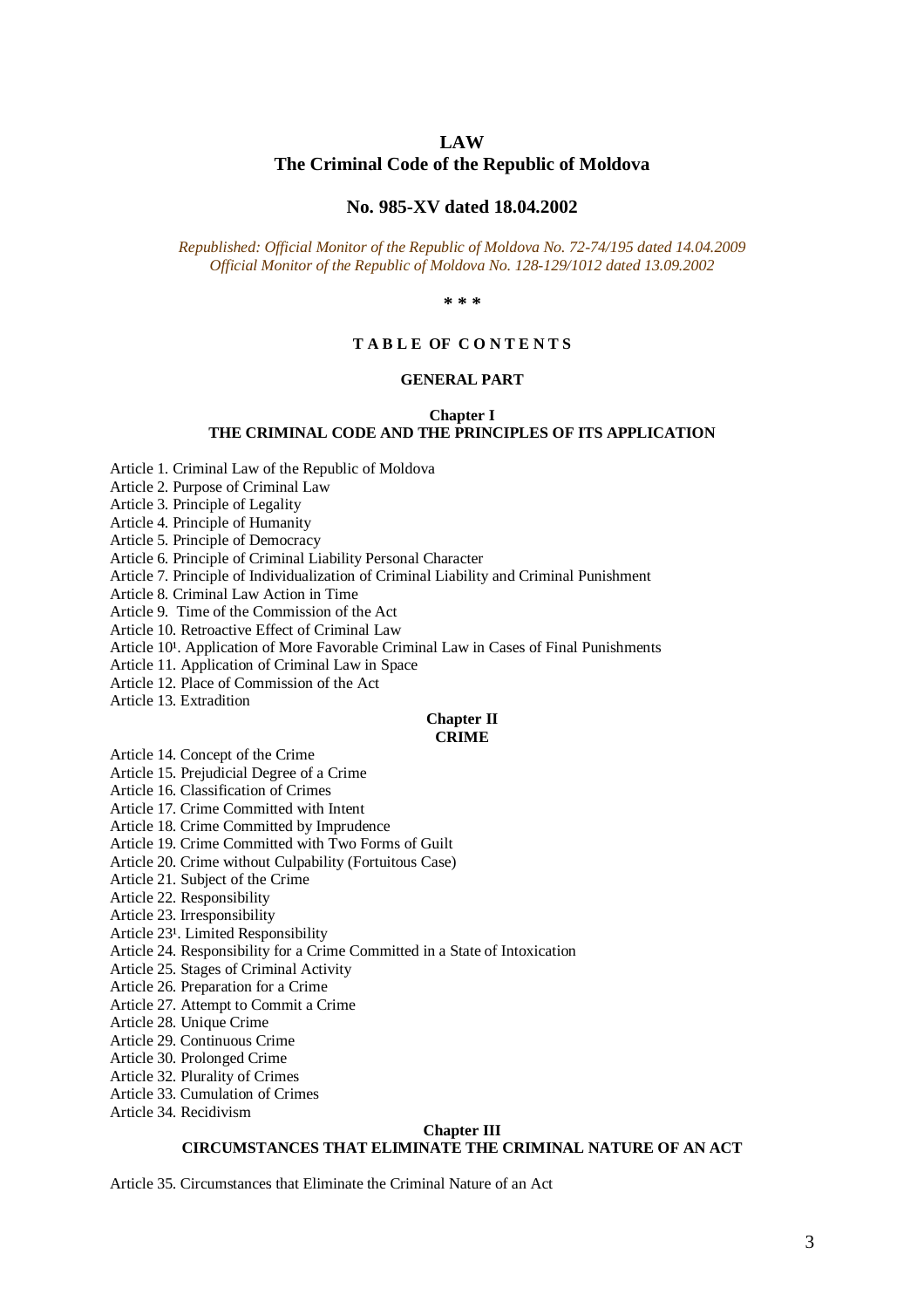# LAW
# The Criminal Code of the Republic of Moldova

## No. 985-XV dated 18.04.2002

*Republished: Official Monitor of the Republic of Moldova No. 72-74/195 dated 14.04.2009*
*Official Monitor of the Republic of Moldova No. 128-129/1012 dated 13.09.2002*

**\* \* \***

### T A B L E  OF  C O N T E N T S

#### GENERAL PART

#### Chapter I
#### THE CRIMINAL CODE AND THE PRINCIPLES OF ITS APPLICATION

Article 1. Criminal Law of the Republic of Moldova
Article 2. Purpose of Criminal Law
Article 3. Principle of Legality
Article 4. Principle of Humanity
Article 5. Principle of Democracy
Article 6. Principle of Criminal Liability Personal Character
Article 7. Principle of Individualization of Criminal Liability and Criminal Punishment
Article 8. Criminal Law Action in Time
Article 9. Time of the Commission of the Act
Article 10. Retroactive Effect of Criminal Law
Article 10[1]. Application of More Favorable Criminal Law in Cases of Final Punishments
Article 11. Application of Criminal Law in Space
Article 12. Place of Commission of the Act
Article 13. Extradition

#### Chapter II
#### CRIME

Article 14. Concept of the Crime
Article 15. Prejudicial Degree of a Crime
Article 16. Classification of Crimes
Article 17. Crime Committed with Intent
Article 18. Crime Committed by Imprudence
Article 19. Crime Committed with Two Forms of Guilt
Article 20. Crime without Culpability (Fortuitous Case)
Article 21. Subject of the Crime
Article 22. Responsibility
Article 23. Irresponsibility
Article 23[1]. Limited Responsibility
Article 24. Responsibility for a Crime Committed in a State of Intoxication
Article 25. Stages of Criminal Activity
Article 26. Preparation for a Crime
Article 27. Attempt to Commit a Crime
Article 28. Unique Crime
Article 29. Continuous Crime
Article 30. Prolonged Crime
Article 32. Plurality of Crimes
Article 33. Cumulation of Crimes
Article 34. Recidivism

#### Chapter III
#### CIRCUMSTANCES THAT ELIMINATE THE CRIMINAL NATURE OF AN ACT

Article 35. Circumstances that Eliminate the Criminal Nature of an Act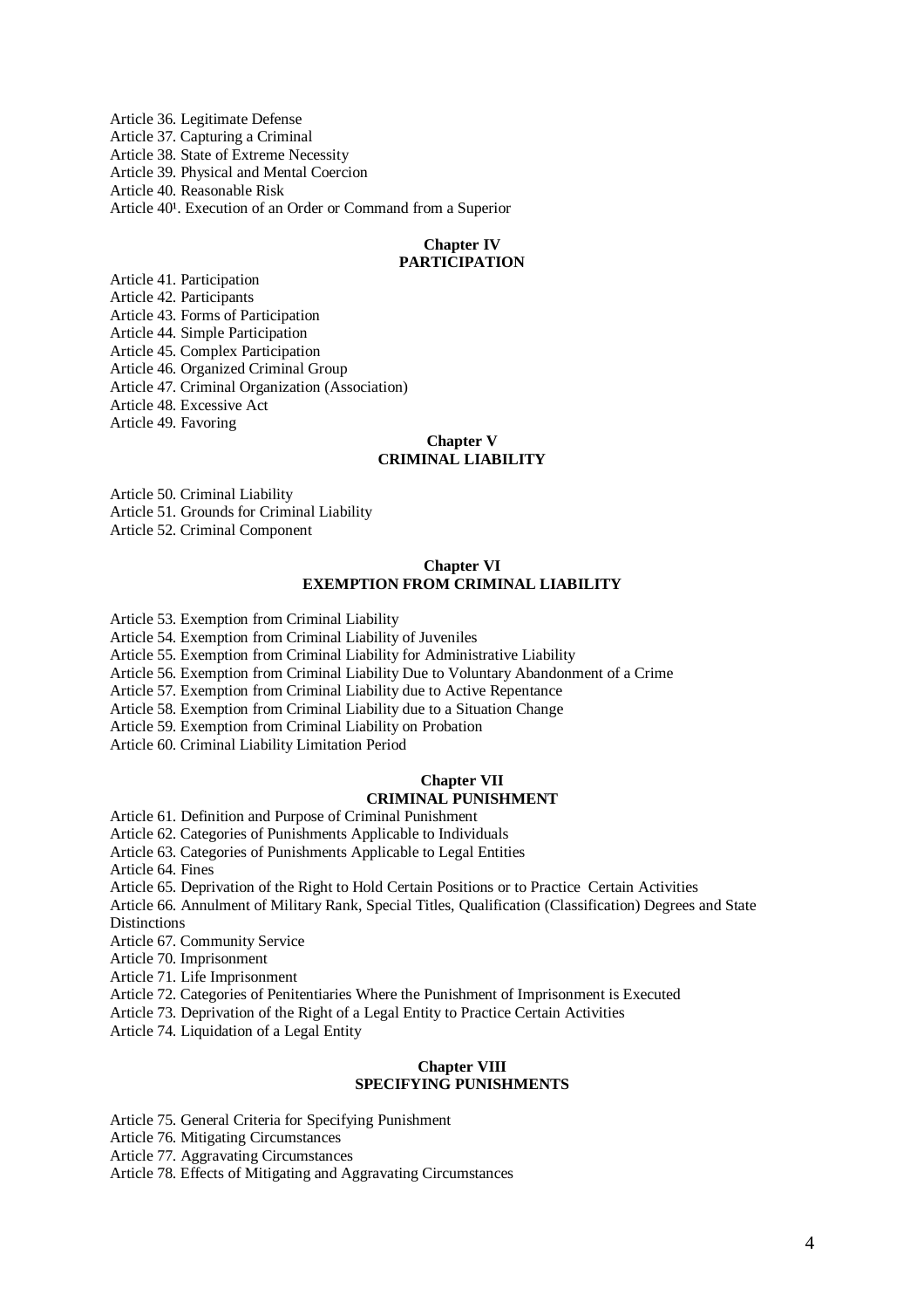Article 36. Legitimate Defense
Article 37. Capturing a Criminal
Article 38. State of Extreme Necessity
Article 39. Physical and Mental Coercion
Article 40. Reasonable Risk
Article 40[1]. Execution of an Order or Command from a Superior

## Chapter IV
## PARTICIPATION

Article 41. Participation
Article 42. Participants
Article 43. Forms of Participation
Article 44. Simple Participation
Article 45. Complex Participation
Article 46. Organized Criminal Group
Article 47. Criminal Organization (Association)
Article 48. Excessive Act
Article 49. Favoring

## Chapter V
## CRIMINAL LIABILITY

Article 50. Criminal Liability
Article 51. Grounds for Criminal Liability
Article 52. Criminal Component

## Chapter VI
## EXEMPTION FROM CRIMINAL LIABILITY

Article 53. Exemption from Criminal Liability
Article 54. Exemption from Criminal Liability of Juveniles
Article 55. Exemption from Criminal Liability for Administrative Liability
Article 56. Exemption from Criminal Liability Due to Voluntary Abandonment of a Crime
Article 57. Exemption from Criminal Liability due to Active Repentance
Article 58. Exemption from Criminal Liability due to a Situation Change
Article 59. Exemption from Criminal Liability on Probation
Article 60. Criminal Liability Limitation Period

## Chapter VII
## CRIMINAL PUNISHMENT

Article 61. Definition and Purpose of Criminal Punishment
Article 62. Categories of Punishments Applicable to Individuals
Article 63. Categories of Punishments Applicable to Legal Entities
Article 64. Fines
Article 65. Deprivation of the Right to Hold Certain Positions or to Practice Certain Activities
Article 66. Annulment of Military Rank, Special Titles, Qualification (Classification) Degrees and State Distinctions
Article 67. Community Service
Article 70. Imprisonment
Article 71. Life Imprisonment
Article 72. Categories of Penitentiaries Where the Punishment of Imprisonment is Executed
Article 73. Deprivation of the Right of a Legal Entity to Practice Certain Activities
Article 74. Liquidation of a Legal Entity

## Chapter VIII
## SPECIFYING PUNISHMENTS

Article 75. General Criteria for Specifying Punishment
Article 76. Mitigating Circumstances
Article 77. Aggravating Circumstances
Article 78. Effects of Mitigating and Aggravating Circumstances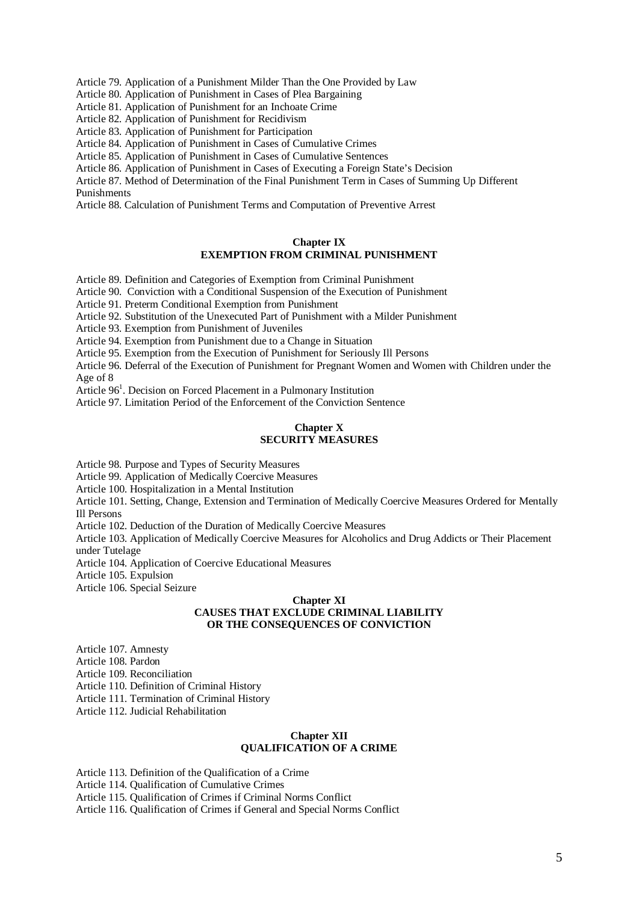Article 79. Application of a Punishment Milder Than the One Provided by Law

Article 80. Application of Punishment in Cases of Plea Bargaining

Article 81. Application of Punishment for an Inchoate Crime

Article 82. Application of Punishment for Recidivism

Article 83. Application of Punishment for Participation

Article 84. Application of Punishment in Cases of Cumulative Crimes

Article 85. Application of Punishment in Cases of Cumulative Sentences

Article 86. Application of Punishment in Cases of Executing a Foreign State's Decision

Article 87. Method of Determination of the Final Punishment Term in Cases of Summing Up Different Punishments

Article 88. Calculation of Punishment Terms and Computation of Preventive Arrest

## Chapter IX
## EXEMPTION FROM CRIMINAL PUNISHMENT

Article 89. Definition and Categories of Exemption from Criminal Punishment

Article 90. Conviction with a Conditional Suspension of the Execution of Punishment

Article 91. Preterm Conditional Exemption from Punishment

Article 92. Substitution of the Unexecuted Part of Punishment with a Milder Punishment

Article 93. Exemption from Punishment of Juveniles

Article 94. Exemption from Punishment due to a Change in Situation

Article 95. Exemption from the Execution of Punishment for Seriously Ill Persons

Article 96. Deferral of the Execution of Punishment for Pregnant Women and Women with Children under the Age of 8

Article 96[1]. Decision on Forced Placement in a Pulmonary Institution

Article 97. Limitation Period of the Enforcement of the Conviction Sentence

## Chapter X
## SECURITY MEASURES

Article 98. Purpose and Types of Security Measures

Article 99. Application of Medically Coercive Measures

Article 100. Hospitalization in a Mental Institution

Article 101. Setting, Change, Extension and Termination of Medically Coercive Measures Ordered for Mentally Ill Persons

Article 102. Deduction of the Duration of Medically Coercive Measures

Article 103. Application of Medically Coercive Measures for Alcoholics and Drug Addicts or Their Placement under Tutelage

Article 104. Application of Coercive Educational Measures

Article 105. Expulsion

Article 106. Special Seizure

## Chapter XI
## CAUSES THAT EXCLUDE CRIMINAL LIABILITY OR THE CONSEQUENCES OF CONVICTION

Article 107. Amnesty

Article 108. Pardon

Article 109. Reconciliation

Article 110. Definition of Criminal History

Article 111. Termination of Criminal History

Article 112. Judicial Rehabilitation

## Chapter XII
## QUALIFICATION OF A CRIME

Article 113. Definition of the Qualification of a Crime

Article 114. Qualification of Cumulative Crimes

Article 115. Qualification of Crimes if Criminal Norms Conflict

Article 116. Qualification of Crimes if General and Special Norms Conflict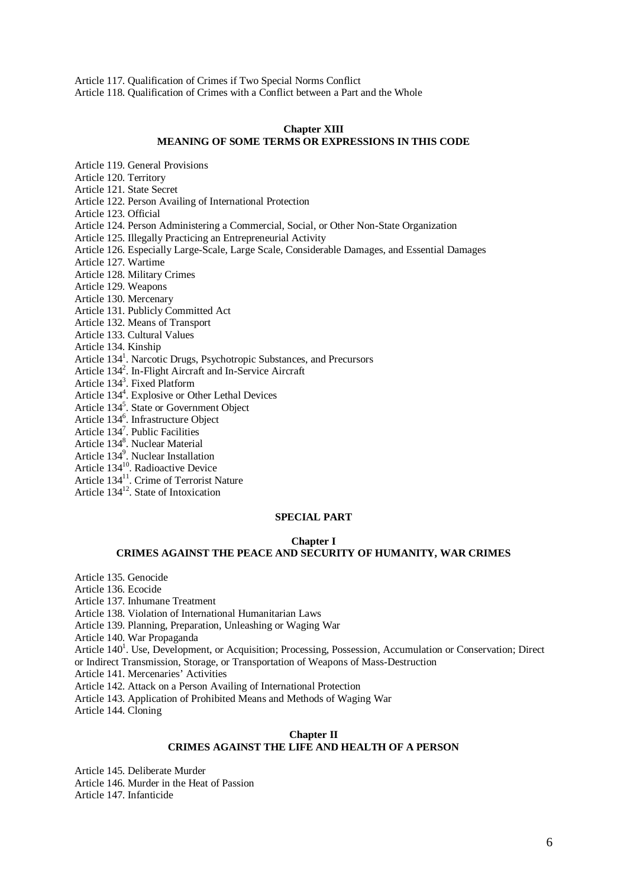Article 117. Qualification of Crimes if Two Special Norms Conflict
Article 118. Qualification of Crimes with a Conflict between a Part and the Whole

### Chapter XIII
### MEANING OF SOME TERMS OR EXPRESSIONS IN THIS CODE

Article 119. General Provisions
Article 120. Territory
Article 121. State Secret
Article 122. Person Availing of International Protection
Article 123. Official
Article 124. Person Administering a Commercial, Social, or Other Non-State Organization
Article 125. Illegally Practicing an Entrepreneurial Activity
Article 126. Especially Large-Scale, Large Scale, Considerable Damages, and Essential Damages
Article 127. Wartime
Article 128. Military Crimes
Article 129. Weapons
Article 130. Mercenary
Article 131. Publicly Committed Act
Article 132. Means of Transport
Article 133. Cultural Values
Article 134. Kinship
Article $134^{1}$. Narcotic Drugs, Psychotropic Substances, and Precursors
Article $134^{2}$. In-Flight Aircraft and In-Service Aircraft
Article $134^{3}$. Fixed Platform
Article $134^{4}$. Explosive or Other Lethal Devices
Article $134^{5}$. State or Government Object
Article $134^{6}$. Infrastructure Object
Article $134^{7}$. Public Facilities
Article $134^{8}$. Nuclear Material
Article $134^{9}$. Nuclear Installation
Article $134^{10}$. Radioactive Device
Article $134^{11}$. Crime of Terrorist Nature
Article $134^{12}$. State of Intoxication

## SPECIAL PART

### Chapter I
### CRIMES AGAINST THE PEACE AND SECURITY OF HUMANITY, WAR CRIMES

Article 135. Genocide
Article 136. Ecocide
Article 137. Inhumane Treatment
Article 138. Violation of International Humanitarian Laws
Article 139. Planning, Preparation, Unleashing or Waging War
Article 140. War Propaganda
Article $140^{1}$. Use, Development, or Acquisition; Processing, Possession, Accumulation or Conservation; Direct or Indirect Transmission, Storage, or Transportation of Weapons of Mass-Destruction
Article 141. Mercenaries' Activities
Article 142. Attack on a Person Availing of International Protection
Article 143. Application of Prohibited Means and Methods of Waging War
Article 144. Cloning

### Chapter II
### CRIMES AGAINST THE LIFE AND HEALTH OF A PERSON

Article 145. Deliberate Murder
Article 146. Murder in the Heat of Passion
Article 147. Infanticide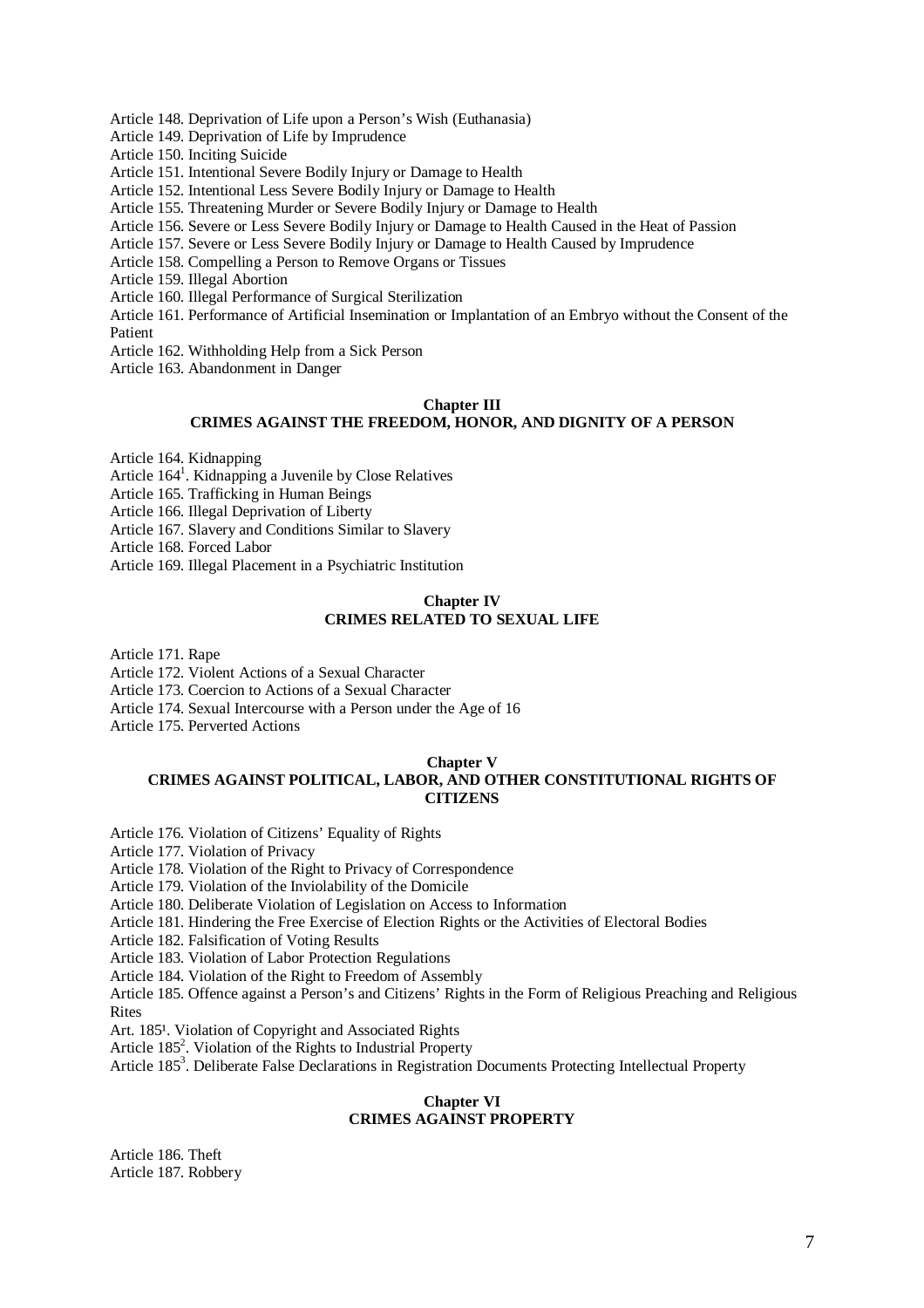Article 148. Deprivation of Life upon a Person's Wish (Euthanasia)
Article 149. Deprivation of Life by Imprudence
Article 150. Inciting Suicide
Article 151. Intentional Severe Bodily Injury or Damage to Health
Article 152. Intentional Less Severe Bodily Injury or Damage to Health
Article 155. Threatening Murder or Severe Bodily Injury or Damage to Health
Article 156. Severe or Less Severe Bodily Injury or Damage to Health Caused in the Heat of Passion
Article 157. Severe or Less Severe Bodily Injury or Damage to Health Caused by Imprudence
Article 158. Compelling a Person to Remove Organs or Tissues
Article 159. Illegal Abortion
Article 160. Illegal Performance of Surgical Sterilization
Article 161. Performance of Artificial Insemination or Implantation of an Embryo without the Consent of the Patient
Article 162. Withholding Help from a Sick Person
Article 163. Abandonment in Danger

## Chapter III
## CRIMES AGAINST THE FREEDOM, HONOR, AND DIGNITY OF A PERSON

Article 164. Kidnapping
Article 164[1]. Kidnapping a Juvenile by Close Relatives
Article 165. Trafficking in Human Beings
Article 166. Illegal Deprivation of Liberty
Article 167. Slavery and Conditions Similar to Slavery
Article 168. Forced Labor
Article 169. Illegal Placement in a Psychiatric Institution

## Chapter IV
## CRIMES RELATED TO SEXUAL LIFE

Article 171. Rape
Article 172. Violent Actions of a Sexual Character
Article 173. Coercion to Actions of a Sexual Character
Article 174. Sexual Intercourse with a Person under the Age of 16
Article 175. Perverted Actions

## Chapter V
## CRIMES AGAINST POLITICAL, LABOR, AND OTHER CONSTITUTIONAL RIGHTS OF CITIZENS

Article 176. Violation of Citizens' Equality of Rights
Article 177. Violation of Privacy
Article 178. Violation of the Right to Privacy of Correspondence
Article 179. Violation of the Inviolability of the Domicile
Article 180. Deliberate Violation of Legislation on Access to Information
Article 181. Hindering the Free Exercise of Election Rights or the Activities of Electoral Bodies
Article 182. Falsification of Voting Results
Article 183. Violation of Labor Protection Regulations
Article 184. Violation of the Right to Freedom of Assembly
Article 185. Offence against a Person's and Citizens' Rights in the Form of Religious Preaching and Religious Rites
Art. 185[1]. Violation of Copyright and Associated Rights
Article 185[2]. Violation of the Rights to Industrial Property
Article 185[3]. Deliberate False Declarations in Registration Documents Protecting Intellectual Property

## Chapter VI
## CRIMES AGAINST PROPERTY

Article 186. Theft
Article 187. Robbery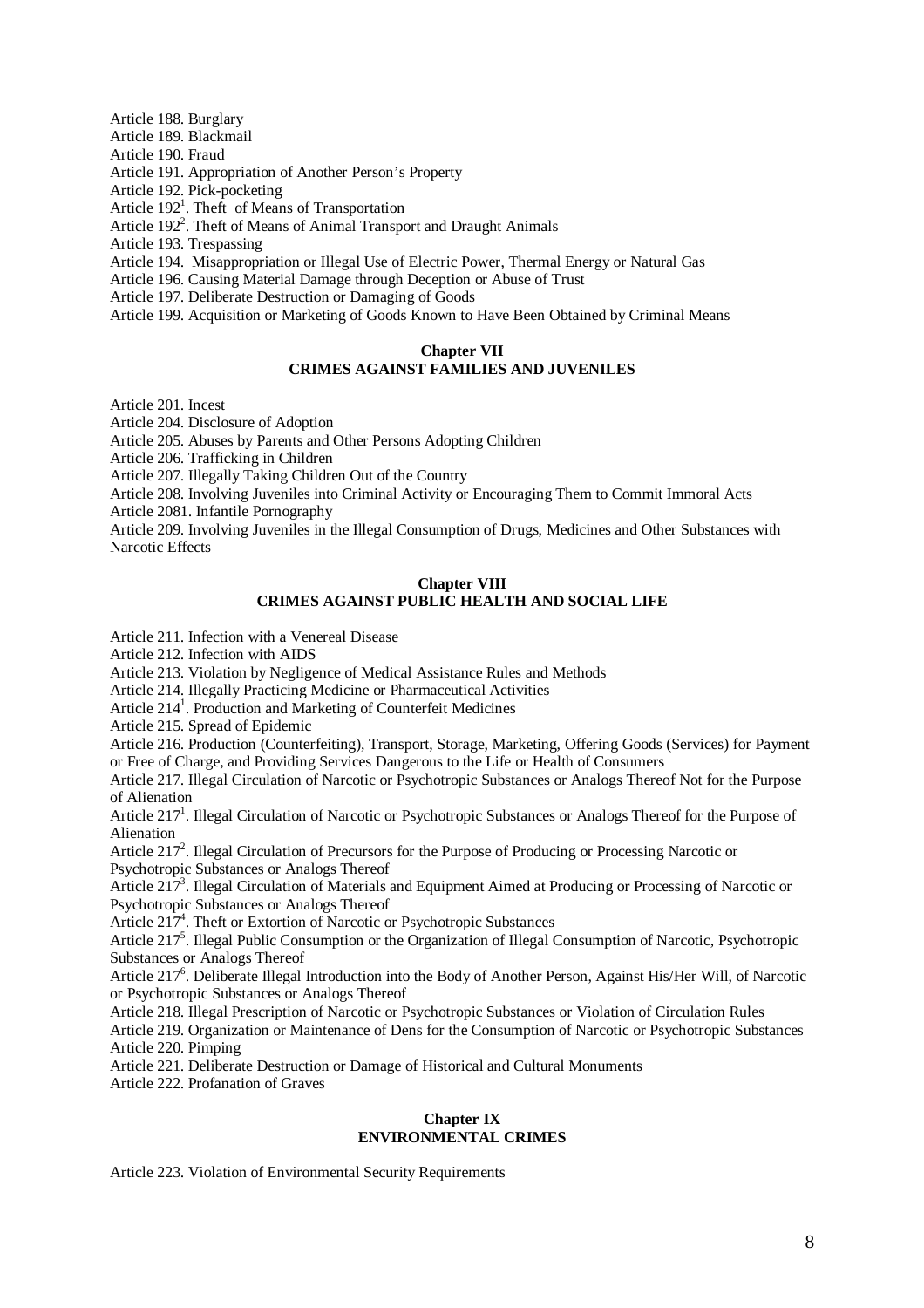Article 188. Burglary

Article 189. Blackmail

Article 190. Fraud

Article 191. Appropriation of Another Person's Property

Article 192. Pick-pocketing

Article $192^1$. Theft of Means of Transportation

Article $192^2$. Theft of Means of Animal Transport and Draught Animals

Article 193. Trespassing

Article 194. Misappropriation or Illegal Use of Electric Power, Thermal Energy or Natural Gas

Article 196. Causing Material Damage through Deception or Abuse of Trust

Article 197. Deliberate Destruction or Damaging of Goods

Article 199. Acquisition or Marketing of Goods Known to Have Been Obtained by Criminal Means

## Chapter VII
## CRIMES AGAINST FAMILIES AND JUVENILES

Article 201. Incest

Article 204. Disclosure of Adoption

Article 205. Abuses by Parents and Other Persons Adopting Children

Article 206. Trafficking in Children

Article 207. Illegally Taking Children Out of the Country

Article 208. Involving Juveniles into Criminal Activity or Encouraging Them to Commit Immoral Acts

Article 2081. Infantile Pornography

Article 209. Involving Juveniles in the Illegal Consumption of Drugs, Medicines and Other Substances with Narcotic Effects

## Chapter VIII
## CRIMES AGAINST PUBLIC HEALTH AND SOCIAL LIFE

Article 211. Infection with a Venereal Disease

Article 212. Infection with AIDS

Article 213. Violation by Negligence of Medical Assistance Rules and Methods

Article 214. Illegally Practicing Medicine or Pharmaceutical Activities

Article $214^1$. Production and Marketing of Counterfeit Medicines

Article 215. Spread of Epidemic

Article 216. Production (Counterfeiting), Transport, Storage, Marketing, Offering Goods (Services) for Payment or Free of Charge, and Providing Services Dangerous to the Life or Health of Consumers

Article 217. Illegal Circulation of Narcotic or Psychotropic Substances or Analogs Thereof Not for the Purpose of Alienation

Article $217^1$. Illegal Circulation of Narcotic or Psychotropic Substances or Analogs Thereof for the Purpose of Alienation

Article $217^2$. Illegal Circulation of Precursors for the Purpose of Producing or Processing Narcotic or Psychotropic Substances or Analogs Thereof

Article $217^3$. Illegal Circulation of Materials and Equipment Aimed at Producing or Processing of Narcotic or Psychotropic Substances or Analogs Thereof

Article $217^4$. Theft or Extortion of Narcotic or Psychotropic Substances

Article $217^5$. Illegal Public Consumption or the Organization of Illegal Consumption of Narcotic, Psychotropic Substances or Analogs Thereof

Article $217^6$. Deliberate Illegal Introduction into the Body of Another Person, Against His/Her Will, of Narcotic or Psychotropic Substances or Analogs Thereof

Article 218. Illegal Prescription of Narcotic or Psychotropic Substances or Violation of Circulation Rules

Article 219. Organization or Maintenance of Dens for the Consumption of Narcotic or Psychotropic Substances

Article 220. Pimping

Article 221. Deliberate Destruction or Damage of Historical and Cultural Monuments

Article 222. Profanation of Graves

## Chapter IX
## ENVIRONMENTAL CRIMES

Article 223. Violation of Environmental Security Requirements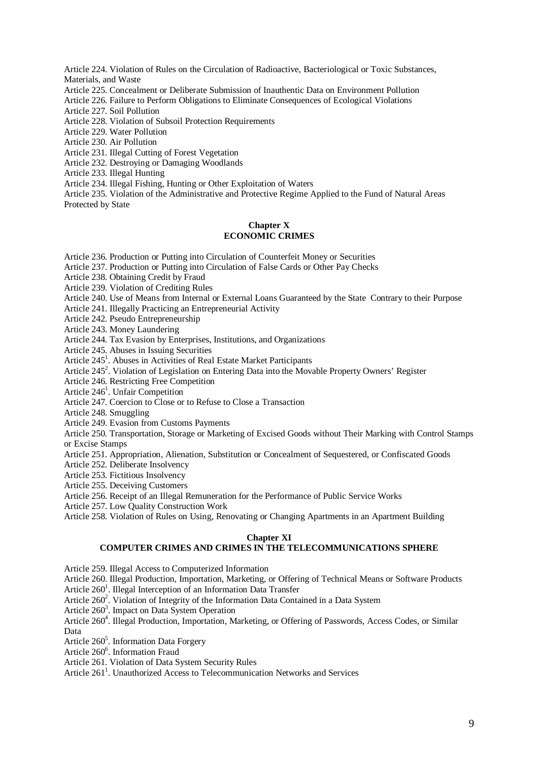Article 224. Violation of Rules on the Circulation of Radioactive, Bacteriological or Toxic Substances, Materials, and Waste

Article 225. Concealment or Deliberate Submission of Inauthentic Data on Environment Pollution

Article 226. Failure to Perform Obligations to Eliminate Consequences of Ecological Violations

Article 227. Soil Pollution

Article 228. Violation of Subsoil Protection Requirements

Article 229. Water Pollution

Article 230. Air Pollution

Article 231. Illegal Cutting of Forest Vegetation

Article 232. Destroying or Damaging Woodlands

Article 233. Illegal Hunting

Article 234. Illegal Fishing, Hunting or Other Exploitation of Waters

Article 235. Violation of the Administrative and Protective Regime Applied to the Fund of Natural Areas Protected by State

## Chapter X
## ECONOMIC CRIMES

Article 236. Production or Putting into Circulation of Counterfeit Money or Securities

Article 237. Production or Putting into Circulation of False Cards or Other Pay Checks

Article 238. Obtaining Credit by Fraud

Article 239. Violation of Crediting Rules

Article 240. Use of Means from Internal or External Loans Guaranteed by the State Contrary to their Purpose

Article 241. Illegally Practicing an Entrepreneurial Activity

Article 242. Pseudo Entrepreneurship

Article 243. Money Laundering

Article 244. Tax Evasion by Enterprises, Institutions, and Organizations

Article 245. Abuses in Issuing Securities

Article 245[1]. Abuses in Activities of Real Estate Market Participants

Article 245[2]. Violation of Legislation on Entering Data into the Movable Property Owners' Register

Article 246. Restricting Free Competition

Article 246[1]. Unfair Competition

Article 247. Coercion to Close or to Refuse to Close a Transaction

Article 248. Smuggling

Article 249. Evasion from Customs Payments

Article 250. Transportation, Storage or Marketing of Excised Goods without Their Marking with Control Stamps or Excise Stamps

Article 251. Appropriation, Alienation, Substitution or Concealment of Sequestered, or Confiscated Goods

Article 252. Deliberate Insolvency

Article 253. Fictitious Insolvency

Article 255. Deceiving Customers

Article 256. Receipt of an Illegal Remuneration for the Performance of Public Service Works

Article 257. Low Quality Construction Work

Article 258. Violation of Rules on Using, Renovating or Changing Apartments in an Apartment Building

## Chapter XI
## COMPUTER CRIMES AND CRIMES IN THE TELECOMMUNICATIONS SPHERE

Article 259. Illegal Access to Computerized Information

Article 260. Illegal Production, Importation, Marketing, or Offering of Technical Means or Software Products

Article 260[1]. Illegal Interception of an Information Data Transfer

Article 260[2]. Violation of Integrity of the Information Data Contained in a Data System

Article 260[3]. Impact on Data System Operation

Article 260[4]. Illegal Production, Importation, Marketing, or Offering of Passwords, Access Codes, or Similar Data

Article 260[5]. Information Data Forgery

Article 260[6]. Information Fraud

Article 261. Violation of Data System Security Rules

Article 261[1]. Unauthorized Access to Telecommunication Networks and Services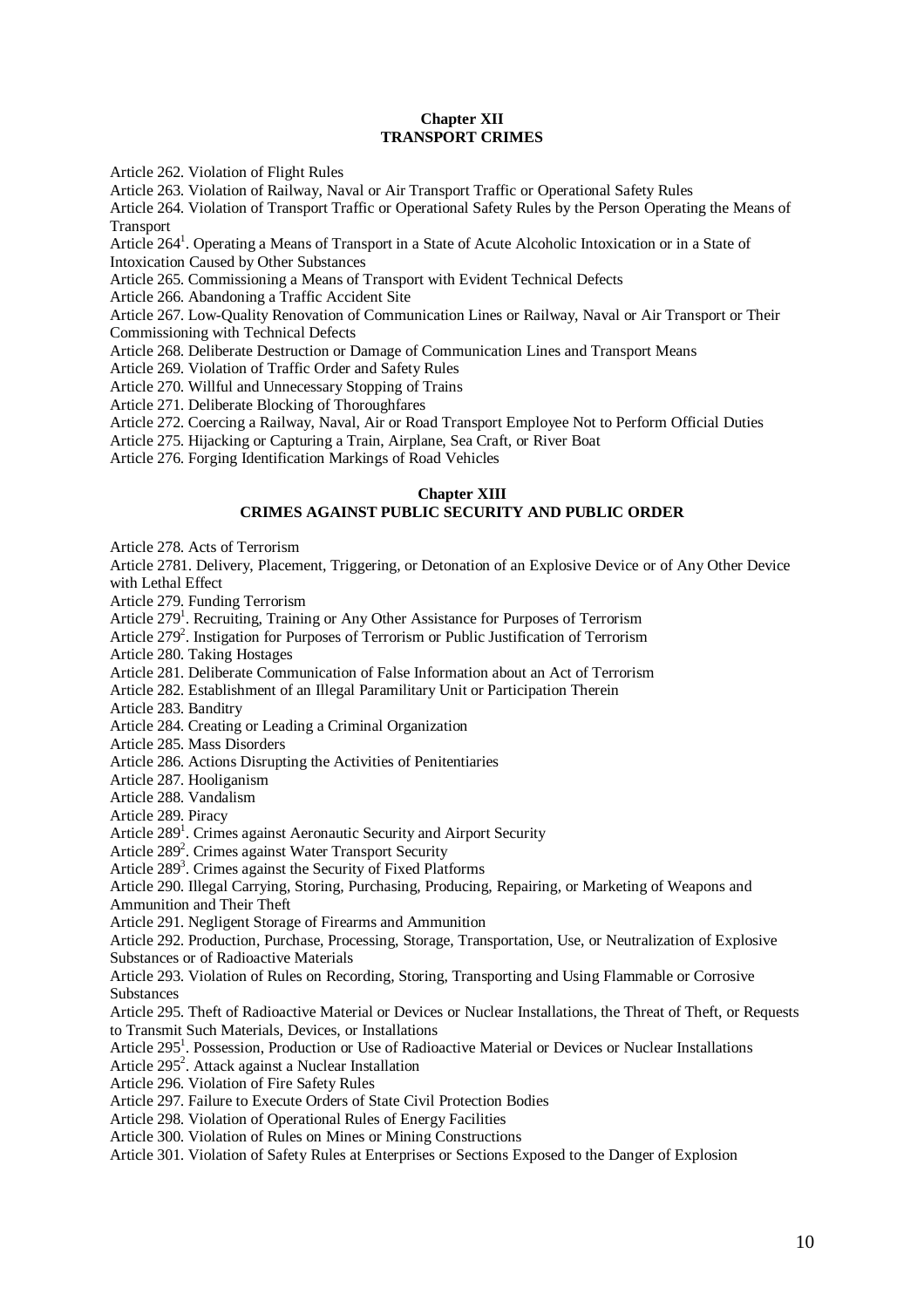**Chapter XII**
**TRANSPORT CRIMES**

Article 262. Violation of Flight Rules

Article 263. Violation of Railway, Naval or Air Transport Traffic or Operational Safety Rules

Article 264. Violation of Transport Traffic or Operational Safety Rules by the Person Operating the Means of Transport

Article 264[1]. Operating a Means of Transport in a State of Acute Alcoholic Intoxication or in a State of Intoxication Caused by Other Substances

Article 265. Commissioning a Means of Transport with Evident Technical Defects

Article 266. Abandoning a Traffic Accident Site

Article 267. Low-Quality Renovation of Communication Lines or Railway, Naval or Air Transport or Their Commissioning with Technical Defects

Article 268. Deliberate Destruction or Damage of Communication Lines and Transport Means

Article 269. Violation of Traffic Order and Safety Rules

Article 270. Willful and Unnecessary Stopping of Trains

Article 271. Deliberate Blocking of Thoroughfares

Article 272. Coercing a Railway, Naval, Air or Road Transport Employee Not to Perform Official Duties

Article 275. Hijacking or Capturing a Train, Airplane, Sea Craft, or River Boat

Article 276. Forging Identification Markings of Road Vehicles

**Chapter XIII**
**CRIMES AGAINST PUBLIC SECURITY AND PUBLIC ORDER**

Article 278. Acts of Terrorism

Article 2781. Delivery, Placement, Triggering, or Detonation of an Explosive Device or of Any Other Device with Lethal Effect

Article 279. Funding Terrorism

Article 279[1]. Recruiting, Training or Any Other Assistance for Purposes of Terrorism

Article 279[2]. Instigation for Purposes of Terrorism or Public Justification of Terrorism

Article 280. Taking Hostages

Article 281. Deliberate Communication of False Information about an Act of Terrorism

Article 282. Establishment of an Illegal Paramilitary Unit or Participation Therein

Article 283. Banditry

Article 284. Creating or Leading a Criminal Organization

Article 285. Mass Disorders

Article 286. Actions Disrupting the Activities of Penitentiaries

Article 287. Hooliganism

Article 288. Vandalism

Article 289. Piracy

Article 289[1]. Crimes against Aeronautic Security and Airport Security

Article 289[2]. Crimes against Water Transport Security

Article 289[3]. Crimes against the Security of Fixed Platforms

Article 290. Illegal Carrying, Storing, Purchasing, Producing, Repairing, or Marketing of Weapons and Ammunition and Their Theft

Article 291. Negligent Storage of Firearms and Ammunition

Article 292. Production, Purchase, Processing, Storage, Transportation, Use, or Neutralization of Explosive Substances or of Radioactive Materials

Article 293. Violation of Rules on Recording, Storing, Transporting and Using Flammable or Corrosive Substances

Article 295. Theft of Radioactive Material or Devices or Nuclear Installations, the Threat of Theft, or Requests to Transmit Such Materials, Devices, or Installations

Article 295[1]. Possession, Production or Use of Radioactive Material or Devices or Nuclear Installations

Article 295[2]. Attack against a Nuclear Installation

Article 296. Violation of Fire Safety Rules

Article 297. Failure to Execute Orders of State Civil Protection Bodies

Article 298. Violation of Operational Rules of Energy Facilities

Article 300. Violation of Rules on Mines or Mining Constructions

Article 301. Violation of Safety Rules at Enterprises or Sections Exposed to the Danger of Explosion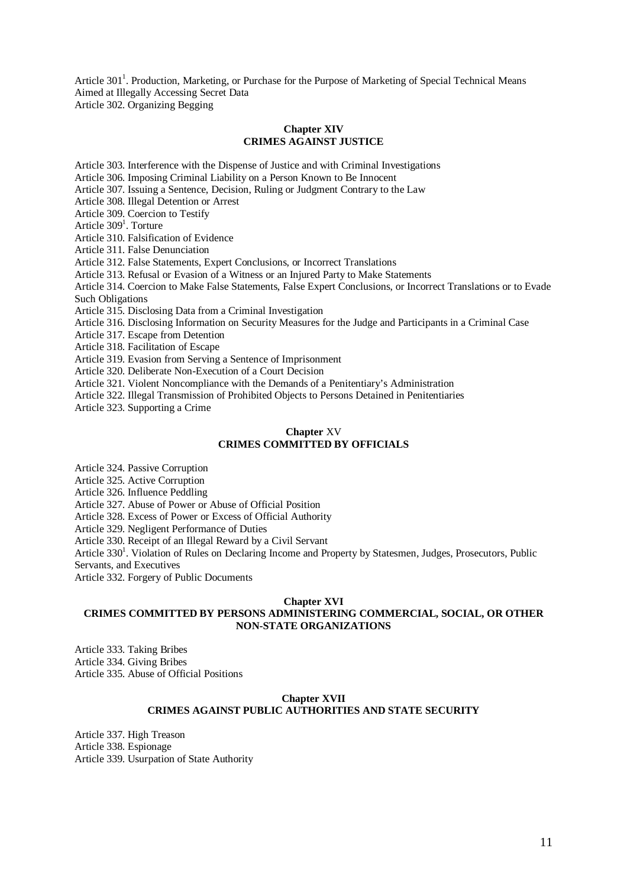Article 301[1]. Production, Marketing, or Purchase for the Purpose of Marketing of Special Technical Means Aimed at Illegally Accessing Secret Data

Article 302. Organizing Begging

## Chapter XIV
## CRIMES AGAINST JUSTICE

Article 303. Interference with the Dispense of Justice and with Criminal Investigations

Article 306. Imposing Criminal Liability on a Person Known to Be Innocent

Article 307. Issuing a Sentence, Decision, Ruling or Judgment Contrary to the Law

Article 308. Illegal Detention or Arrest

Article 309. Coercion to Testify

Article 309[1]. Torture

Article 310. Falsification of Evidence

Article 311. False Denunciation

Article 312. False Statements, Expert Conclusions, or Incorrect Translations

Article 313. Refusal or Evasion of a Witness or an Injured Party to Make Statements

Article 314. Coercion to Make False Statements, False Expert Conclusions, or Incorrect Translations or to Evade Such Obligations

Article 315. Disclosing Data from a Criminal Investigation

Article 316. Disclosing Information on Security Measures for the Judge and Participants in a Criminal Case

Article 317. Escape from Detention

Article 318. Facilitation of Escape

Article 319. Evasion from Serving a Sentence of Imprisonment

Article 320. Deliberate Non-Execution of a Court Decision

Article 321. Violent Noncompliance with the Demands of a Penitentiary's Administration

Article 322. Illegal Transmission of Prohibited Objects to Persons Detained in Penitentiaries

Article 323. Supporting a Crime

## Chapter XV
## CRIMES COMMITTED BY OFFICIALS

Article 324. Passive Corruption

Article 325. Active Corruption

Article 326. Influence Peddling

Article 327. Abuse of Power or Abuse of Official Position

Article 328. Excess of Power or Excess of Official Authority

Article 329. Negligent Performance of Duties

Article 330. Receipt of an Illegal Reward by a Civil Servant

Article 330[1]. Violation of Rules on Declaring Income and Property by Statesmen, Judges, Prosecutors, Public Servants, and Executives

Article 332. Forgery of Public Documents

## Chapter XVI
## CRIMES COMMITTED BY PERSONS ADMINISTERING COMMERCIAL, SOCIAL, OR OTHER NON-STATE ORGANIZATIONS

Article 333. Taking Bribes

Article 334. Giving Bribes

Article 335. Abuse of Official Positions

## Chapter XVII
## CRIMES AGAINST PUBLIC AUTHORITIES AND STATE SECURITY

Article 337. High Treason

Article 338. Espionage

Article 339. Usurpation of State Authority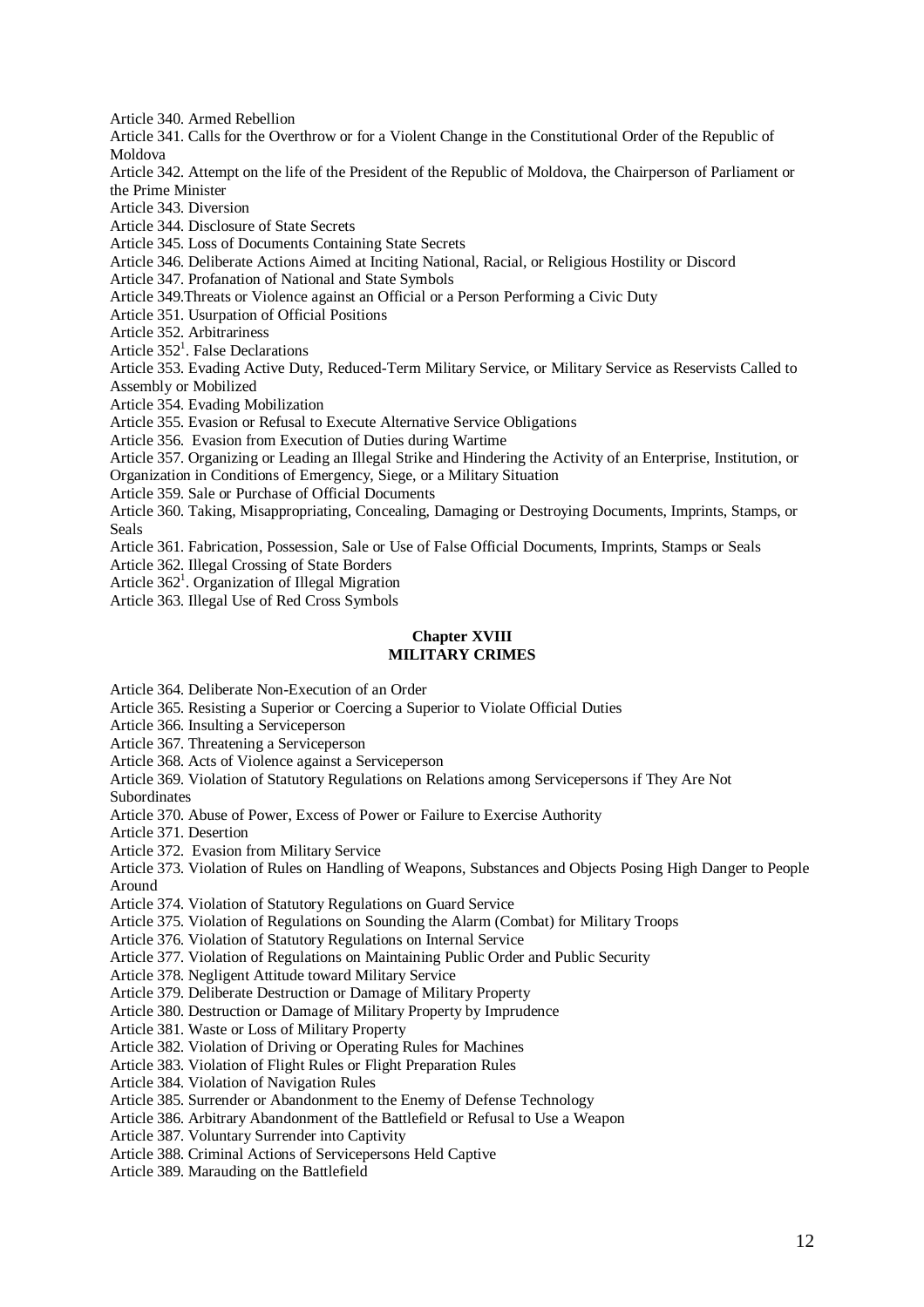Article 340. Armed Rebellion

Article 341. Calls for the Overthrow or for a Violent Change in the Constitutional Order of the Republic of Moldova

Article 342. Attempt on the life of the President of the Republic of Moldova, the Chairperson of Parliament or the Prime Minister

Article 343. Diversion

Article 344. Disclosure of State Secrets

Article 345. Loss of Documents Containing State Secrets

Article 346. Deliberate Actions Aimed at Inciting National, Racial, or Religious Hostility or Discord

Article 347. Profanation of National and State Symbols

Article 349.Threats or Violence against an Official or a Person Performing a Civic Duty

Article 351. Usurpation of Official Positions

Article 352. Arbitrariness

Article 352[1]. False Declarations

Article 353. Evading Active Duty, Reduced-Term Military Service, or Military Service as Reservists Called to Assembly or Mobilized

Article 354. Evading Mobilization

Article 355. Evasion or Refusal to Execute Alternative Service Obligations

Article 356. Evasion from Execution of Duties during Wartime

Article 357. Organizing or Leading an Illegal Strike and Hindering the Activity of an Enterprise, Institution, or Organization in Conditions of Emergency, Siege, or a Military Situation

Article 359. Sale or Purchase of Official Documents

Article 360. Taking, Misappropriating, Concealing, Damaging or Destroying Documents, Imprints, Stamps, or Seals

Article 361. Fabrication, Possession, Sale or Use of False Official Documents, Imprints, Stamps or Seals

Article 362. Illegal Crossing of State Borders

Article 362[1]. Organization of Illegal Migration

Article 363. Illegal Use of Red Cross Symbols

## Chapter XVIII
## MILITARY CRIMES

Article 364. Deliberate Non-Execution of an Order

Article 365. Resisting a Superior or Coercing a Superior to Violate Official Duties

Article 366. Insulting a Serviceperson

Article 367. Threatening a Serviceperson

Article 368. Acts of Violence against a Serviceperson

Article 369. Violation of Statutory Regulations on Relations among Servicepersons if They Are Not Subordinates

Article 370. Abuse of Power, Excess of Power or Failure to Exercise Authority

Article 371. Desertion

Article 372. Evasion from Military Service

Article 373. Violation of Rules on Handling of Weapons, Substances and Objects Posing High Danger to People Around

Article 374. Violation of Statutory Regulations on Guard Service

Article 375. Violation of Regulations on Sounding the Alarm (Combat) for Military Troops

Article 376. Violation of Statutory Regulations on Internal Service

Article 377. Violation of Regulations on Maintaining Public Order and Public Security

Article 378. Negligent Attitude toward Military Service

Article 379. Deliberate Destruction or Damage of Military Property

Article 380. Destruction or Damage of Military Property by Imprudence

Article 381. Waste or Loss of Military Property

Article 382. Violation of Driving or Operating Rules for Machines

Article 383. Violation of Flight Rules or Flight Preparation Rules

Article 384. Violation of Navigation Rules

Article 385. Surrender or Abandonment to the Enemy of Defense Technology

Article 386. Arbitrary Abandonment of the Battlefield or Refusal to Use a Weapon

Article 387. Voluntary Surrender into Captivity

Article 388. Criminal Actions of Servicepersons Held Captive

Article 389. Marauding on the Battlefield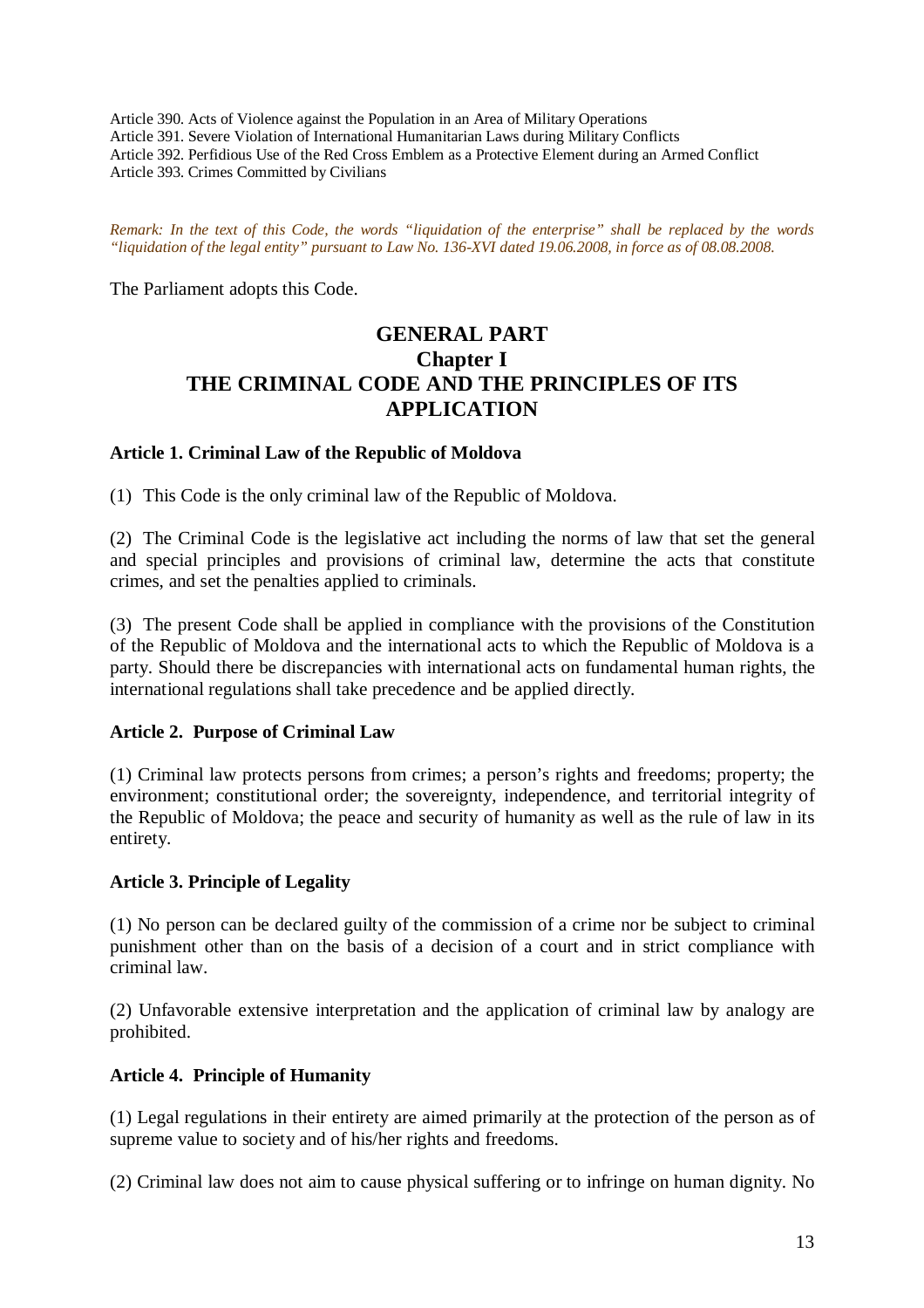Article 390. Acts of Violence against the Population in an Area of Military Operations
Article 391. Severe Violation of International Humanitarian Laws during Military Conflicts
Article 392. Perfidious Use of the Red Cross Emblem as a Protective Element during an Armed Conflict
Article 393. Crimes Committed by Civilians

*Remark: In the text of this Code, the words "liquidation of the enterprise" shall be replaced by the words "liquidation of the legal entity" pursuant to Law No. 136-XVI dated 19.06.2008, in force as of 08.08.2008.*

The Parliament adopts this Code.

# GENERAL PART
## Chapter I
## THE CRIMINAL CODE AND THE PRINCIPLES OF ITS APPLICATION

### Article 1. Criminal Law of the Republic of Moldova

(1) This Code is the only criminal law of the Republic of Moldova.

(2) The Criminal Code is the legislative act including the norms of law that set the general and special principles and provisions of criminal law, determine the acts that constitute crimes, and set the penalties applied to criminals.

(3) The present Code shall be applied in compliance with the provisions of the Constitution of the Republic of Moldova and the international acts to which the Republic of Moldova is a party. Should there be discrepancies with international acts on fundamental human rights, the international regulations shall take precedence and be applied directly.

### Article 2. Purpose of Criminal Law

(1) Criminal law protects persons from crimes; a person's rights and freedoms; property; the environment; constitutional order; the sovereignty, independence, and territorial integrity of the Republic of Moldova; the peace and security of humanity as well as the rule of law in its entirety.

### Article 3. Principle of Legality

(1) No person can be declared guilty of the commission of a crime nor be subject to criminal punishment other than on the basis of a decision of a court and in strict compliance with criminal law.

(2) Unfavorable extensive interpretation and the application of criminal law by analogy are prohibited.

### Article 4. Principle of Humanity

(1) Legal regulations in their entirety are aimed primarily at the protection of the person as of supreme value to society and of his/her rights and freedoms.

(2) Criminal law does not aim to cause physical suffering or to infringe on human dignity. No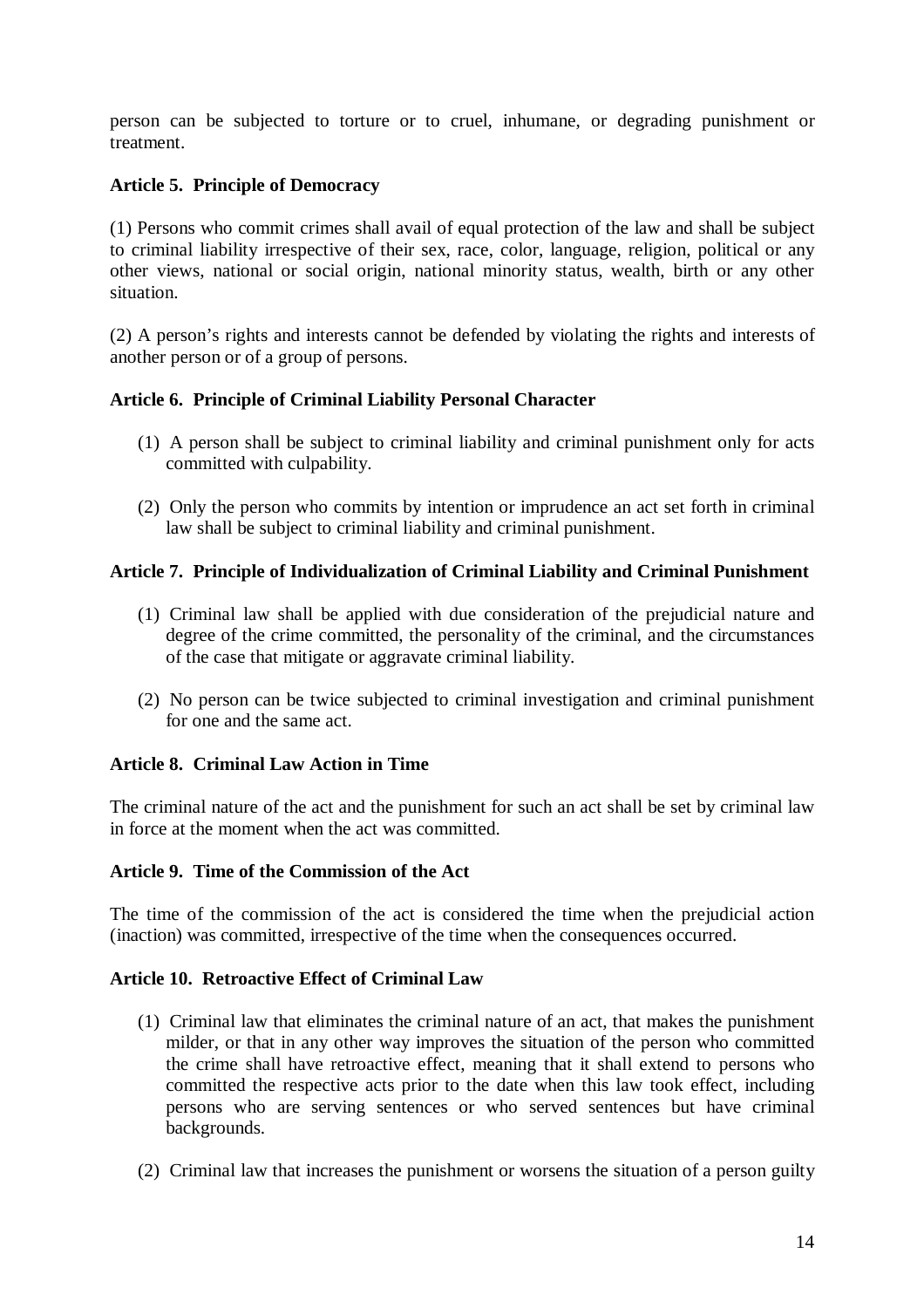person can be subjected to torture or to cruel, inhumane, or degrading punishment or treatment.

**Article 5. Principle of Democracy**

(1) Persons who commit crimes shall avail of equal protection of the law and shall be subject to criminal liability irrespective of their sex, race, color, language, religion, political or any other views, national or social origin, national minority status, wealth, birth or any other situation.

(2) A person's rights and interests cannot be defended by violating the rights and interests of another person or of a group of persons.

**Article 6. Principle of Criminal Liability Personal Character**

(1) A person shall be subject to criminal liability and criminal punishment only for acts committed with culpability.

(2) Only the person who commits by intention or imprudence an act set forth in criminal law shall be subject to criminal liability and criminal punishment.

**Article 7. Principle of Individualization of Criminal Liability and Criminal Punishment**

(1) Criminal law shall be applied with due consideration of the prejudicial nature and degree of the crime committed, the personality of the criminal, and the circumstances of the case that mitigate or aggravate criminal liability.

(2) No person can be twice subjected to criminal investigation and criminal punishment for one and the same act.

**Article 8. Criminal Law Action in Time**

The criminal nature of the act and the punishment for such an act shall be set by criminal law in force at the moment when the act was committed.

**Article 9. Time of the Commission of the Act**

The time of the commission of the act is considered the time when the prejudicial action (inaction) was committed, irrespective of the time when the consequences occurred.

**Article 10. Retroactive Effect of Criminal Law**

(1) Criminal law that eliminates the criminal nature of an act, that makes the punishment milder, or that in any other way improves the situation of the person who committed the crime shall have retroactive effect, meaning that it shall extend to persons who committed the respective acts prior to the date when this law took effect, including persons who are serving sentences or who served sentences but have criminal backgrounds.

(2) Criminal law that increases the punishment or worsens the situation of a person guilty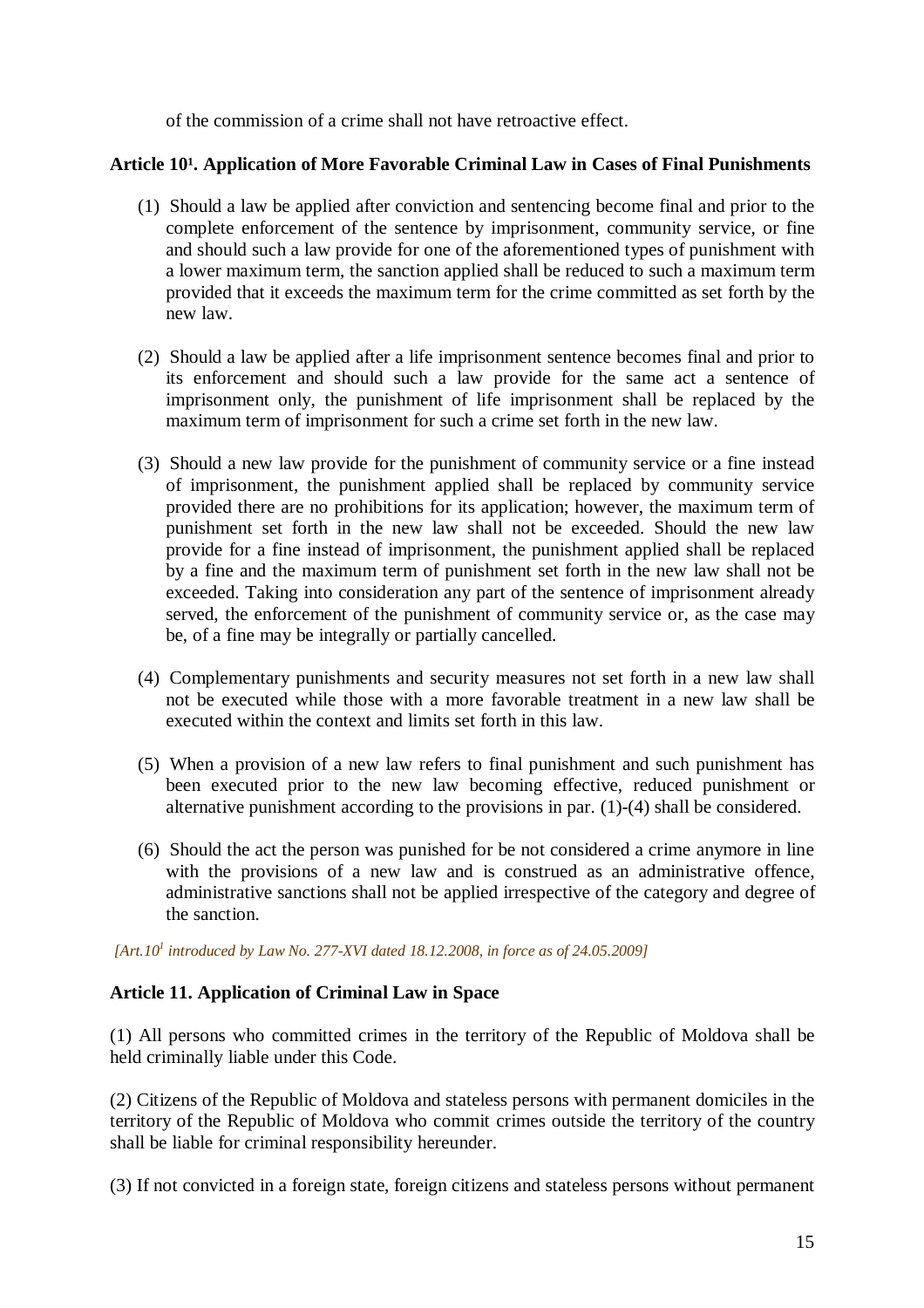of the commission of a crime shall not have retroactive effect.

**Article 10[1]. Application of More Favorable Criminal Law in Cases of Final Punishments**

(1) Should a law be applied after conviction and sentencing become final and prior to the complete enforcement of the sentence by imprisonment, community service, or fine and should such a law provide for one of the aforementioned types of punishment with a lower maximum term, the sanction applied shall be reduced to such a maximum term provided that it exceeds the maximum term for the crime committed as set forth by the new law.

(2) Should a law be applied after a life imprisonment sentence becomes final and prior to its enforcement and should such a law provide for the same act a sentence of imprisonment only, the punishment of life imprisonment shall be replaced by the maximum term of imprisonment for such a crime set forth in the new law.

(3) Should a new law provide for the punishment of community service or a fine instead of imprisonment, the punishment applied shall be replaced by community service provided there are no prohibitions for its application; however, the maximum term of punishment set forth in the new law shall not be exceeded. Should the new law provide for a fine instead of imprisonment, the punishment applied shall be replaced by a fine and the maximum term of punishment set forth in the new law shall not be exceeded. Taking into consideration any part of the sentence of imprisonment already served, the enforcement of the punishment of community service or, as the case may be, of a fine may be integrally or partially cancelled.

(4) Complementary punishments and security measures not set forth in a new law shall not be executed while those with a more favorable treatment in a new law shall be executed within the context and limits set forth in this law.

(5) When a provision of a new law refers to final punishment and such punishment has been executed prior to the new law becoming effective, reduced punishment or alternative punishment according to the provisions in par. (1)-(4) shall be considered.

(6) Should the act the person was punished for be not considered a crime anymore in line with the provisions of a new law and is construed as an administrative offence, administrative sanctions shall not be applied irrespective of the category and degree of the sanction.

*[Art.10[1] introduced by Law No. 277-XVI dated 18.12.2008, in force as of 24.05.2009]*

**Article 11. Application of Criminal Law in Space**

(1) All persons who committed crimes in the territory of the Republic of Moldova shall be held criminally liable under this Code.

(2) Citizens of the Republic of Moldova and stateless persons with permanent domiciles in the territory of the Republic of Moldova who commit crimes outside the territory of the country shall be liable for criminal responsibility hereunder.

(3) If not convicted in a foreign state, foreign citizens and stateless persons without permanent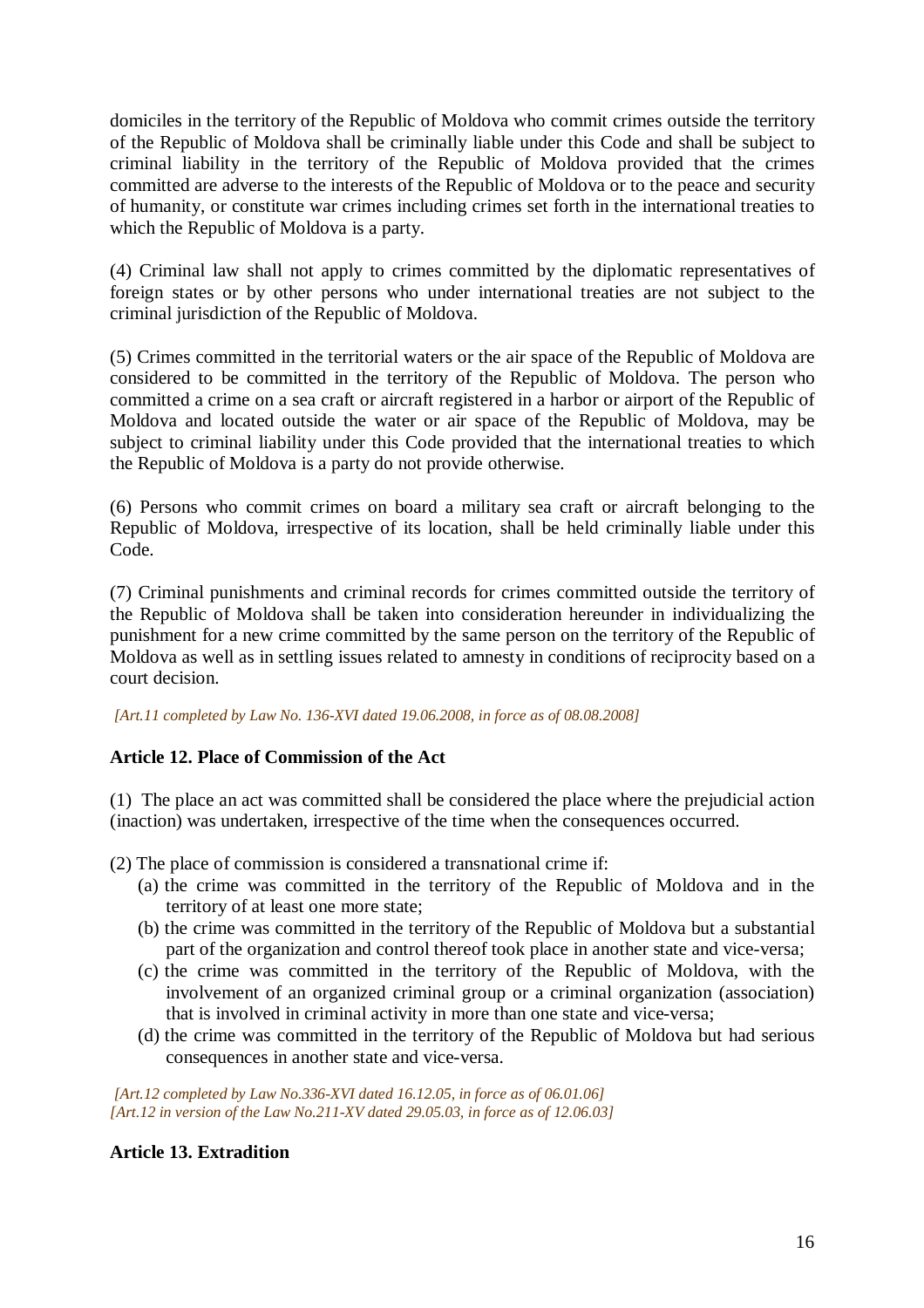domiciles in the territory of the Republic of Moldova who commit crimes outside the territory of the Republic of Moldova shall be criminally liable under this Code and shall be subject to criminal liability in the territory of the Republic of Moldova provided that the crimes committed are adverse to the interests of the Republic of Moldova or to the peace and security of humanity, or constitute war crimes including crimes set forth in the international treaties to which the Republic of Moldova is a party.

(4) Criminal law shall not apply to crimes committed by the diplomatic representatives of foreign states or by other persons who under international treaties are not subject to the criminal jurisdiction of the Republic of Moldova.

(5) Crimes committed in the territorial waters or the air space of the Republic of Moldova are considered to be committed in the territory of the Republic of Moldova. The person who committed a crime on a sea craft or aircraft registered in a harbor or airport of the Republic of Moldova and located outside the water or air space of the Republic of Moldova, may be subject to criminal liability under this Code provided that the international treaties to which the Republic of Moldova is a party do not provide otherwise.

(6) Persons who commit crimes on board a military sea craft or aircraft belonging to the Republic of Moldova, irrespective of its location, shall be held criminally liable under this Code.

(7) Criminal punishments and criminal records for crimes committed outside the territory of the Republic of Moldova shall be taken into consideration hereunder in individualizing the punishment for a new crime committed by the same person on the territory of the Republic of Moldova as well as in settling issues related to amnesty in conditions of reciprocity based on a court decision.

*[Art.11 completed by Law No. 136-XVI dated 19.06.2008, in force as of 08.08.2008]*

**Article 12. Place of Commission of the Act**

(1) The place an act was committed shall be considered the place where the prejudicial action (inaction) was undertaken, irrespective of the time when the consequences occurred.

(2) The place of commission is considered a transnational crime if:

(a) the crime was committed in the territory of the Republic of Moldova and in the territory of at least one more state;

(b) the crime was committed in the territory of the Republic of Moldova but a substantial part of the organization and control thereof took place in another state and vice-versa;

(c) the crime was committed in the territory of the Republic of Moldova, with the involvement of an organized criminal group or a criminal organization (association) that is involved in criminal activity in more than one state and vice-versa;

(d) the crime was committed in the territory of the Republic of Moldova but had serious consequences in another state and vice-versa.

*[Art.12 completed by Law No.336-XVI dated 16.12.05, in force as of 06.01.06]*
*[Art.12 in version of the Law No.211-XV dated 29.05.03, in force as of 12.06.03]*

**Article 13. Extradition**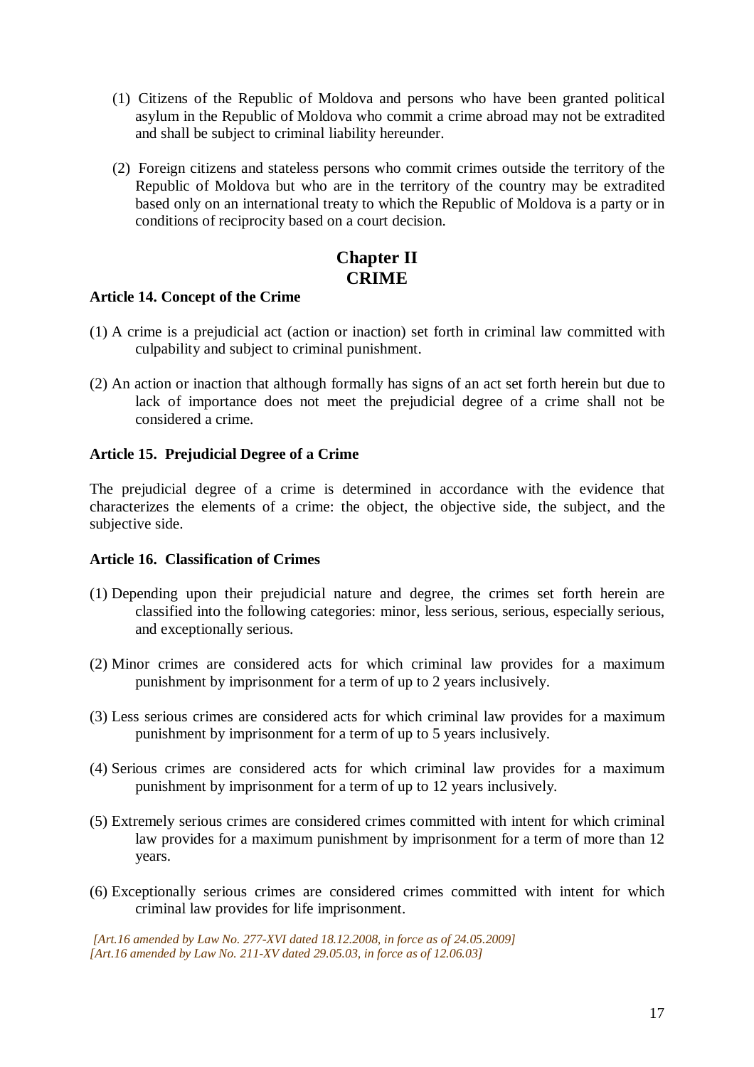(1) Citizens of the Republic of Moldova and persons who have been granted political asylum in the Republic of Moldova who commit a crime abroad may not be extradited and shall be subject to criminal liability hereunder.

(2) Foreign citizens and stateless persons who commit crimes outside the territory of the Republic of Moldova but who are in the territory of the country may be extradited based only on an international treaty to which the Republic of Moldova is a party or in conditions of reciprocity based on a court decision.

## Chapter II
## CRIME

**Article 14. Concept of the Crime**

(1) A crime is a prejudicial act (action or inaction) set forth in criminal law committed with culpability and subject to criminal punishment.

(2) An action or inaction that although formally has signs of an act set forth herein but due to lack of importance does not meet the prejudicial degree of a crime shall not be considered a crime.

**Article 15. Prejudicial Degree of a Crime**

The prejudicial degree of a crime is determined in accordance with the evidence that characterizes the elements of a crime: the object, the objective side, the subject, and the subjective side.

**Article 16. Classification of Crimes**

(1) Depending upon their prejudicial nature and degree, the crimes set forth herein are classified into the following categories: minor, less serious, serious, especially serious, and exceptionally serious.

(2) Minor crimes are considered acts for which criminal law provides for a maximum punishment by imprisonment for a term of up to 2 years inclusively.

(3) Less serious crimes are considered acts for which criminal law provides for a maximum punishment by imprisonment for a term of up to 5 years inclusively.

(4) Serious crimes are considered acts for which criminal law provides for a maximum punishment by imprisonment for a term of up to 12 years inclusively.

(5) Extremely serious crimes are considered crimes committed with intent for which criminal law provides for a maximum punishment by imprisonment for a term of more than 12 years.

(6) Exceptionally serious crimes are considered crimes committed with intent for which criminal law provides for life imprisonment.

*[Art.16 amended by Law No. 277-XVI dated 18.12.2008, in force as of 24.05.2009]*
*[Art.16 amended by Law No. 211-XV dated 29.05.03, in force as of 12.06.03]*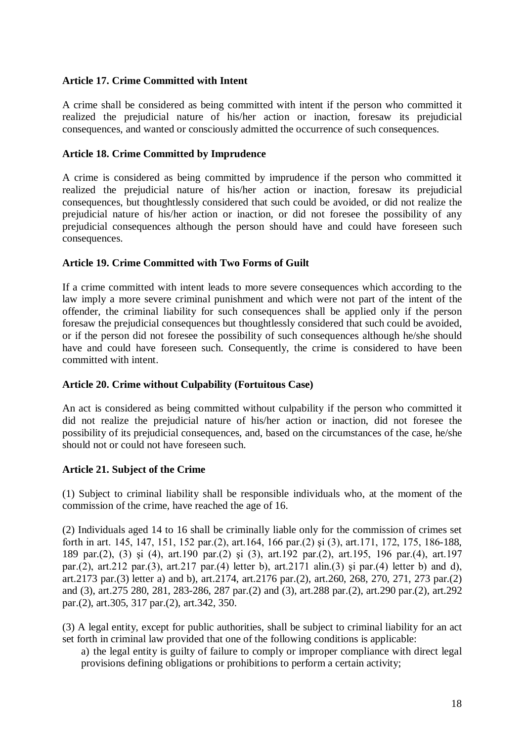**Article 17. Crime Committed with Intent**

A crime shall be considered as being committed with intent if the person who committed it realized the prejudicial nature of his/her action or inaction, foresaw its prejudicial consequences, and wanted or consciously admitted the occurrence of such consequences.

**Article 18. Crime Committed by Imprudence**

A crime is considered as being committed by imprudence if the person who committed it realized the prejudicial nature of his/her action or inaction, foresaw its prejudicial consequences, but thoughtlessly considered that such could be avoided, or did not realize the prejudicial nature of his/her action or inaction, or did not foresee the possibility of any prejudicial consequences although the person should have and could have foreseen such consequences.

**Article 19. Crime Committed with Two Forms of Guilt**

If a crime committed with intent leads to more severe consequences which according to the law imply a more severe criminal punishment and which were not part of the intent of the offender, the criminal liability for such consequences shall be applied only if the person foresaw the prejudicial consequences but thoughtlessly considered that such could be avoided, or if the person did not foresee the possibility of such consequences although he/she should have and could have foreseen such. Consequently, the crime is considered to have been committed with intent.

**Article 20. Crime without Culpability (Fortuitous Case)**

An act is considered as being committed without culpability if the person who committed it did not realize the prejudicial nature of his/her action or inaction, did not foresee the possibility of its prejudicial consequences, and, based on the circumstances of the case, he/she should not or could not have foreseen such.

**Article 21. Subject of the Crime**

(1) Subject to criminal liability shall be responsible individuals who, at the moment of the commission of the crime, have reached the age of 16.

(2) Individuals aged 14 to 16 shall be criminally liable only for the commission of crimes set forth in art. 145, 147, 151, 152 par.(2), art.164, 166 par.(2) şi (3), art.171, 172, 175, 186-188, 189 par.(2), (3) şi (4), art.190 par.(2) şi (3), art.192 par.(2), art.195, 196 par.(4), art.197 par.(2), art.212 par.(3), art.217 par.(4) letter b), art.2171 alin.(3) şi par.(4) letter b) and d), art.2173 par.(3) letter a) and b), art.2174, art.2176 par.(2), art.260, 268, 270, 271, 273 par.(2) and (3), art.275 280, 281, 283-286, 287 par.(2) and (3), art.288 par.(2), art.290 par.(2), art.292 par.(2), art.305, 317 par.(2), art.342, 350.

(3) A legal entity, except for public authorities, shall be subject to criminal liability for an act set forth in criminal law provided that one of the following conditions is applicable:

a) the legal entity is guilty of failure to comply or improper compliance with direct legal provisions defining obligations or prohibitions to perform a certain activity;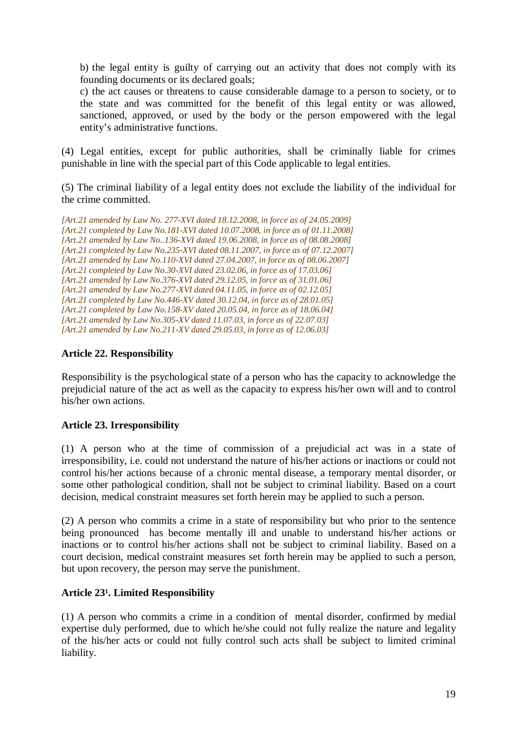b) the legal entity is guilty of carrying out an activity that does not comply with its founding documents or its declared goals;

c) the act causes or threatens to cause considerable damage to a person to society, or to the state and was committed for the benefit of this legal entity or was allowed, sanctioned, approved, or used by the body or the person empowered with the legal entity's administrative functions.

(4) Legal entities, except for public authorities, shall be criminally liable for crimes punishable in line with the special part of this Code applicable to legal entities.

(5) The criminal liability of a legal entity does not exclude the liability of the individual for the crime committed.

*[Art.21 amended by Law No. 277-XVI dated 18.12.2008, in force as of 24.05.2009]*
*[Art.21 completed by Law No.181-XVI dated 10.07.2008, in force as of 01.11.2008]*
*[Art.21 amended by Law No..136-XVI dated 19.06.2008, in force as of 08.08.2008]*
*[Art.21 completed by Law No.235-XVI dated 08.11.2007, in force as of 07.12.2007]*
*[Art.21 amended by Law No.110-XVI dated 27.04.2007, in force as of 08.06.2007]*
*[Art.21 completed by Law No.30-XVI dated 23.02.06, in force as of 17.03.06]*
*[Art.21 amended by Law No.376-XVI dated 29.12.05, in force as of 31.01.06]*
*[Art.21 amended by Law No.277-XVI dated 04.11.05, in force as of 02.12.05]*
*[Art.21 completed by Law No.446-XV dated 30.12.04, in force as of 28.01.05]*
*[Art.21 completed by Law No.158-XV dated 20.05.04, in force as of 18.06.04]*
*[Art.21 amended by Law No.305-XV dated 11.07.03, in force as of 22.07.03]*
*[Art.21 amended by Law No.211-XV dated 29.05.03, in force as of 12.06.03]*

**Article 22. Responsibility**

Responsibility is the psychological state of a person who has the capacity to acknowledge the prejudicial nature of the act as well as the capacity to express his/her own will and to control his/her own actions.

**Article 23. Irresponsibility**

(1) A person who at the time of commission of a prejudicial act was in a state of irresponsibility, i.e. could not understand the nature of his/her actions or inactions or could not control his/her actions because of a chronic mental disease, a temporary mental disorder, or some other pathological condition, shall not be subject to criminal liability. Based on a court decision, medical constraint measures set forth herein may be applied to such a person.

(2) A person who commits a crime in a state of responsibility but who prior to the sentence being pronounced has become mentally ill and unable to understand his/her actions or inactions or to control his/her actions shall not be subject to criminal liability. Based on a court decision, medical constraint measures set forth herein may be applied to such a person, but upon recovery, the person may serve the punishment.

**Article 23[1]. Limited Responsibility**

(1) A person who commits a crime in a condition of mental disorder, confirmed by medial expertise duly performed, due to which he/she could not fully realize the nature and legality of the his/her acts or could not fully control such acts shall be subject to limited criminal liability.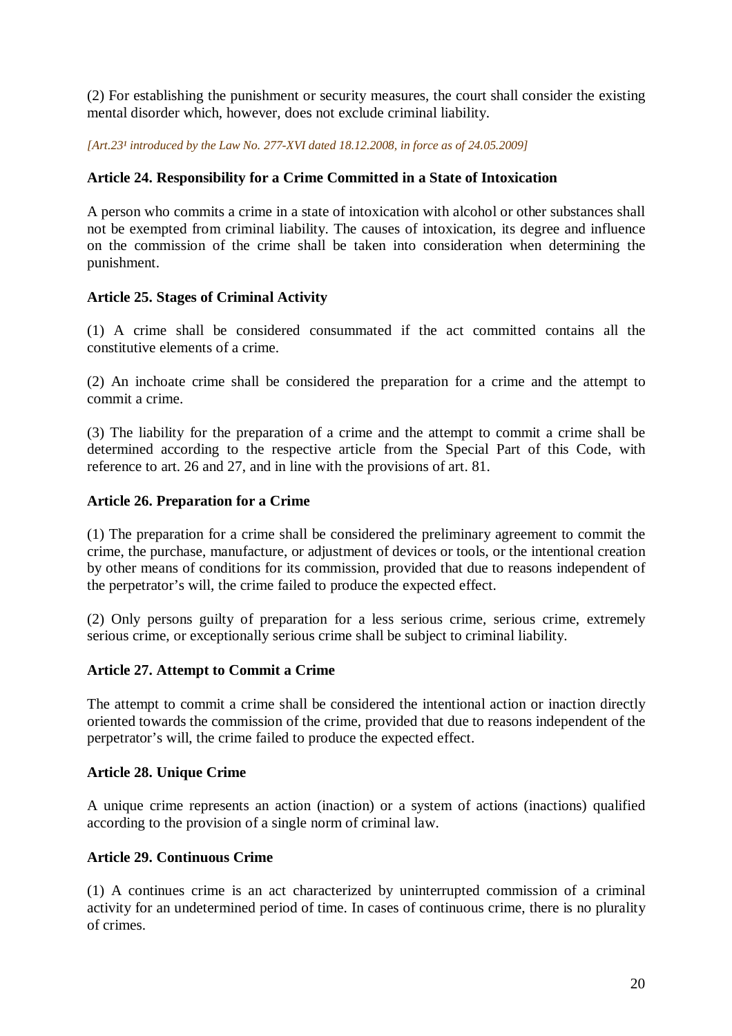(2) For establishing the punishment or security measures, the court shall consider the existing mental disorder which, however, does not exclude criminal liability.

*[Art.23¹ introduced by the Law No. 277-XVI dated 18.12.2008, in force as of 24.05.2009]*

**Article 24. Responsibility for a Crime Committed in a State of Intoxication**

A person who commits a crime in a state of intoxication with alcohol or other substances shall not be exempted from criminal liability. The causes of intoxication, its degree and influence on the commission of the crime shall be taken into consideration when determining the punishment.

**Article 25. Stages of Criminal Activity**

(1) A crime shall be considered consummated if the act committed contains all the constitutive elements of a crime.

(2) An inchoate crime shall be considered the preparation for a crime and the attempt to commit a crime.

(3) The liability for the preparation of a crime and the attempt to commit a crime shall be determined according to the respective article from the Special Part of this Code, with reference to art. 26 and 27, and in line with the provisions of art. 81.

**Article 26. Preparation for a Crime**

(1) The preparation for a crime shall be considered the preliminary agreement to commit the crime, the purchase, manufacture, or adjustment of devices or tools, or the intentional creation by other means of conditions for its commission, provided that due to reasons independent of the perpetrator's will, the crime failed to produce the expected effect.

(2) Only persons guilty of preparation for a less serious crime, serious crime, extremely serious crime, or exceptionally serious crime shall be subject to criminal liability.

**Article 27. Attempt to Commit a Crime**

The attempt to commit a crime shall be considered the intentional action or inaction directly oriented towards the commission of the crime, provided that due to reasons independent of the perpetrator's will, the crime failed to produce the expected effect.

**Article 28. Unique Crime**

A unique crime represents an action (inaction) or a system of actions (inactions) qualified according to the provision of a single norm of criminal law.

**Article 29. Continuous Crime**

(1) A continues crime is an act characterized by uninterrupted commission of a criminal activity for an undetermined period of time. In cases of continuous crime, there is no plurality of crimes.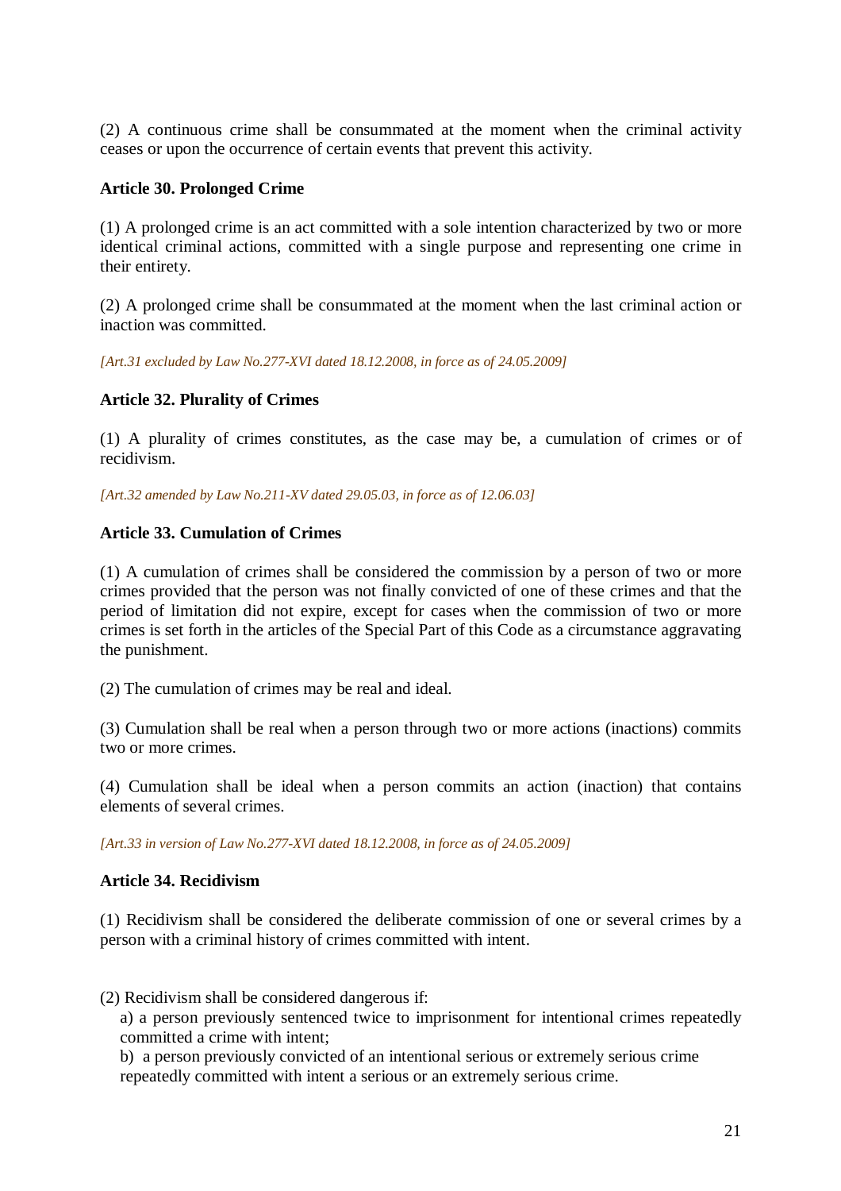(2) A continuous crime shall be consummated at the moment when the criminal activity ceases or upon the occurrence of certain events that prevent this activity.

### Article 30. Prolonged Crime

(1) A prolonged crime is an act committed with a sole intention characterized by two or more identical criminal actions, committed with a single purpose and representing one crime in their entirety.

(2) A prolonged crime shall be consummated at the moment when the last criminal action or inaction was committed.

*[Art.31 excluded by Law No.277-XVI dated 18.12.2008, in force as of 24.05.2009]*

### Article 32. Plurality of Crimes

(1) A plurality of crimes constitutes, as the case may be, a cumulation of crimes or of recidivism.

*[Art.32 amended by Law No.211-XV dated 29.05.03, in force as of 12.06.03]*

### Article 33. Cumulation of Crimes

(1) A cumulation of crimes shall be considered the commission by a person of two or more crimes provided that the person was not finally convicted of one of these crimes and that the period of limitation did not expire, except for cases when the commission of two or more crimes is set forth in the articles of the Special Part of this Code as a circumstance aggravating the punishment.

(2) The cumulation of crimes may be real and ideal.

(3) Cumulation shall be real when a person through two or more actions (inactions) commits two or more crimes.

(4) Cumulation shall be ideal when a person commits an action (inaction) that contains elements of several crimes.

*[Art.33 in version of Law No.277-XVI dated 18.12.2008, in force as of 24.05.2009]*

### Article 34. Recidivism

(1) Recidivism shall be considered the deliberate commission of one or several crimes by a person with a criminal history of crimes committed with intent.

(2) Recidivism shall be considered dangerous if:

a) a person previously sentenced twice to imprisonment for intentional crimes repeatedly committed a crime with intent;

b) a person previously convicted of an intentional serious or extremely serious crime repeatedly committed with intent a serious or an extremely serious crime.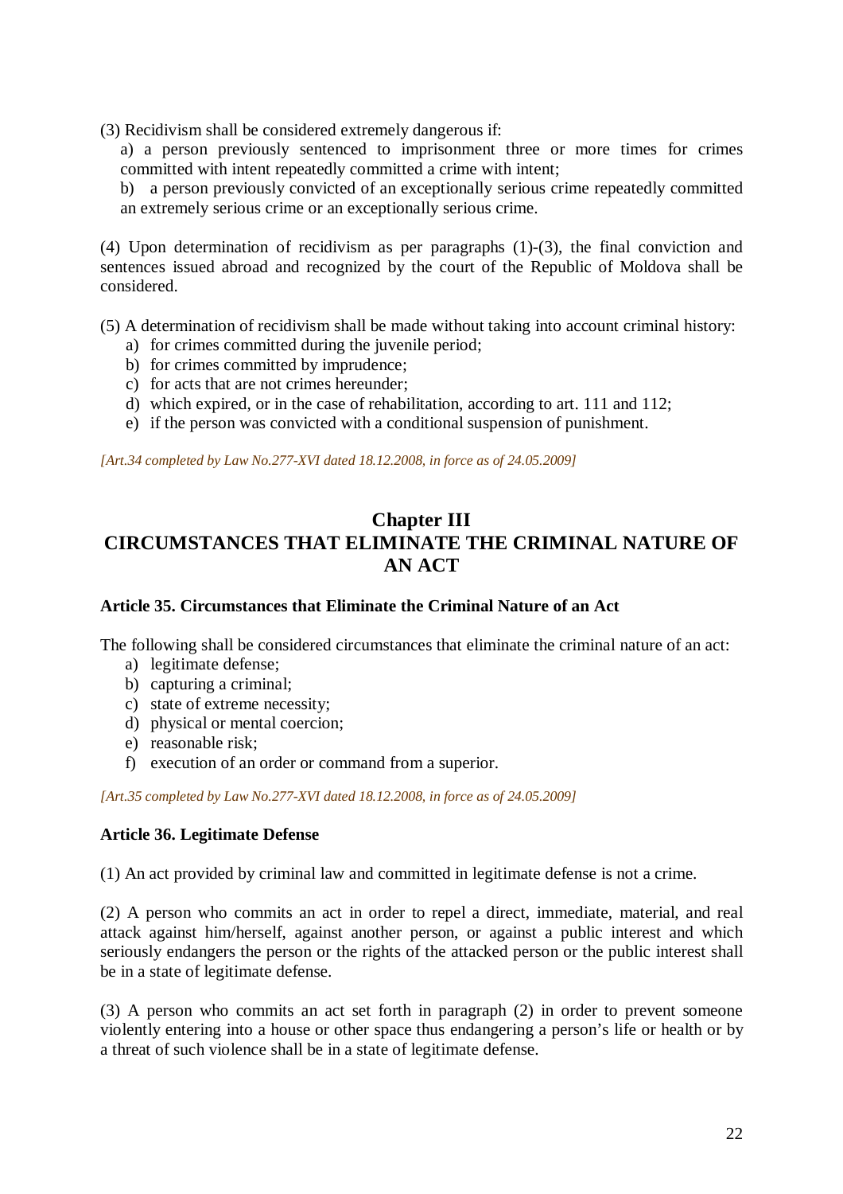(3) Recidivism shall be considered extremely dangerous if:

a) a person previously sentenced to imprisonment three or more times for crimes committed with intent repeatedly committed a crime with intent;

b) a person previously convicted of an exceptionally serious crime repeatedly committed an extremely serious crime or an exceptionally serious crime.

(4) Upon determination of recidivism as per paragraphs (1)-(3), the final conviction and sentences issued abroad and recognized by the court of the Republic of Moldova shall be considered.

(5) A determination of recidivism shall be made without taking into account criminal history:

a) for crimes committed during the juvenile period;
b) for crimes committed by imprudence;
c) for acts that are not crimes hereunder;
d) which expired, or in the case of rehabilitation, according to art. 111 and 112;
e) if the person was convicted with a conditional suspension of punishment.

*[Art.34 completed by Law No.277-XVI dated 18.12.2008, in force as of 24.05.2009]*

## Chapter III
## CIRCUMSTANCES THAT ELIMINATE THE CRIMINAL NATURE OF AN ACT

### Article 35. Circumstances that Eliminate the Criminal Nature of an Act

The following shall be considered circumstances that eliminate the criminal nature of an act:

a) legitimate defense;
b) capturing a criminal;
c) state of extreme necessity;
d) physical or mental coercion;
e) reasonable risk;
f) execution of an order or command from a superior.

*[Art.35 completed by Law No.277-XVI dated 18.12.2008, in force as of 24.05.2009]*

### Article 36. Legitimate Defense

(1) An act provided by criminal law and committed in legitimate defense is not a crime.

(2) A person who commits an act in order to repel a direct, immediate, material, and real attack against him/herself, against another person, or against a public interest and which seriously endangers the person or the rights of the attacked person or the public interest shall be in a state of legitimate defense.

(3) A person who commits an act set forth in paragraph (2) in order to prevent someone violently entering into a house or other space thus endangering a person's life or health or by a threat of such violence shall be in a state of legitimate defense.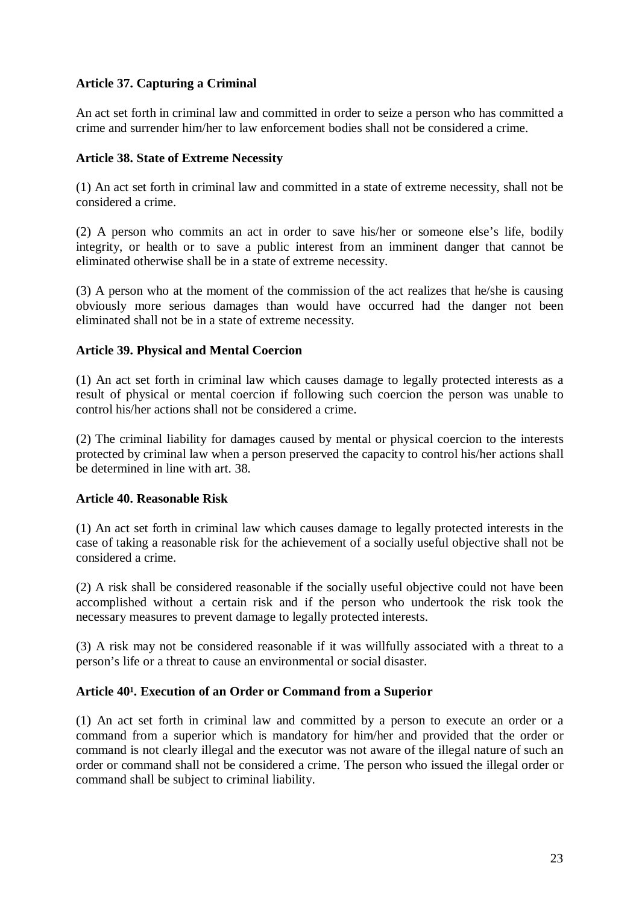**Article 37. Capturing a Criminal**

An act set forth in criminal law and committed in order to seize a person who has committed a crime and surrender him/her to law enforcement bodies shall not be considered a crime.

**Article 38. State of Extreme Necessity**

(1) An act set forth in criminal law and committed in a state of extreme necessity, shall not be considered a crime.

(2) A person who commits an act in order to save his/her or someone else's life, bodily integrity, or health or to save a public interest from an imminent danger that cannot be eliminated otherwise shall be in a state of extreme necessity.

(3) A person who at the moment of the commission of the act realizes that he/she is causing obviously more serious damages than would have occurred had the danger not been eliminated shall not be in a state of extreme necessity.

**Article 39. Physical and Mental Coercion**

(1) An act set forth in criminal law which causes damage to legally protected interests as a result of physical or mental coercion if following such coercion the person was unable to control his/her actions shall not be considered a crime.

(2) The criminal liability for damages caused by mental or physical coercion to the interests protected by criminal law when a person preserved the capacity to control his/her actions shall be determined in line with art. 38.

**Article 40. Reasonable Risk**

(1) An act set forth in criminal law which causes damage to legally protected interests in the case of taking a reasonable risk for the achievement of a socially useful objective shall not be considered a crime.

(2) A risk shall be considered reasonable if the socially useful objective could not have been accomplished without a certain risk and if the person who undertook the risk took the necessary measures to prevent damage to legally protected interests.

(3) A risk may not be considered reasonable if it was willfully associated with a threat to a person's life or a threat to cause an environmental or social disaster.

**Article 40[1]. Execution of an Order or Command from a Superior**

(1) An act set forth in criminal law and committed by a person to execute an order or a command from a superior which is mandatory for him/her and provided that the order or command is not clearly illegal and the executor was not aware of the illegal nature of such an order or command shall not be considered a crime. The person who issued the illegal order or command shall be subject to criminal liability.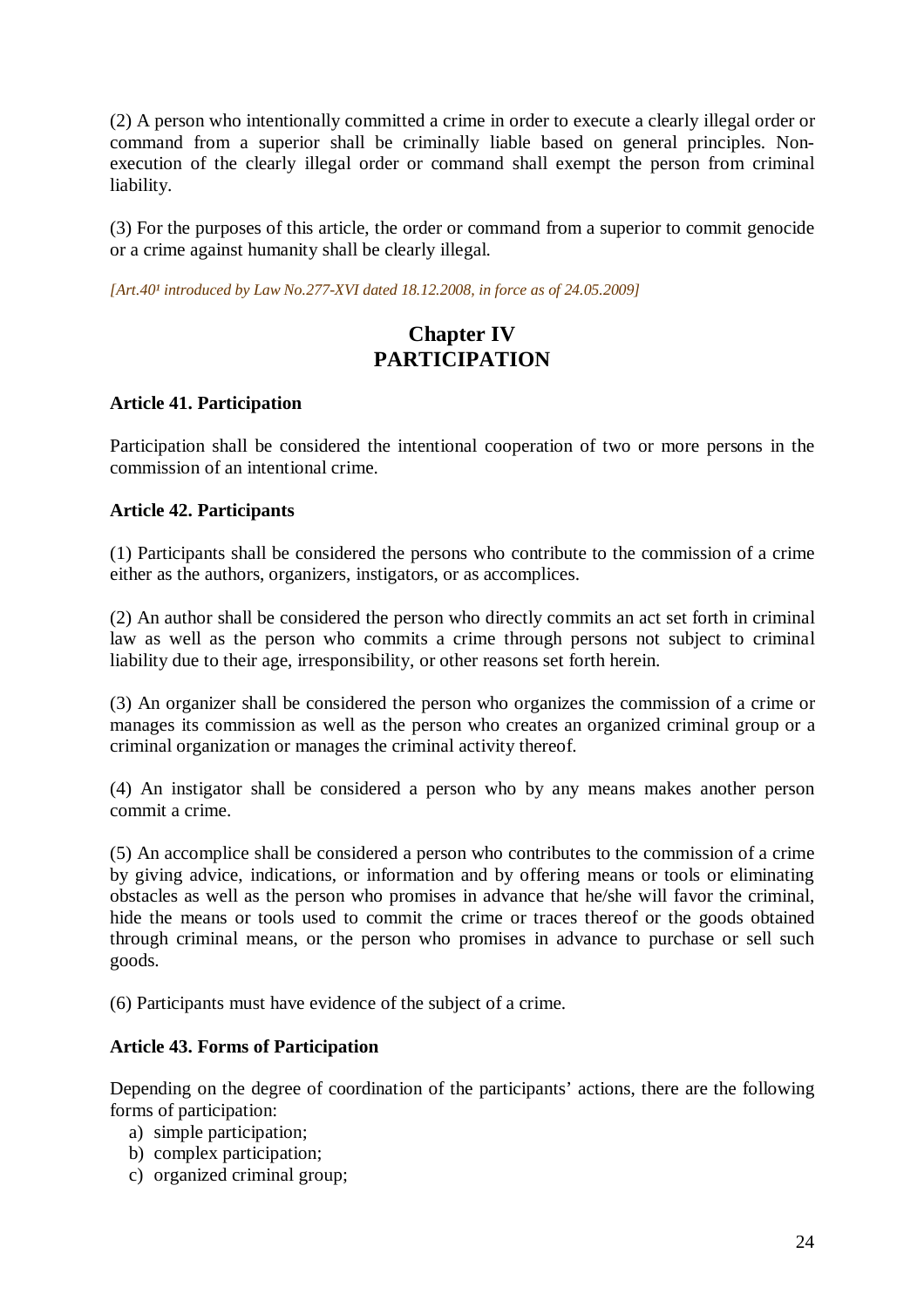(2) A person who intentionally committed a crime in order to execute a clearly illegal order or command from a superior shall be criminally liable based on general principles. Non-execution of the clearly illegal order or command shall exempt the person from criminal liability.

(3) For the purposes of this article, the order or command from a superior to commit genocide or a crime against humanity shall be clearly illegal.

*[Art.40¹ introduced by Law No.277-XVI dated 18.12.2008, in force as of 24.05.2009]*

## Chapter IV
## PARTICIPATION

**Article 41. Participation**

Participation shall be considered the intentional cooperation of two or more persons in the commission of an intentional crime.

**Article 42. Participants**

(1) Participants shall be considered the persons who contribute to the commission of a crime either as the authors, organizers, instigators, or as accomplices.

(2) An author shall be considered the person who directly commits an act set forth in criminal law as well as the person who commits a crime through persons not subject to criminal liability due to their age, irresponsibility, or other reasons set forth herein.

(3) An organizer shall be considered the person who organizes the commission of a crime or manages its commission as well as the person who creates an organized criminal group or a criminal organization or manages the criminal activity thereof.

(4) An instigator shall be considered a person who by any means makes another person commit a crime.

(5) An accomplice shall be considered a person who contributes to the commission of a crime by giving advice, indications, or information and by offering means or tools or eliminating obstacles as well as the person who promises in advance that he/she will favor the criminal, hide the means or tools used to commit the crime or traces thereof or the goods obtained through criminal means, or the person who promises in advance to purchase or sell such goods.

(6) Participants must have evidence of the subject of a crime.

**Article 43. Forms of Participation**

Depending on the degree of coordination of the participants' actions, there are the following forms of participation:

a) simple participation;
b) complex participation;
c) organized criminal group;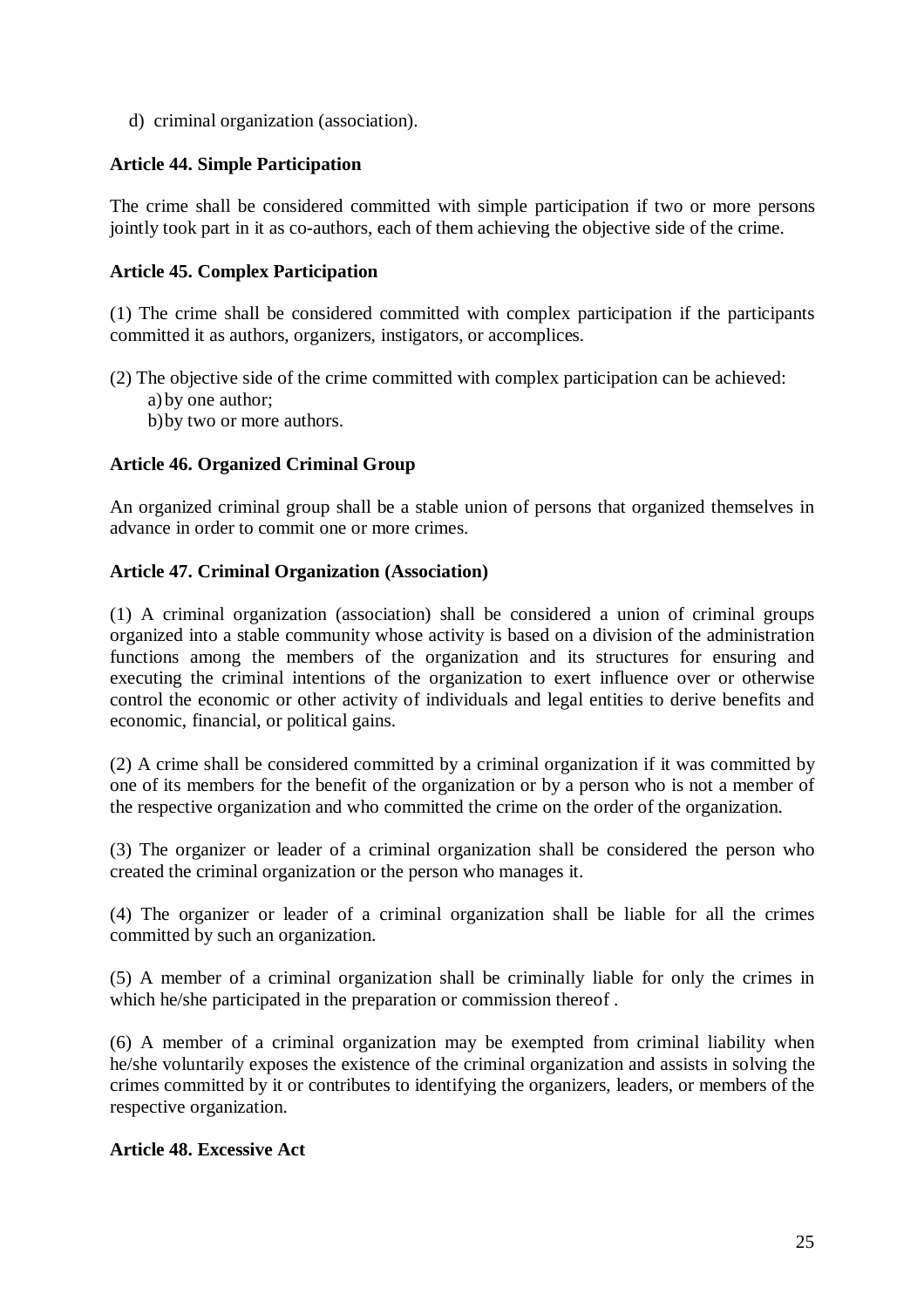d) criminal organization (association).

**Article 44. Simple Participation**

The crime shall be considered committed with simple participation if two or more persons jointly took part in it as co-authors, each of them achieving the objective side of the crime.

**Article 45. Complex Participation**

(1) The crime shall be considered committed with complex participation if the participants committed it as authors, organizers, instigators, or accomplices.

(2) The objective side of the crime committed with complex participation can be achieved:
a) by one author;
b) by two or more authors.

**Article 46. Organized Criminal Group**

An organized criminal group shall be a stable union of persons that organized themselves in advance in order to commit one or more crimes.

**Article 47. Criminal Organization (Association)**

(1) A criminal organization (association) shall be considered a union of criminal groups organized into a stable community whose activity is based on a division of the administration functions among the members of the organization and its structures for ensuring and executing the criminal intentions of the organization to exert influence over or otherwise control the economic or other activity of individuals and legal entities to derive benefits and economic, financial, or political gains.

(2) A crime shall be considered committed by a criminal organization if it was committed by one of its members for the benefit of the organization or by a person who is not a member of the respective organization and who committed the crime on the order of the organization.

(3) The organizer or leader of a criminal organization shall be considered the person who created the criminal organization or the person who manages it.

(4) The organizer or leader of a criminal organization shall be liable for all the crimes committed by such an organization.

(5) A member of a criminal organization shall be criminally liable for only the crimes in which he/she participated in the preparation or commission thereof .

(6) A member of a criminal organization may be exempted from criminal liability when he/she voluntarily exposes the existence of the criminal organization and assists in solving the crimes committed by it or contributes to identifying the organizers, leaders, or members of the respective organization.

**Article 48. Excessive Act**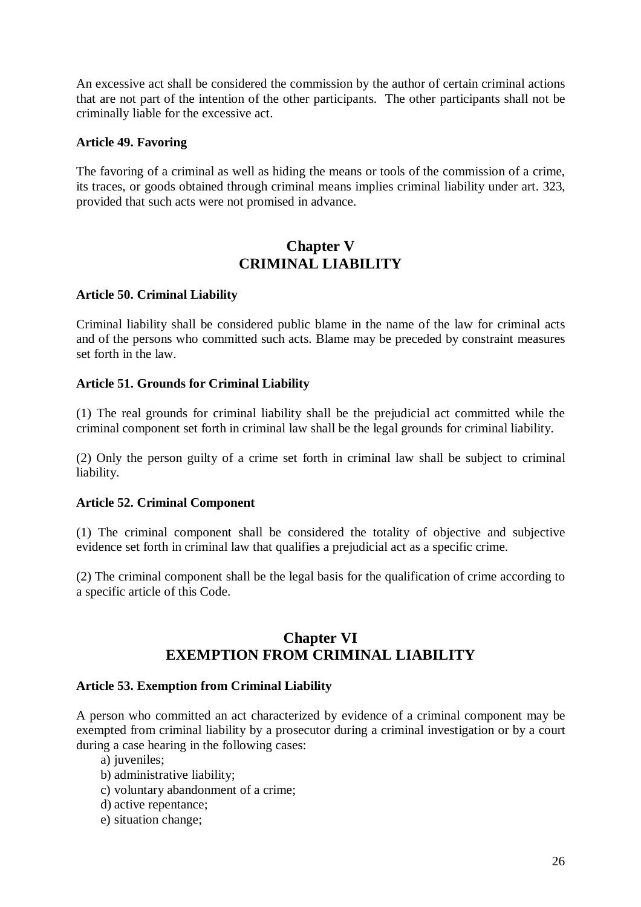An excessive act shall be considered the commission by the author of certain criminal actions that are not part of the intention of the other participants. The other participants shall not be criminally liable for the excessive act.

**Article 49. Favoring**

The favoring of a criminal as well as hiding the means or tools of the commission of a crime, its traces, or goods obtained through criminal means implies criminal liability under art. 323, provided that such acts were not promised in advance.

## Chapter V
## CRIMINAL LIABILITY

**Article 50. Criminal Liability**

Criminal liability shall be considered public blame in the name of the law for criminal acts and of the persons who committed such acts. Blame may be preceded by constraint measures set forth in the law.

**Article 51. Grounds for Criminal Liability**

(1) The real grounds for criminal liability shall be the prejudicial act committed while the criminal component set forth in criminal law shall be the legal grounds for criminal liability.

(2) Only the person guilty of a crime set forth in criminal law shall be subject to criminal liability.

**Article 52. Criminal Component**

(1) The criminal component shall be considered the totality of objective and subjective evidence set forth in criminal law that qualifies a prejudicial act as a specific crime.

(2) The criminal component shall be the legal basis for the qualification of crime according to a specific article of this Code.

## Chapter VI
## EXEMPTION FROM CRIMINAL LIABILITY

**Article 53. Exemption from Criminal Liability**

A person who committed an act characterized by evidence of a criminal component may be exempted from criminal liability by a prosecutor during a criminal investigation or by a court during a case hearing in the following cases:

a) juveniles;
b) administrative liability;
c) voluntary abandonment of a crime;
d) active repentance;
e) situation change;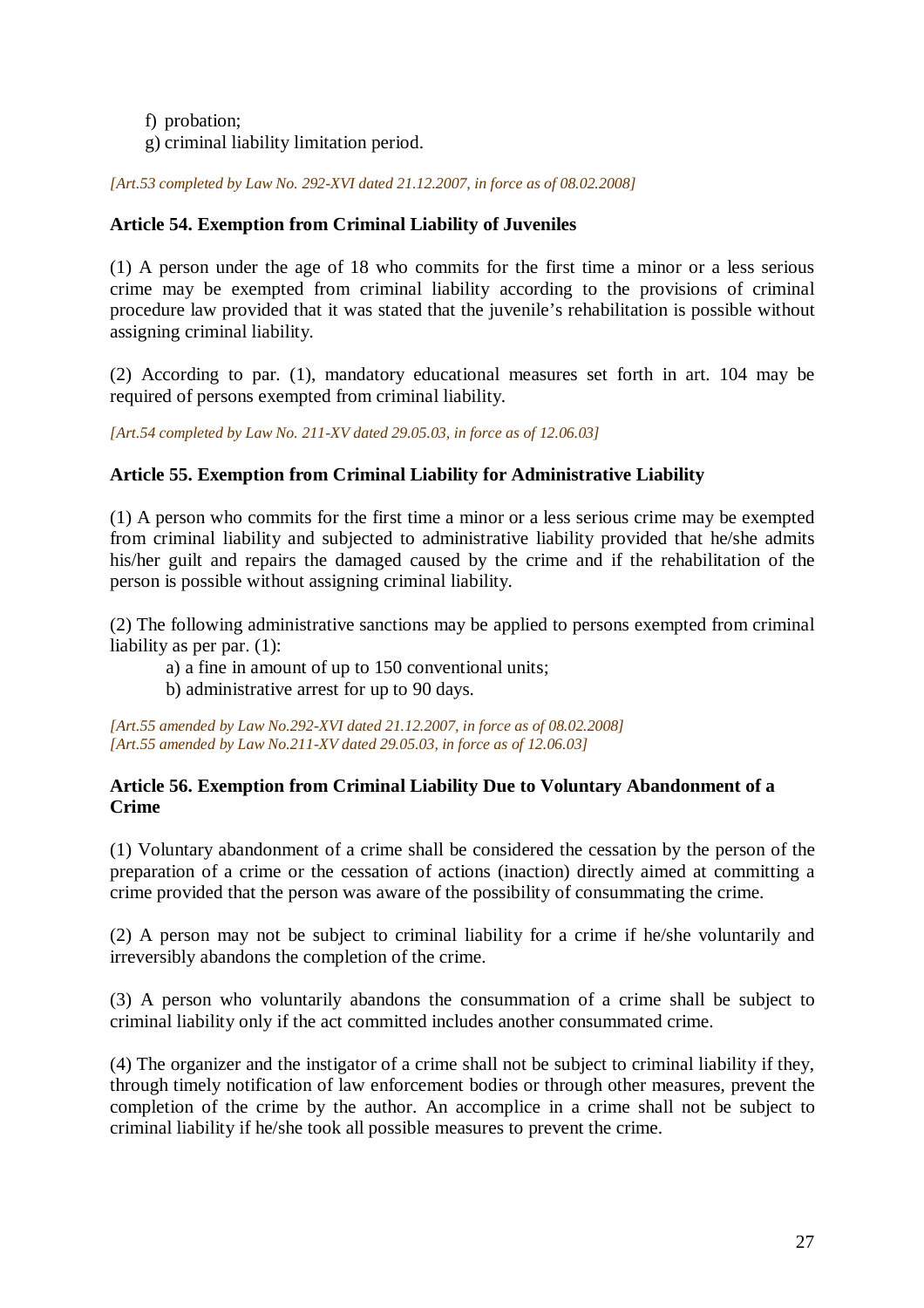f) probation;
g) criminal liability limitation period.

*[Art.53 completed by Law No. 292-XVI dated 21.12.2007, in force as of 08.02.2008]*

**Article 54. Exemption from Criminal Liability of Juveniles**

(1) A person under the age of 18 who commits for the first time a minor or a less serious crime may be exempted from criminal liability according to the provisions of criminal procedure law provided that it was stated that the juvenile's rehabilitation is possible without assigning criminal liability.

(2) According to par. (1), mandatory educational measures set forth in art. 104 may be required of persons exempted from criminal liability.

*[Art.54 completed by Law No. 211-XV dated 29.05.03, in force as of 12.06.03]*

**Article 55. Exemption from Criminal Liability for Administrative Liability**

(1) A person who commits for the first time a minor or a less serious crime may be exempted from criminal liability and subjected to administrative liability provided that he/she admits his/her guilt and repairs the damaged caused by the crime and if the rehabilitation of the person is possible without assigning criminal liability.

(2) The following administrative sanctions may be applied to persons exempted from criminal liability as per par. (1):

a) a fine in amount of up to 150 conventional units;
b) administrative arrest for up to 90 days.

*[Art.55 amended by Law No.292-XVI dated 21.12.2007, in force as of 08.02.2008]*
*[Art.55 amended by Law No.211-XV dated 29.05.03, in force as of 12.06.03]*

**Article 56. Exemption from Criminal Liability Due to Voluntary Abandonment of a Crime**

(1) Voluntary abandonment of a crime shall be considered the cessation by the person of the preparation of a crime or the cessation of actions (inaction) directly aimed at committing a crime provided that the person was aware of the possibility of consummating the crime.

(2) A person may not be subject to criminal liability for a crime if he/she voluntarily and irreversibly abandons the completion of the crime.

(3) A person who voluntarily abandons the consummation of a crime shall be subject to criminal liability only if the act committed includes another consummated crime.

(4) The organizer and the instigator of a crime shall not be subject to criminal liability if they, through timely notification of law enforcement bodies or through other measures, prevent the completion of the crime by the author. An accomplice in a crime shall not be subject to criminal liability if he/she took all possible measures to prevent the crime.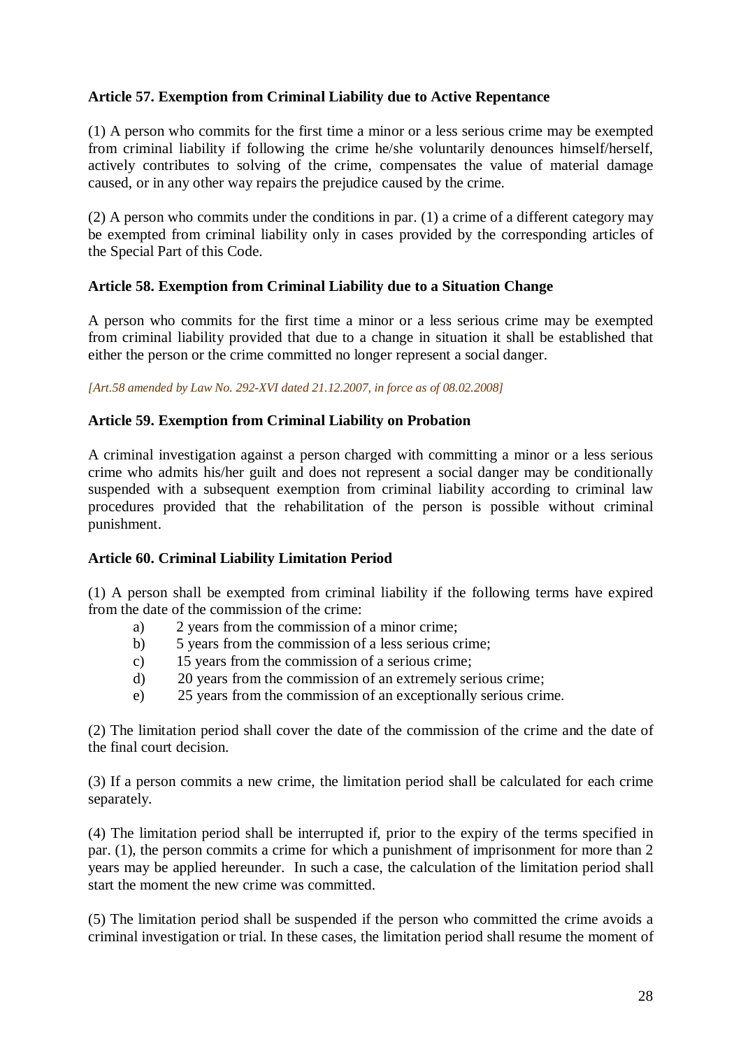### Article 57. Exemption from Criminal Liability due to Active Repentance

(1) A person who commits for the first time a minor or a less serious crime may be exempted from criminal liability if following the crime he/she voluntarily denounces himself/herself, actively contributes to solving of the crime, compensates the value of material damage caused, or in any other way repairs the prejudice caused by the crime.

(2) A person who commits under the conditions in par. (1) a crime of a different category may be exempted from criminal liability only in cases provided by the corresponding articles of the Special Part of this Code.

### Article 58. Exemption from Criminal Liability due to a Situation Change

A person who commits for the first time a minor or a less serious crime may be exempted from criminal liability provided that due to a change in situation it shall be established that either the person or the crime committed no longer represent a social danger.

*[Art.58 amended by Law No. 292-XVI dated 21.12.2007, in force as of 08.02.2008]*

### Article 59. Exemption from Criminal Liability on Probation

A criminal investigation against a person charged with committing a minor or a less serious crime who admits his/her guilt and does not represent a social danger may be conditionally suspended with a subsequent exemption from criminal liability according to criminal law procedures provided that the rehabilitation of the person is possible without criminal punishment.

### Article 60. Criminal Liability Limitation Period

(1) A person shall be exempted from criminal liability if the following terms have expired from the date of the commission of the crime:

a) 2 years from the commission of a minor crime;
b) 5 years from the commission of a less serious crime;
c) 15 years from the commission of a serious crime;
d) 20 years from the commission of an extremely serious crime;
e) 25 years from the commission of an exceptionally serious crime.

(2) The limitation period shall cover the date of the commission of the crime and the date of the final court decision.

(3) If a person commits a new crime, the limitation period shall be calculated for each crime separately.

(4) The limitation period shall be interrupted if, prior to the expiry of the terms specified in par. (1), the person commits a crime for which a punishment of imprisonment for more than 2 years may be applied hereunder. In such a case, the calculation of the limitation period shall start the moment the new crime was committed.

(5) The limitation period shall be suspended if the person who committed the crime avoids a criminal investigation or trial. In these cases, the limitation period shall resume the moment of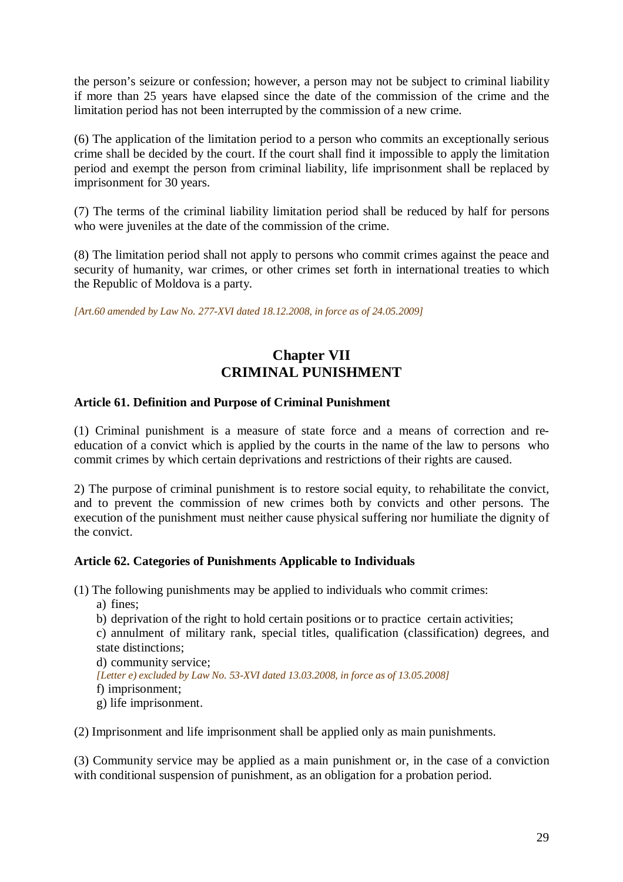the person's seizure or confession; however, a person may not be subject to criminal liability if more than 25 years have elapsed since the date of the commission of the crime and the limitation period has not been interrupted by the commission of a new crime.

(6) The application of the limitation period to a person who commits an exceptionally serious crime shall be decided by the court. If the court shall find it impossible to apply the limitation period and exempt the person from criminal liability, life imprisonment shall be replaced by imprisonment for 30 years.

(7) The terms of the criminal liability limitation period shall be reduced by half for persons who were juveniles at the date of the commission of the crime.

(8) The limitation period shall not apply to persons who commit crimes against the peace and security of humanity, war crimes, or other crimes set forth in international treaties to which the Republic of Moldova is a party.

*[Art.60 amended by Law No. 277-XVI dated 18.12.2008, in force as of 24.05.2009]*

## Chapter VII
## CRIMINAL PUNISHMENT

### Article 61. Definition and Purpose of Criminal Punishment

(1) Criminal punishment is a measure of state force and a means of correction and re-education of a convict which is applied by the courts in the name of the law to persons who commit crimes by which certain deprivations and restrictions of their rights are caused.

2) The purpose of criminal punishment is to restore social equity, to rehabilitate the convict, and to prevent the commission of new crimes both by convicts and other persons. The execution of the punishment must neither cause physical suffering nor humiliate the dignity of the convict.

### Article 62. Categories of Punishments Applicable to Individuals

(1) The following punishments may be applied to individuals who commit crimes:

a) fines;

b) deprivation of the right to hold certain positions or to practice certain activities;

c) annulment of military rank, special titles, qualification (classification) degrees, and state distinctions;

d) community service;

*[Letter e) excluded by Law No. 53-XVI dated 13.03.2008, in force as of 13.05.2008]*

f) imprisonment;

g) life imprisonment.

(2) Imprisonment and life imprisonment shall be applied only as main punishments.

(3) Community service may be applied as a main punishment or, in the case of a conviction with conditional suspension of punishment, as an obligation for a probation period.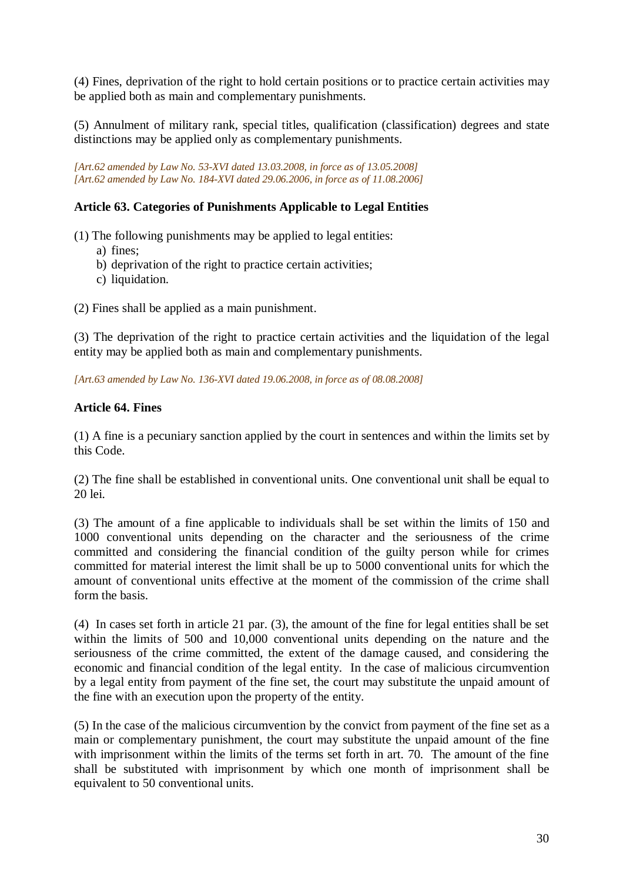(4) Fines, deprivation of the right to hold certain positions or to practice certain activities may be applied both as main and complementary punishments.

(5) Annulment of military rank, special titles, qualification (classification) degrees and state distinctions may be applied only as complementary punishments.

*[Art.62 amended by Law No. 53-XVI dated 13.03.2008, in force as of 13.05.2008]*
*[Art.62 amended by Law No. 184-XVI dated 29.06.2006, in force as of 11.08.2006]*

**Article 63. Categories of Punishments Applicable to Legal Entities**

(1) The following punishments may be applied to legal entities:

a) fines;
b) deprivation of the right to practice certain activities;
c) liquidation.

(2) Fines shall be applied as a main punishment.

(3) The deprivation of the right to practice certain activities and the liquidation of the legal entity may be applied both as main and complementary punishments.

*[Art.63 amended by Law No. 136-XVI dated 19.06.2008, in force as of 08.08.2008]*

**Article 64. Fines**

(1) A fine is a pecuniary sanction applied by the court in sentences and within the limits set by this Code.

(2) The fine shall be established in conventional units. One conventional unit shall be equal to 20 lei.

(3) The amount of a fine applicable to individuals shall be set within the limits of 150 and 1000 conventional units depending on the character and the seriousness of the crime committed and considering the financial condition of the guilty person while for crimes committed for material interest the limit shall be up to 5000 conventional units for which the amount of conventional units effective at the moment of the commission of the crime shall form the basis.

(4) In cases set forth in article 21 par. (3), the amount of the fine for legal entities shall be set within the limits of 500 and 10,000 conventional units depending on the nature and the seriousness of the crime committed, the extent of the damage caused, and considering the economic and financial condition of the legal entity. In the case of malicious circumvention by a legal entity from payment of the fine set, the court may substitute the unpaid amount of the fine with an execution upon the property of the entity.

(5) In the case of the malicious circumvention by the convict from payment of the fine set as a main or complementary punishment, the court may substitute the unpaid amount of the fine with imprisonment within the limits of the terms set forth in art. 70. The amount of the fine shall be substituted with imprisonment by which one month of imprisonment shall be equivalent to 50 conventional units.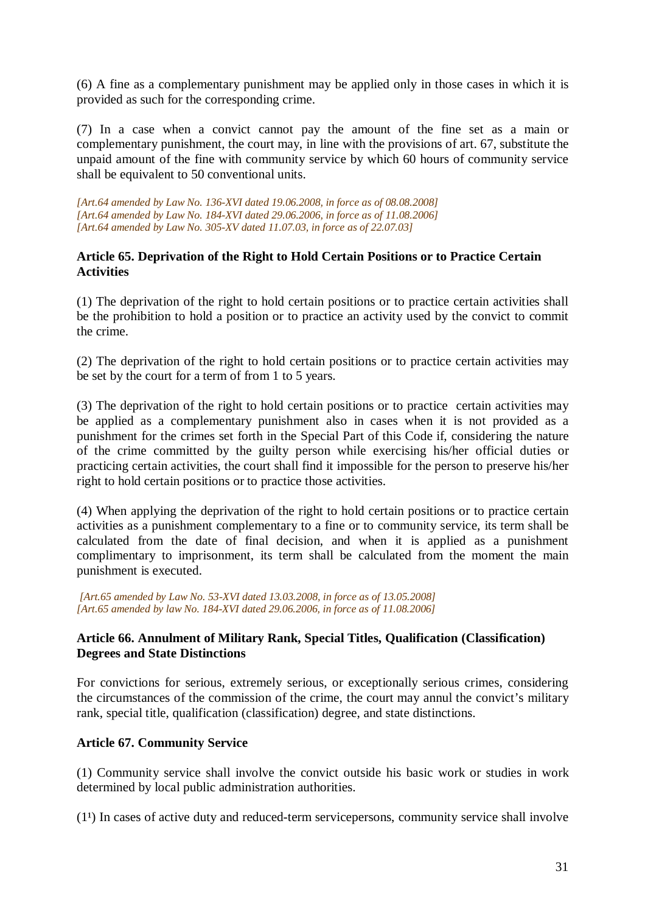(6) A fine as a complementary punishment may be applied only in those cases in which it is provided as such for the corresponding crime.

(7) In a case when a convict cannot pay the amount of the fine set as a main or complementary punishment, the court may, in line with the provisions of art. 67, substitute the unpaid amount of the fine with community service by which 60 hours of community service shall be equivalent to 50 conventional units.

*[Art.64 amended by Law No. 136-XVI dated 19.06.2008, in force as of 08.08.2008]*
*[Art.64 amended by Law No. 184-XVI dated 29.06.2006, in force as of 11.08.2006]*
*[Art.64 amended by Law No. 305-XV dated 11.07.03, in force as of 22.07.03]*

**Article 65. Deprivation of the Right to Hold Certain Positions or to Practice Certain Activities**

(1) The deprivation of the right to hold certain positions or to practice certain activities shall be the prohibition to hold a position or to practice an activity used by the convict to commit the crime.

(2) The deprivation of the right to hold certain positions or to practice certain activities may be set by the court for a term of from 1 to 5 years.

(3) The deprivation of the right to hold certain positions or to practice certain activities may be applied as a complementary punishment also in cases when it is not provided as a punishment for the crimes set forth in the Special Part of this Code if, considering the nature of the crime committed by the guilty person while exercising his/her official duties or practicing certain activities, the court shall find it impossible for the person to preserve his/her right to hold certain positions or to practice those activities.

(4) When applying the deprivation of the right to hold certain positions or to practice certain activities as a punishment complementary to a fine or to community service, its term shall be calculated from the date of final decision, and when it is applied as a punishment complimentary to imprisonment, its term shall be calculated from the moment the main punishment is executed.

*[Art.65 amended by Law No. 53-XVI dated 13.03.2008, in force as of 13.05.2008]*
*[Art.65 amended by law No. 184-XVI dated 29.06.2006, in force as of 11.08.2006]*

**Article 66. Annulment of Military Rank, Special Titles, Qualification (Classification) Degrees and State Distinctions**

For convictions for serious, extremely serious, or exceptionally serious crimes, considering the circumstances of the commission of the crime, the court may annul the convict's military rank, special title, qualification (classification) degree, and state distinctions.

**Article 67. Community Service**

(1) Community service shall involve the convict outside his basic work or studies in work determined by local public administration authorities.

($1^1$) In cases of active duty and reduced-term servicepersons, community service shall involve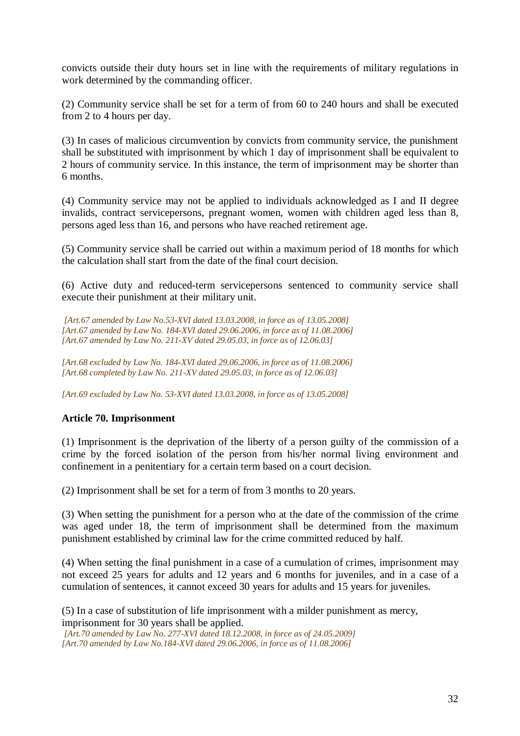convicts outside their duty hours set in line with the requirements of military regulations in work determined by the commanding officer.

(2) Community service shall be set for a term of from 60 to 240 hours and shall be executed from 2 to 4 hours per day.

(3) In cases of malicious circumvention by convicts from community service, the punishment shall be substituted with imprisonment by which 1 day of imprisonment shall be equivalent to 2 hours of community service. In this instance, the term of imprisonment may be shorter than 6 months.

(4) Community service may not be applied to individuals acknowledged as I and II degree invalids, contract servicepersons, pregnant women, women with children aged less than 8, persons aged less than 16, and persons who have reached retirement age.

(5) Community service shall be carried out within a maximum period of 18 months for which the calculation shall start from the date of the final court decision.

(6) Active duty and reduced-term servicepersons sentenced to community service shall execute their punishment at their military unit.

*[Art.67 amended by Law No.53-XVI dated 13.03.2008, in force as of 13.05.2008]*
*[Art.67 amended by Law No. 184-XVI dated 29.06.2006, in force as of 11.08.2006]*
*[Art.67 amended by Law No. 211-XV dated 29.05.03, in force as of 12.06.03]*

*[Art.68 excluded by Law No. 184-XVI dated 29.06.2006, in force as of 11.08.2006]*
*[Art.68 completed by Law No. 211-XV dated 29.05.03, in force as of 12.06.03]*

*[Art.69 excluded by Law No. 53-XVI dated 13.03.2008, in force as of 13.05.2008]*

**Article 70. Imprisonment**

(1) Imprisonment is the deprivation of the liberty of a person guilty of the commission of a crime by the forced isolation of the person from his/her normal living environment and confinement in a penitentiary for a certain term based on a court decision.

(2) Imprisonment shall be set for a term of from 3 months to 20 years.

(3) When setting the punishment for a person who at the date of the commission of the crime was aged under 18, the term of imprisonment shall be determined from the maximum punishment established by criminal law for the crime committed reduced by half.

(4) When setting the final punishment in a case of a cumulation of crimes, imprisonment may not exceed 25 years for adults and 12 years and 6 months for juveniles, and in a case of a cumulation of sentences, it cannot exceed 30 years for adults and 15 years for juveniles.

(5) In a case of substitution of life imprisonment with a milder punishment as mercy, imprisonment for 30 years shall be applied.
*[Art.70 amended by Law No. 277-XVI dated 18.12.2008, in force as of 24.05.2009]*
*[Art.70 amended by Law No.184-XVI dated 29.06.2006, in force as of 11.08.2006]*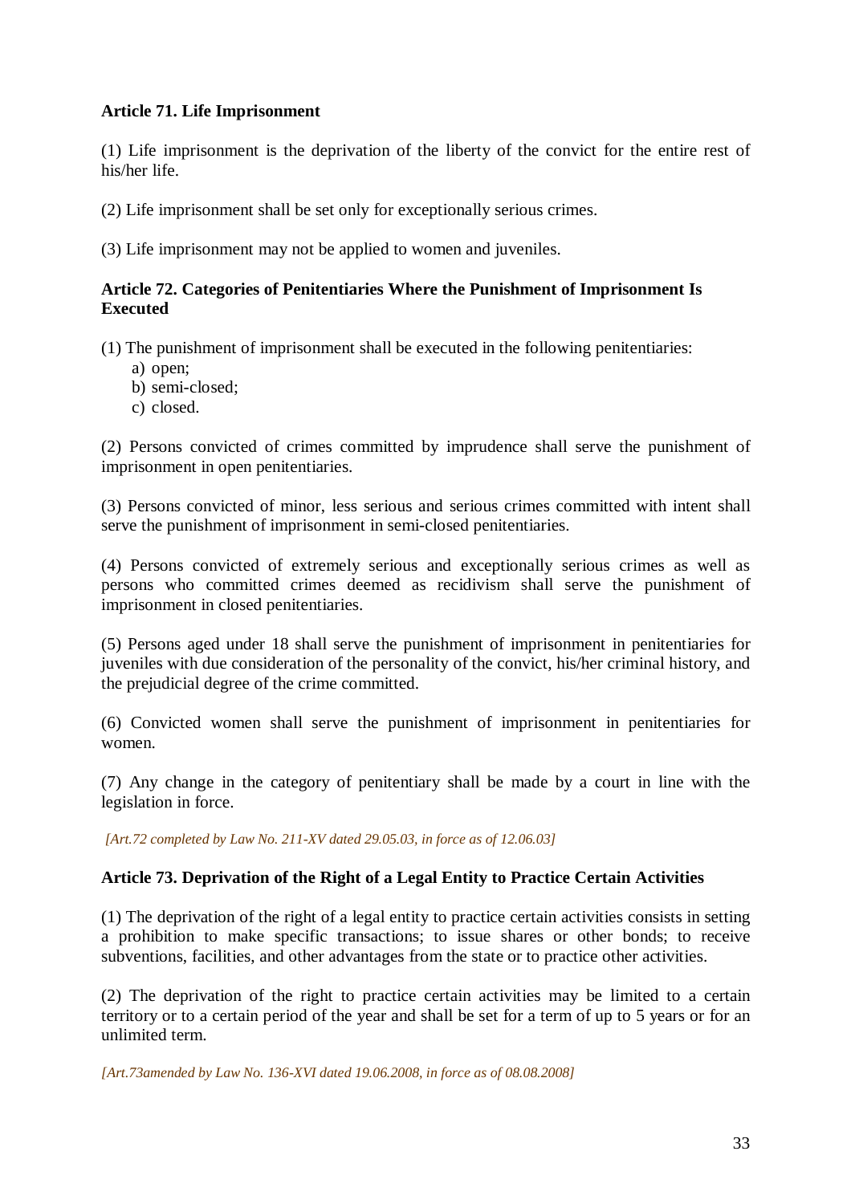**Article 71. Life Imprisonment**

(1) Life imprisonment is the deprivation of the liberty of the convict for the entire rest of his/her life.

(2) Life imprisonment shall be set only for exceptionally serious crimes.

(3) Life imprisonment may not be applied to women and juveniles.

**Article 72. Categories of Penitentiaries Where the Punishment of Imprisonment Is Executed**

(1) The punishment of imprisonment shall be executed in the following penitentiaries:

a) open;
b) semi-closed;
c) closed.

(2) Persons convicted of crimes committed by imprudence shall serve the punishment of imprisonment in open penitentiaries.

(3) Persons convicted of minor, less serious and serious crimes committed with intent shall serve the punishment of imprisonment in semi-closed penitentiaries.

(4) Persons convicted of extremely serious and exceptionally serious crimes as well as persons who committed crimes deemed as recidivism shall serve the punishment of imprisonment in closed penitentiaries.

(5) Persons aged under 18 shall serve the punishment of imprisonment in penitentiaries for juveniles with due consideration of the personality of the convict, his/her criminal history, and the prejudicial degree of the crime committed.

(6) Convicted women shall serve the punishment of imprisonment in penitentiaries for women.

(7) Any change in the category of penitentiary shall be made by a court in line with the legislation in force.

*[Art.72 completed by Law No. 211-XV dated 29.05.03, in force as of 12.06.03]*

**Article 73. Deprivation of the Right of a Legal Entity to Practice Certain Activities**

(1) The deprivation of the right of a legal entity to practice certain activities consists in setting a prohibition to make specific transactions; to issue shares or other bonds; to receive subventions, facilities, and other advantages from the state or to practice other activities.

(2) The deprivation of the right to practice certain activities may be limited to a certain territory or to a certain period of the year and shall be set for a term of up to 5 years or for an unlimited term.

*[Art.73amended by Law No. 136-XVI dated 19.06.2008, in force as of 08.08.2008]*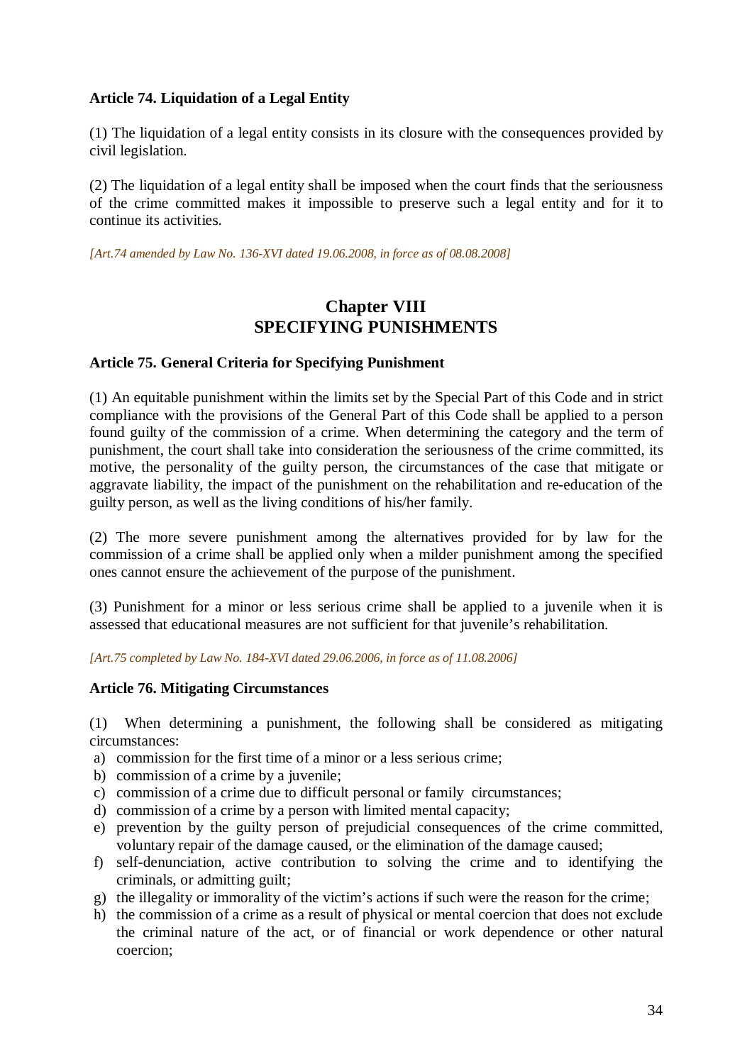**Article 74. Liquidation of a Legal Entity**

(1) The liquidation of a legal entity consists in its closure with the consequences provided by civil legislation.

(2) The liquidation of a legal entity shall be imposed when the court finds that the seriousness of the crime committed makes it impossible to preserve such a legal entity and for it to continue its activities.

*[Art.74 amended by Law No. 136-XVI dated 19.06.2008, in force as of 08.08.2008]*

## Chapter VIII
## SPECIFYING PUNISHMENTS

**Article 75. General Criteria for Specifying Punishment**

(1) An equitable punishment within the limits set by the Special Part of this Code and in strict compliance with the provisions of the General Part of this Code shall be applied to a person found guilty of the commission of a crime. When determining the category and the term of punishment, the court shall take into consideration the seriousness of the crime committed, its motive, the personality of the guilty person, the circumstances of the case that mitigate or aggravate liability, the impact of the punishment on the rehabilitation and re-education of the guilty person, as well as the living conditions of his/her family.

(2) The more severe punishment among the alternatives provided for by law for the commission of a crime shall be applied only when a milder punishment among the specified ones cannot ensure the achievement of the purpose of the punishment.

(3) Punishment for a minor or less serious crime shall be applied to a juvenile when it is assessed that educational measures are not sufficient for that juvenile's rehabilitation.

*[Art.75 completed by Law No. 184-XVI dated 29.06.2006, in force as of 11.08.2006]*

**Article 76. Mitigating Circumstances**

(1) When determining a punishment, the following shall be considered as mitigating circumstances:

a) commission for the first time of a minor or a less serious crime;
b) commission of a crime by a juvenile;
c) commission of a crime due to difficult personal or family circumstances;
d) commission of a crime by a person with limited mental capacity;
e) prevention by the guilty person of prejudicial consequences of the crime committed, voluntary repair of the damage caused, or the elimination of the damage caused;
f) self-denunciation, active contribution to solving the crime and to identifying the criminals, or admitting guilt;
g) the illegality or immorality of the victim's actions if such were the reason for the crime;
h) the commission of a crime as a result of physical or mental coercion that does not exclude the criminal nature of the act, or of financial or work dependence or other natural coercion;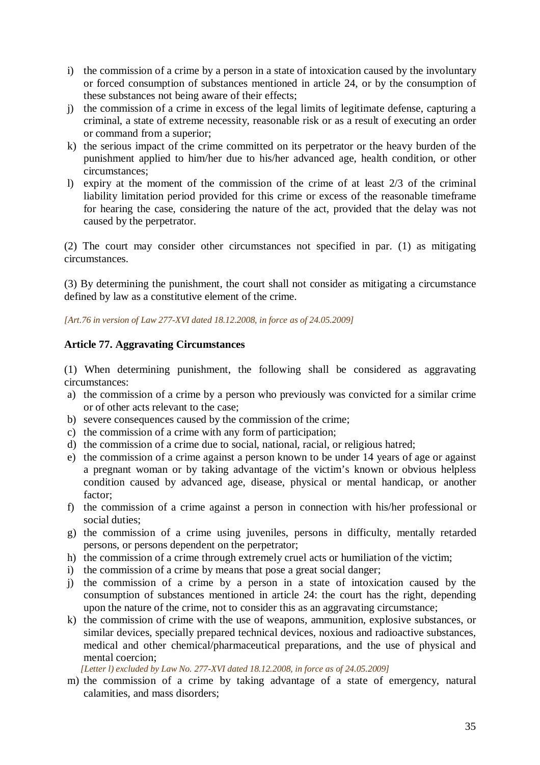i) the commission of a crime by a person in a state of intoxication caused by the involuntary or forced consumption of substances mentioned in article 24, or by the consumption of these substances not being aware of their effects;
j) the commission of a crime in excess of the legal limits of legitimate defense, capturing a criminal, a state of extreme necessity, reasonable risk or as a result of executing an order or command from a superior;
k) the serious impact of the crime committed on its perpetrator or the heavy burden of the punishment applied to him/her due to his/her advanced age, health condition, or other circumstances;
l) expiry at the moment of the commission of the crime of at least 2/3 of the criminal liability limitation period provided for this crime or excess of the reasonable timeframe for hearing the case, considering the nature of the act, provided that the delay was not caused by the perpetrator.

(2) The court may consider other circumstances not specified in par. (1) as mitigating circumstances.

(3) By determining the punishment, the court shall not consider as mitigating a circumstance defined by law as a constitutive element of the crime.

*[Art.76 in version of Law 277-XVI dated 18.12.2008, in force as of 24.05.2009]*

**Article 77. Aggravating Circumstances**

(1) When determining punishment, the following shall be considered as aggravating circumstances:
a) the commission of a crime by a person who previously was convicted for a similar crime or of other acts relevant to the case;
b) severe consequences caused by the commission of the crime;
c) the commission of a crime with any form of participation;
d) the commission of a crime due to social, national, racial, or religious hatred;
e) the commission of a crime against a person known to be under 14 years of age or against a pregnant woman or by taking advantage of the victim's known or obvious helpless condition caused by advanced age, disease, physical or mental handicap, or another factor;
f) the commission of a crime against a person in connection with his/her professional or social duties;
g) the commission of a crime using juveniles, persons in difficulty, mentally retarded persons, or persons dependent on the perpetrator;
h) the commission of a crime through extremely cruel acts or humiliation of the victim;
i) the commission of a crime by means that pose a great social danger;
j) the commission of a crime by a person in a state of intoxication caused by the consumption of substances mentioned in article 24: the court has the right, depending upon the nature of the crime, not to consider this as an aggravating circumstance;
k) the commission of crime with the use of weapons, ammunition, explosive substances, or similar devices, specially prepared technical devices, noxious and radioactive substances, medical and other chemical/pharmaceutical preparations, and the use of physical and mental coercion;

*[Letter l) excluded by Law No. 277-XVI dated 18.12.2008, in force as of 24.05.2009]*

m) the commission of a crime by taking advantage of a state of emergency, natural calamities, and mass disorders;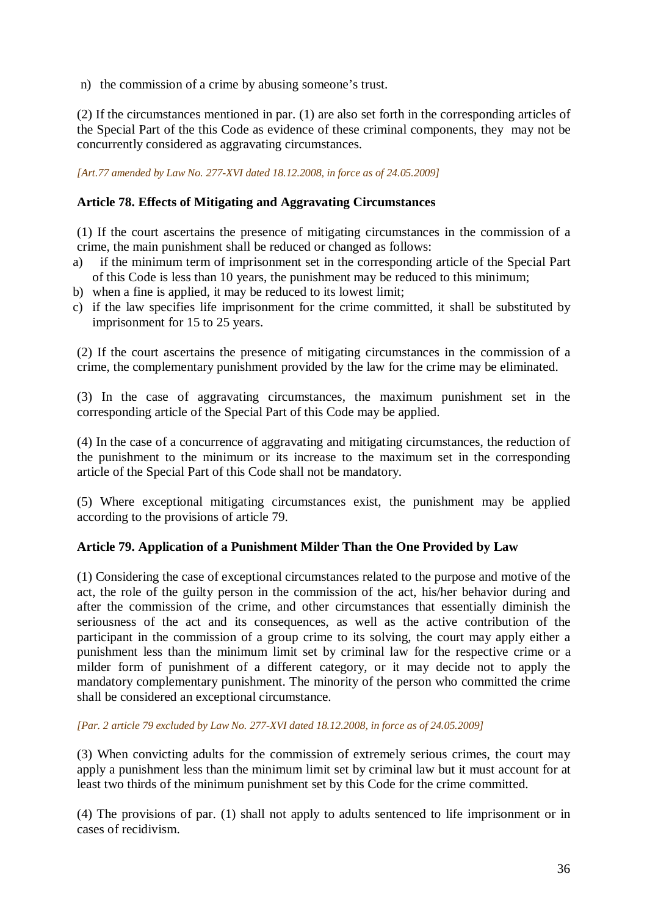n) the commission of a crime by abusing someone's trust.

(2) If the circumstances mentioned in par. (1) are also set forth in the corresponding articles of the Special Part of the this Code as evidence of these criminal components, they may not be concurrently considered as aggravating circumstances.

*[Art.77 amended by Law No. 277-XVI dated 18.12.2008, in force as of 24.05.2009]*

### Article 78. Effects of Mitigating and Aggravating Circumstances

(1) If the court ascertains the presence of mitigating circumstances in the commission of a crime, the main punishment shall be reduced or changed as follows:

a) if the minimum term of imprisonment set in the corresponding article of the Special Part of this Code is less than 10 years, the punishment may be reduced to this minimum;
b) when a fine is applied, it may be reduced to its lowest limit;
c) if the law specifies life imprisonment for the crime committed, it shall be substituted by imprisonment for 15 to 25 years.

(2) If the court ascertains the presence of mitigating circumstances in the commission of a crime, the complementary punishment provided by the law for the crime may be eliminated.

(3) In the case of aggravating circumstances, the maximum punishment set in the corresponding article of the Special Part of this Code may be applied.

(4) In the case of a concurrence of aggravating and mitigating circumstances, the reduction of the punishment to the minimum or its increase to the maximum set in the corresponding article of the Special Part of this Code shall not be mandatory.

(5) Where exceptional mitigating circumstances exist, the punishment may be applied according to the provisions of article 79.

### Article 79. Application of a Punishment Milder Than the One Provided by Law

(1) Considering the case of exceptional circumstances related to the purpose and motive of the act, the role of the guilty person in the commission of the act, his/her behavior during and after the commission of the crime, and other circumstances that essentially diminish the seriousness of the act and its consequences, as well as the active contribution of the participant in the commission of a group crime to its solving, the court may apply either a punishment less than the minimum limit set by criminal law for the respective crime or a milder form of punishment of a different category, or it may decide not to apply the mandatory complementary punishment. The minority of the person who committed the crime shall be considered an exceptional circumstance.

*[Par. 2 article 79 excluded by Law No. 277-XVI dated 18.12.2008, in force as of 24.05.2009]*

(3) When convicting adults for the commission of extremely serious crimes, the court may apply a punishment less than the minimum limit set by criminal law but it must account for at least two thirds of the minimum punishment set by this Code for the crime committed.

(4) The provisions of par. (1) shall not apply to adults sentenced to life imprisonment or in cases of recidivism.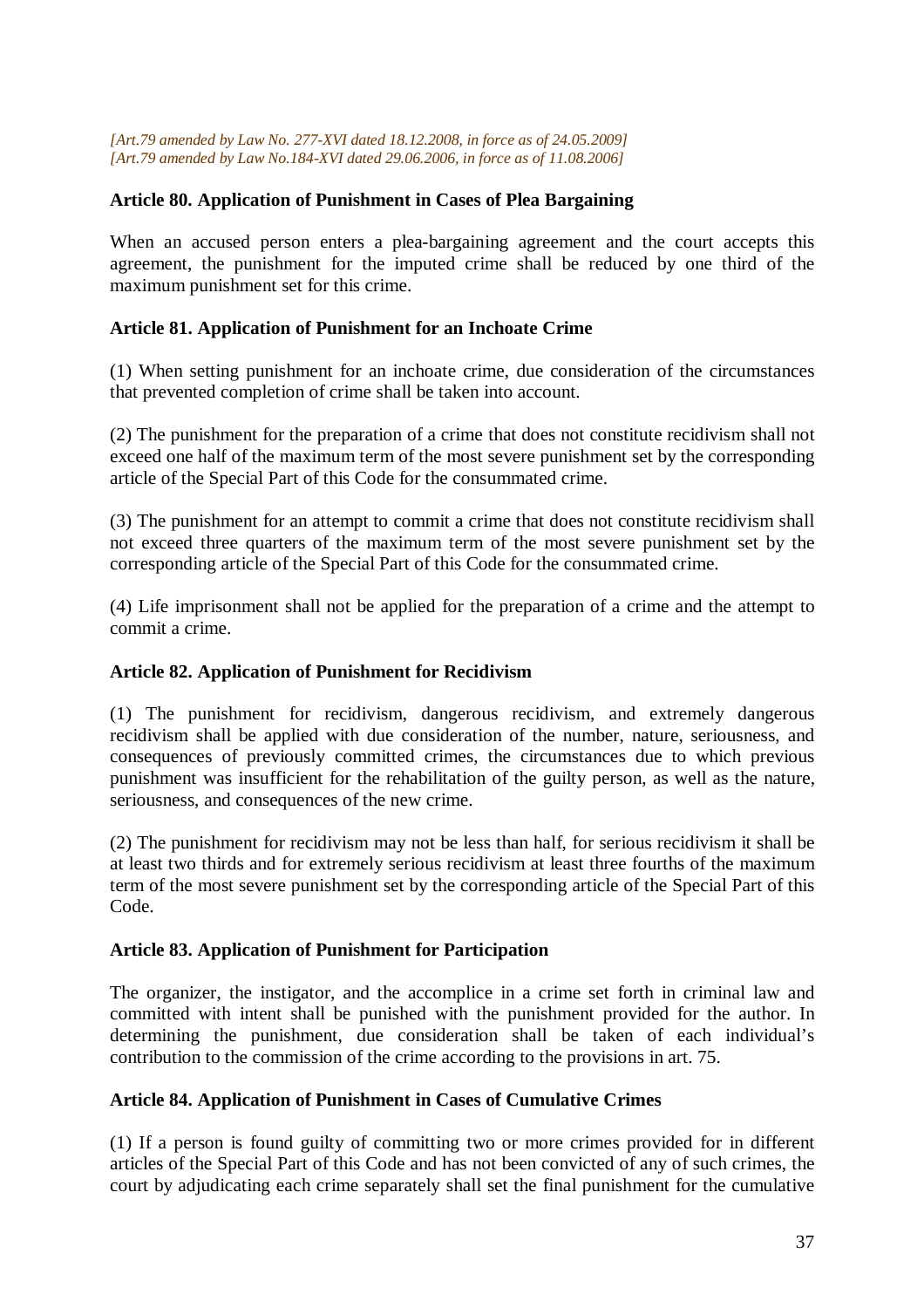*[Art.79 amended by Law No. 277-XVI dated 18.12.2008, in force as of 24.05.2009]*
*[Art.79 amended by Law No.184-XVI dated 29.06.2006, in force as of 11.08.2006]*

**Article 80. Application of Punishment in Cases of Plea Bargaining**

When an accused person enters a plea-bargaining agreement and the court accepts this agreement, the punishment for the imputed crime shall be reduced by one third of the maximum punishment set for this crime.

**Article 81. Application of Punishment for an Inchoate Crime**

(1) When setting punishment for an inchoate crime, due consideration of the circumstances that prevented completion of crime shall be taken into account.

(2) The punishment for the preparation of a crime that does not constitute recidivism shall not exceed one half of the maximum term of the most severe punishment set by the corresponding article of the Special Part of this Code for the consummated crime.

(3) The punishment for an attempt to commit a crime that does not constitute recidivism shall not exceed three quarters of the maximum term of the most severe punishment set by the corresponding article of the Special Part of this Code for the consummated crime.

(4) Life imprisonment shall not be applied for the preparation of a crime and the attempt to commit a crime.

**Article 82. Application of Punishment for Recidivism**

(1) The punishment for recidivism, dangerous recidivism, and extremely dangerous recidivism shall be applied with due consideration of the number, nature, seriousness, and consequences of previously committed crimes, the circumstances due to which previous punishment was insufficient for the rehabilitation of the guilty person, as well as the nature, seriousness, and consequences of the new crime.

(2) The punishment for recidivism may not be less than half, for serious recidivism it shall be at least two thirds and for extremely serious recidivism at least three fourths of the maximum term of the most severe punishment set by the corresponding article of the Special Part of this Code.

**Article 83. Application of Punishment for Participation**

The organizer, the instigator, and the accomplice in a crime set forth in criminal law and committed with intent shall be punished with the punishment provided for the author. In determining the punishment, due consideration shall be taken of each individual's contribution to the commission of the crime according to the provisions in art. 75.

**Article 84. Application of Punishment in Cases of Cumulative Crimes**

(1) If a person is found guilty of committing two or more crimes provided for in different articles of the Special Part of this Code and has not been convicted of any of such crimes, the court by adjudicating each crime separately shall set the final punishment for the cumulative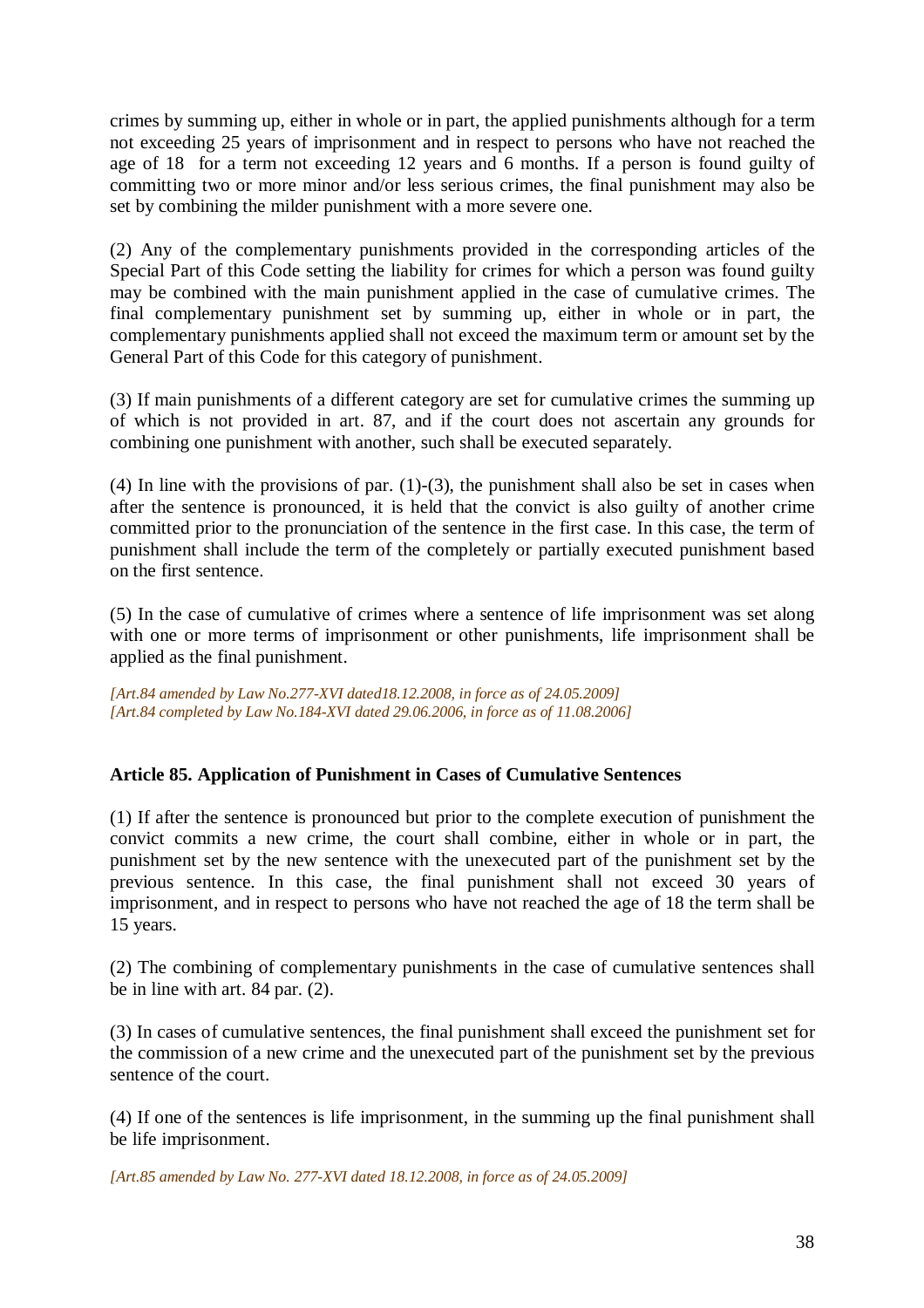crimes by summing up, either in whole or in part, the applied punishments although for a term not exceeding 25 years of imprisonment and in respect to persons who have not reached the age of 18 for a term not exceeding 12 years and 6 months. If a person is found guilty of committing two or more minor and/or less serious crimes, the final punishment may also be set by combining the milder punishment with a more severe one.

(2) Any of the complementary punishments provided in the corresponding articles of the Special Part of this Code setting the liability for crimes for which a person was found guilty may be combined with the main punishment applied in the case of cumulative crimes. The final complementary punishment set by summing up, either in whole or in part, the complementary punishments applied shall not exceed the maximum term or amount set by the General Part of this Code for this category of punishment.

(3) If main punishments of a different category are set for cumulative crimes the summing up of which is not provided in art. 87, and if the court does not ascertain any grounds for combining one punishment with another, such shall be executed separately.

(4) In line with the provisions of par. (1)-(3), the punishment shall also be set in cases when after the sentence is pronounced, it is held that the convict is also guilty of another crime committed prior to the pronunciation of the sentence in the first case. In this case, the term of punishment shall include the term of the completely or partially executed punishment based on the first sentence.

(5) In the case of cumulative of crimes where a sentence of life imprisonment was set along with one or more terms of imprisonment or other punishments, life imprisonment shall be applied as the final punishment.

*[Art.84 amended by Law No.277-XVI dated18.12.2008, in force as of 24.05.2009]*
*[Art.84 completed by Law No.184-XVI dated 29.06.2006, in force as of 11.08.2006]*

**Article 85. Application of Punishment in Cases of Cumulative Sentences**

(1) If after the sentence is pronounced but prior to the complete execution of punishment the convict commits a new crime, the court shall combine, either in whole or in part, the punishment set by the new sentence with the unexecuted part of the punishment set by the previous sentence. In this case, the final punishment shall not exceed 30 years of imprisonment, and in respect to persons who have not reached the age of 18 the term shall be 15 years.

(2) The combining of complementary punishments in the case of cumulative sentences shall be in line with art. 84 par. (2).

(3) In cases of cumulative sentences, the final punishment shall exceed the punishment set for the commission of a new crime and the unexecuted part of the punishment set by the previous sentence of the court.

(4) If one of the sentences is life imprisonment, in the summing up the final punishment shall be life imprisonment.

*[Art.85 amended by Law No. 277-XVI dated 18.12.2008, in force as of 24.05.2009]*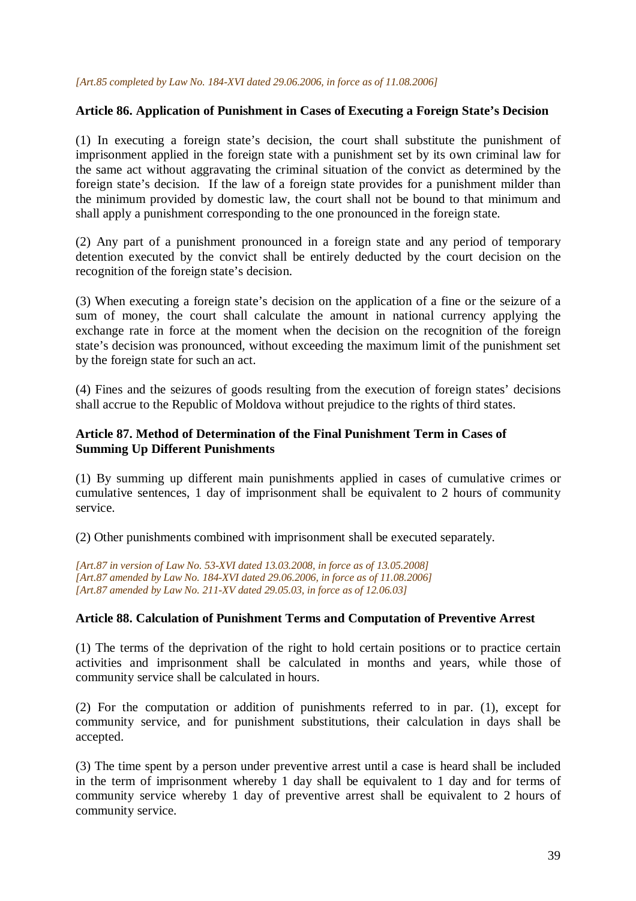*[Art.85 completed by Law No. 184-XVI dated 29.06.2006, in force as of 11.08.2006]*

**Article 86. Application of Punishment in Cases of Executing a Foreign State's Decision**

(1) In executing a foreign state's decision, the court shall substitute the punishment of imprisonment applied in the foreign state with a punishment set by its own criminal law for the same act without aggravating the criminal situation of the convict as determined by the foreign state's decision. If the law of a foreign state provides for a punishment milder than the minimum provided by domestic law, the court shall not be bound to that minimum and shall apply a punishment corresponding to the one pronounced in the foreign state.

(2) Any part of a punishment pronounced in a foreign state and any period of temporary detention executed by the convict shall be entirely deducted by the court decision on the recognition of the foreign state's decision.

(3) When executing a foreign state's decision on the application of a fine or the seizure of a sum of money, the court shall calculate the amount in national currency applying the exchange rate in force at the moment when the decision on the recognition of the foreign state's decision was pronounced, without exceeding the maximum limit of the punishment set by the foreign state for such an act.

(4) Fines and the seizures of goods resulting from the execution of foreign states' decisions shall accrue to the Republic of Moldova without prejudice to the rights of third states.

**Article 87. Method of Determination of the Final Punishment Term in Cases of Summing Up Different Punishments**

(1) By summing up different main punishments applied in cases of cumulative crimes or cumulative sentences, 1 day of imprisonment shall be equivalent to 2 hours of community service.

(2) Other punishments combined with imprisonment shall be executed separately.

*[Art.87 in version of Law No. 53-XVI dated 13.03.2008, in force as of 13.05.2008]*
*[Art.87 amended by Law No. 184-XVI dated 29.06.2006, in force as of 11.08.2006]*
*[Art.87 amended by Law No. 211-XV dated 29.05.03, in force as of 12.06.03]*

**Article 88. Calculation of Punishment Terms and Computation of Preventive Arrest**

(1) The terms of the deprivation of the right to hold certain positions or to practice certain activities and imprisonment shall be calculated in months and years, while those of community service shall be calculated in hours.

(2) For the computation or addition of punishments referred to in par. (1), except for community service, and for punishment substitutions, their calculation in days shall be accepted.

(3) The time spent by a person under preventive arrest until a case is heard shall be included in the term of imprisonment whereby 1 day shall be equivalent to 1 day and for terms of community service whereby 1 day of preventive arrest shall be equivalent to 2 hours of community service.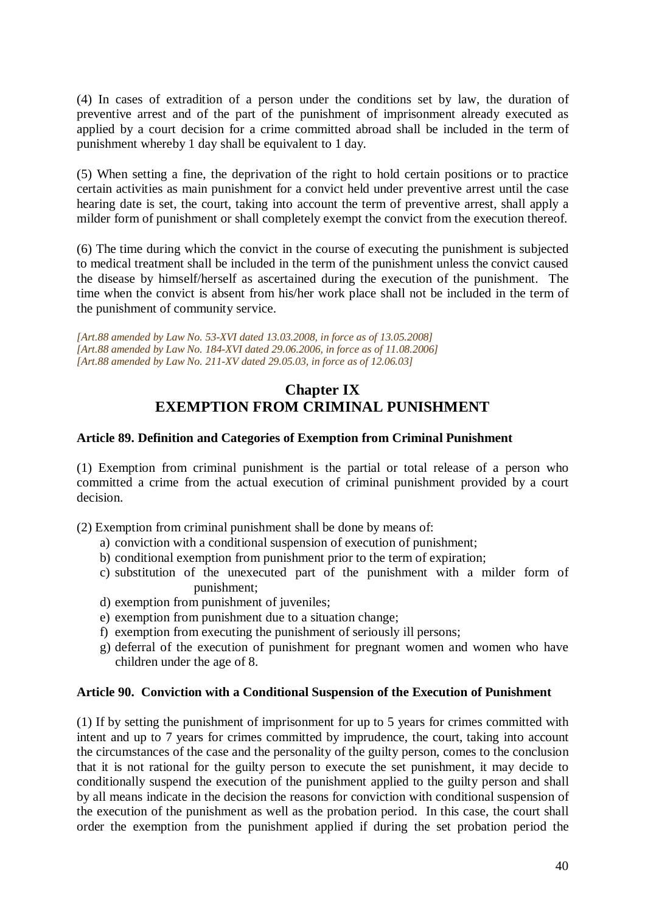(4) In cases of extradition of a person under the conditions set by law, the duration of preventive arrest and of the part of the punishment of imprisonment already executed as applied by a court decision for a crime committed abroad shall be included in the term of punishment whereby 1 day shall be equivalent to 1 day.

(5) When setting a fine, the deprivation of the right to hold certain positions or to practice certain activities as main punishment for a convict held under preventive arrest until the case hearing date is set, the court, taking into account the term of preventive arrest, shall apply a milder form of punishment or shall completely exempt the convict from the execution thereof.

(6) The time during which the convict in the course of executing the punishment is subjected to medical treatment shall be included in the term of the punishment unless the convict caused the disease by himself/herself as ascertained during the execution of the punishment. The time when the convict is absent from his/her work place shall not be included in the term of the punishment of community service.

*[Art.88 amended by Law No. 53-XVI dated 13.03.2008, in force as of 13.05.2008]*
*[Art.88 amended by Law No. 184-XVI dated 29.06.2006, in force as of 11.08.2006]*
*[Art.88 amended by Law No. 211-XV dated 29.05.03, in force as of 12.06.03]*

## Chapter IX
## EXEMPTION FROM CRIMINAL PUNISHMENT

### Article 89. Definition and Categories of Exemption from Criminal Punishment

(1) Exemption from criminal punishment is the partial or total release of a person who committed a crime from the actual execution of criminal punishment provided by a court decision.

(2) Exemption from criminal punishment shall be done by means of:

a) conviction with a conditional suspension of execution of punishment;
b) conditional exemption from punishment prior to the term of expiration;
c) substitution of the unexecuted part of the punishment with a milder form of punishment;
d) exemption from punishment of juveniles;
e) exemption from punishment due to a situation change;
f) exemption from executing the punishment of seriously ill persons;
g) deferral of the execution of punishment for pregnant women and women who have children under the age of 8.

### Article 90. Conviction with a Conditional Suspension of the Execution of Punishment

(1) If by setting the punishment of imprisonment for up to 5 years for crimes committed with intent and up to 7 years for crimes committed by imprudence, the court, taking into account the circumstances of the case and the personality of the guilty person, comes to the conclusion that it is not rational for the guilty person to execute the set punishment, it may decide to conditionally suspend the execution of the punishment applied to the guilty person and shall by all means indicate in the decision the reasons for conviction with conditional suspension of the execution of the punishment as well as the probation period. In this case, the court shall order the exemption from the punishment applied if during the set probation period the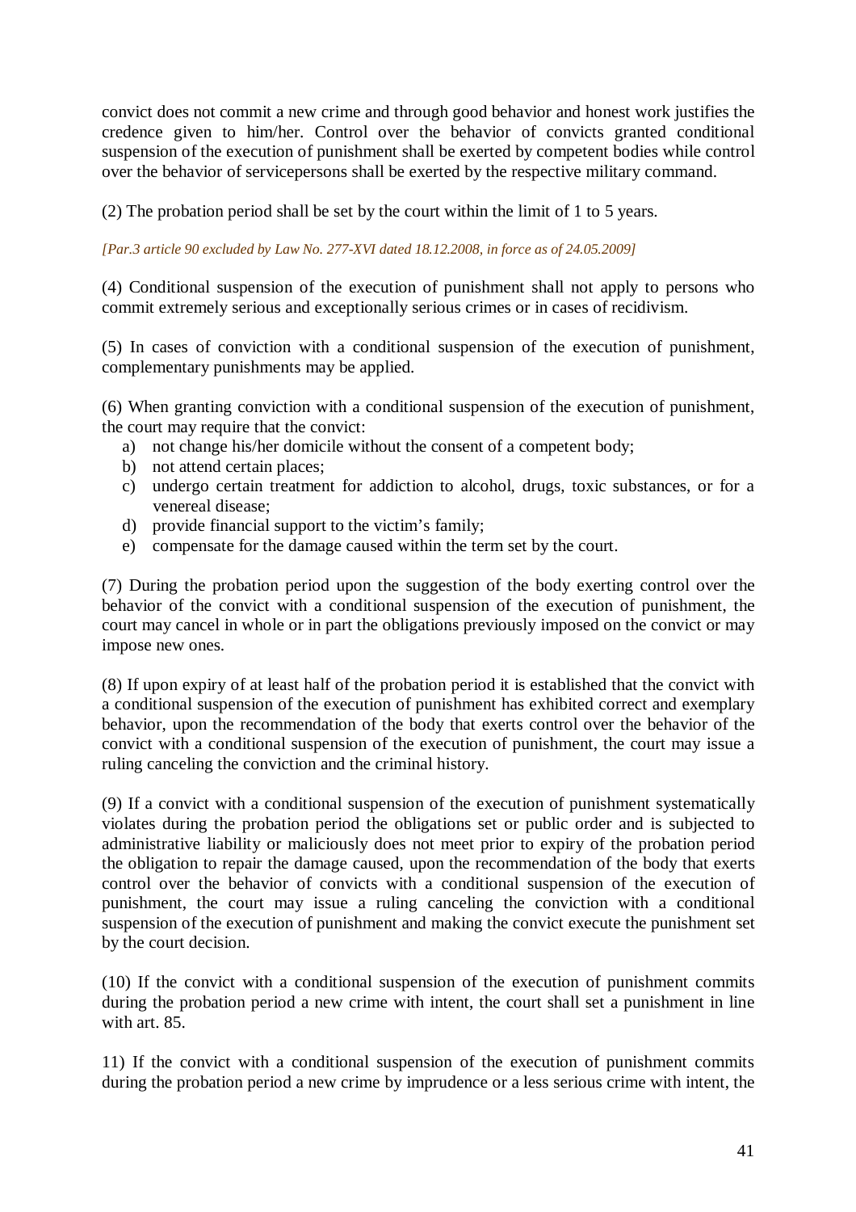convict does not commit a new crime and through good behavior and honest work justifies the credence given to him/her. Control over the behavior of convicts granted conditional suspension of the execution of punishment shall be exerted by competent bodies while control over the behavior of servicepersons shall be exerted by the respective military command.

(2) The probation period shall be set by the court within the limit of 1 to 5 years.

*[Par.3 article 90 excluded by Law No. 277-XVI dated 18.12.2008, in force as of 24.05.2009]*

(4) Conditional suspension of the execution of punishment shall not apply to persons who commit extremely serious and exceptionally serious crimes or in cases of recidivism.

(5) In cases of conviction with a conditional suspension of the execution of punishment, complementary punishments may be applied.

(6) When granting conviction with a conditional suspension of the execution of punishment, the court may require that the convict:

a) not change his/her domicile without the consent of a competent body;
b) not attend certain places;
c) undergo certain treatment for addiction to alcohol, drugs, toxic substances, or for a venereal disease;
d) provide financial support to the victim's family;
e) compensate for the damage caused within the term set by the court.

(7) During the probation period upon the suggestion of the body exerting control over the behavior of the convict with a conditional suspension of the execution of punishment, the court may cancel in whole or in part the obligations previously imposed on the convict or may impose new ones.

(8) If upon expiry of at least half of the probation period it is established that the convict with a conditional suspension of the execution of punishment has exhibited correct and exemplary behavior, upon the recommendation of the body that exerts control over the behavior of the convict with a conditional suspension of the execution of punishment, the court may issue a ruling canceling the conviction and the criminal history.

(9) If a convict with a conditional suspension of the execution of punishment systematically violates during the probation period the obligations set or public order and is subjected to administrative liability or maliciously does not meet prior to expiry of the probation period the obligation to repair the damage caused, upon the recommendation of the body that exerts control over the behavior of convicts with a conditional suspension of the execution of punishment, the court may issue a ruling canceling the conviction with a conditional suspension of the execution of punishment and making the convict execute the punishment set by the court decision.

(10) If the convict with a conditional suspension of the execution of punishment commits during the probation period a new crime with intent, the court shall set a punishment in line with art. 85.

11) If the convict with a conditional suspension of the execution of punishment commits during the probation period a new crime by imprudence or a less serious crime with intent, the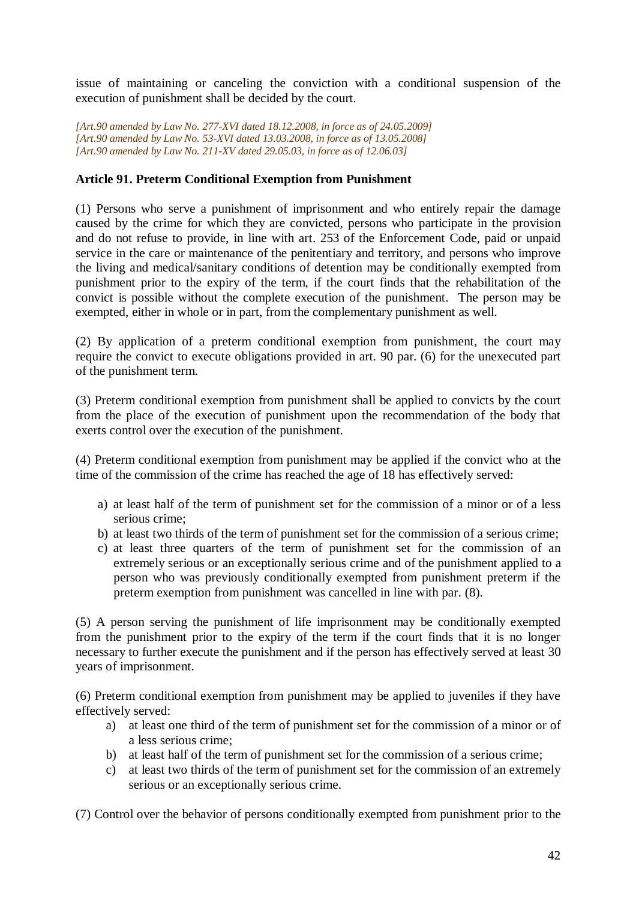issue of maintaining or canceling the conviction with a conditional suspension of the execution of punishment shall be decided by the court.

*[Art.90 amended by Law No. 277-XVI dated 18.12.2008, in force as of 24.05.2009]*
*[Art.90 amended by Law No. 53-XVI dated 13.03.2008, in force as of 13.05.2008]*
*[Art.90 amended by Law No. 211-XV dated 29.05.03, in force as of 12.06.03]*

**Article 91. Preterm Conditional Exemption from Punishment**

(1) Persons who serve a punishment of imprisonment and who entirely repair the damage caused by the crime for which they are convicted, persons who participate in the provision and do not refuse to provide, in line with art. 253 of the Enforcement Code, paid or unpaid service in the care or maintenance of the penitentiary and territory, and persons who improve the living and medical/sanitary conditions of detention may be conditionally exempted from punishment prior to the expiry of the term, if the court finds that the rehabilitation of the convict is possible without the complete execution of the punishment. The person may be exempted, either in whole or in part, from the complementary punishment as well.

(2) By application of a preterm conditional exemption from punishment, the court may require the convict to execute obligations provided in art. 90 par. (6) for the unexecuted part of the punishment term.

(3) Preterm conditional exemption from punishment shall be applied to convicts by the court from the place of the execution of punishment upon the recommendation of the body that exerts control over the execution of the punishment.

(4) Preterm conditional exemption from punishment may be applied if the convict who at the time of the commission of the crime has reached the age of 18 has effectively served:

a) at least half of the term of punishment set for the commission of a minor or of a less serious crime;
b) at least two thirds of the term of punishment set for the commission of a serious crime;
c) at least three quarters of the term of punishment set for the commission of an extremely serious or an exceptionally serious crime and of the punishment applied to a person who was previously conditionally exempted from punishment preterm if the preterm exemption from punishment was cancelled in line with par. (8).

(5) A person serving the punishment of life imprisonment may be conditionally exempted from the punishment prior to the expiry of the term if the court finds that it is no longer necessary to further execute the punishment and if the person has effectively served at least 30 years of imprisonment.

(6) Preterm conditional exemption from punishment may be applied to juveniles if they have effectively served:

a) at least one third of the term of punishment set for the commission of a minor or of a less serious crime;
b) at least half of the term of punishment set for the commission of a serious crime;
c) at least two thirds of the term of punishment set for the commission of an extremely serious or an exceptionally serious crime.

(7) Control over the behavior of persons conditionally exempted from punishment prior to the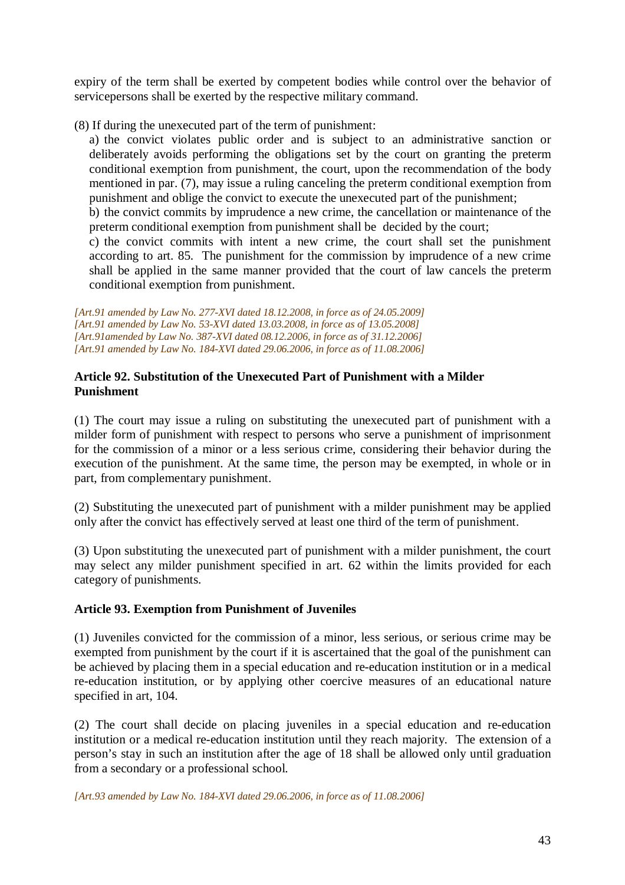expiry of the term shall be exerted by competent bodies while control over the behavior of servicepersons shall be exerted by the respective military command.

(8) If during the unexecuted part of the term of punishment:

a) the convict violates public order and is subject to an administrative sanction or deliberately avoids performing the obligations set by the court on granting the preterm conditional exemption from punishment, the court, upon the recommendation of the body mentioned in par. (7), may issue a ruling canceling the preterm conditional exemption from punishment and oblige the convict to execute the unexecuted part of the punishment;

b) the convict commits by imprudence a new crime, the cancellation or maintenance of the preterm conditional exemption from punishment shall be decided by the court;

c) the convict commits with intent a new crime, the court shall set the punishment according to art. 85. The punishment for the commission by imprudence of a new crime shall be applied in the same manner provided that the court of law cancels the preterm conditional exemption from punishment.

*[Art.91 amended by Law No. 277-XVI dated 18.12.2008, in force as of 24.05.2009]*
*[Art.91 amended by Law No. 53-XVI dated 13.03.2008, in force as of 13.05.2008]*
*[Art.91amended by Law No. 387-XVI dated 08.12.2006, in force as of 31.12.2006]*
*[Art.91 amended by Law No. 184-XVI dated 29.06.2006, in force as of 11.08.2006]*

**Article 92. Substitution of the Unexecuted Part of Punishment with a Milder Punishment**

(1) The court may issue a ruling on substituting the unexecuted part of punishment with a milder form of punishment with respect to persons who serve a punishment of imprisonment for the commission of a minor or a less serious crime, considering their behavior during the execution of the punishment. At the same time, the person may be exempted, in whole or in part, from complementary punishment.

(2) Substituting the unexecuted part of punishment with a milder punishment may be applied only after the convict has effectively served at least one third of the term of punishment.

(3) Upon substituting the unexecuted part of punishment with a milder punishment, the court may select any milder punishment specified in art. 62 within the limits provided for each category of punishments.

**Article 93. Exemption from Punishment of Juveniles**

(1) Juveniles convicted for the commission of a minor, less serious, or serious crime may be exempted from punishment by the court if it is ascertained that the goal of the punishment can be achieved by placing them in a special education and re-education institution or in a medical re-education institution, or by applying other coercive measures of an educational nature specified in art, 104.

(2) The court shall decide on placing juveniles in a special education and re-education institution or a medical re-education institution until they reach majority. The extension of a person's stay in such an institution after the age of 18 shall be allowed only until graduation from a secondary or a professional school.

*[Art.93 amended by Law No. 184-XVI dated 29.06.2006, in force as of 11.08.2006]*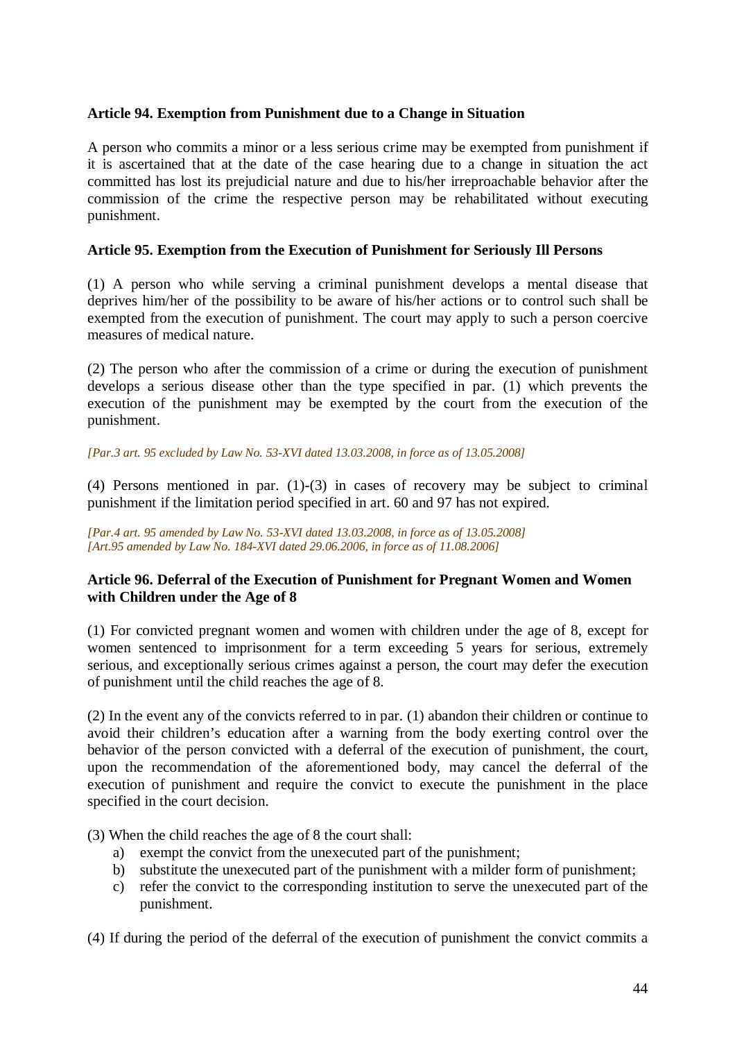### Article 94. Exemption from Punishment due to a Change in Situation

A person who commits a minor or a less serious crime may be exempted from punishment if it is ascertained that at the date of the case hearing due to a change in situation the act committed has lost its prejudicial nature and due to his/her irreproachable behavior after the commission of the crime the respective person may be rehabilitated without executing punishment.

### Article 95. Exemption from the Execution of Punishment for Seriously Ill Persons

(1) A person who while serving a criminal punishment develops a mental disease that deprives him/her of the possibility to be aware of his/her actions or to control such shall be exempted from the execution of punishment. The court may apply to such a person coercive measures of medical nature.

(2) The person who after the commission of a crime or during the execution of punishment develops a serious disease other than the type specified in par. (1) which prevents the execution of the punishment may be exempted by the court from the execution of the punishment.

*[Par.3 art. 95 excluded by Law No. 53-XVI dated 13.03.2008, in force as of 13.05.2008]*

(4) Persons mentioned in par. (1)-(3) in cases of recovery may be subject to criminal punishment if the limitation period specified in art. 60 and 97 has not expired.

*[Par.4 art. 95 amended by Law No. 53-XVI dated 13.03.2008, in force as of 13.05.2008]*
*[Art.95 amended by Law No. 184-XVI dated 29.06.2006, in force as of 11.08.2006]*

### Article 96. Deferral of the Execution of Punishment for Pregnant Women and Women with Children under the Age of 8

(1) For convicted pregnant women and women with children under the age of 8, except for women sentenced to imprisonment for a term exceeding 5 years for serious, extremely serious, and exceptionally serious crimes against a person, the court may defer the execution of punishment until the child reaches the age of 8.

(2) In the event any of the convicts referred to in par. (1) abandon their children or continue to avoid their children's education after a warning from the body exerting control over the behavior of the person convicted with a deferral of the execution of punishment, the court, upon the recommendation of the aforementioned body, may cancel the deferral of the execution of punishment and require the convict to execute the punishment in the place specified in the court decision.

(3) When the child reaches the age of 8 the court shall:

a) exempt the convict from the unexecuted part of the punishment;
b) substitute the unexecuted part of the punishment with a milder form of punishment;
c) refer the convict to the corresponding institution to serve the unexecuted part of the punishment.

(4) If during the period of the deferral of the execution of punishment the convict commits a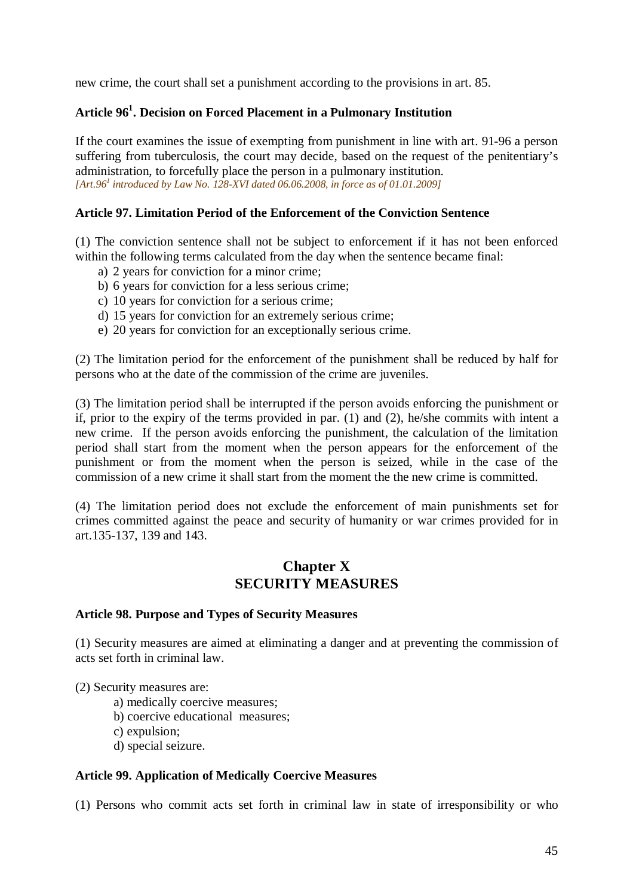new crime, the court shall set a punishment according to the provisions in art. 85.

### Article 96[1]. Decision on Forced Placement in a Pulmonary Institution

If the court examines the issue of exempting from punishment in line with art. 91-96 a person suffering from tuberculosis, the court may decide, based on the request of the penitentiary's administration, to forcefully place the person in a pulmonary institution.
*[Art.96[1] introduced by Law No. 128-XVI dated 06.06.2008, in force as of 01.01.2009]*

### Article 97. Limitation Period of the Enforcement of the Conviction Sentence

(1) The conviction sentence shall not be subject to enforcement if it has not been enforced within the following terms calculated from the day when the sentence became final:

a) 2 years for conviction for a minor crime;
b) 6 years for conviction for a less serious crime;
c) 10 years for conviction for a serious crime;
d) 15 years for conviction for an extremely serious crime;
e) 20 years for conviction for an exceptionally serious crime.

(2) The limitation period for the enforcement of the punishment shall be reduced by half for persons who at the date of the commission of the crime are juveniles.

(3) The limitation period shall be interrupted if the person avoids enforcing the punishment or if, prior to the expiry of the terms provided in par. (1) and (2), he/she commits with intent a new crime. If the person avoids enforcing the punishment, the calculation of the limitation period shall start from the moment when the person appears for the enforcement of the punishment or from the moment when the person is seized, while in the case of the commission of a new crime it shall start from the moment the the new crime is committed.

(4) The limitation period does not exclude the enforcement of main punishments set for crimes committed against the peace and security of humanity or war crimes provided for in art.135-137, 139 and 143.

## Chapter X
## SECURITY MEASURES

### Article 98. Purpose and Types of Security Measures

(1) Security measures are aimed at eliminating a danger and at preventing the commission of acts set forth in criminal law.

(2) Security measures are:

a) medically coercive measures;
b) coercive educational measures;
c) expulsion;
d) special seizure.

### Article 99. Application of Medically Coercive Measures

(1) Persons who commit acts set forth in criminal law in state of irresponsibility or who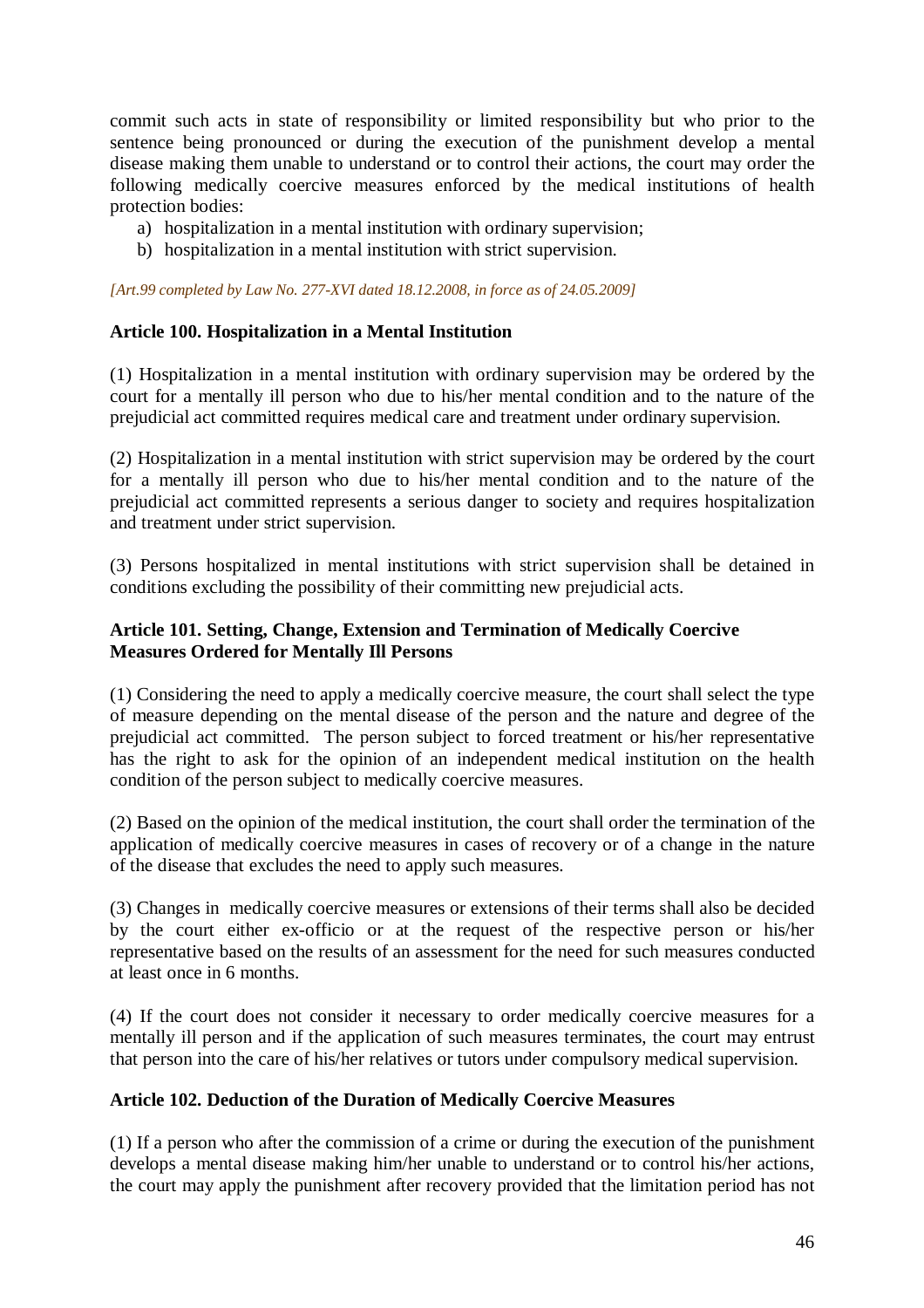commit such acts in state of responsibility or limited responsibility but who prior to the sentence being pronounced or during the execution of the punishment develop a mental disease making them unable to understand or to control their actions, the court may order the following medically coercive measures enforced by the medical institutions of health protection bodies:

a) hospitalization in a mental institution with ordinary supervision;
b) hospitalization in a mental institution with strict supervision.

*[Art.99 completed by Law No. 277-XVI dated 18.12.2008, in force as of 24.05.2009]*

**Article 100. Hospitalization in a Mental Institution**

(1) Hospitalization in a mental institution with ordinary supervision may be ordered by the court for a mentally ill person who due to his/her mental condition and to the nature of the prejudicial act committed requires medical care and treatment under ordinary supervision.

(2) Hospitalization in a mental institution with strict supervision may be ordered by the court for a mentally ill person who due to his/her mental condition and to the nature of the prejudicial act committed represents a serious danger to society and requires hospitalization and treatment under strict supervision.

(3) Persons hospitalized in mental institutions with strict supervision shall be detained in conditions excluding the possibility of their committing new prejudicial acts.

**Article 101. Setting, Change, Extension and Termination of Medically Coercive Measures Ordered for Mentally Ill Persons**

(1) Considering the need to apply a medically coercive measure, the court shall select the type of measure depending on the mental disease of the person and the nature and degree of the prejudicial act committed. The person subject to forced treatment or his/her representative has the right to ask for the opinion of an independent medical institution on the health condition of the person subject to medically coercive measures.

(2) Based on the opinion of the medical institution, the court shall order the termination of the application of medically coercive measures in cases of recovery or of a change in the nature of the disease that excludes the need to apply such measures.

(3) Changes in medically coercive measures or extensions of their terms shall also be decided by the court either ex-officio or at the request of the respective person or his/her representative based on the results of an assessment for the need for such measures conducted at least once in 6 months.

(4) If the court does not consider it necessary to order medically coercive measures for a mentally ill person and if the application of such measures terminates, the court may entrust that person into the care of his/her relatives or tutors under compulsory medical supervision.

**Article 102. Deduction of the Duration of Medically Coercive Measures**

(1) If a person who after the commission of a crime or during the execution of the punishment develops a mental disease making him/her unable to understand or to control his/her actions, the court may apply the punishment after recovery provided that the limitation period has not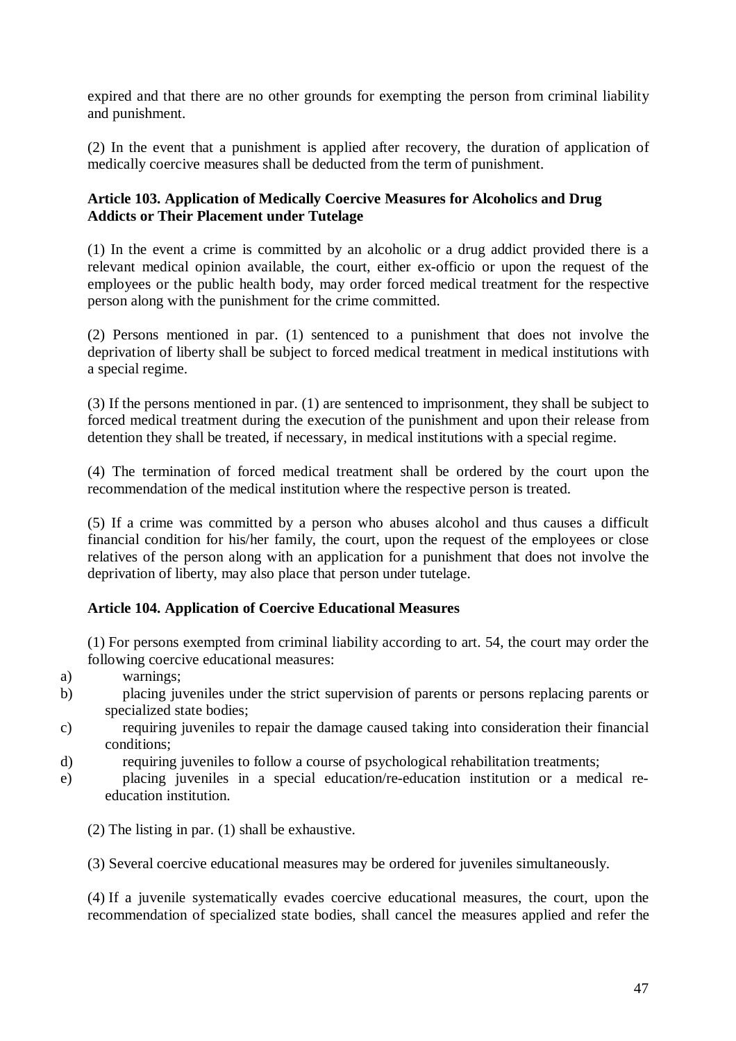expired and that there are no other grounds for exempting the person from criminal liability and punishment.

(2) In the event that a punishment is applied after recovery, the duration of application of medically coercive measures shall be deducted from the term of punishment.

**Article 103. Application of Medically Coercive Measures for Alcoholics and Drug Addicts or Their Placement under Tutelage**

(1) In the event a crime is committed by an alcoholic or a drug addict provided there is a relevant medical opinion available, the court, either ex-officio or upon the request of the employees or the public health body, may order forced medical treatment for the respective person along with the punishment for the crime committed.

(2) Persons mentioned in par. (1) sentenced to a punishment that does not involve the deprivation of liberty shall be subject to forced medical treatment in medical institutions with a special regime.

(3) If the persons mentioned in par. (1) are sentenced to imprisonment, they shall be subject to forced medical treatment during the execution of the punishment and upon their release from detention they shall be treated, if necessary, in medical institutions with a special regime.

(4) The termination of forced medical treatment shall be ordered by the court upon the recommendation of the medical institution where the respective person is treated.

(5) If a crime was committed by a person who abuses alcohol and thus causes a difficult financial condition for his/her family, the court, upon the request of the employees or close relatives of the person along with an application for a punishment that does not involve the deprivation of liberty, may also place that person under tutelage.

**Article 104. Application of Coercive Educational Measures**

(1) For persons exempted from criminal liability according to art. 54, the court may order the following coercive educational measures:

a) warnings;
b) placing juveniles under the strict supervision of parents or persons replacing parents or specialized state bodies;
c) requiring juveniles to repair the damage caused taking into consideration their financial conditions;
d) requiring juveniles to follow a course of psychological rehabilitation treatments;
e) placing juveniles in a special education/re-education institution or a medical re-education institution.

(2) The listing in par. (1) shall be exhaustive.

(3) Several coercive educational measures may be ordered for juveniles simultaneously.

(4) If a juvenile systematically evades coercive educational measures, the court, upon the recommendation of specialized state bodies, shall cancel the measures applied and refer the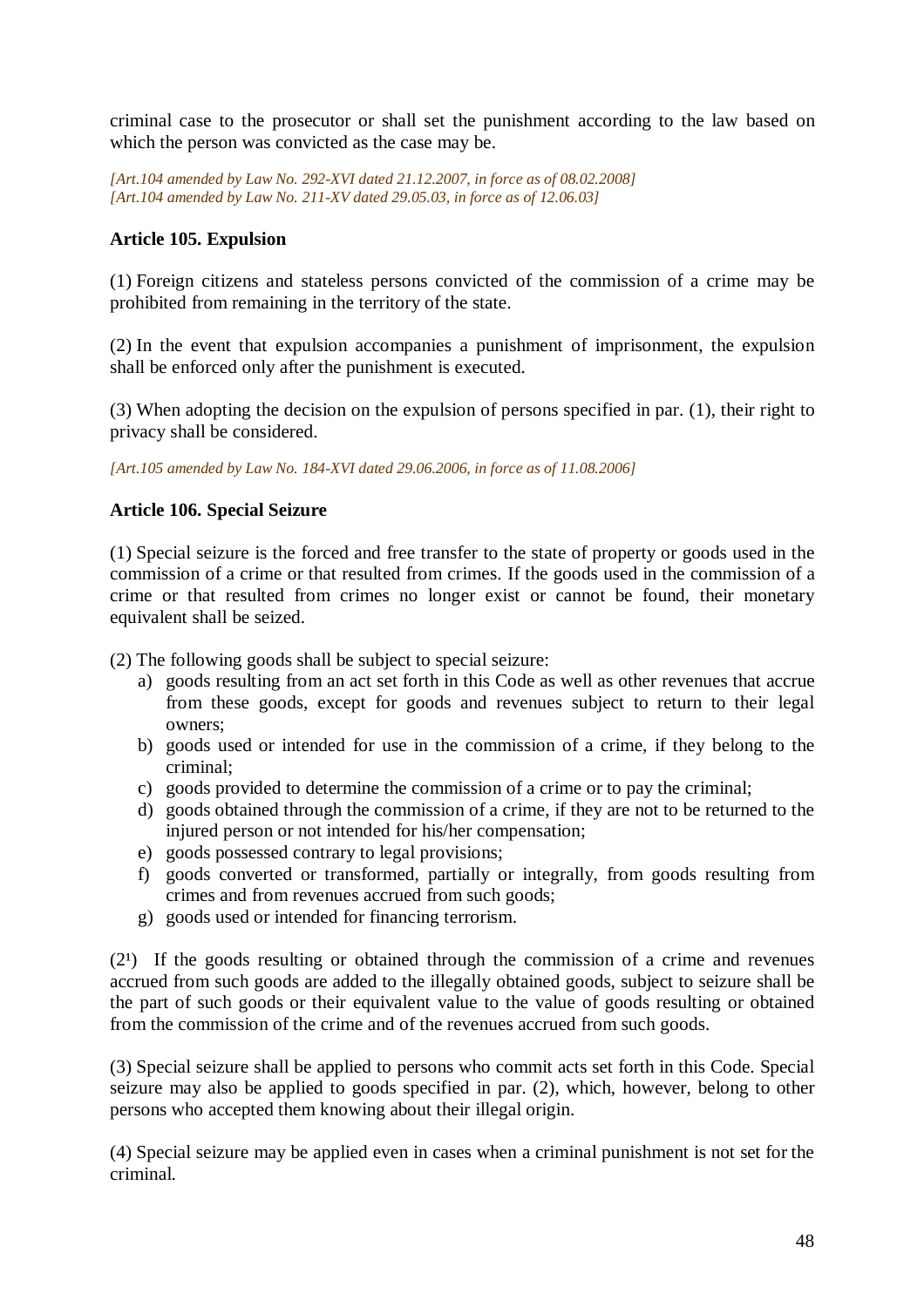criminal case to the prosecutor or shall set the punishment according to the law based on which the person was convicted as the case may be.

*[Art.104 amended by Law No. 292-XVI dated 21.12.2007, in force as of 08.02.2008]*
*[Art.104 amended by Law No. 211-XV dated 29.05.03, in force as of 12.06.03]*

**Article 105. Expulsion**

(1) Foreign citizens and stateless persons convicted of the commission of a crime may be prohibited from remaining in the territory of the state.

(2) In the event that expulsion accompanies a punishment of imprisonment, the expulsion shall be enforced only after the punishment is executed.

(3) When adopting the decision on the expulsion of persons specified in par. (1), their right to privacy shall be considered.

*[Art.105 amended by Law No. 184-XVI dated 29.06.2006, in force as of 11.08.2006]*

**Article 106. Special Seizure**

(1) Special seizure is the forced and free transfer to the state of property or goods used in the commission of a crime or that resulted from crimes. If the goods used in the commission of a crime or that resulted from crimes no longer exist or cannot be found, their monetary equivalent shall be seized.

(2) The following goods shall be subject to special seizure:

a) goods resulting from an act set forth in this Code as well as other revenues that accrue from these goods, except for goods and revenues subject to return to their legal owners;
b) goods used or intended for use in the commission of a crime, if they belong to the criminal;
c) goods provided to determine the commission of a crime or to pay the criminal;
d) goods obtained through the commission of a crime, if they are not to be returned to the injured person or not intended for his/her compensation;
e) goods possessed contrary to legal provisions;
f) goods converted or transformed, partially or integrally, from goods resulting from crimes and from revenues accrued from such goods;
g) goods used or intended for financing terrorism.

($2^1$) If the goods resulting or obtained through the commission of a crime and revenues accrued from such goods are added to the illegally obtained goods, subject to seizure shall be the part of such goods or their equivalent value to the value of goods resulting or obtained from the commission of the crime and of the revenues accrued from such goods.

(3) Special seizure shall be applied to persons who commit acts set forth in this Code. Special seizure may also be applied to goods specified in par. (2), which, however, belong to other persons who accepted them knowing about their illegal origin.

(4) Special seizure may be applied even in cases when a criminal punishment is not set for the criminal.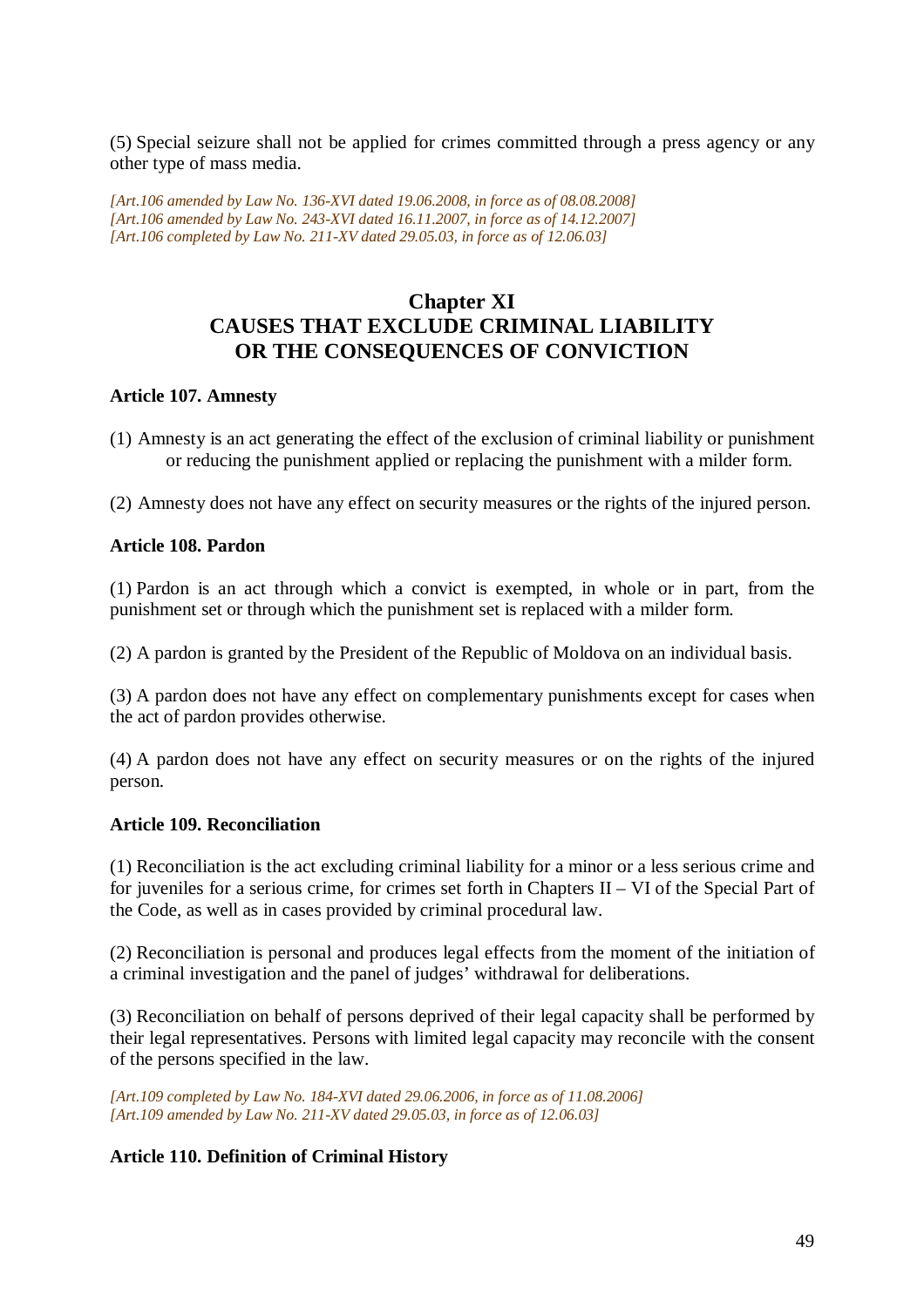(5) Special seizure shall not be applied for crimes committed through a press agency or any other type of mass media.

*[Art.106 amended by Law No. 136-XVI dated 19.06.2008, in force as of 08.08.2008]*
*[Art.106 amended by Law No. 243-XVI dated 16.11.2007, in force as of 14.12.2007]*
*[Art.106 completed by Law No. 211-XV dated 29.05.03, in force as of 12.06.03]*

## Chapter XI
## CAUSES THAT EXCLUDE CRIMINAL LIABILITY OR THE CONSEQUENCES OF CONVICTION

**Article 107. Amnesty**

(1) Amnesty is an act generating the effect of the exclusion of criminal liability or punishment or reducing the punishment applied or replacing the punishment with a milder form.

(2) Amnesty does not have any effect on security measures or the rights of the injured person.

**Article 108. Pardon**

(1) Pardon is an act through which a convict is exempted, in whole or in part, from the punishment set or through which the punishment set is replaced with a milder form.

(2) A pardon is granted by the President of the Republic of Moldova on an individual basis.

(3) A pardon does not have any effect on complementary punishments except for cases when the act of pardon provides otherwise.

(4) A pardon does not have any effect on security measures or on the rights of the injured person.

**Article 109. Reconciliation**

(1) Reconciliation is the act excluding criminal liability for a minor or a less serious crime and for juveniles for a serious crime, for crimes set forth in Chapters II – VI of the Special Part of the Code, as well as in cases provided by criminal procedural law.

(2) Reconciliation is personal and produces legal effects from the moment of the initiation of a criminal investigation and the panel of judges' withdrawal for deliberations.

(3) Reconciliation on behalf of persons deprived of their legal capacity shall be performed by their legal representatives. Persons with limited legal capacity may reconcile with the consent of the persons specified in the law.

*[Art.109 completed by Law No. 184-XVI dated 29.06.2006, in force as of 11.08.2006]*
*[Art.109 amended by Law No. 211-XV dated 29.05.03, in force as of 12.06.03]*

**Article 110. Definition of Criminal History**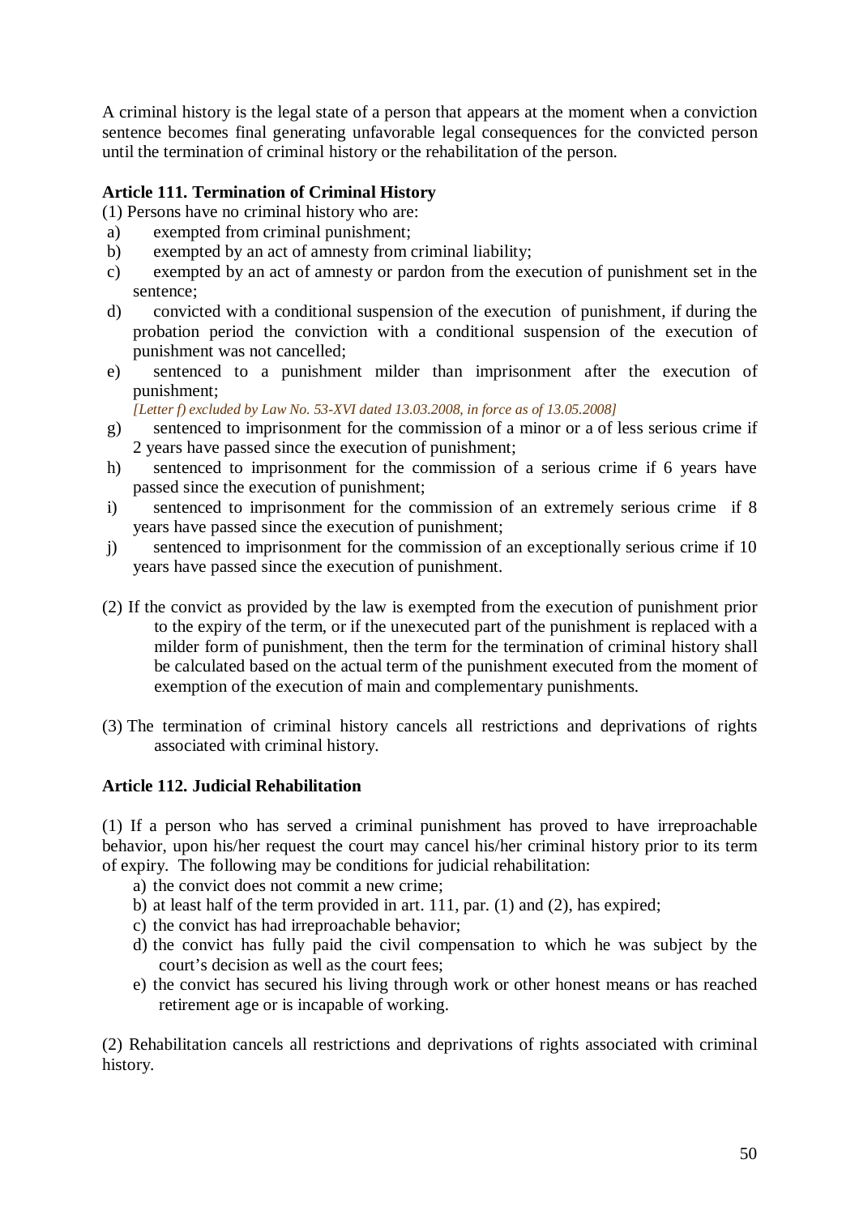A criminal history is the legal state of a person that appears at the moment when a conviction sentence becomes final generating unfavorable legal consequences for the convicted person until the termination of criminal history or the rehabilitation of the person.

**Article 111. Termination of Criminal History**

(1) Persons have no criminal history who are:

a) exempted from criminal punishment;
b) exempted by an act of amnesty from criminal liability;
c) exempted by an act of amnesty or pardon from the execution of punishment set in the sentence;
d) convicted with a conditional suspension of the execution of punishment, if during the probation period the conviction with a conditional suspension of the execution of punishment was not cancelled;
e) sentenced to a punishment milder than imprisonment after the execution of punishment;

*[Letter f) excluded by Law No. 53-XVI dated 13.03.2008, in force as of 13.05.2008]*

g) sentenced to imprisonment for the commission of a minor or a of less serious crime if 2 years have passed since the execution of punishment;
h) sentenced to imprisonment for the commission of a serious crime if 6 years have passed since the execution of punishment;
i) sentenced to imprisonment for the commission of an extremely serious crime if 8 years have passed since the execution of punishment;
j) sentenced to imprisonment for the commission of an exceptionally serious crime if 10 years have passed since the execution of punishment.

(2) If the convict as provided by the law is exempted from the execution of punishment prior to the expiry of the term, or if the unexecuted part of the punishment is replaced with a milder form of punishment, then the term for the termination of criminal history shall be calculated based on the actual term of the punishment executed from the moment of exemption of the execution of main and complementary punishments.

(3) The termination of criminal history cancels all restrictions and deprivations of rights associated with criminal history.

**Article 112. Judicial Rehabilitation**

(1) If a person who has served a criminal punishment has proved to have irreproachable behavior, upon his/her request the court may cancel his/her criminal history prior to its term of expiry. The following may be conditions for judicial rehabilitation:

a) the convict does not commit a new crime;
b) at least half of the term provided in art. 111, par. (1) and (2), has expired;
c) the convict has had irreproachable behavior;
d) the convict has fully paid the civil compensation to which he was subject by the court's decision as well as the court fees;
e) the convict has secured his living through work or other honest means or has reached retirement age or is incapable of working.

(2) Rehabilitation cancels all restrictions and deprivations of rights associated with criminal history.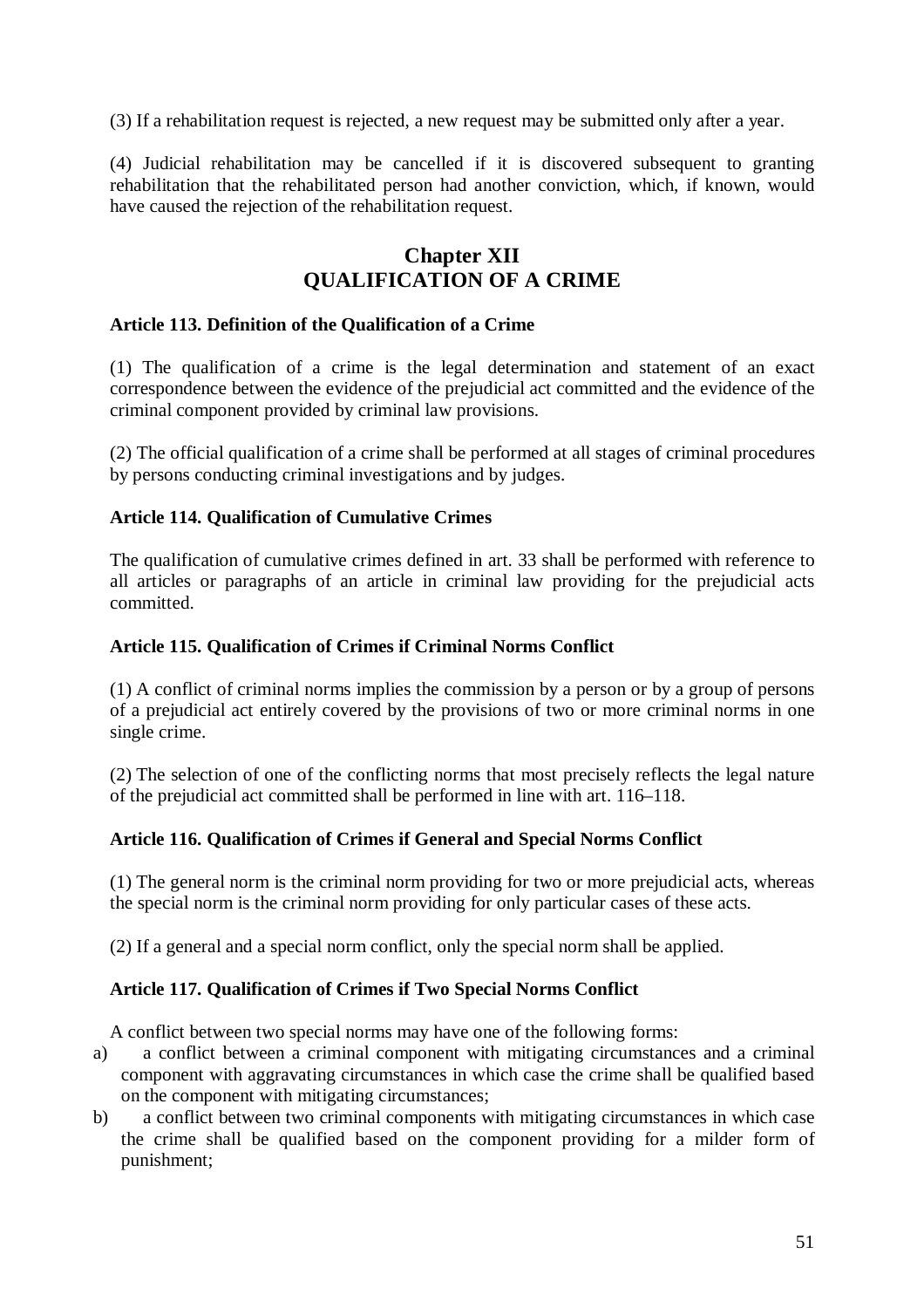(3) If a rehabilitation request is rejected, a new request may be submitted only after a year.

(4) Judicial rehabilitation may be cancelled if it is discovered subsequent to granting rehabilitation that the rehabilitated person had another conviction, which, if known, would have caused the rejection of the rehabilitation request.

## Chapter XII
## QUALIFICATION OF A CRIME

**Article 113. Definition of the Qualification of a Crime**

(1) The qualification of a crime is the legal determination and statement of an exact correspondence between the evidence of the prejudicial act committed and the evidence of the criminal component provided by criminal law provisions.

(2) The official qualification of a crime shall be performed at all stages of criminal procedures by persons conducting criminal investigations and by judges.

**Article 114. Qualification of Cumulative Crimes**

The qualification of cumulative crimes defined in art. 33 shall be performed with reference to all articles or paragraphs of an article in criminal law providing for the prejudicial acts committed.

**Article 115. Qualification of Crimes if Criminal Norms Conflict**

(1) A conflict of criminal norms implies the commission by a person or by a group of persons of a prejudicial act entirely covered by the provisions of two or more criminal norms in one single crime.

(2) The selection of one of the conflicting norms that most precisely reflects the legal nature of the prejudicial act committed shall be performed in line with art. 116–118.

**Article 116. Qualification of Crimes if General and Special Norms Conflict**

(1) The general norm is the criminal norm providing for two or more prejudicial acts, whereas the special norm is the criminal norm providing for only particular cases of these acts.

(2) If a general and a special norm conflict, only the special norm shall be applied.

**Article 117. Qualification of Crimes if Two Special Norms Conflict**

A conflict between two special norms may have one of the following forms:

a) a conflict between a criminal component with mitigating circumstances and a criminal component with aggravating circumstances in which case the crime shall be qualified based on the component with mitigating circumstances;

b) a conflict between two criminal components with mitigating circumstances in which case the crime shall be qualified based on the component providing for a milder form of punishment;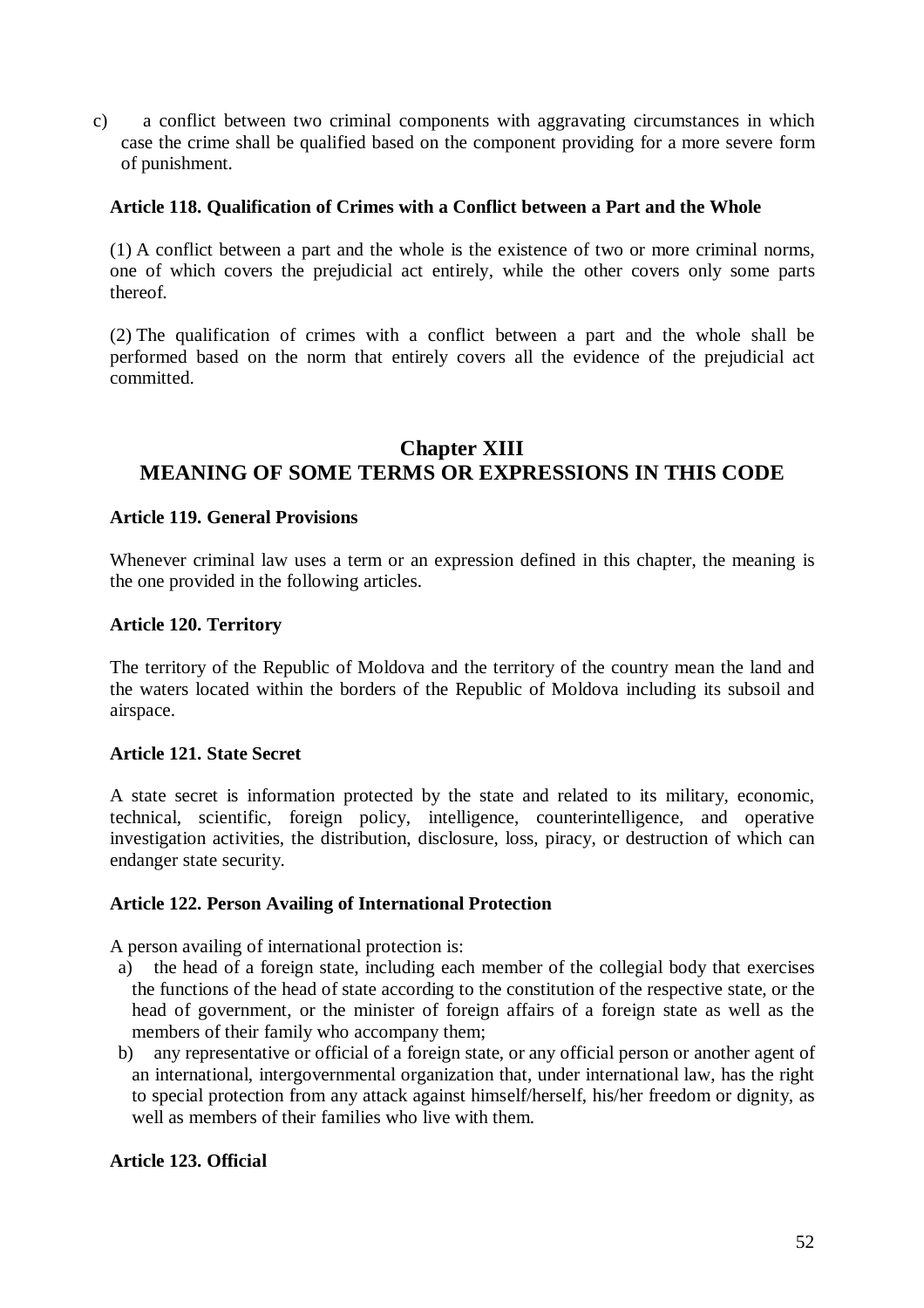c) a conflict between two criminal components with aggravating circumstances in which case the crime shall be qualified based on the component providing for a more severe form of punishment.

**Article 118. Qualification of Crimes with a Conflict between a Part and the Whole**

(1) A conflict between a part and the whole is the existence of two or more criminal norms, one of which covers the prejudicial act entirely, while the other covers only some parts thereof.

(2) The qualification of crimes with a conflict between a part and the whole shall be performed based on the norm that entirely covers all the evidence of the prejudicial act committed.

## Chapter XIII
## MEANING OF SOME TERMS OR EXPRESSIONS IN THIS CODE

**Article 119. General Provisions**

Whenever criminal law uses a term or an expression defined in this chapter, the meaning is the one provided in the following articles.

**Article 120. Territory**

The territory of the Republic of Moldova and the territory of the country mean the land and the waters located within the borders of the Republic of Moldova including its subsoil and airspace.

**Article 121. State Secret**

A state secret is information protected by the state and related to its military, economic, technical, scientific, foreign policy, intelligence, counterintelligence, and operative investigation activities, the distribution, disclosure, loss, piracy, or destruction of which can endanger state security.

**Article 122. Person Availing of International Protection**

A person availing of international protection is:

a) the head of a foreign state, including each member of the collegial body that exercises the functions of the head of state according to the constitution of the respective state, or the head of government, or the minister of foreign affairs of a foreign state as well as the members of their family who accompany them;

b) any representative or official of a foreign state, or any official person or another agent of an international, intergovernmental organization that, under international law, has the right to special protection from any attack against himself/herself, his/her freedom or dignity, as well as members of their families who live with them.

**Article 123. Official**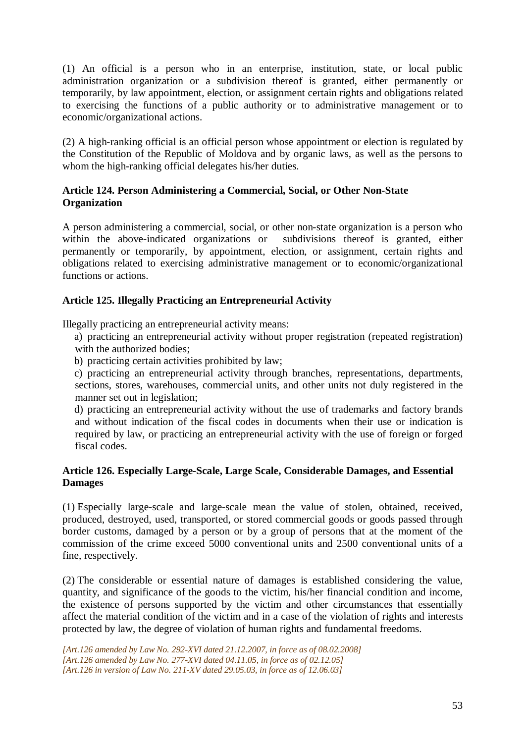(1) An official is a person who in an enterprise, institution, state, or local public administration organization or a subdivision thereof is granted, either permanently or temporarily, by law appointment, election, or assignment certain rights and obligations related to exercising the functions of a public authority or to administrative management or to economic/organizational actions.

(2) A high-ranking official is an official person whose appointment or election is regulated by the Constitution of the Republic of Moldova and by organic laws, as well as the persons to whom the high-ranking official delegates his/her duties.

**Article 124. Person Administering a Commercial, Social, or Other Non-State Organization**

A person administering a commercial, social, or other non-state organization is a person who within the above-indicated organizations or subdivisions thereof is granted, either permanently or temporarily, by appointment, election, or assignment, certain rights and obligations related to exercising administrative management or to economic/organizational functions or actions.

**Article 125. Illegally Practicing an Entrepreneurial Activity**

Illegally practicing an entrepreneurial activity means:

a) practicing an entrepreneurial activity without proper registration (repeated registration) with the authorized bodies;

b) practicing certain activities prohibited by law;

c) practicing an entrepreneurial activity through branches, representations, departments, sections, stores, warehouses, commercial units, and other units not duly registered in the manner set out in legislation;

d) practicing an entrepreneurial activity without the use of trademarks and factory brands and without indication of the fiscal codes in documents when their use or indication is required by law, or practicing an entrepreneurial activity with the use of foreign or forged fiscal codes.

**Article 126. Especially Large-Scale, Large Scale, Considerable Damages, and Essential Damages**

(1) Especially large-scale and large-scale mean the value of stolen, obtained, received, produced, destroyed, used, transported, or stored commercial goods or goods passed through border customs, damaged by a person or by a group of persons that at the moment of the commission of the crime exceed 5000 conventional units and 2500 conventional units of a fine, respectively.

(2) The considerable or essential nature of damages is established considering the value, quantity, and significance of the goods to the victim, his/her financial condition and income, the existence of persons supported by the victim and other circumstances that essentially affect the material condition of the victim and in a case of the violation of rights and interests protected by law, the degree of violation of human rights and fundamental freedoms.

*[Art.126 amended by Law No. 292-XVI dated 21.12.2007, in force as of 08.02.2008]*
*[Art.126 amended by Law No. 277-XVI dated 04.11.05, in force as of 02.12.05]*
*[Art.126 in version of Law No. 211-XV dated 29.05.03, in force as of 12.06.03]*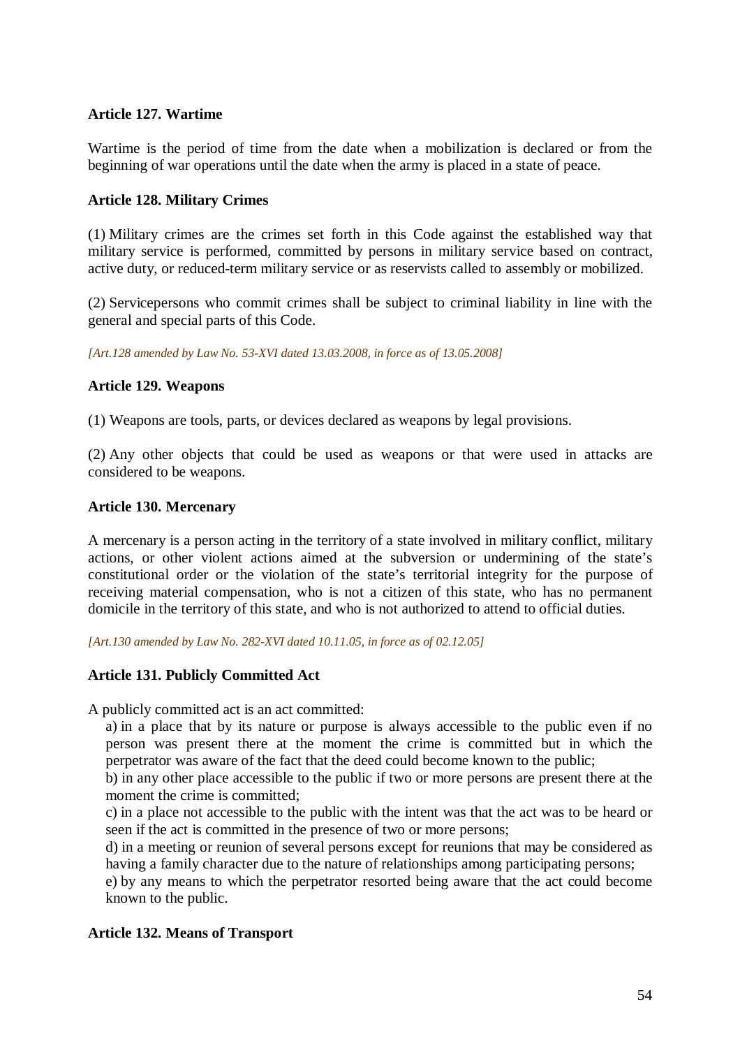**Article 127. Wartime**

Wartime is the period of time from the date when a mobilization is declared or from the beginning of war operations until the date when the army is placed in a state of peace.

**Article 128. Military Crimes**

(1) Military crimes are the crimes set forth in this Code against the established way that military service is performed, committed by persons in military service based on contract, active duty, or reduced-term military service or as reservists called to assembly or mobilized.

(2) Servicepersons who commit crimes shall be subject to criminal liability in line with the general and special parts of this Code.

*[Art.128 amended by Law No. 53-XVI dated 13.03.2008, in force as of 13.05.2008]*

**Article 129. Weapons**

(1) Weapons are tools, parts, or devices declared as weapons by legal provisions.

(2) Any other objects that could be used as weapons or that were used in attacks are considered to be weapons.

**Article 130. Mercenary**

A mercenary is a person acting in the territory of a state involved in military conflict, military actions, or other violent actions aimed at the subversion or undermining of the state's constitutional order or the violation of the state's territorial integrity for the purpose of receiving material compensation, who is not a citizen of this state, who has no permanent domicile in the territory of this state, and who is not authorized to attend to official duties.

*[Art.130 amended by Law No. 282-XVI dated 10.11.05, in force as of 02.12.05]*

**Article 131. Publicly Committed Act**

A publicly committed act is an act committed:

a) in a place that by its nature or purpose is always accessible to the public even if no person was present there at the moment the crime is committed but in which the perpetrator was aware of the fact that the deed could become known to the public;

b) in any other place accessible to the public if two or more persons are present there at the moment the crime is committed;

c) in a place not accessible to the public with the intent was that the act was to be heard or seen if the act is committed in the presence of two or more persons;

d) in a meeting or reunion of several persons except for reunions that may be considered as having a family character due to the nature of relationships among participating persons;

e) by any means to which the perpetrator resorted being aware that the act could become known to the public.

**Article 132. Means of Transport**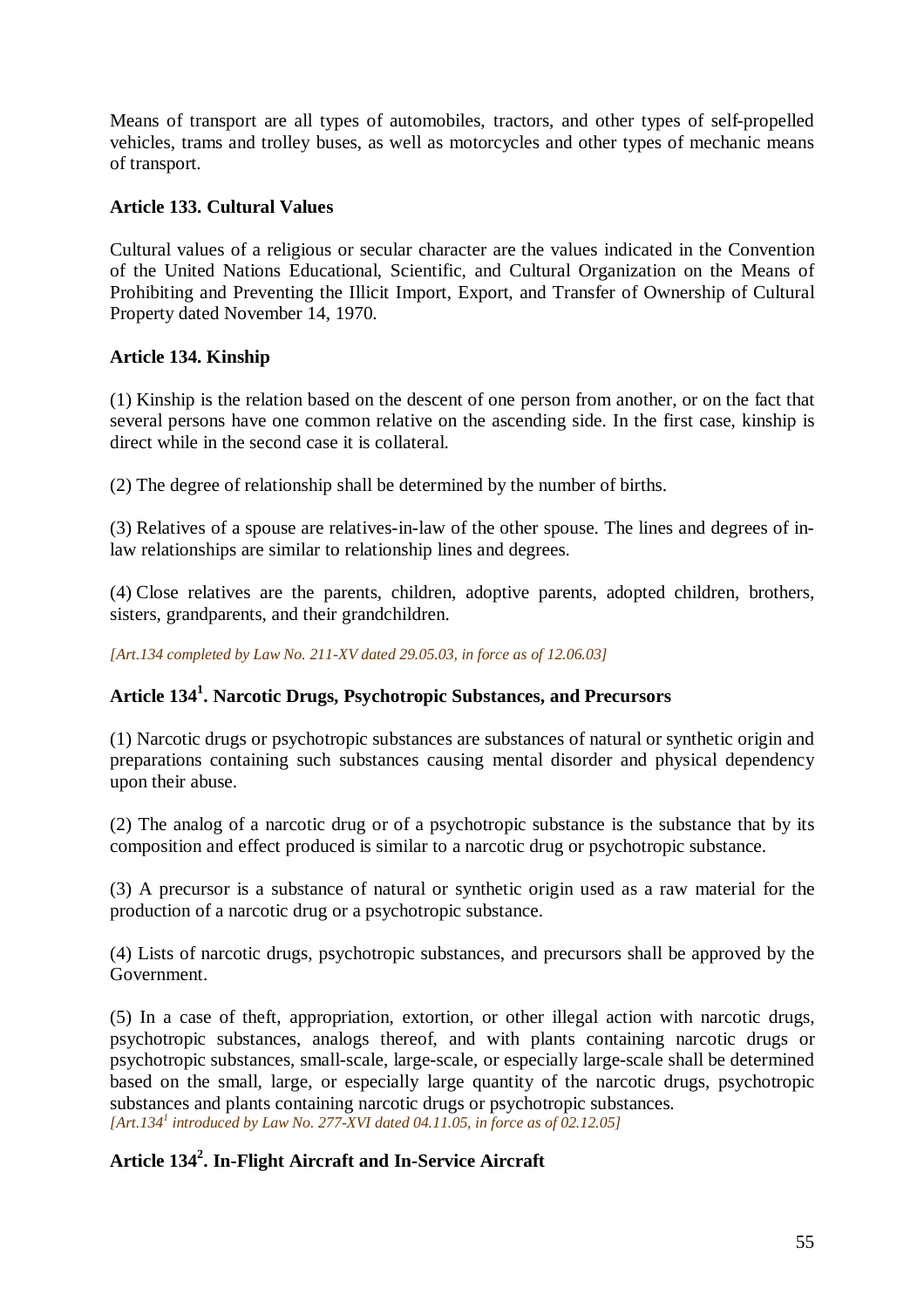Means of transport are all types of automobiles, tractors, and other types of self-propelled vehicles, trams and trolley buses, as well as motorcycles and other types of mechanic means of transport.

### Article 133. Cultural Values

Cultural values of a religious or secular character are the values indicated in the Convention of the United Nations Educational, Scientific, and Cultural Organization on the Means of Prohibiting and Preventing the Illicit Import, Export, and Transfer of Ownership of Cultural Property dated November 14, 1970.

### Article 134. Kinship

(1) Kinship is the relation based on the descent of one person from another, or on the fact that several persons have one common relative on the ascending side. In the first case, kinship is direct while in the second case it is collateral.

(2) The degree of relationship shall be determined by the number of births.

(3) Relatives of a spouse are relatives-in-law of the other spouse. The lines and degrees of in-law relationships are similar to relationship lines and degrees.

(4) Close relatives are the parents, children, adoptive parents, adopted children, brothers, sisters, grandparents, and their grandchildren.

*[Art.134 completed by Law No. 211-XV dated 29.05.03, in force as of 12.06.03]*

### Article 134[1]. Narcotic Drugs, Psychotropic Substances, and Precursors

(1) Narcotic drugs or psychotropic substances are substances of natural or synthetic origin and preparations containing such substances causing mental disorder and physical dependency upon their abuse.

(2) The analog of a narcotic drug or of a psychotropic substance is the substance that by its composition and effect produced is similar to a narcotic drug or psychotropic substance.

(3) A precursor is a substance of natural or synthetic origin used as a raw material for the production of a narcotic drug or a psychotropic substance.

(4) Lists of narcotic drugs, psychotropic substances, and precursors shall be approved by the Government.

(5) In a case of theft, appropriation, extortion, or other illegal action with narcotic drugs, psychotropic substances, analogs thereof, and with plants containing narcotic drugs or psychotropic substances, small-scale, large-scale, or especially large-scale shall be determined based on the small, large, or especially large quantity of the narcotic drugs, psychotropic substances and plants containing narcotic drugs or psychotropic substances.
*[Art.134[1] introduced by Law No. 277-XVI dated 04.11.05, in force as of 02.12.05]*

### Article 134[2]. In-Flight Aircraft and In-Service Aircraft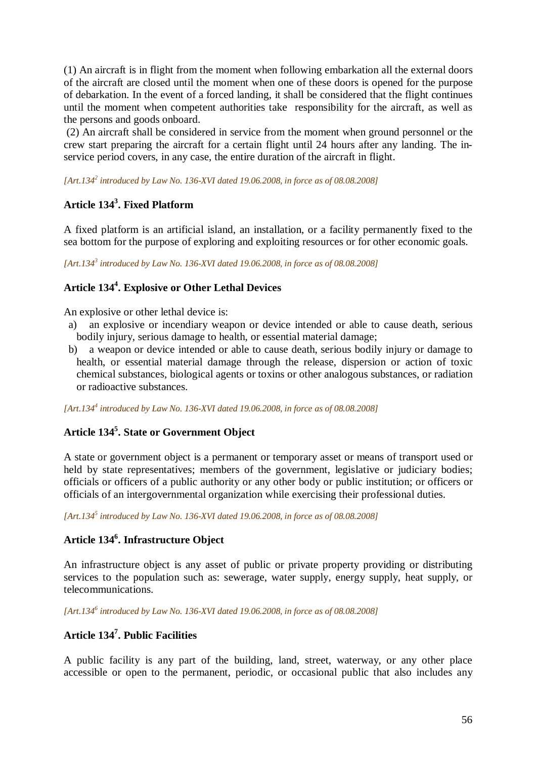(1) An aircraft is in flight from the moment when following embarkation all the external doors of the aircraft are closed until the moment when one of these doors is opened for the purpose of debarkation. In the event of a forced landing, it shall be considered that the flight continues until the moment when competent authorities take responsibility for the aircraft, as well as the persons and goods onboard.

(2) An aircraft shall be considered in service from the moment when ground personnel or the crew start preparing the aircraft for a certain flight until 24 hours after any landing. The in-service period covers, in any case, the entire duration of the aircraft in flight.

*[Art.134$^2$ introduced by Law No. 136-XVI dated 19.06.2008, in force as of 08.08.2008]*

### Article 134$^3$. Fixed Platform

A fixed platform is an artificial island, an installation, or a facility permanently fixed to the sea bottom for the purpose of exploring and exploiting resources or for other economic goals.

*[Art.134$^3$ introduced by Law No. 136-XVI dated 19.06.2008, in force as of 08.08.2008]*

### Article 134$^4$. Explosive or Other Lethal Devices

An explosive or other lethal device is:

a) an explosive or incendiary weapon or device intended or able to cause death, serious bodily injury, serious damage to health, or essential material damage;

b) a weapon or device intended or able to cause death, serious bodily injury or damage to health, or essential material damage through the release, dispersion or action of toxic chemical substances, biological agents or toxins or other analogous substances, or radiation or radioactive substances.

*[Art.134$^4$ introduced by Law No. 136-XVI dated 19.06.2008, in force as of 08.08.2008]*

### Article 134$^5$. State or Government Object

A state or government object is a permanent or temporary asset or means of transport used or held by state representatives; members of the government, legislative or judiciary bodies; officials or officers of a public authority or any other body or public institution; or officers or officials of an intergovernmental organization while exercising their professional duties.

*[Art.134$^5$ introduced by Law No. 136-XVI dated 19.06.2008, in force as of 08.08.2008]*

### Article 134$^6$. Infrastructure Object

An infrastructure object is any asset of public or private property providing or distributing services to the population such as: sewerage, water supply, energy supply, heat supply, or telecommunications.

*[Art.134$^6$ introduced by Law No. 136-XVI dated 19.06.2008, in force as of 08.08.2008]*

### Article 134$^7$. Public Facilities

A public facility is any part of the building, land, street, waterway, or any other place accessible or open to the permanent, periodic, or occasional public that also includes any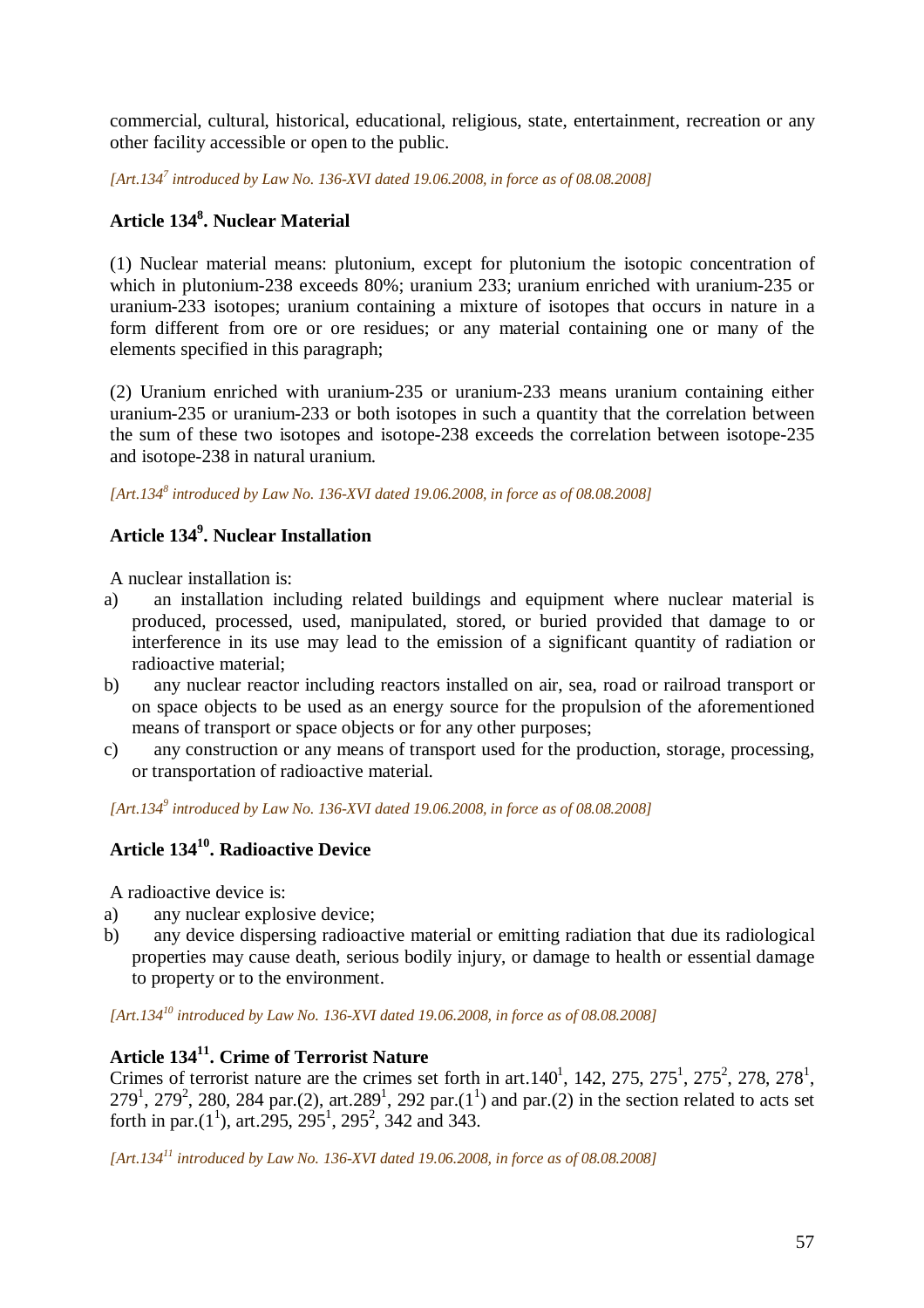commercial, cultural, historical, educational, religious, state, entertainment, recreation or any other facility accessible or open to the public.

*[Art.134$^{7}$ introduced by Law No. 136-XVI dated 19.06.2008, in force as of 08.08.2008]*

### Article 134$^{8}$. Nuclear Material

(1) Nuclear material means: plutonium, except for plutonium the isotopic concentration of which in plutonium-238 exceeds 80%; uranium 233; uranium enriched with uranium-235 or uranium-233 isotopes; uranium containing a mixture of isotopes that occurs in nature in a form different from ore or ore residues; or any material containing one or many of the elements specified in this paragraph;

(2) Uranium enriched with uranium-235 or uranium-233 means uranium containing either uranium-235 or uranium-233 or both isotopes in such a quantity that the correlation between the sum of these two isotopes and isotope-238 exceeds the correlation between isotope-235 and isotope-238 in natural uranium.

*[Art.134$^{8}$ introduced by Law No. 136-XVI dated 19.06.2008, in force as of 08.08.2008]*

### Article 134$^{9}$. Nuclear Installation

A nuclear installation is:

a) an installation including related buildings and equipment where nuclear material is produced, processed, used, manipulated, stored, or buried provided that damage to or interference in its use may lead to the emission of a significant quantity of radiation or radioactive material;

b) any nuclear reactor including reactors installed on air, sea, road or railroad transport or on space objects to be used as an energy source for the propulsion of the aforementioned means of transport or space objects or for any other purposes;

c) any construction or any means of transport used for the production, storage, processing, or transportation of radioactive material.

*[Art.134$^{9}$ introduced by Law No. 136-XVI dated 19.06.2008, in force as of 08.08.2008]*

### Article 134$^{10}$. Radioactive Device

A radioactive device is:

a) any nuclear explosive device;

b) any device dispersing radioactive material or emitting radiation that due its radiological properties may cause death, serious bodily injury, or damage to health or essential damage to property or to the environment.

*[Art.134$^{10}$ introduced by Law No. 136-XVI dated 19.06.2008, in force as of 08.08.2008]*

### Article 134$^{11}$. Crime of Terrorist Nature

Crimes of terrorist nature are the crimes set forth in art.140$^{1}$, 142, 275, 275$^{1}$, 275$^{2}$, 278, 278$^{1}$, 279$^{1}$, 279$^{2}$, 280, 284 par.(2), art.289$^{1}$, 292 par.(1$^{1}$) and par.(2) in the section related to acts set forth in par.(1$^{1}$), art.295, 295$^{1}$, 295$^{2}$, 342 and 343.

*[Art.134$^{11}$ introduced by Law No. 136-XVI dated 19.06.2008, in force as of 08.08.2008]*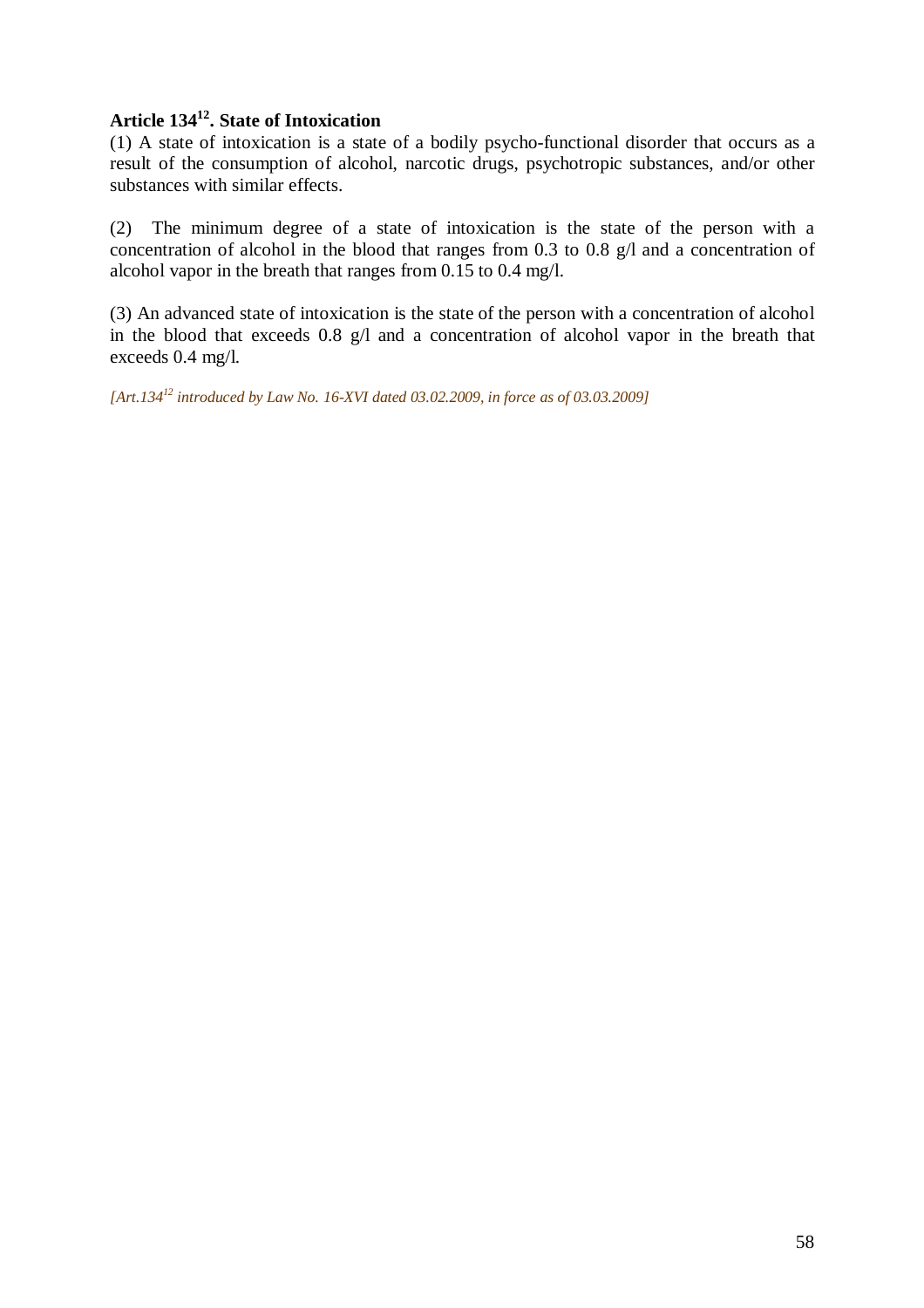**Article 134[12]. State of Intoxication**

(1) A state of intoxication is a state of a bodily psycho-functional disorder that occurs as a result of the consumption of alcohol, narcotic drugs, psychotropic substances, and/or other substances with similar effects.

(2) The minimum degree of a state of intoxication is the state of the person with a concentration of alcohol in the blood that ranges from 0.3 to 0.8 g/l and a concentration of alcohol vapor in the breath that ranges from 0.15 to 0.4 mg/l.

(3) An advanced state of intoxication is the state of the person with a concentration of alcohol in the blood that exceeds 0.8 g/l and a concentration of alcohol vapor in the breath that exceeds 0.4 mg/l.

*[Art.134[12] introduced by Law No. 16-XVI dated 03.02.2009, in force as of 03.03.2009]*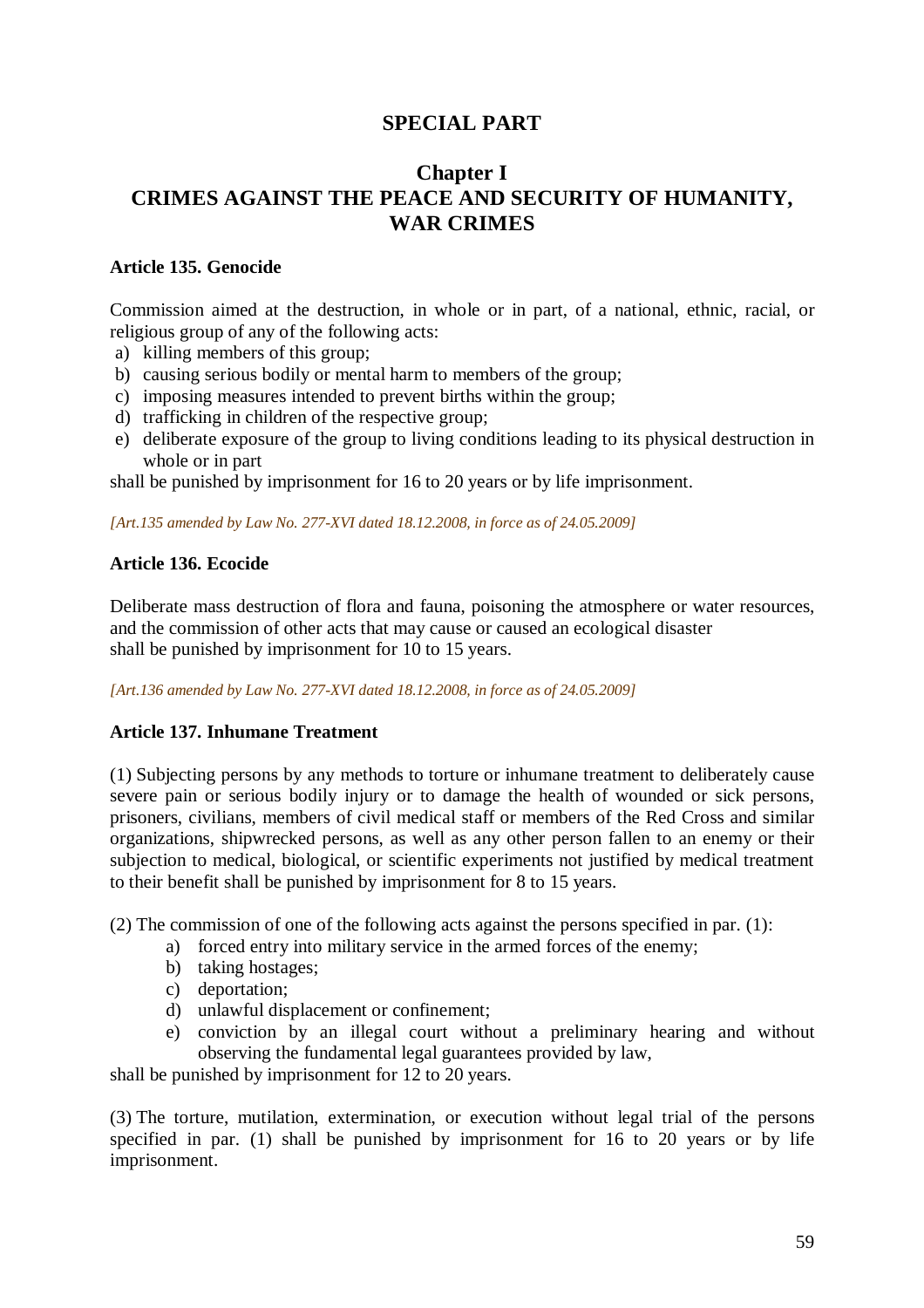# SPECIAL PART

## Chapter I
## CRIMES AGAINST THE PEACE AND SECURITY OF HUMANITY, WAR CRIMES

**Article 135. Genocide**

Commission aimed at the destruction, in whole or in part, of a national, ethnic, racial, or religious group of any of the following acts:

a) killing members of this group;
b) causing serious bodily or mental harm to members of the group;
c) imposing measures intended to prevent births within the group;
d) trafficking in children of the respective group;
e) deliberate exposure of the group to living conditions leading to its physical destruction in whole or in part

shall be punished by imprisonment for 16 to 20 years or by life imprisonment.

*[Art.135 amended by Law No. 277-XVI dated 18.12.2008, in force as of 24.05.2009]*

**Article 136. Ecocide**

Deliberate mass destruction of flora and fauna, poisoning the atmosphere or water resources, and the commission of other acts that may cause or caused an ecological disaster
shall be punished by imprisonment for 10 to 15 years.

*[Art.136 amended by Law No. 277-XVI dated 18.12.2008, in force as of 24.05.2009]*

**Article 137. Inhumane Treatment**

(1) Subjecting persons by any methods to torture or inhumane treatment to deliberately cause severe pain or serious bodily injury or to damage the health of wounded or sick persons, prisoners, civilians, members of civil medical staff or members of the Red Cross and similar organizations, shipwrecked persons, as well as any other person fallen to an enemy or their subjection to medical, biological, or scientific experiments not justified by medical treatment to their benefit shall be punished by imprisonment for 8 to 15 years.

(2) The commission of one of the following acts against the persons specified in par. (1):

a) forced entry into military service in the armed forces of the enemy;
b) taking hostages;
c) deportation;
d) unlawful displacement or confinement;
e) conviction by an illegal court without a preliminary hearing and without observing the fundamental legal guarantees provided by law,

shall be punished by imprisonment for 12 to 20 years.

(3) The torture, mutilation, extermination, or execution without legal trial of the persons specified in par. (1) shall be punished by imprisonment for 16 to 20 years or by life imprisonment.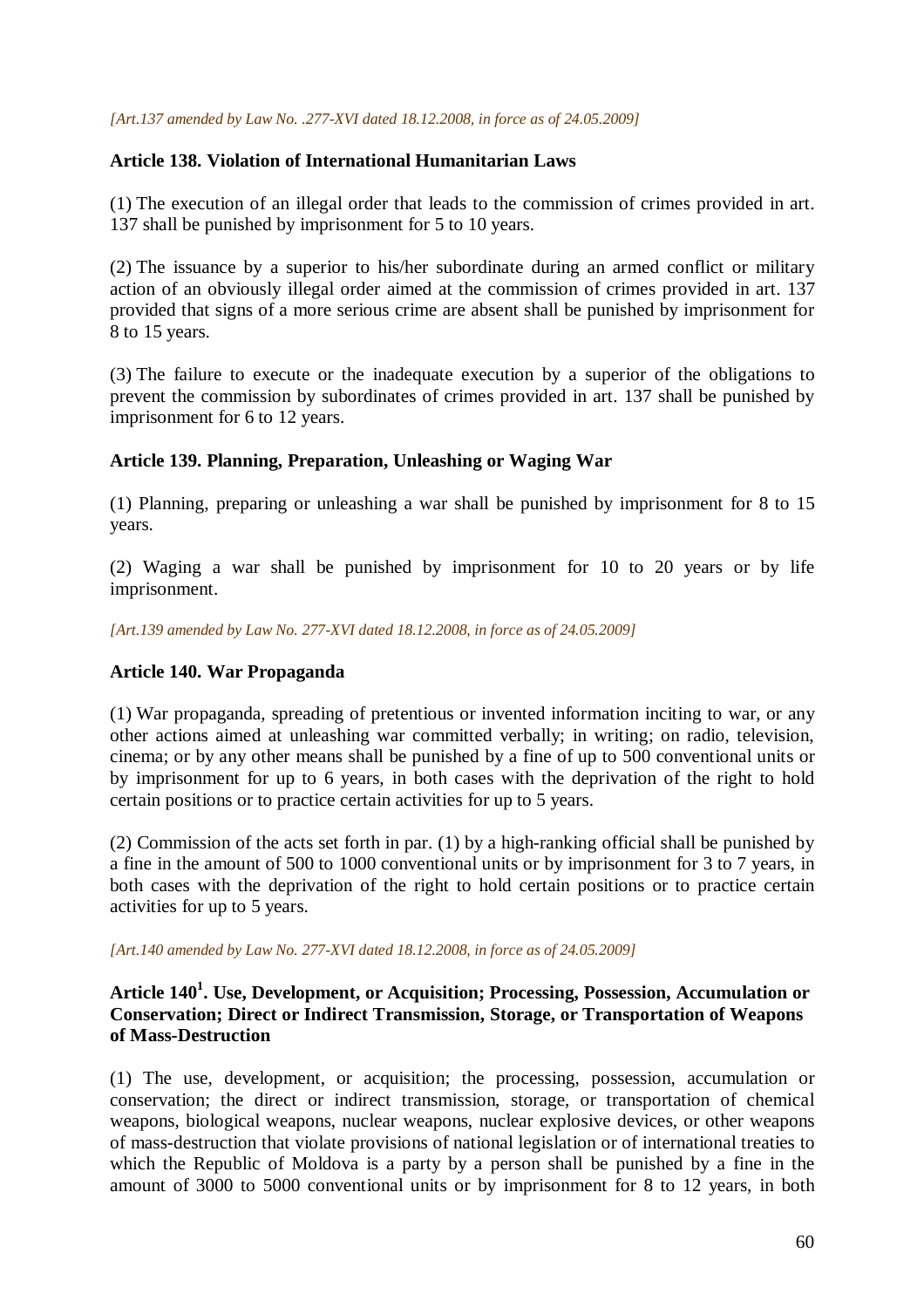*[Art.137 amended by Law No. .277-XVI dated 18.12.2008, in force as of 24.05.2009]*

**Article 138. Violation of International Humanitarian Laws**

(1) The execution of an illegal order that leads to the commission of crimes provided in art. 137 shall be punished by imprisonment for 5 to 10 years.

(2) The issuance by a superior to his/her subordinate during an armed conflict or military action of an obviously illegal order aimed at the commission of crimes provided in art. 137 provided that signs of a more serious crime are absent shall be punished by imprisonment for 8 to 15 years.

(3) The failure to execute or the inadequate execution by a superior of the obligations to prevent the commission by subordinates of crimes provided in art. 137 shall be punished by imprisonment for 6 to 12 years.

**Article 139. Planning, Preparation, Unleashing or Waging War**

(1) Planning, preparing or unleashing a war shall be punished by imprisonment for 8 to 15 years.

(2) Waging a war shall be punished by imprisonment for 10 to 20 years or by life imprisonment.

*[Art.139 amended by Law No. 277-XVI dated 18.12.2008, in force as of 24.05.2009]*

**Article 140. War Propaganda**

(1) War propaganda, spreading of pretentious or invented information inciting to war, or any other actions aimed at unleashing war committed verbally; in writing; on radio, television, cinema; or by any other means shall be punished by a fine of up to 500 conventional units or by imprisonment for up to 6 years, in both cases with the deprivation of the right to hold certain positions or to practice certain activities for up to 5 years.

(2) Commission of the acts set forth in par. (1) by a high-ranking official shall be punished by a fine in the amount of 500 to 1000 conventional units or by imprisonment for 3 to 7 years, in both cases with the deprivation of the right to hold certain positions or to practice certain activities for up to 5 years.

*[Art.140 amended by Law No. 277-XVI dated 18.12.2008, in force as of 24.05.2009]*

**Article 140[1]. Use, Development, or Acquisition; Processing, Possession, Accumulation or Conservation; Direct or Indirect Transmission, Storage, or Transportation of Weapons of Mass-Destruction**

(1) The use, development, or acquisition; the processing, possession, accumulation or conservation; the direct or indirect transmission, storage, or transportation of chemical weapons, biological weapons, nuclear weapons, nuclear explosive devices, or other weapons of mass-destruction that violate provisions of national legislation or of international treaties to which the Republic of Moldova is a party by a person shall be punished by a fine in the amount of 3000 to 5000 conventional units or by imprisonment for 8 to 12 years, in both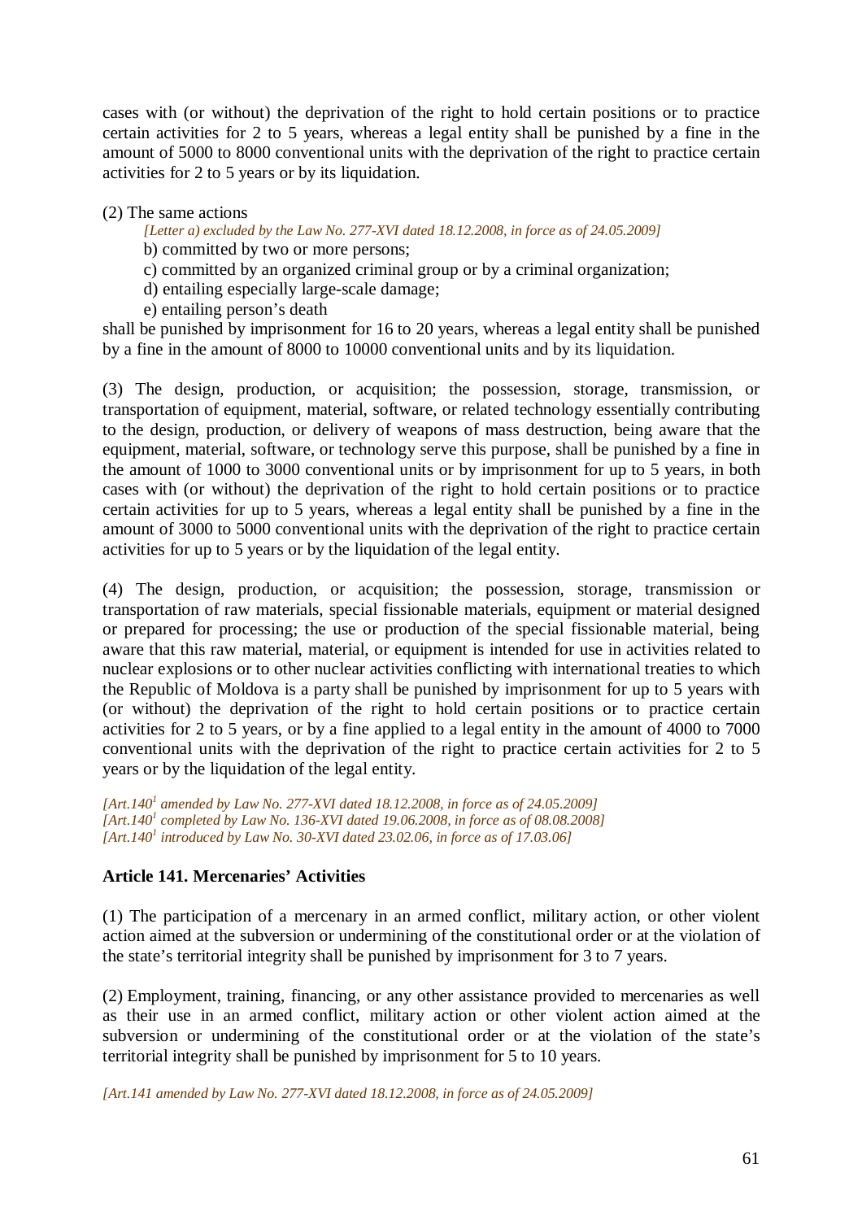cases with (or without) the deprivation of the right to hold certain positions or to practice certain activities for 2 to 5 years, whereas a legal entity shall be punished by a fine in the amount of 5000 to 8000 conventional units with the deprivation of the right to practice certain activities for 2 to 5 years or by its liquidation.

(2) The same actions

*[Letter a) excluded by the Law No. 277-XVI dated 18.12.2008, in force as of 24.05.2009]*

b) committed by two or more persons;

c) committed by an organized criminal group or by a criminal organization;

d) entailing especially large-scale damage;

e) entailing person's death

shall be punished by imprisonment for 16 to 20 years, whereas a legal entity shall be punished by a fine in the amount of 8000 to 10000 conventional units and by its liquidation.

(3) The design, production, or acquisition; the possession, storage, transmission, or transportation of equipment, material, software, or related technology essentially contributing to the design, production, or delivery of weapons of mass destruction, being aware that the equipment, material, software, or technology serve this purpose, shall be punished by a fine in the amount of 1000 to 3000 conventional units or by imprisonment for up to 5 years, in both cases with (or without) the deprivation of the right to hold certain positions or to practice certain activities for up to 5 years, whereas a legal entity shall be punished by a fine in the amount of 3000 to 5000 conventional units with the deprivation of the right to practice certain activities for up to 5 years or by the liquidation of the legal entity.

(4) The design, production, or acquisition; the possession, storage, transmission or transportation of raw materials, special fissionable materials, equipment or material designed or prepared for processing; the use or production of the special fissionable material, being aware that this raw material, material, or equipment is intended for use in activities related to nuclear explosions or to other nuclear activities conflicting with international treaties to which the Republic of Moldova is a party shall be punished by imprisonment for up to 5 years with (or without) the deprivation of the right to hold certain positions or to practice certain activities for 2 to 5 years, or by a fine applied to a legal entity in the amount of 4000 to 7000 conventional units with the deprivation of the right to practice certain activities for 2 to 5 years or by the liquidation of the legal entity.

*[Art.140[1] amended by Law No. 277-XVI dated 18.12.2008, in force as of 24.05.2009]*
*[Art.140[1] completed by Law No. 136-XVI dated 19.06.2008, in force as of 08.08.2008]*
*[Art.140[1] introduced by Law No. 30-XVI dated 23.02.06, in force as of 17.03.06]*

**Article 141. Mercenaries' Activities**

(1) The participation of a mercenary in an armed conflict, military action, or other violent action aimed at the subversion or undermining of the constitutional order or at the violation of the state's territorial integrity shall be punished by imprisonment for 3 to 7 years.

(2) Employment, training, financing, or any other assistance provided to mercenaries as well as their use in an armed conflict, military action or other violent action aimed at the subversion or undermining of the constitutional order or at the violation of the state's territorial integrity shall be punished by imprisonment for 5 to 10 years.

*[Art.141 amended by Law No. 277-XVI dated 18.12.2008, in force as of 24.05.2009]*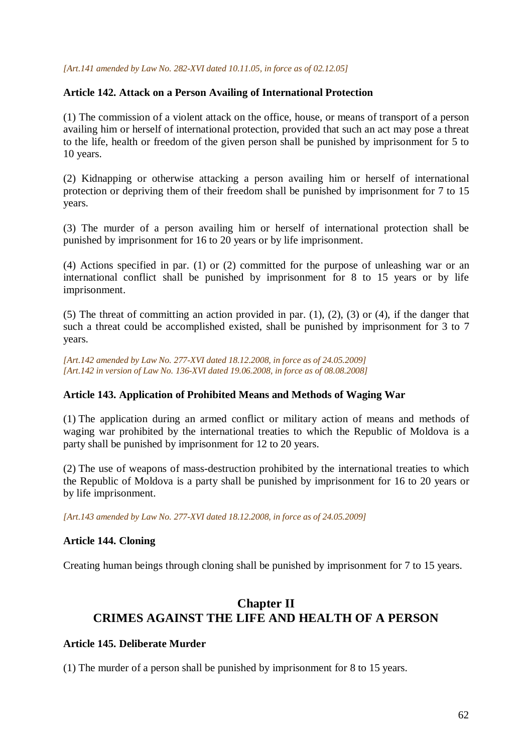*[Art.141 amended by Law No. 282-XVI dated 10.11.05, in force as of 02.12.05]*

**Article 142. Attack on a Person Availing of International Protection**

(1) The commission of a violent attack on the office, house, or means of transport of a person availing him or herself of international protection, provided that such an act may pose a threat to the life, health or freedom of the given person shall be punished by imprisonment for 5 to 10 years.

(2) Kidnapping or otherwise attacking a person availing him or herself of international protection or depriving them of their freedom shall be punished by imprisonment for 7 to 15 years.

(3) The murder of a person availing him or herself of international protection shall be punished by imprisonment for 16 to 20 years or by life imprisonment.

(4) Actions specified in par. (1) or (2) committed for the purpose of unleashing war or an international conflict shall be punished by imprisonment for 8 to 15 years or by life imprisonment.

(5) The threat of committing an action provided in par. (1), (2), (3) or (4), if the danger that such a threat could be accomplished existed, shall be punished by imprisonment for 3 to 7 years.

*[Art.142 amended by Law No. 277-XVI dated 18.12.2008, in force as of 24.05.2009]*
*[Art.142 in version of Law No. 136-XVI dated 19.06.2008, in force as of 08.08.2008]*

**Article 143. Application of Prohibited Means and Methods of Waging War**

(1) The application during an armed conflict or military action of means and methods of waging war prohibited by the international treaties to which the Republic of Moldova is a party shall be punished by imprisonment for 12 to 20 years.

(2) The use of weapons of mass-destruction prohibited by the international treaties to which the Republic of Moldova is a party shall be punished by imprisonment for 16 to 20 years or by life imprisonment.

*[Art.143 amended by Law No. 277-XVI dated 18.12.2008, in force as of 24.05.2009]*

**Article 144. Cloning**

Creating human beings through cloning shall be punished by imprisonment for 7 to 15 years.

## Chapter II
## CRIMES AGAINST THE LIFE AND HEALTH OF A PERSON

**Article 145. Deliberate Murder**

(1) The murder of a person shall be punished by imprisonment for 8 to 15 years.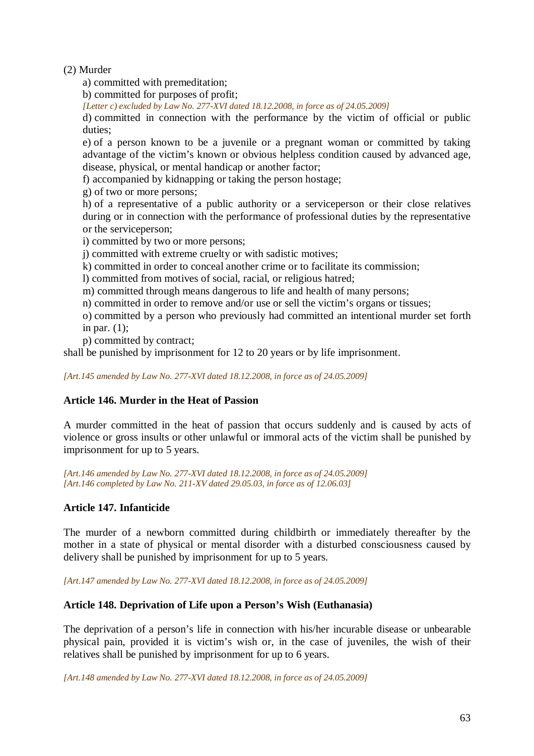(2) Murder

a) committed with premeditation;

b) committed for purposes of profit;

*[Letter c) excluded by Law No. 277-XVI dated 18.12.2008, in force as of 24.05.2009]*

d) committed in connection with the performance by the victim of official or public duties;

e) of a person known to be a juvenile or a pregnant woman or committed by taking advantage of the victim's known or obvious helpless condition caused by advanced age, disease, physical, or mental handicap or another factor;

f) accompanied by kidnapping or taking the person hostage;

g) of two or more persons;

h) of a representative of a public authority or a serviceperson or their close relatives during or in connection with the performance of professional duties by the representative or the serviceperson;

i) committed by two or more persons;

j) committed with extreme cruelty or with sadistic motives;

k) committed in order to conceal another crime or to facilitate its commission;

l) committed from motives of social, racial, or religious hatred;

m) committed through means dangerous to life and health of many persons;

n) committed in order to remove and/or use or sell the victim's organs or tissues;

o) committed by a person who previously had committed an intentional murder set forth in par. (1);

p) committed by contract;

shall be punished by imprisonment for 12 to 20 years or by life imprisonment.

*[Art.145 amended by Law No. 277-XVI dated 18.12.2008, in force as of 24.05.2009]*

### Article 146. Murder in the Heat of Passion

A murder committed in the heat of passion that occurs suddenly and is caused by acts of violence or gross insults or other unlawful or immoral acts of the victim shall be punished by imprisonment for up to 5 years.

*[Art.146 amended by Law No. 277-XVI dated 18.12.2008, in force as of 24.05.2009]*
*[Art.146 completed by Law No. 211-XV dated 29.05.03, in force as of 12.06.03]*

### Article 147. Infanticide

The murder of a newborn committed during childbirth or immediately thereafter by the mother in a state of physical or mental disorder with a disturbed consciousness caused by delivery shall be punished by imprisonment for up to 5 years.

*[Art.147 amended by Law No. 277-XVI dated 18.12.2008, in force as of 24.05.2009]*

### Article 148. Deprivation of Life upon a Person's Wish (Euthanasia)

The deprivation of a person's life in connection with his/her incurable disease or unbearable physical pain, provided it is victim's wish or, in the case of juveniles, the wish of their relatives shall be punished by imprisonment for up to 6 years.

*[Art.148 amended by Law No. 277-XVI dated 18.12.2008, in force as of 24.05.2009]*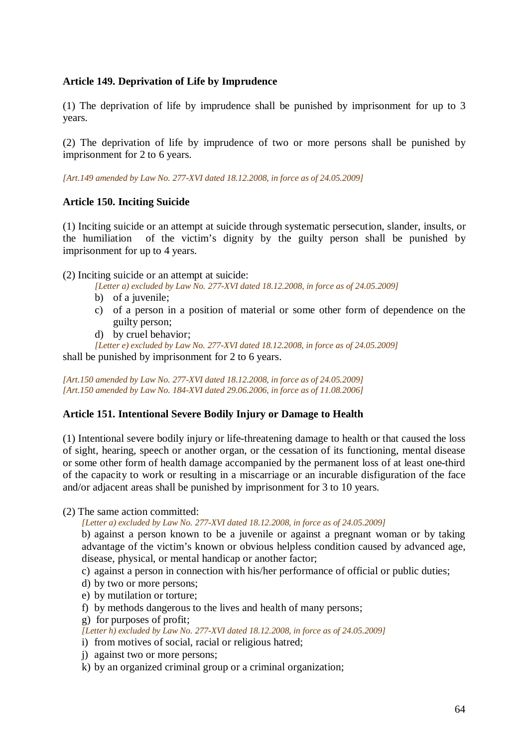### Article 149. Deprivation of Life by Imprudence

(1) The deprivation of life by imprudence shall be punished by imprisonment for up to 3 years.

(2) The deprivation of life by imprudence of two or more persons shall be punished by imprisonment for 2 to 6 years.

*[Art.149 amended by Law No. 277-XVI dated 18.12.2008, in force as of 24.05.2009]*

### Article 150. Inciting Suicide

(1) Inciting suicide or an attempt at suicide through systematic persecution, slander, insults, or the humiliation of the victim's dignity by the guilty person shall be punished by imprisonment for up to 4 years.

(2) Inciting suicide or an attempt at suicide:

*[Letter a) excluded by Law No. 277-XVI dated 18.12.2008, in force as of 24.05.2009]*

b) of a juvenile;

c) of a person in a position of material or some other form of dependence on the guilty person;

d) by cruel behavior;

*[Letter e) excluded by Law No. 277-XVI dated 18.12.2008, in force as of 24.05.2009]*

shall be punished by imprisonment for 2 to 6 years.

*[Art.150 amended by Law No. 277-XVI dated 18.12.2008, in force as of 24.05.2009]*
*[Art.150 amended by Law No. 184-XVI dated 29.06.2006, in force as of 11.08.2006]*

### Article 151. Intentional Severe Bodily Injury or Damage to Health

(1) Intentional severe bodily injury or life-threatening damage to health or that caused the loss of sight, hearing, speech or another organ, or the cessation of its functioning, mental disease or some other form of health damage accompanied by the permanent loss of at least one-third of the capacity to work or resulting in a miscarriage or an incurable disfiguration of the face and/or adjacent areas shall be punished by imprisonment for 3 to 10 years.

(2) The same action committed:

*[Letter a) excluded by Law No. 277-XVI dated 18.12.2008, in force as of 24.05.2009]*

b) against a person known to be a juvenile or against a pregnant woman or by taking advantage of the victim's known or obvious helpless condition caused by advanced age, disease, physical, or mental handicap or another factor;

c) against a person in connection with his/her performance of official or public duties;

d) by two or more persons;

e) by mutilation or torture;

f) by methods dangerous to the lives and health of many persons;

g) for purposes of profit;

*[Letter h) excluded by Law No. 277-XVI dated 18.12.2008, in force as of 24.05.2009]*

i) from motives of social, racial or religious hatred;

j) against two or more persons;

k) by an organized criminal group or a criminal organization;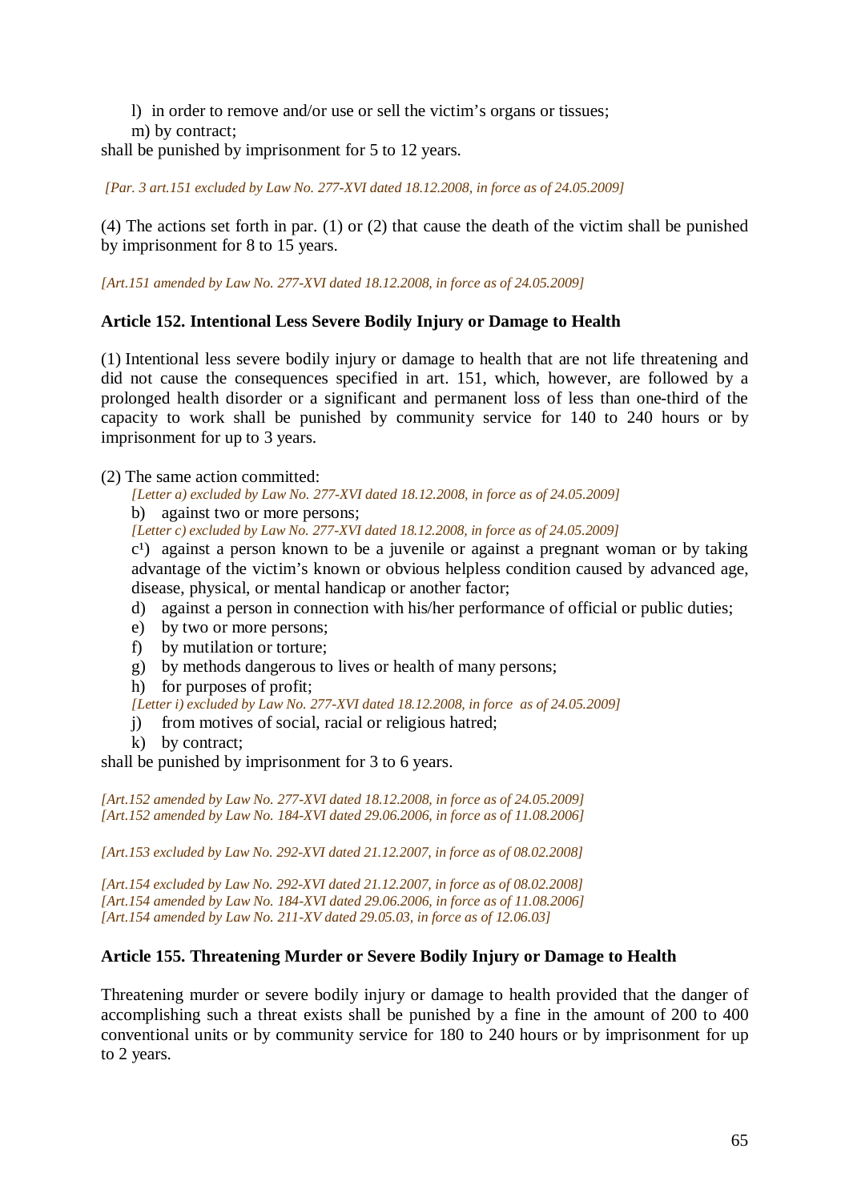l) in order to remove and/or use or sell the victim's organs or tissues;

m) by contract;

shall be punished by imprisonment for 5 to 12 years.

*[Par. 3 art.151 excluded by Law No. 277-XVI dated 18.12.2008, in force as of 24.05.2009]*

(4) The actions set forth in par. (1) or (2) that cause the death of the victim shall be punished by imprisonment for 8 to 15 years.

*[Art.151 amended by Law No. 277-XVI dated 18.12.2008, in force as of 24.05.2009]*

**Article 152. Intentional Less Severe Bodily Injury or Damage to Health**

(1) Intentional less severe bodily injury or damage to health that are not life threatening and did not cause the consequences specified in art. 151, which, however, are followed by a prolonged health disorder or a significant and permanent loss of less than one-third of the capacity to work shall be punished by community service for 140 to 240 hours or by imprisonment for up to 3 years.

(2) The same action committed:

*[Letter a) excluded by Law No. 277-XVI dated 18.12.2008, in force as of 24.05.2009]*

b) against two or more persons;

*[Letter c) excluded by Law No. 277-XVI dated 18.12.2008, in force as of 24.05.2009]*

c[1]) against a person known to be a juvenile or against a pregnant woman or by taking advantage of the victim's known or obvious helpless condition caused by advanced age, disease, physical, or mental handicap or another factor;

d) against a person in connection with his/her performance of official or public duties;

e) by two or more persons;

f) by mutilation or torture;

g) by methods dangerous to lives or health of many persons;

h) for purposes of profit;

*[Letter i) excluded by Law No. 277-XVI dated 18.12.2008, in force as of 24.05.2009]*

j) from motives of social, racial or religious hatred;

k) by contract;

shall be punished by imprisonment for 3 to 6 years.

*[Art.152 amended by Law No. 277-XVI dated 18.12.2008, in force as of 24.05.2009]*
*[Art.152 amended by Law No. 184-XVI dated 29.06.2006, in force as of 11.08.2006]*

*[Art.153 excluded by Law No. 292-XVI dated 21.12.2007, in force as of 08.02.2008]*

*[Art.154 excluded by Law No. 292-XVI dated 21.12.2007, in force as of 08.02.2008]*
*[Art.154 amended by Law No. 184-XVI dated 29.06.2006, in force as of 11.08.2006]*
*[Art.154 amended by Law No. 211-XV dated 29.05.03, in force as of 12.06.03]*

**Article 155. Threatening Murder or Severe Bodily Injury or Damage to Health**

Threatening murder or severe bodily injury or damage to health provided that the danger of accomplishing such a threat exists shall be punished by a fine in the amount of 200 to 400 conventional units or by community service for 180 to 240 hours or by imprisonment for up to 2 years.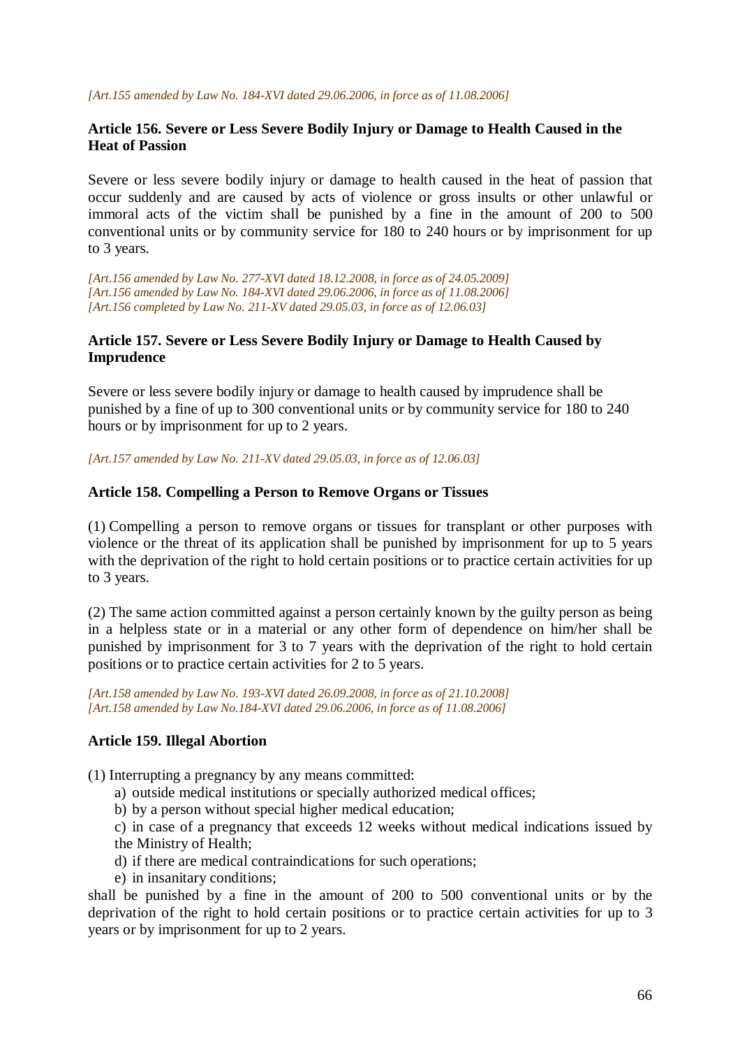*[Art.155 amended by Law No. 184-XVI dated 29.06.2006, in force as of 11.08.2006]*

### Article 156. Severe or Less Severe Bodily Injury or Damage to Health Caused in the Heat of Passion

Severe or less severe bodily injury or damage to health caused in the heat of passion that occur suddenly and are caused by acts of violence or gross insults or other unlawful or immoral acts of the victim shall be punished by a fine in the amount of 200 to 500 conventional units or by community service for 180 to 240 hours or by imprisonment for up to 3 years.

*[Art.156 amended by Law No. 277-XVI dated 18.12.2008, in force as of 24.05.2009]*
*[Art.156 amended by Law No. 184-XVI dated 29.06.2006, in force as of 11.08.2006]*
*[Art.156 completed by Law No. 211-XV dated 29.05.03, in force as of 12.06.03]*

### Article 157. Severe or Less Severe Bodily Injury or Damage to Health Caused by Imprudence

Severe or less severe bodily injury or damage to health caused by imprudence shall be punished by a fine of up to 300 conventional units or by community service for 180 to 240 hours or by imprisonment for up to 2 years.

*[Art.157 amended by Law No. 211-XV dated 29.05.03, in force as of 12.06.03]*

### Article 158. Compelling a Person to Remove Organs or Tissues

(1) Compelling a person to remove organs or tissues for transplant or other purposes with violence or the threat of its application shall be punished by imprisonment for up to 5 years with the deprivation of the right to hold certain positions or to practice certain activities for up to 3 years.

(2) The same action committed against a person certainly known by the guilty person as being in a helpless state or in a material or any other form of dependence on him/her shall be punished by imprisonment for 3 to 7 years with the deprivation of the right to hold certain positions or to practice certain activities for 2 to 5 years.

*[Art.158 amended by Law No. 193-XVI dated 26.09.2008, in force as of 21.10.2008]*
*[Art.158 amended by Law No.184-XVI dated 29.06.2006, in force as of 11.08.2006]*

### Article 159. Illegal Abortion

(1) Interrupting a pregnancy by any means committed:

a) outside medical institutions or specially authorized medical offices;
b) by a person without special higher medical education;
c) in case of a pregnancy that exceeds 12 weeks without medical indications issued by the Ministry of Health;
d) if there are medical contraindications for such operations;
e) in insanitary conditions;

shall be punished by a fine in the amount of 200 to 500 conventional units or by the deprivation of the right to hold certain positions or to practice certain activities for up to 3 years or by imprisonment for up to 2 years.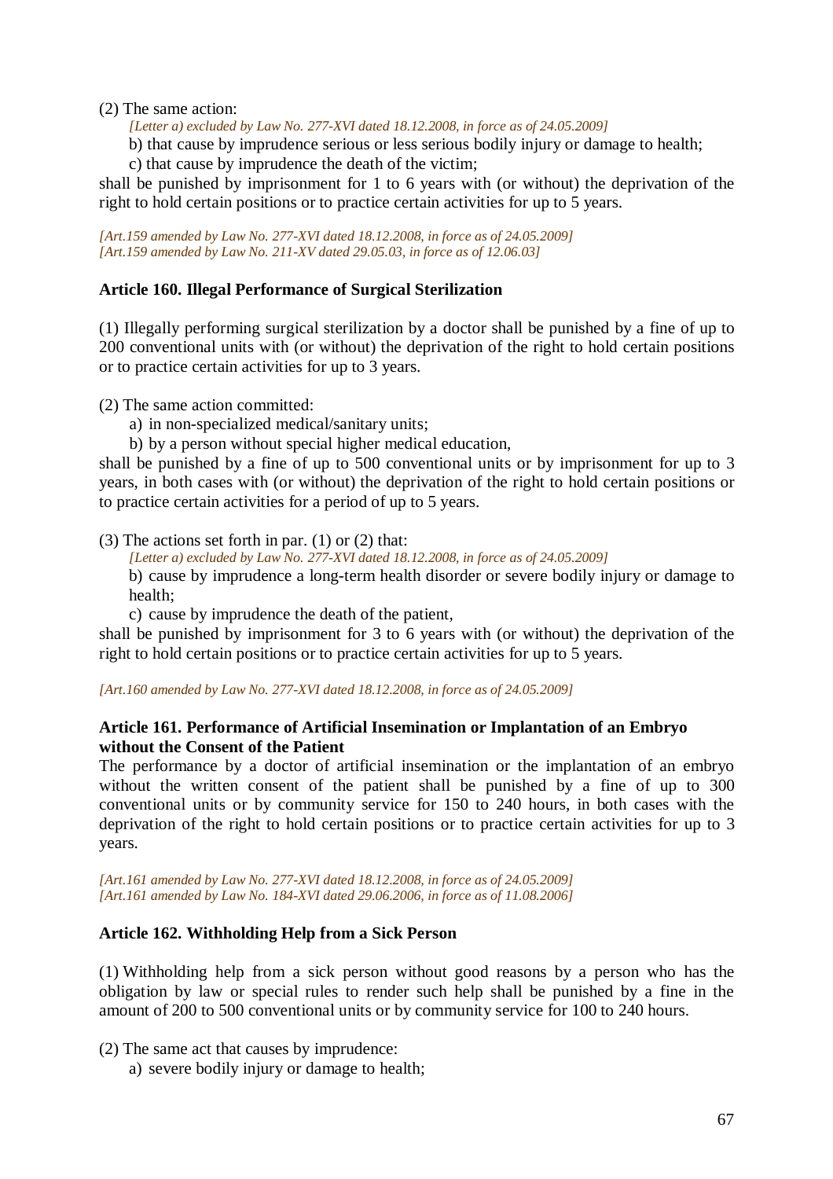(2) The same action:

*[Letter a) excluded by Law No. 277-XVI dated 18.12.2008, in force as of 24.05.2009]*

b) that cause by imprudence serious or less serious bodily injury or damage to health;

c) that cause by imprudence the death of the victim;

shall be punished by imprisonment for 1 to 6 years with (or without) the deprivation of the right to hold certain positions or to practice certain activities for up to 5 years.

*[Art.159 amended by Law No. 277-XVI dated 18.12.2008, in force as of 24.05.2009]*
*[Art.159 amended by Law No. 211-XV dated 29.05.03, in force as of 12.06.03]*

**Article 160. Illegal Performance of Surgical Sterilization**

(1) Illegally performing surgical sterilization by a doctor shall be punished by a fine of up to 200 conventional units with (or without) the deprivation of the right to hold certain positions or to practice certain activities for up to 3 years.

(2) The same action committed:

a) in non-specialized medical/sanitary units;

b) by a person without special higher medical education,

shall be punished by a fine of up to 500 conventional units or by imprisonment for up to 3 years, in both cases with (or without) the deprivation of the right to hold certain positions or to practice certain activities for a period of up to 5 years.

(3) The actions set forth in par. (1) or (2) that:

*[Letter a) excluded by Law No. 277-XVI dated 18.12.2008, in force as of 24.05.2009]*

b) cause by imprudence a long-term health disorder or severe bodily injury or damage to health;

c) cause by imprudence the death of the patient,

shall be punished by imprisonment for 3 to 6 years with (or without) the deprivation of the right to hold certain positions or to practice certain activities for up to 5 years.

*[Art.160 amended by Law No. 277-XVI dated 18.12.2008, in force as of 24.05.2009]*

**Article 161. Performance of Artificial Insemination or Implantation of an Embryo without the Consent of the Patient**

The performance by a doctor of artificial insemination or the implantation of an embryo without the written consent of the patient shall be punished by a fine of up to 300 conventional units or by community service for 150 to 240 hours, in both cases with the deprivation of the right to hold certain positions or to practice certain activities for up to 3 years.

*[Art.161 amended by Law No. 277-XVI dated 18.12.2008, in force as of 24.05.2009]*
*[Art.161 amended by Law No. 184-XVI dated 29.06.2006, in force as of 11.08.2006]*

**Article 162. Withholding Help from a Sick Person**

(1) Withholding help from a sick person without good reasons by a person who has the obligation by law or special rules to render such help shall be punished by a fine in the amount of 200 to 500 conventional units or by community service for 100 to 240 hours.

(2) The same act that causes by imprudence:

a) severe bodily injury or damage to health;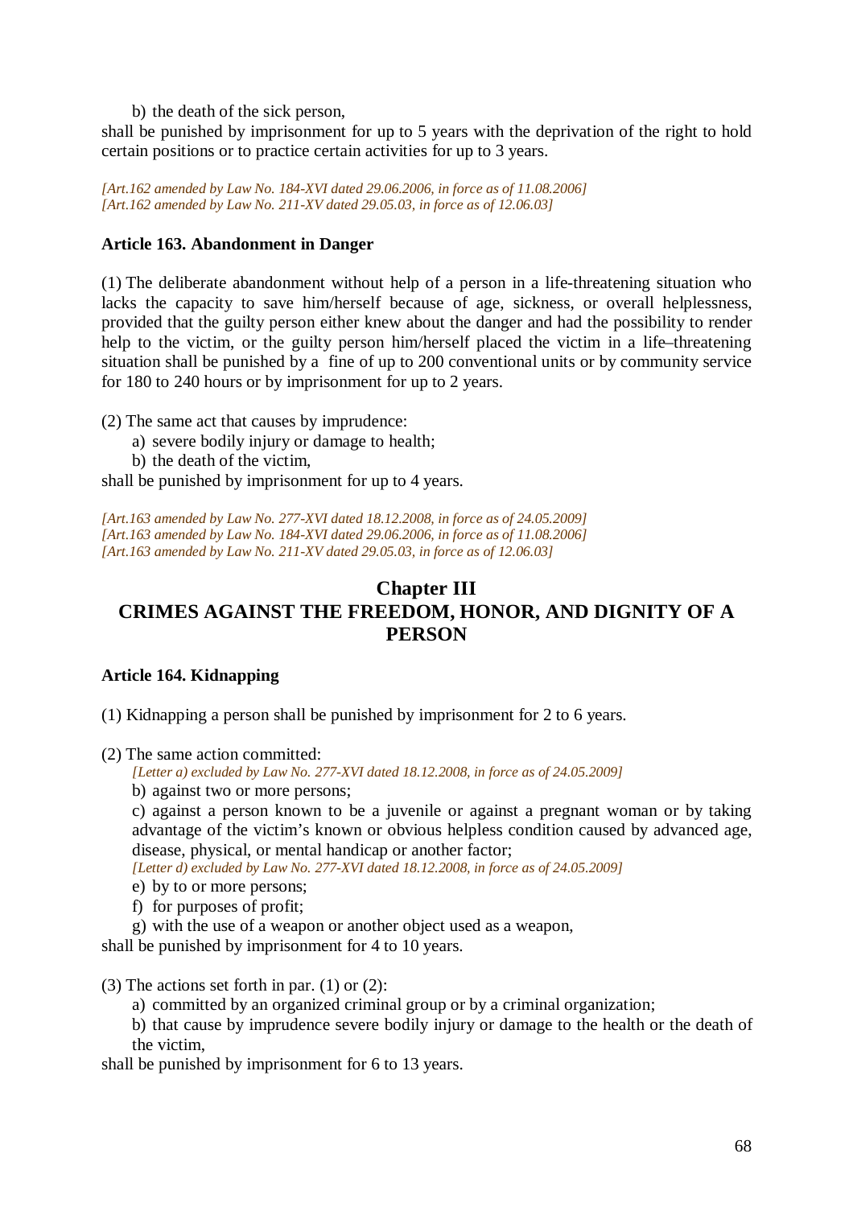b) the death of the sick person,

shall be punished by imprisonment for up to 5 years with the deprivation of the right to hold certain positions or to practice certain activities for up to 3 years.

*[Art.162 amended by Law No. 184-XVI dated 29.06.2006, in force as of 11.08.2006]*
*[Art.162 amended by Law No. 211-XV dated 29.05.03, in force as of 12.06.03]*

**Article 163. Abandonment in Danger**

(1) The deliberate abandonment without help of a person in a life-threatening situation who lacks the capacity to save him/herself because of age, sickness, or overall helplessness, provided that the guilty person either knew about the danger and had the possibility to render help to the victim, or the guilty person him/herself placed the victim in a life–threatening situation shall be punished by a fine of up to 200 conventional units or by community service for 180 to 240 hours or by imprisonment for up to 2 years.

(2) The same act that causes by imprudence:

a) severe bodily injury or damage to health;

b) the death of the victim,

shall be punished by imprisonment for up to 4 years.

*[Art.163 amended by Law No. 277-XVI dated 18.12.2008, in force as of 24.05.2009]*
*[Art.163 amended by Law No. 184-XVI dated 29.06.2006, in force as of 11.08.2006]*
*[Art.163 amended by Law No. 211-XV dated 29.05.03, in force as of 12.06.03]*

## Chapter III
## CRIMES AGAINST THE FREEDOM, HONOR, AND DIGNITY OF A PERSON

**Article 164. Kidnapping**

(1) Kidnapping a person shall be punished by imprisonment for 2 to 6 years.

(2) The same action committed:

*[Letter a) excluded by Law No. 277-XVI dated 18.12.2008, in force as of 24.05.2009]*

b) against two or more persons;

c) against a person known to be a juvenile or against a pregnant woman or by taking advantage of the victim's known or obvious helpless condition caused by advanced age, disease, physical, or mental handicap or another factor;

*[Letter d) excluded by Law No. 277-XVI dated 18.12.2008, in force as of 24.05.2009]*

e) by to or more persons;

f) for purposes of profit;

g) with the use of a weapon or another object used as a weapon,

shall be punished by imprisonment for 4 to 10 years.

(3) The actions set forth in par. (1) or (2):

a) committed by an organized criminal group or by a criminal organization;

b) that cause by imprudence severe bodily injury or damage to the health or the death of the victim,

shall be punished by imprisonment for 6 to 13 years.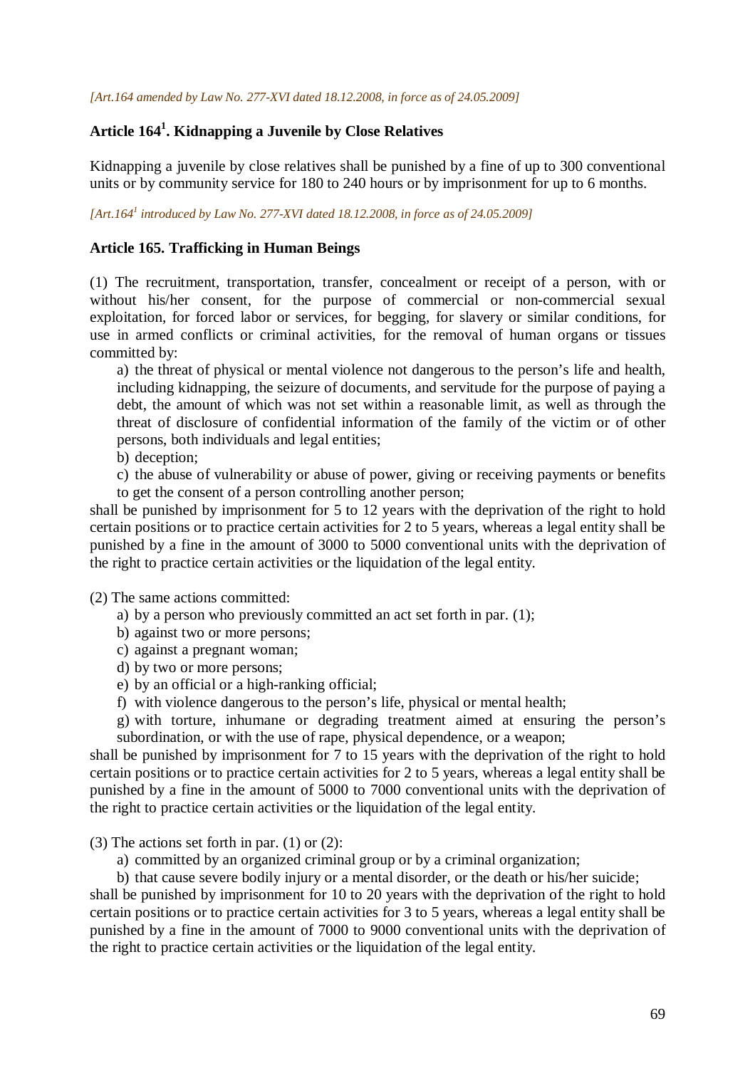*[Art.164 amended by Law No. 277-XVI dated 18.12.2008, in force as of 24.05.2009]*

### Article 164[1]. Kidnapping a Juvenile by Close Relatives

Kidnapping a juvenile by close relatives shall be punished by a fine of up to 300 conventional units or by community service for 180 to 240 hours or by imprisonment for up to 6 months.

*[Art.164[1] introduced by Law No. 277-XVI dated 18.12.2008, in force as of 24.05.2009]*

### Article 165. Trafficking in Human Beings

(1) The recruitment, transportation, transfer, concealment or receipt of a person, with or without his/her consent, for the purpose of commercial or non-commercial sexual exploitation, for forced labor or services, for begging, for slavery or similar conditions, for use in armed conflicts or criminal activities, for the removal of human organs or tissues committed by:

a) the threat of physical or mental violence not dangerous to the person's life and health, including kidnapping, the seizure of documents, and servitude for the purpose of paying a debt, the amount of which was not set within a reasonable limit, as well as through the threat of disclosure of confidential information of the family of the victim or of other persons, both individuals and legal entities;

b) deception;

c) the abuse of vulnerability or abuse of power, giving or receiving payments or benefits to get the consent of a person controlling another person;

shall be punished by imprisonment for 5 to 12 years with the deprivation of the right to hold certain positions or to practice certain activities for 2 to 5 years, whereas a legal entity shall be punished by a fine in the amount of 3000 to 5000 conventional units with the deprivation of the right to practice certain activities or the liquidation of the legal entity.

(2) The same actions committed:

a) by a person who previously committed an act set forth in par. (1);

b) against two or more persons;

c) against a pregnant woman;

d) by two or more persons;

e) by an official or a high-ranking official;

f) with violence dangerous to the person's life, physical or mental health;

g) with torture, inhumane or degrading treatment aimed at ensuring the person's subordination, or with the use of rape, physical dependence, or a weapon;

shall be punished by imprisonment for 7 to 15 years with the deprivation of the right to hold certain positions or to practice certain activities for 2 to 5 years, whereas a legal entity shall be punished by a fine in the amount of 5000 to 7000 conventional units with the deprivation of the right to practice certain activities or the liquidation of the legal entity.

(3) The actions set forth in par. (1) or (2):

a) committed by an organized criminal group or by a criminal organization;

b) that cause severe bodily injury or a mental disorder, or the death or his/her suicide;

shall be punished by imprisonment for 10 to 20 years with the deprivation of the right to hold certain positions or to practice certain activities for 3 to 5 years, whereas a legal entity shall be punished by a fine in the amount of 7000 to 9000 conventional units with the deprivation of the right to practice certain activities or the liquidation of the legal entity.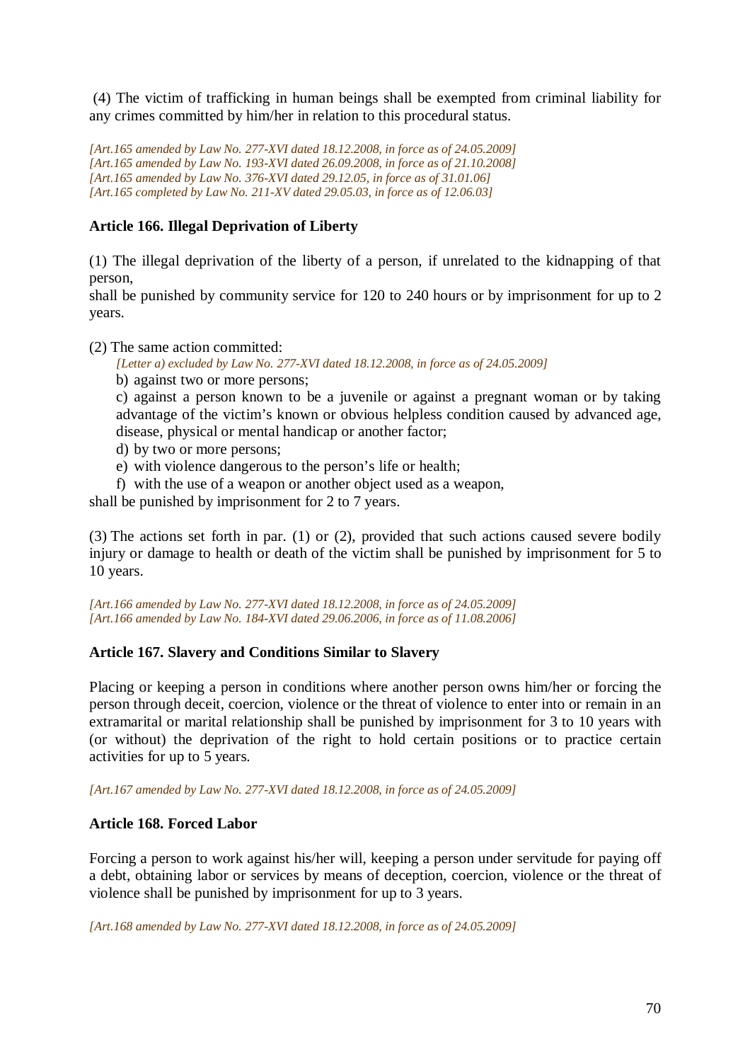(4) The victim of trafficking in human beings shall be exempted from criminal liability for any crimes committed by him/her in relation to this procedural status.

*[Art.165 amended by Law No. 277-XVI dated 18.12.2008, in force as of 24.05.2009]*
*[Art.165 amended by Law No. 193-XVI dated 26.09.2008, in force as of 21.10.2008]*
*[Art.165 amended by Law No. 376-XVI dated 29.12.05, in force as of 31.01.06]*
*[Art.165 completed by Law No. 211-XV dated 29.05.03, in force as of 12.06.03]*

**Article 166. Illegal Deprivation of Liberty**

(1) The illegal deprivation of the liberty of a person, if unrelated to the kidnapping of that person,
shall be punished by community service for 120 to 240 hours or by imprisonment for up to 2 years.

(2) The same action committed:

*[Letter a) excluded by Law No. 277-XVI dated 18.12.2008, in force as of 24.05.2009]*

b) against two or more persons;

c) against a person known to be a juvenile or against a pregnant woman or by taking advantage of the victim's known or obvious helpless condition caused by advanced age, disease, physical or mental handicap or another factor;

d) by two or more persons;

e) with violence dangerous to the person's life or health;

f) with the use of a weapon or another object used as a weapon,

shall be punished by imprisonment for 2 to 7 years.

(3) The actions set forth in par. (1) or (2), provided that such actions caused severe bodily injury or damage to health or death of the victim shall be punished by imprisonment for 5 to 10 years.

*[Art.166 amended by Law No. 277-XVI dated 18.12.2008, in force as of 24.05.2009]*
*[Art.166 amended by Law No. 184-XVI dated 29.06.2006, in force as of 11.08.2006]*

**Article 167. Slavery and Conditions Similar to Slavery**

Placing or keeping a person in conditions where another person owns him/her or forcing the person through deceit, coercion, violence or the threat of violence to enter into or remain in an extramarital or marital relationship shall be punished by imprisonment for 3 to 10 years with (or without) the deprivation of the right to hold certain positions or to practice certain activities for up to 5 years.

*[Art.167 amended by Law No. 277-XVI dated 18.12.2008, in force as of 24.05.2009]*

**Article 168. Forced Labor**

Forcing a person to work against his/her will, keeping a person under servitude for paying off a debt, obtaining labor or services by means of deception, coercion, violence or the threat of violence shall be punished by imprisonment for up to 3 years.

*[Art.168 amended by Law No. 277-XVI dated 18.12.2008, in force as of 24.05.2009]*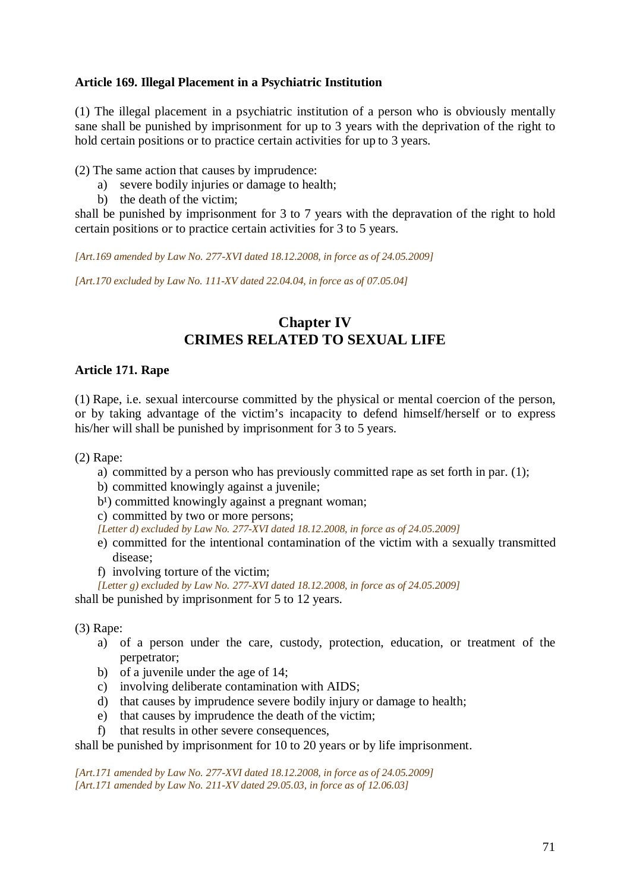**Article 169. Illegal Placement in a Psychiatric Institution**

(1) The illegal placement in a psychiatric institution of a person who is obviously mentally sane shall be punished by imprisonment for up to 3 years with the deprivation of the right to hold certain positions or to practice certain activities for up to 3 years.

(2) The same action that causes by imprudence:

a) severe bodily injuries or damage to health;
b) the death of the victim;

shall be punished by imprisonment for 3 to 7 years with the depravation of the right to hold certain positions or to practice certain activities for 3 to 5 years.

*[Art.169 amended by Law No. 277-XVI dated 18.12.2008, in force as of 24.05.2009]*

*[Art.170 excluded by Law No. 111-XV dated 22.04.04, in force as of 07.05.04]*

## Chapter IV
## CRIMES RELATED TO SEXUAL LIFE

**Article 171. Rape**

(1) Rape, i.e. sexual intercourse committed by the physical or mental coercion of the person, or by taking advantage of the victim's incapacity to defend himself/herself or to express his/her will shall be punished by imprisonment for 3 to 5 years.

(2) Rape:

a) committed by a person who has previously committed rape as set forth in par. (1);
b) committed knowingly against a juvenile;
b[1]) committed knowingly against a pregnant woman;
c) committed by two or more persons;
*[Letter d) excluded by Law No. 277-XVI dated 18.12.2008, in force as of 24.05.2009]*
e) committed for the intentional contamination of the victim with a sexually transmitted disease;
f) involving torture of the victim;
*[Letter g) excluded by Law No. 277-XVI dated 18.12.2008, in force as of 24.05.2009]*

shall be punished by imprisonment for 5 to 12 years.

(3) Rape:

a) of a person under the care, custody, protection, education, or treatment of the perpetrator;
b) of a juvenile under the age of 14;
c) involving deliberate contamination with AIDS;
d) that causes by imprudence severe bodily injury or damage to health;
e) that causes by imprudence the death of the victim;
f) that results in other severe consequences,

shall be punished by imprisonment for 10 to 20 years or by life imprisonment.

*[Art.171 amended by Law No. 277-XVI dated 18.12.2008, in force as of 24.05.2009]*
*[Art.171 amended by Law No. 211-XV dated 29.05.03, in force as of 12.06.03]*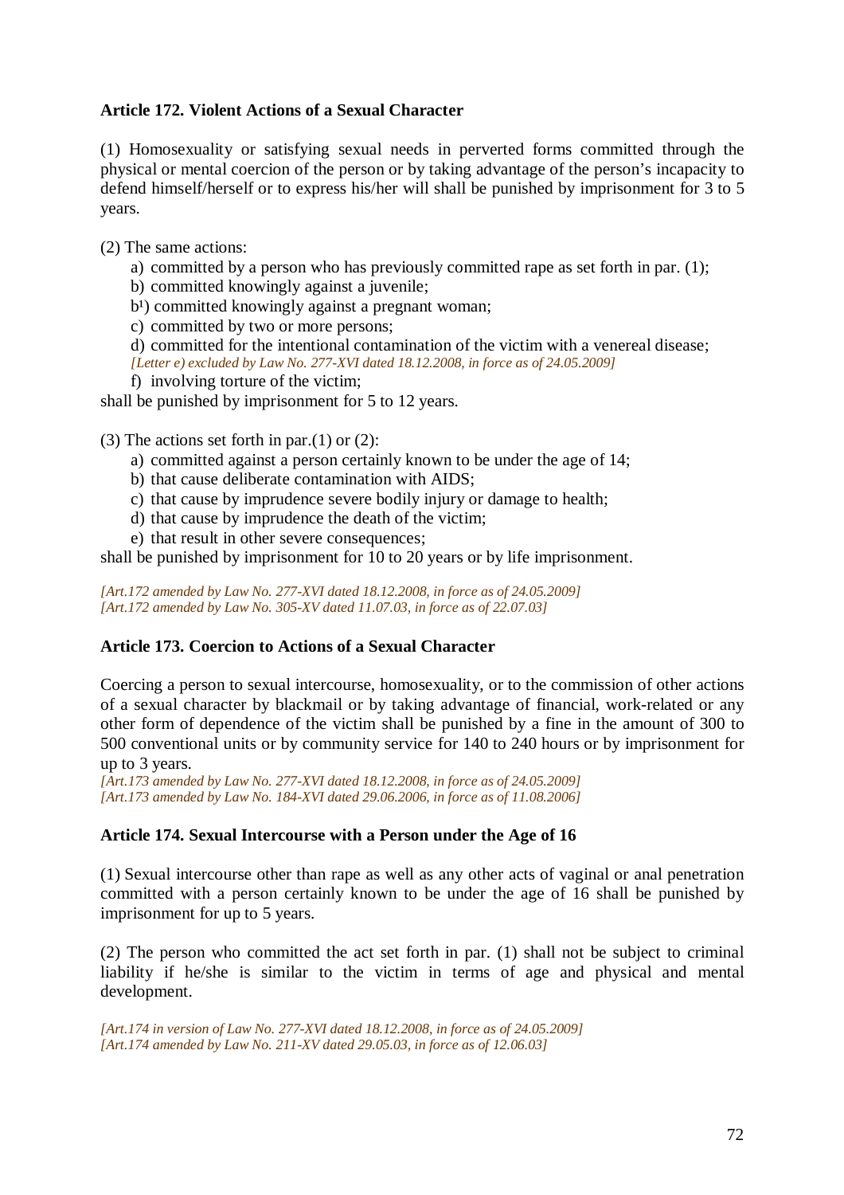### Article 172. Violent Actions of a Sexual Character

(1) Homosexuality or satisfying sexual needs in perverted forms committed through the physical or mental coercion of the person or by taking advantage of the person's incapacity to defend himself/herself or to express his/her will shall be punished by imprisonment for 3 to 5 years.

(2) The same actions:

a) committed by a person who has previously committed rape as set forth in par. (1);
b) committed knowingly against a juvenile;
b[1]) committed knowingly against a pregnant woman;
c) committed by two or more persons;
d) committed for the intentional contamination of the victim with a venereal disease;
*[Letter e) excluded by Law No. 277-XVI dated 18.12.2008, in force as of 24.05.2009]*
f) involving torture of the victim;

shall be punished by imprisonment for 5 to 12 years.

(3) The actions set forth in par.(1) or (2):

a) committed against a person certainly known to be under the age of 14;
b) that cause deliberate contamination with AIDS;
c) that cause by imprudence severe bodily injury or damage to health;
d) that cause by imprudence the death of the victim;
e) that result in other severe consequences;

shall be punished by imprisonment for 10 to 20 years or by life imprisonment.

*[Art.172 amended by Law No. 277-XVI dated 18.12.2008, in force as of 24.05.2009]*
*[Art.172 amended by Law No. 305-XV dated 11.07.03, in force as of 22.07.03]*

### Article 173. Coercion to Actions of a Sexual Character

Coercing a person to sexual intercourse, homosexuality, or to the commission of other actions of a sexual character by blackmail or by taking advantage of financial, work-related or any other form of dependence of the victim shall be punished by a fine in the amount of 300 to 500 conventional units or by community service for 140 to 240 hours or by imprisonment for up to 3 years.
*[Art.173 amended by Law No. 277-XVI dated 18.12.2008, in force as of 24.05.2009]*
*[Art.173 amended by Law No. 184-XVI dated 29.06.2006, in force as of 11.08.2006]*

### Article 174. Sexual Intercourse with a Person under the Age of 16

(1) Sexual intercourse other than rape as well as any other acts of vaginal or anal penetration committed with a person certainly known to be under the age of 16 shall be punished by imprisonment for up to 5 years.

(2) The person who committed the act set forth in par. (1) shall not be subject to criminal liability if he/she is similar to the victim in terms of age and physical and mental development.

*[Art.174 in version of Law No. 277-XVI dated 18.12.2008, in force as of 24.05.2009]*
*[Art.174 amended by Law No. 211-XV dated 29.05.03, in force as of 12.06.03]*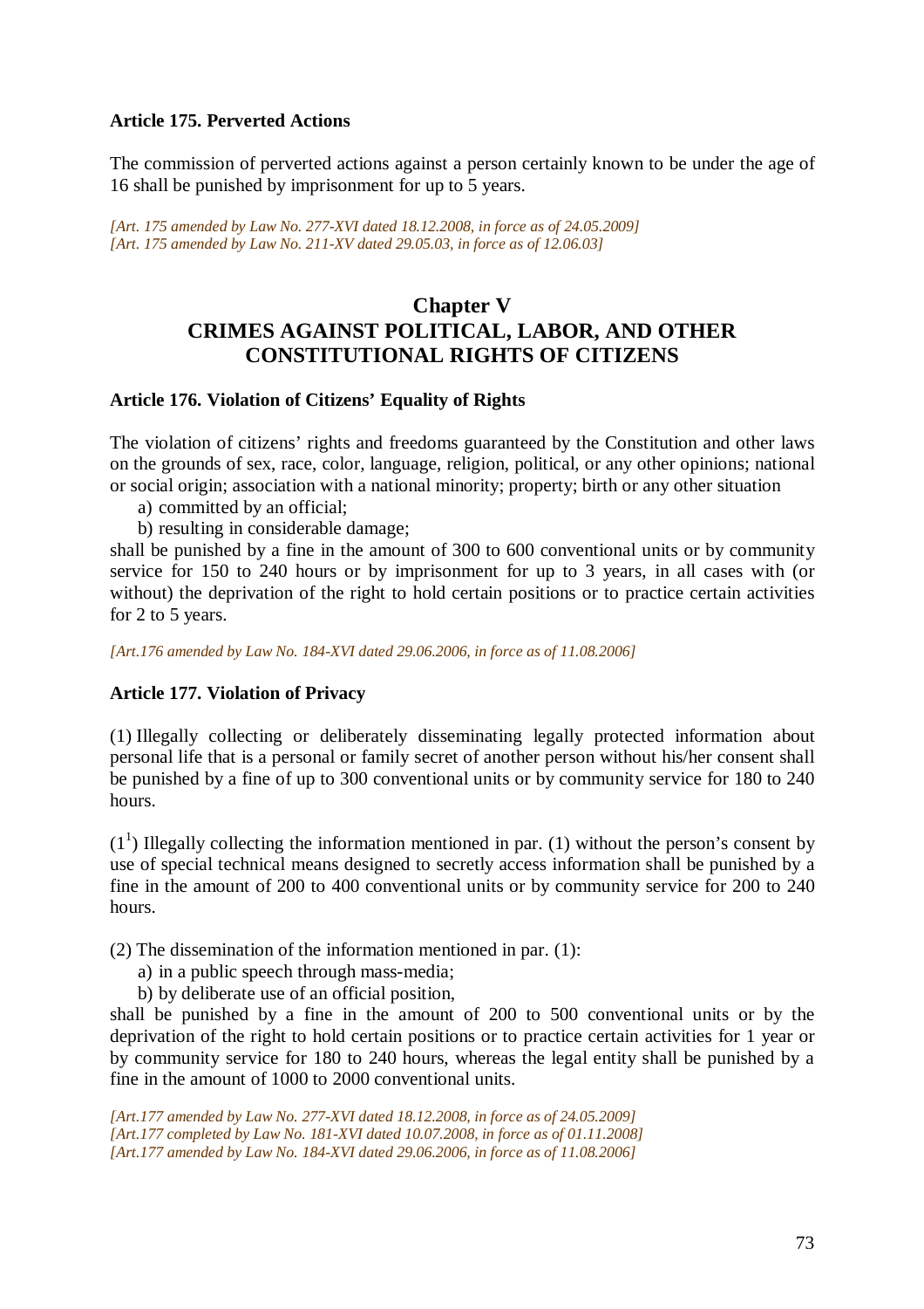**Article 175. Perverted Actions**

The commission of perverted actions against a person certainly known to be under the age of 16 shall be punished by imprisonment for up to 5 years.

*[Art. 175 amended by Law No. 277-XVI dated 18.12.2008, in force as of 24.05.2009]*
*[Art. 175 amended by Law No. 211-XV dated 29.05.03, in force as of 12.06.03]*

## Chapter V
## CRIMES AGAINST POLITICAL, LABOR, AND OTHER CONSTITUTIONAL RIGHTS OF CITIZENS

**Article 176. Violation of Citizens' Equality of Rights**

The violation of citizens' rights and freedoms guaranteed by the Constitution and other laws on the grounds of sex, race, color, language, religion, political, or any other opinions; national or social origin; association with a national minority; property; birth or any other situation

a) committed by an official;
b) resulting in considerable damage;

shall be punished by a fine in the amount of 300 to 600 conventional units or by community service for 150 to 240 hours or by imprisonment for up to 3 years, in all cases with (or without) the deprivation of the right to hold certain positions or to practice certain activities for 2 to 5 years.

*[Art.176 amended by Law No. 184-XVI dated 29.06.2006, in force as of 11.08.2006]*

**Article 177. Violation of Privacy**

(1) Illegally collecting or deliberately disseminating legally protected information about personal life that is a personal or family secret of another person without his/her consent shall be punished by a fine of up to 300 conventional units or by community service for 180 to 240 hours.

($1^1$) Illegally collecting the information mentioned in par. (1) without the person's consent by use of special technical means designed to secretly access information shall be punished by a fine in the amount of 200 to 400 conventional units or by community service for 200 to 240 hours.

(2) The dissemination of the information mentioned in par. (1):

a) in a public speech through mass-media;
b) by deliberate use of an official position,

shall be punished by a fine in the amount of 200 to 500 conventional units or by the deprivation of the right to hold certain positions or to practice certain activities for 1 year or by community service for 180 to 240 hours, whereas the legal entity shall be punished by a fine in the amount of 1000 to 2000 conventional units.

*[Art.177 amended by Law No. 277-XVI dated 18.12.2008, in force as of 24.05.2009]*
*[Art.177 completed by Law No. 181-XVI dated 10.07.2008, in force as of 01.11.2008]*
*[Art.177 amended by Law No. 184-XVI dated 29.06.2006, in force as of 11.08.2006]*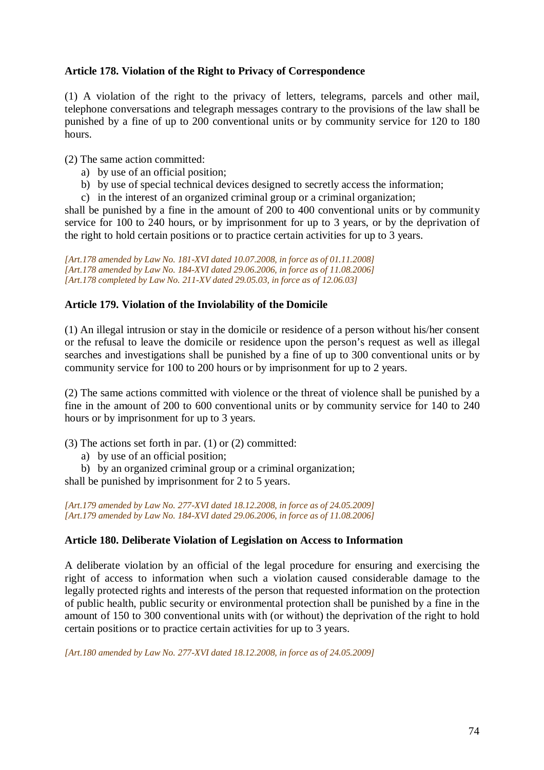**Article 178. Violation of the Right to Privacy of Correspondence**

(1) A violation of the right to the privacy of letters, telegrams, parcels and other mail, telephone conversations and telegraph messages contrary to the provisions of the law shall be punished by a fine of up to 200 conventional units or by community service for 120 to 180 hours.

(2) The same action committed:

a) by use of an official position;
b) by use of special technical devices designed to secretly access the information;
c) in the interest of an organized criminal group or a criminal organization;

shall be punished by a fine in the amount of 200 to 400 conventional units or by community service for 100 to 240 hours, or by imprisonment for up to 3 years, or by the deprivation of the right to hold certain positions or to practice certain activities for up to 3 years.

*[Art.178 amended by Law No. 181-XVI dated 10.07.2008, in force as of 01.11.2008]*
*[Art.178 amended by Law No. 184-XVI dated 29.06.2006, in force as of 11.08.2006]*
*[Art.178 completed by Law No. 211-XV dated 29.05.03, in force as of 12.06.03]*

**Article 179. Violation of the Inviolability of the Domicile**

(1) An illegal intrusion or stay in the domicile or residence of a person without his/her consent or the refusal to leave the domicile or residence upon the person's request as well as illegal searches and investigations shall be punished by a fine of up to 300 conventional units or by community service for 100 to 200 hours or by imprisonment for up to 2 years.

(2) The same actions committed with violence or the threat of violence shall be punished by a fine in the amount of 200 to 600 conventional units or by community service for 140 to 240 hours or by imprisonment for up to 3 years.

(3) The actions set forth in par. (1) or (2) committed:

a) by use of an official position;
b) by an organized criminal group or a criminal organization;

shall be punished by imprisonment for 2 to 5 years.

*[Art.179 amended by Law No. 277-XVI dated 18.12.2008, in force as of 24.05.2009]*
*[Art.179 amended by Law No. 184-XVI dated 29.06.2006, in force as of 11.08.2006]*

**Article 180. Deliberate Violation of Legislation on Access to Information**

A deliberate violation by an official of the legal procedure for ensuring and exercising the right of access to information when such a violation caused considerable damage to the legally protected rights and interests of the person that requested information on the protection of public health, public security or environmental protection shall be punished by a fine in the amount of 150 to 300 conventional units with (or without) the deprivation of the right to hold certain positions or to practice certain activities for up to 3 years.

*[Art.180 amended by Law No. 277-XVI dated 18.12.2008, in force as of 24.05.2009]*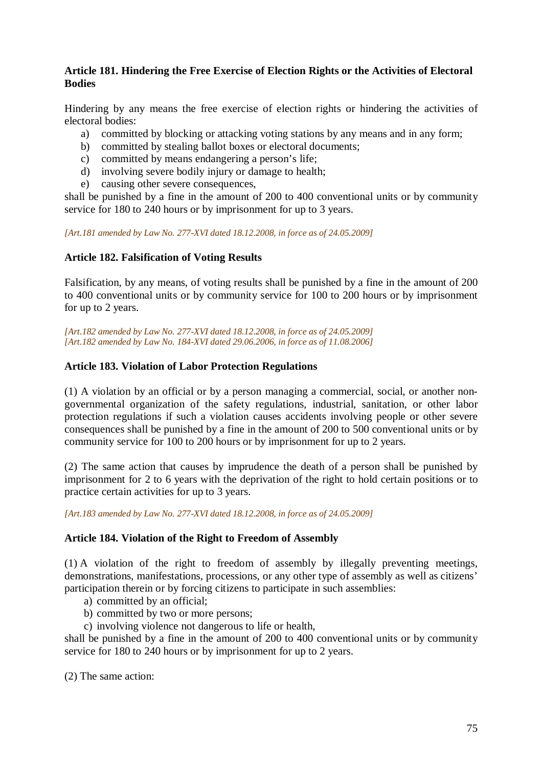### Article 181. Hindering the Free Exercise of Election Rights or the Activities of Electoral Bodies

Hindering by any means the free exercise of election rights or hindering the activities of electoral bodies:

a) committed by blocking or attacking voting stations by any means and in any form;
b) committed by stealing ballot boxes or electoral documents;
c) committed by means endangering a person's life;
d) involving severe bodily injury or damage to health;
e) causing other severe consequences,

shall be punished by a fine in the amount of 200 to 400 conventional units or by community service for 180 to 240 hours or by imprisonment for up to 3 years.

*[Art.181 amended by Law No. 277-XVI dated 18.12.2008, in force as of 24.05.2009]*

### Article 182. Falsification of Voting Results

Falsification, by any means, of voting results shall be punished by a fine in the amount of 200 to 400 conventional units or by community service for 100 to 200 hours or by imprisonment for up to 2 years.

*[Art.182 amended by Law No. 277-XVI dated 18.12.2008, in force as of 24.05.2009]*
*[Art.182 amended by Law No. 184-XVI dated 29.06.2006, in force as of 11.08.2006]*

### Article 183. Violation of Labor Protection Regulations

(1) A violation by an official or by a person managing a commercial, social, or another non-governmental organization of the safety regulations, industrial, sanitation, or other labor protection regulations if such a violation causes accidents involving people or other severe consequences shall be punished by a fine in the amount of 200 to 500 conventional units or by community service for 100 to 200 hours or by imprisonment for up to 2 years.

(2) The same action that causes by imprudence the death of a person shall be punished by imprisonment for 2 to 6 years with the deprivation of the right to hold certain positions or to practice certain activities for up to 3 years.

*[Art.183 amended by Law No. 277-XVI dated 18.12.2008, in force as of 24.05.2009]*

### Article 184. Violation of the Right to Freedom of Assembly

(1) A violation of the right to freedom of assembly by illegally preventing meetings, demonstrations, manifestations, processions, or any other type of assembly as well as citizens' participation therein or by forcing citizens to participate in such assemblies:

a) committed by an official;
b) committed by two or more persons;
c) involving violence not dangerous to life or health,

shall be punished by a fine in the amount of 200 to 400 conventional units or by community service for 180 to 240 hours or by imprisonment for up to 2 years.

(2) The same action: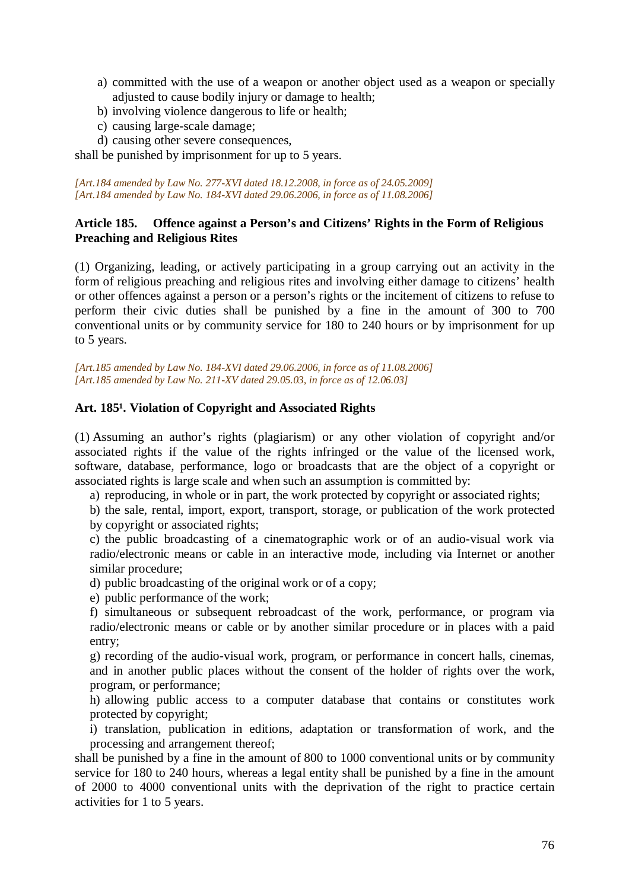a) committed with the use of a weapon or another object used as a weapon or specially adjusted to cause bodily injury or damage to health;
b) involving violence dangerous to life or health;
c) causing large-scale damage;
d) causing other severe consequences,

shall be punished by imprisonment for up to 5 years.

*[Art.184 amended by Law No. 277-XVI dated 18.12.2008, in force as of 24.05.2009]*
*[Art.184 amended by Law No. 184-XVI dated 29.06.2006, in force as of 11.08.2006]*

### Article 185. Offence against a Person's and Citizens' Rights in the Form of Religious Preaching and Religious Rites

(1) Organizing, leading, or actively participating in a group carrying out an activity in the form of religious preaching and religious rites and involving either damage to citizens' health or other offences against a person or a person's rights or the incitement of citizens to refuse to perform their civic duties shall be punished by a fine in the amount of 300 to 700 conventional units or by community service for 180 to 240 hours or by imprisonment for up to 5 years.

*[Art.185 amended by Law No. 184-XVI dated 29.06.2006, in force as of 11.08.2006]*
*[Art.185 amended by Law No. 211-XV dated 29.05.03, in force as of 12.06.03]*

### Art. 185[1]. Violation of Copyright and Associated Rights

(1) Assuming an author's rights (plagiarism) or any other violation of copyright and/or associated rights if the value of the rights infringed or the value of the licensed work, software, database, performance, logo or broadcasts that are the object of a copyright or associated rights is large scale and when such an assumption is committed by:

a) reproducing, in whole or in part, the work protected by copyright or associated rights;

b) the sale, rental, import, export, transport, storage, or publication of the work protected by copyright or associated rights;

c) the public broadcasting of a cinematographic work or of an audio-visual work via radio/electronic means or cable in an interactive mode, including via Internet or another similar procedure;

d) public broadcasting of the original work or of a copy;

e) public performance of the work;

f) simultaneous or subsequent rebroadcast of the work, performance, or program via radio/electronic means or cable or by another similar procedure or in places with a paid entry;

g) recording of the audio-visual work, program, or performance in concert halls, cinemas, and in another public places without the consent of the holder of rights over the work, program, or performance;

h) allowing public access to a computer database that contains or constitutes work protected by copyright;

i) translation, publication in editions, adaptation or transformation of work, and the processing and arrangement thereof;

shall be punished by a fine in the amount of 800 to 1000 conventional units or by community service for 180 to 240 hours, whereas a legal entity shall be punished by a fine in the amount of 2000 to 4000 conventional units with the deprivation of the right to practice certain activities for 1 to 5 years.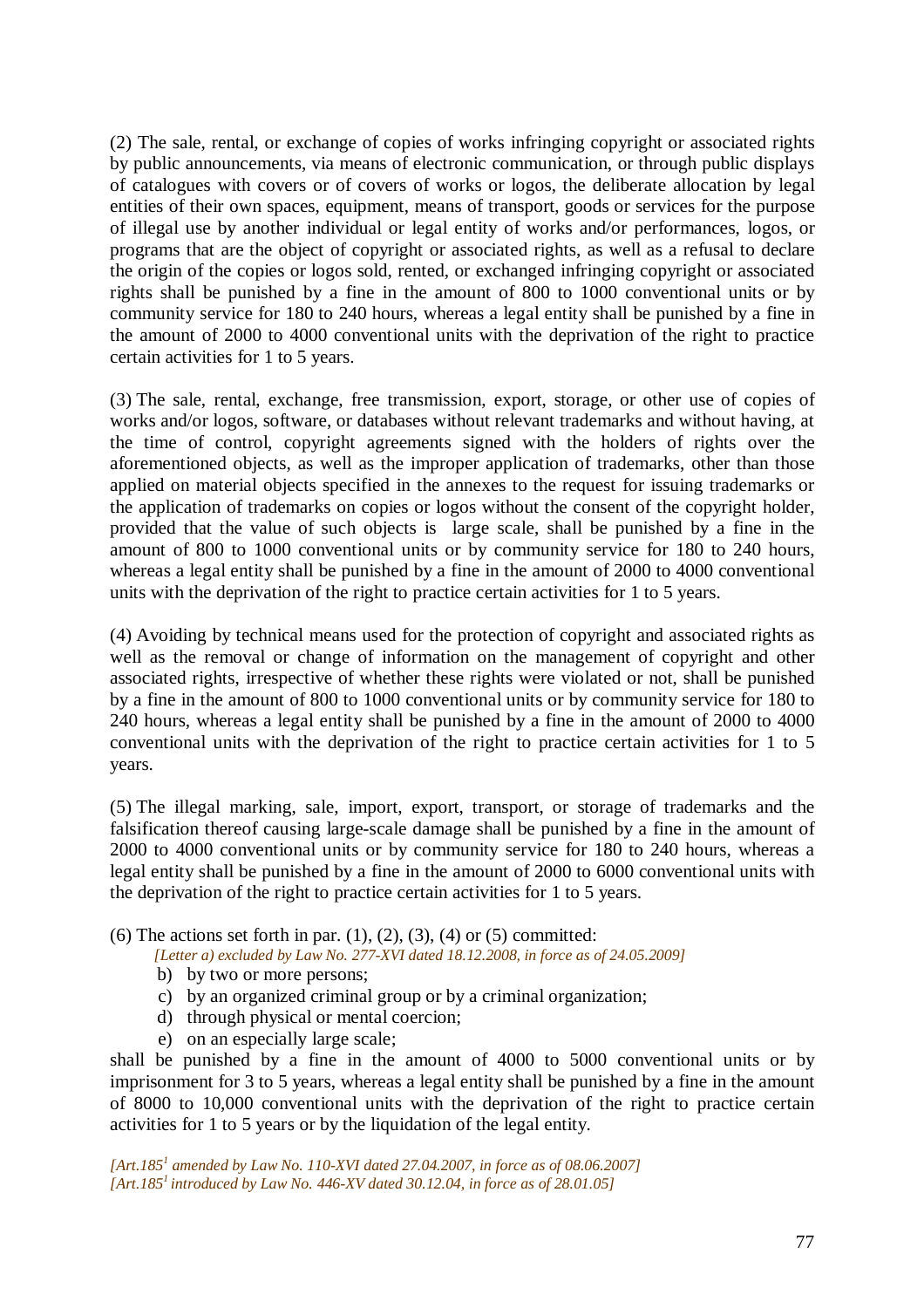(2) The sale, rental, or exchange of copies of works infringing copyright or associated rights by public announcements, via means of electronic communication, or through public displays of catalogues with covers or of covers of works or logos, the deliberate allocation by legal entities of their own spaces, equipment, means of transport, goods or services for the purpose of illegal use by another individual or legal entity of works and/or performances, logos, or programs that are the object of copyright or associated rights, as well as a refusal to declare the origin of the copies or logos sold, rented, or exchanged infringing copyright or associated rights shall be punished by a fine in the amount of 800 to 1000 conventional units or by community service for 180 to 240 hours, whereas a legal entity shall be punished by a fine in the amount of 2000 to 4000 conventional units with the deprivation of the right to practice certain activities for 1 to 5 years.

(3) The sale, rental, exchange, free transmission, export, storage, or other use of copies of works and/or logos, software, or databases without relevant trademarks and without having, at the time of control, copyright agreements signed with the holders of rights over the aforementioned objects, as well as the improper application of trademarks, other than those applied on material objects specified in the annexes to the request for issuing trademarks or the application of trademarks on copies or logos without the consent of the copyright holder, provided that the value of such objects is large scale, shall be punished by a fine in the amount of 800 to 1000 conventional units or by community service for 180 to 240 hours, whereas a legal entity shall be punished by a fine in the amount of 2000 to 4000 conventional units with the deprivation of the right to practice certain activities for 1 to 5 years.

(4) Avoiding by technical means used for the protection of copyright and associated rights as well as the removal or change of information on the management of copyright and other associated rights, irrespective of whether these rights were violated or not, shall be punished by a fine in the amount of 800 to 1000 conventional units or by community service for 180 to 240 hours, whereas a legal entity shall be punished by a fine in the amount of 2000 to 4000 conventional units with the deprivation of the right to practice certain activities for 1 to 5 years.

(5) The illegal marking, sale, import, export, transport, or storage of trademarks and the falsification thereof causing large-scale damage shall be punished by a fine in the amount of 2000 to 4000 conventional units or by community service for 180 to 240 hours, whereas a legal entity shall be punished by a fine in the amount of 2000 to 6000 conventional units with the deprivation of the right to practice certain activities for 1 to 5 years.

(6) The actions set forth in par. (1), (2), (3), (4) or (5) committed:

*[Letter a) excluded by Law No. 277-XVI dated 18.12.2008, in force as of 24.05.2009]*

b) by two or more persons;
c) by an organized criminal group or by a criminal organization;
d) through physical or mental coercion;
e) on an especially large scale;

shall be punished by a fine in the amount of 4000 to 5000 conventional units or by imprisonment for 3 to 5 years, whereas a legal entity shall be punished by a fine in the amount of 8000 to 10,000 conventional units with the deprivation of the right to practice certain activities for 1 to 5 years or by the liquidation of the legal entity.

*[Art.185[1] amended by Law No. 110-XVI dated 27.04.2007, in force as of 08.06.2007]*
*[Art.185[1] introduced by Law No. 446-XV dated 30.12.04, in force as of 28.01.05]*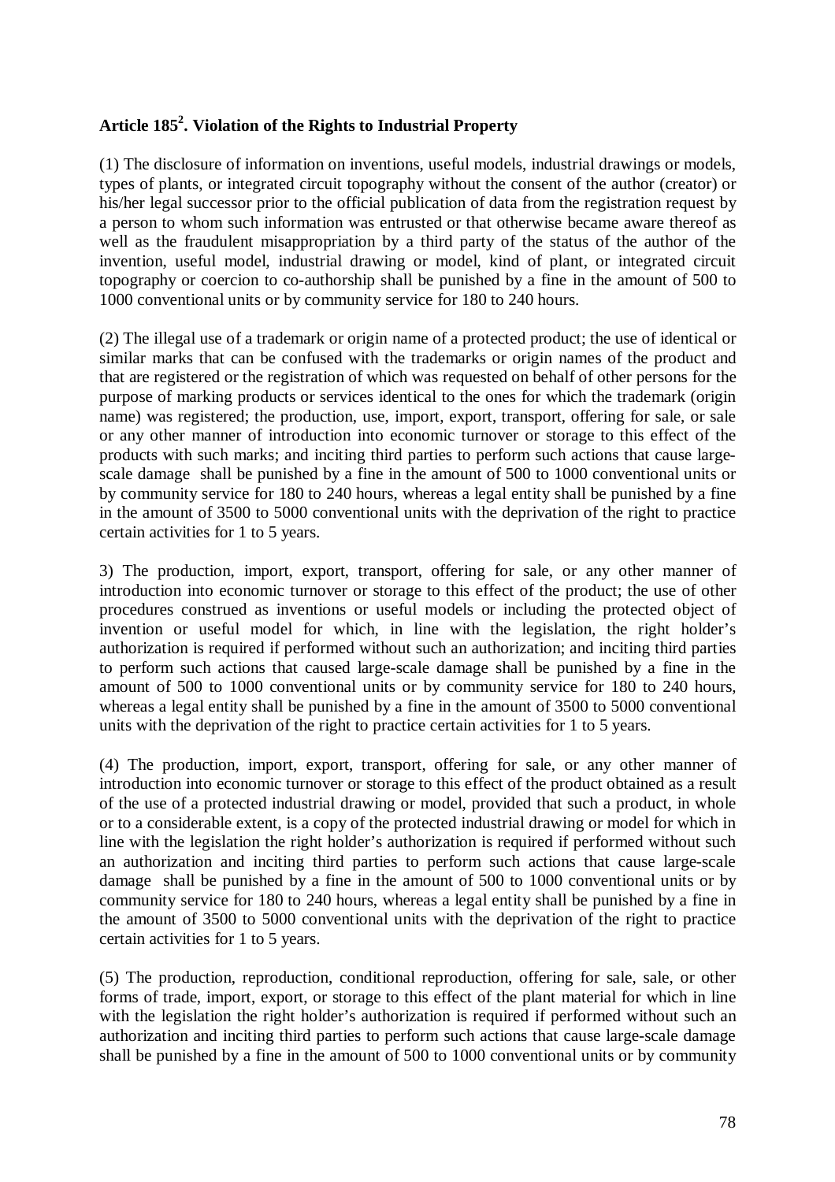## Article 185[2]. Violation of the Rights to Industrial Property

(1) The disclosure of information on inventions, useful models, industrial drawings or models, types of plants, or integrated circuit topography without the consent of the author (creator) or his/her legal successor prior to the official publication of data from the registration request by a person to whom such information was entrusted or that otherwise became aware thereof as well as the fraudulent misappropriation by a third party of the status of the author of the invention, useful model, industrial drawing or model, kind of plant, or integrated circuit topography or coercion to co-authorship shall be punished by a fine in the amount of 500 to 1000 conventional units or by community service for 180 to 240 hours.

(2) The illegal use of a trademark or origin name of a protected product; the use of identical or similar marks that can be confused with the trademarks or origin names of the product and that are registered or the registration of which was requested on behalf of other persons for the purpose of marking products or services identical to the ones for which the trademark (origin name) was registered; the production, use, import, export, transport, offering for sale, or sale or any other manner of introduction into economic turnover or storage to this effect of the products with such marks; and inciting third parties to perform such actions that cause large-scale damage shall be punished by a fine in the amount of 500 to 1000 conventional units or by community service for 180 to 240 hours, whereas a legal entity shall be punished by a fine in the amount of 3500 to 5000 conventional units with the deprivation of the right to practice certain activities for 1 to 5 years.

3) The production, import, export, transport, offering for sale, or any other manner of introduction into economic turnover or storage to this effect of the product; the use of other procedures construed as inventions or useful models or including the protected object of invention or useful model for which, in line with the legislation, the right holder's authorization is required if performed without such an authorization; and inciting third parties to perform such actions that caused large-scale damage shall be punished by a fine in the amount of 500 to 1000 conventional units or by community service for 180 to 240 hours, whereas a legal entity shall be punished by a fine in the amount of 3500 to 5000 conventional units with the deprivation of the right to practice certain activities for 1 to 5 years.

(4) The production, import, export, transport, offering for sale, or any other manner of introduction into economic turnover or storage to this effect of the product obtained as a result of the use of a protected industrial drawing or model, provided that such a product, in whole or to a considerable extent, is a copy of the protected industrial drawing or model for which in line with the legislation the right holder's authorization is required if performed without such an authorization and inciting third parties to perform such actions that cause large-scale damage shall be punished by a fine in the amount of 500 to 1000 conventional units or by community service for 180 to 240 hours, whereas a legal entity shall be punished by a fine in the amount of 3500 to 5000 conventional units with the deprivation of the right to practice certain activities for 1 to 5 years.

(5) The production, reproduction, conditional reproduction, offering for sale, sale, or other forms of trade, import, export, or storage to this effect of the plant material for which in line with the legislation the right holder's authorization is required if performed without such an authorization and inciting third parties to perform such actions that cause large-scale damage shall be punished by a fine in the amount of 500 to 1000 conventional units or by community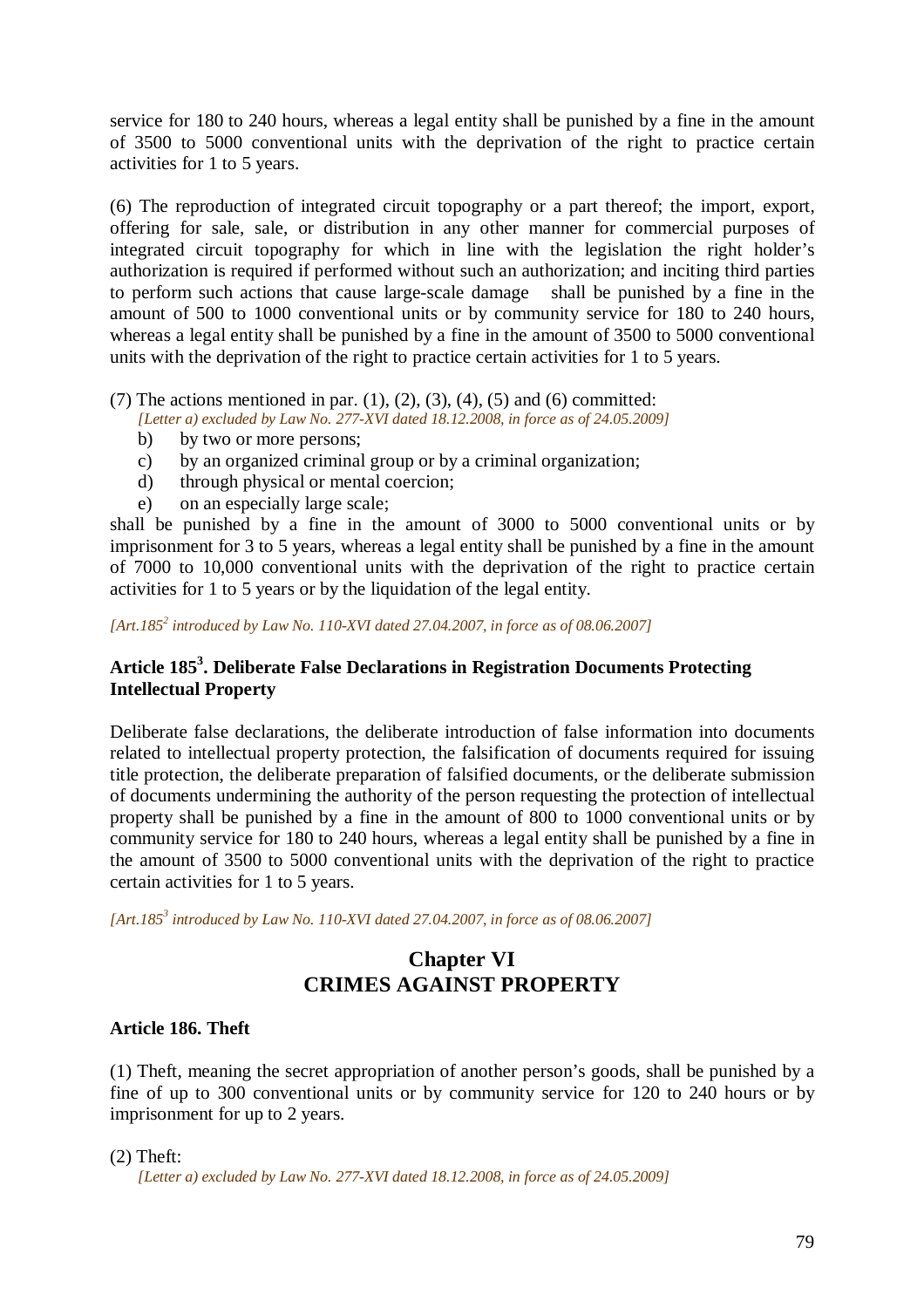service for 180 to 240 hours, whereas a legal entity shall be punished by a fine in the amount of 3500 to 5000 conventional units with the deprivation of the right to practice certain activities for 1 to 5 years.

(6) The reproduction of integrated circuit topography or a part thereof; the import, export, offering for sale, sale, or distribution in any other manner for commercial purposes of integrated circuit topography for which in line with the legislation the right holder's authorization is required if performed without such an authorization; and inciting third parties to perform such actions that cause large-scale damage shall be punished by a fine in the amount of 500 to 1000 conventional units or by community service for 180 to 240 hours, whereas a legal entity shall be punished by a fine in the amount of 3500 to 5000 conventional units with the deprivation of the right to practice certain activities for 1 to 5 years.

(7) The actions mentioned in par. (1), (2), (3), (4), (5) and (6) committed:

*[Letter a) excluded by Law No. 277-XVI dated 18.12.2008, in force as of 24.05.2009]*

b) by two or more persons;
c) by an organized criminal group or by a criminal organization;
d) through physical or mental coercion;
e) on an especially large scale;

shall be punished by a fine in the amount of 3000 to 5000 conventional units or by imprisonment for 3 to 5 years, whereas a legal entity shall be punished by a fine in the amount of 7000 to 10,000 conventional units with the deprivation of the right to practice certain activities for 1 to 5 years or by the liquidation of the legal entity.

*[Art.185[2] introduced by Law No. 110-XVI dated 27.04.2007, in force as of 08.06.2007]*

### Article 185[3]. Deliberate False Declarations in Registration Documents Protecting Intellectual Property

Deliberate false declarations, the deliberate introduction of false information into documents related to intellectual property protection, the falsification of documents required for issuing title protection, the deliberate preparation of falsified documents, or the deliberate submission of documents undermining the authority of the person requesting the protection of intellectual property shall be punished by a fine in the amount of 800 to 1000 conventional units or by community service for 180 to 240 hours, whereas a legal entity shall be punished by a fine in the amount of 3500 to 5000 conventional units with the deprivation of the right to practice certain activities for 1 to 5 years.

*[Art.185[3] introduced by Law No. 110-XVI dated 27.04.2007, in force as of 08.06.2007]*

## Chapter VI
## CRIMES AGAINST PROPERTY

### Article 186. Theft

(1) Theft, meaning the secret appropriation of another person's goods, shall be punished by a fine of up to 300 conventional units or by community service for 120 to 240 hours or by imprisonment for up to 2 years.

(2) Theft:

*[Letter a) excluded by Law No. 277-XVI dated 18.12.2008, in force as of 24.05.2009]*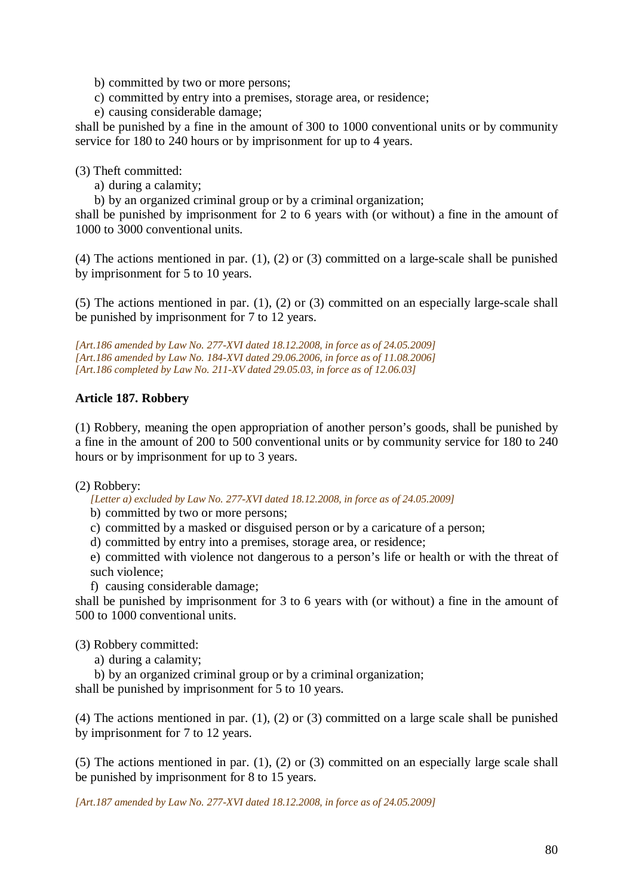b) committed by two or more persons;
c) committed by entry into a premises, storage area, or residence;
e) causing considerable damage;

shall be punished by a fine in the amount of 300 to 1000 conventional units or by community service for 180 to 240 hours or by imprisonment for up to 4 years.

(3) Theft committed:

a) during a calamity;
b) by an organized criminal group or by a criminal organization;

shall be punished by imprisonment for 2 to 6 years with (or without) a fine in the amount of 1000 to 3000 conventional units.

(4) The actions mentioned in par. (1), (2) or (3) committed on a large-scale shall be punished by imprisonment for 5 to 10 years.

(5) The actions mentioned in par. (1), (2) or (3) committed on an especially large-scale shall be punished by imprisonment for 7 to 12 years.

*[Art.186 amended by Law No. 277-XVI dated 18.12.2008, in force as of 24.05.2009]*
*[Art.186 amended by Law No. 184-XVI dated 29.06.2006, in force as of 11.08.2006]*
*[Art.186 completed by Law No. 211-XV dated 29.05.03, in force as of 12.06.03]*

**Article 187. Robbery**

(1) Robbery, meaning the open appropriation of another person's goods, shall be punished by a fine in the amount of 200 to 500 conventional units or by community service for 180 to 240 hours or by imprisonment for up to 3 years.

(2) Robbery:

*[Letter a) excluded by Law No. 277-XVI dated 18.12.2008, in force as of 24.05.2009]*

b) committed by two or more persons;
c) committed by a masked or disguised person or by a caricature of a person;
d) committed by entry into a premises, storage area, or residence;
e) committed with violence not dangerous to a person's life or health or with the threat of such violence;
f) causing considerable damage;

shall be punished by imprisonment for 3 to 6 years with (or without) a fine in the amount of 500 to 1000 conventional units.

(3) Robbery committed:

a) during a calamity;
b) by an organized criminal group or by a criminal organization;

shall be punished by imprisonment for 5 to 10 years.

(4) The actions mentioned in par. (1), (2) or (3) committed on a large scale shall be punished by imprisonment for 7 to 12 years.

(5) The actions mentioned in par. (1), (2) or (3) committed on an especially large scale shall be punished by imprisonment for 8 to 15 years.

*[Art.187 amended by Law No. 277-XVI dated 18.12.2008, in force as of 24.05.2009]*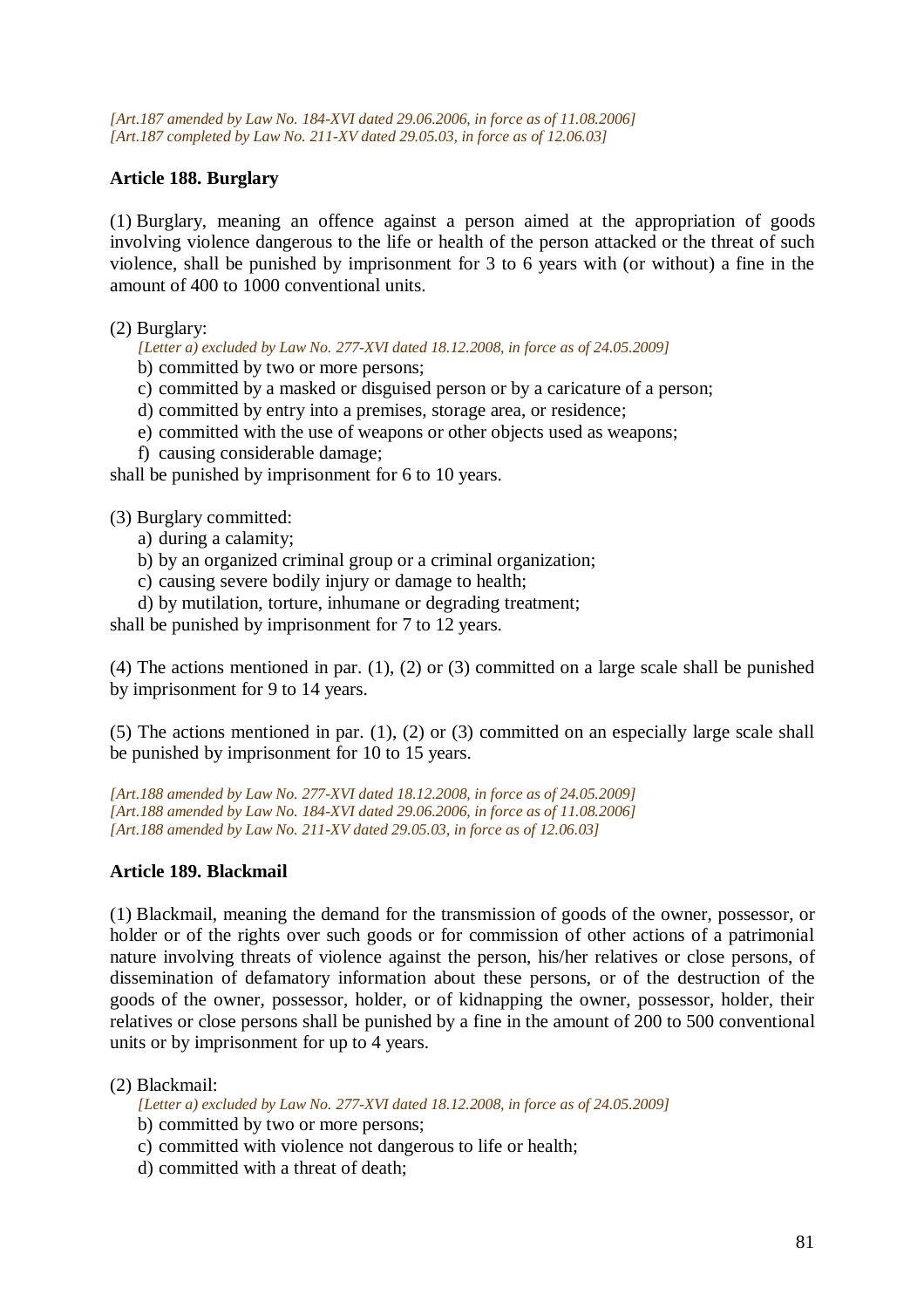*[Art.187 amended by Law No. 184-XVI dated 29.06.2006, in force as of 11.08.2006]*
*[Art.187 completed by Law No. 211-XV dated 29.05.03, in force as of 12.06.03]*

**Article 188. Burglary**

(1) Burglary, meaning an offence against a person aimed at the appropriation of goods involving violence dangerous to the life or health of the person attacked or the threat of such violence, shall be punished by imprisonment for 3 to 6 years with (or without) a fine in the amount of 400 to 1000 conventional units.

(2) Burglary:

*[Letter a) excluded by Law No. 277-XVI dated 18.12.2008, in force as of 24.05.2009]*

b) committed by two or more persons;

c) committed by a masked or disguised person or by a caricature of a person;

d) committed by entry into a premises, storage area, or residence;

e) committed with the use of weapons or other objects used as weapons;

f) causing considerable damage;

shall be punished by imprisonment for 6 to 10 years.

(3) Burglary committed:

a) during a calamity;

b) by an organized criminal group or a criminal organization;

c) causing severe bodily injury or damage to health;

d) by mutilation, torture, inhumane or degrading treatment;

shall be punished by imprisonment for 7 to 12 years.

(4) The actions mentioned in par. (1), (2) or (3) committed on a large scale shall be punished by imprisonment for 9 to 14 years.

(5) The actions mentioned in par. (1), (2) or (3) committed on an especially large scale shall be punished by imprisonment for 10 to 15 years.

*[Art.188 amended by Law No. 277-XVI dated 18.12.2008, in force as of 24.05.2009]*
*[Art.188 amended by Law No. 184-XVI dated 29.06.2006, in force as of 11.08.2006]*
*[Art.188 amended by Law No. 211-XV dated 29.05.03, in force as of 12.06.03]*

**Article 189. Blackmail**

(1) Blackmail, meaning the demand for the transmission of goods of the owner, possessor, or holder or of the rights over such goods or for commission of other actions of a patrimonial nature involving threats of violence against the person, his/her relatives or close persons, of dissemination of defamatory information about these persons, or of the destruction of the goods of the owner, possessor, holder, or of kidnapping the owner, possessor, holder, their relatives or close persons shall be punished by a fine in the amount of 200 to 500 conventional units or by imprisonment for up to 4 years.

(2) Blackmail:

*[Letter a) excluded by Law No. 277-XVI dated 18.12.2008, in force as of 24.05.2009]*

b) committed by two or more persons;

c) committed with violence not dangerous to life or health;

d) committed with a threat of death;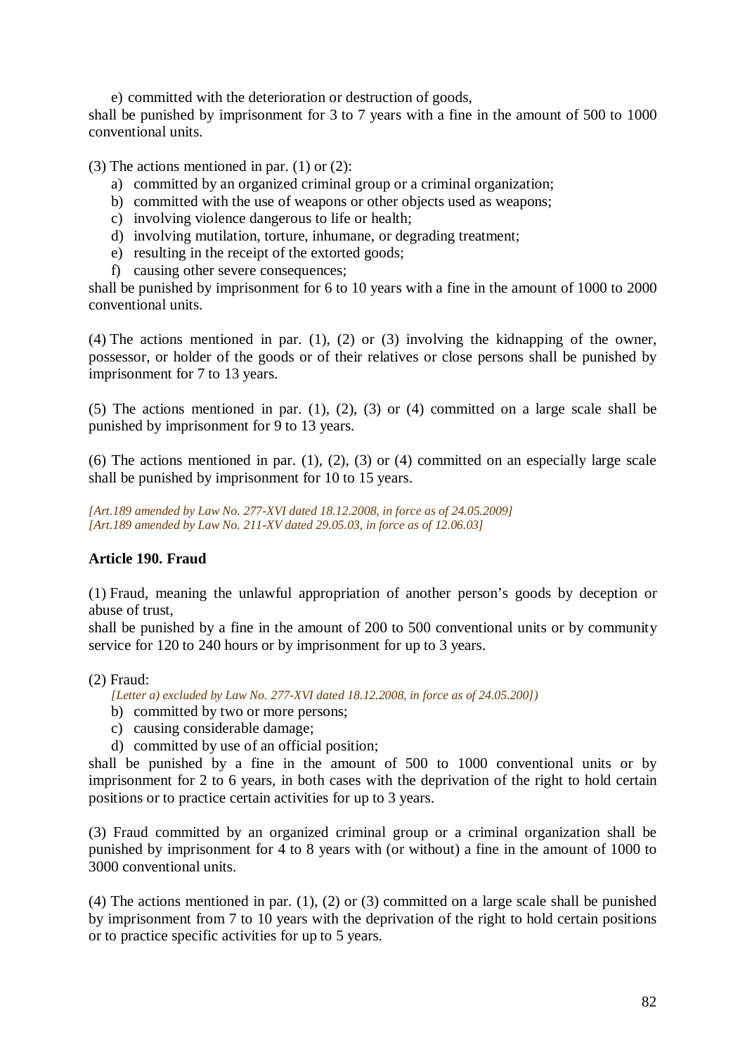e) committed with the deterioration or destruction of goods,

shall be punished by imprisonment for 3 to 7 years with a fine in the amount of 500 to 1000 conventional units.

(3) The actions mentioned in par. (1) or (2):

a) committed by an organized criminal group or a criminal organization;
b) committed with the use of weapons or other objects used as weapons;
c) involving violence dangerous to life or health;
d) involving mutilation, torture, inhumane, or degrading treatment;
e) resulting in the receipt of the extorted goods;
f) causing other severe consequences;

shall be punished by imprisonment for 6 to 10 years with a fine in the amount of 1000 to 2000 conventional units.

(4) The actions mentioned in par. (1), (2) or (3) involving the kidnapping of the owner, possessor, or holder of the goods or of their relatives or close persons shall be punished by imprisonment for 7 to 13 years.

(5) The actions mentioned in par. (1), (2), (3) or (4) committed on a large scale shall be punished by imprisonment for 9 to 13 years.

(6) The actions mentioned in par. (1), (2), (3) or (4) committed on an especially large scale shall be punished by imprisonment for 10 to 15 years.

*[Art.189 amended by Law No. 277-XVI dated 18.12.2008, in force as of 24.05.2009]*
*[Art.189 amended by Law No. 211-XV dated 29.05.03, in force as of 12.06.03]*

**Article 190. Fraud**

(1) Fraud, meaning the unlawful appropriation of another person's goods by deception or abuse of trust,

shall be punished by a fine in the amount of 200 to 500 conventional units or by community service for 120 to 240 hours or by imprisonment for up to 3 years.

(2) Fraud:

*[Letter a) excluded by Law No. 277-XVI dated 18.12.2008, in force as of 24.05.200])*

b) committed by two or more persons;
c) causing considerable damage;
d) committed by use of an official position;

shall be punished by a fine in the amount of 500 to 1000 conventional units or by imprisonment for 2 to 6 years, in both cases with the deprivation of the right to hold certain positions or to practice certain activities for up to 3 years.

(3) Fraud committed by an organized criminal group or a criminal organization shall be punished by imprisonment for 4 to 8 years with (or without) a fine in the amount of 1000 to 3000 conventional units.

(4) The actions mentioned in par. (1), (2) or (3) committed on a large scale shall be punished by imprisonment from 7 to 10 years with the deprivation of the right to hold certain positions or to practice specific activities for up to 5 years.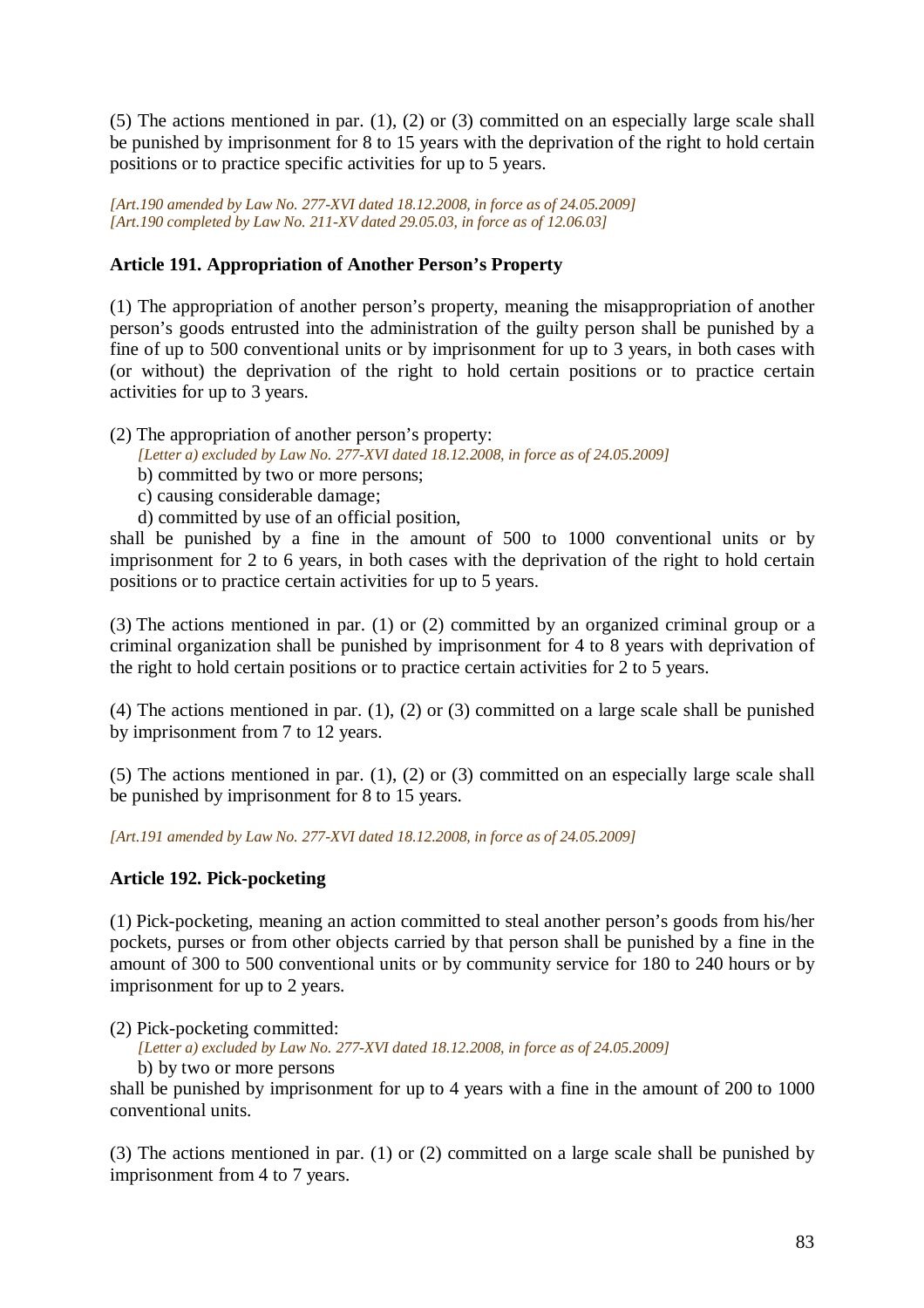(5) The actions mentioned in par. (1), (2) or (3) committed on an especially large scale shall be punished by imprisonment for 8 to 15 years with the deprivation of the right to hold certain positions or to practice specific activities for up to 5 years.

*[Art.190 amended by Law No. 277-XVI dated 18.12.2008, in force as of 24.05.2009]*
*[Art.190 completed by Law No. 211-XV dated 29.05.03, in force as of 12.06.03]*

### Article 191. Appropriation of Another Person's Property

(1) The appropriation of another person's property, meaning the misappropriation of another person's goods entrusted into the administration of the guilty person shall be punished by a fine of up to 500 conventional units or by imprisonment for up to 3 years, in both cases with (or without) the deprivation of the right to hold certain positions or to practice certain activities for up to 3 years.

(2) The appropriation of another person's property:

*[Letter a) excluded by Law No. 277-XVI dated 18.12.2008, in force as of 24.05.2009]*

b) committed by two or more persons;

c) causing considerable damage;

d) committed by use of an official position,

shall be punished by a fine in the amount of 500 to 1000 conventional units or by imprisonment for 2 to 6 years, in both cases with the deprivation of the right to hold certain positions or to practice certain activities for up to 5 years.

(3) The actions mentioned in par. (1) or (2) committed by an organized criminal group or a criminal organization shall be punished by imprisonment for 4 to 8 years with deprivation of the right to hold certain positions or to practice certain activities for 2 to 5 years.

(4) The actions mentioned in par. (1), (2) or (3) committed on a large scale shall be punished by imprisonment from 7 to 12 years.

(5) The actions mentioned in par. (1), (2) or (3) committed on an especially large scale shall be punished by imprisonment for 8 to 15 years.

*[Art.191 amended by Law No. 277-XVI dated 18.12.2008, in force as of 24.05.2009]*

### Article 192. Pick-pocketing

(1) Pick-pocketing, meaning an action committed to steal another person's goods from his/her pockets, purses or from other objects carried by that person shall be punished by a fine in the amount of 300 to 500 conventional units or by community service for 180 to 240 hours or by imprisonment for up to 2 years.

(2) Pick-pocketing committed:

*[Letter a) excluded by Law No. 277-XVI dated 18.12.2008, in force as of 24.05.2009]*

b) by two or more persons

shall be punished by imprisonment for up to 4 years with a fine in the amount of 200 to 1000 conventional units.

(3) The actions mentioned in par. (1) or (2) committed on a large scale shall be punished by imprisonment from 4 to 7 years.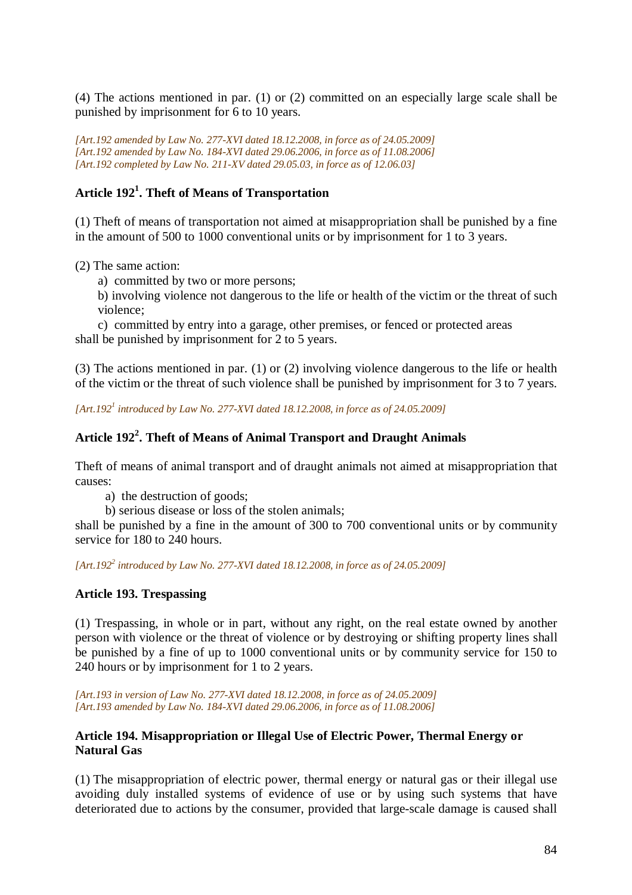(4) The actions mentioned in par. (1) or (2) committed on an especially large scale shall be punished by imprisonment for 6 to 10 years.

*[Art.192 amended by Law No. 277-XVI dated 18.12.2008, in force as of 24.05.2009]*
*[Art.192 amended by Law No. 184-XVI dated 29.06.2006, in force as of 11.08.2006]*
*[Art.192 completed by Law No. 211-XV dated 29.05.03, in force as of 12.06.03]*

### Article 192[1]. Theft of Means of Transportation

(1) Theft of means of transportation not aimed at misappropriation shall be punished by a fine in the amount of 500 to 1000 conventional units or by imprisonment for 1 to 3 years.

(2) The same action:

a) committed by two or more persons;

b) involving violence not dangerous to the life or health of the victim or the threat of such violence;

c) committed by entry into a garage, other premises, or fenced or protected areas

shall be punished by imprisonment for 2 to 5 years.

(3) The actions mentioned in par. (1) or (2) involving violence dangerous to the life or health of the victim or the threat of such violence shall be punished by imprisonment for 3 to 7 years.

*[Art.192[1] introduced by Law No. 277-XVI dated 18.12.2008, in force as of 24.05.2009]*

### Article 192[2]. Theft of Means of Animal Transport and Draught Animals

Theft of means of animal transport and of draught animals not aimed at misappropriation that causes:

a) the destruction of goods;

b) serious disease or loss of the stolen animals;

shall be punished by a fine in the amount of 300 to 700 conventional units or by community service for 180 to 240 hours.

*[Art.192[2] introduced by Law No. 277-XVI dated 18.12.2008, in force as of 24.05.2009]*

### Article 193. Trespassing

(1) Trespassing, in whole or in part, without any right, on the real estate owned by another person with violence or the threat of violence or by destroying or shifting property lines shall be punished by a fine of up to 1000 conventional units or by community service for 150 to 240 hours or by imprisonment for 1 to 2 years.

*[Art.193 in version of Law No. 277-XVI dated 18.12.2008, in force as of 24.05.2009]*
*[Art.193 amended by Law No. 184-XVI dated 29.06.2006, in force as of 11.08.2006]*

### Article 194. Misappropriation or Illegal Use of Electric Power, Thermal Energy or Natural Gas

(1) The misappropriation of electric power, thermal energy or natural gas or their illegal use avoiding duly installed systems of evidence of use or by using such systems that have deteriorated due to actions by the consumer, provided that large-scale damage is caused shall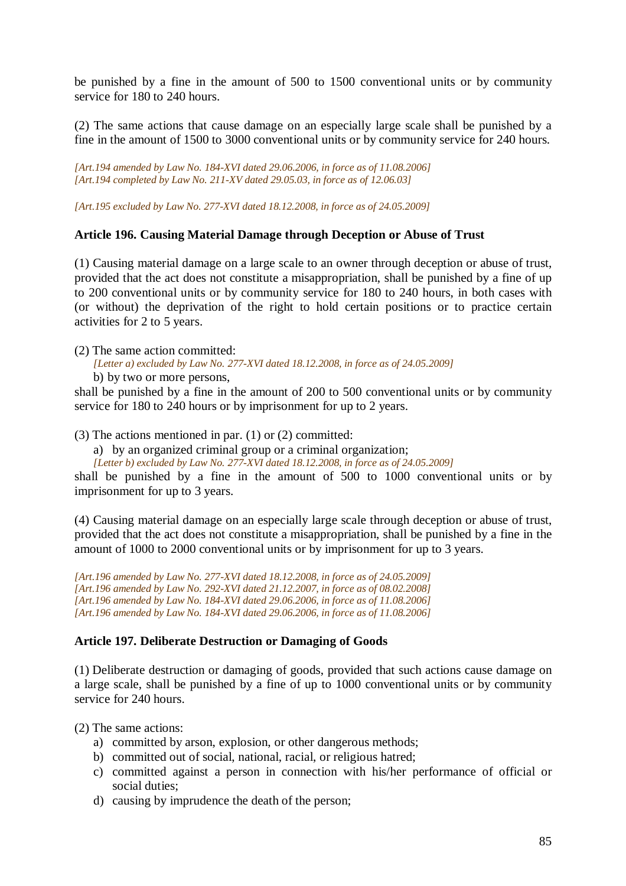be punished by a fine in the amount of 500 to 1500 conventional units or by community service for 180 to 240 hours.

(2) The same actions that cause damage on an especially large scale shall be punished by a fine in the amount of 1500 to 3000 conventional units or by community service for 240 hours.

*[Art.194 amended by Law No. 184-XVI dated 29.06.2006, in force as of 11.08.2006]*
*[Art.194 completed by Law No. 211-XV dated 29.05.03, in force as of 12.06.03]*

*[Art.195 excluded by Law No. 277-XVI dated 18.12.2008, in force as of 24.05.2009]*

**Article 196. Causing Material Damage through Deception or Abuse of Trust**

(1) Causing material damage on a large scale to an owner through deception or abuse of trust, provided that the act does not constitute a misappropriation, shall be punished by a fine of up to 200 conventional units or by community service for 180 to 240 hours, in both cases with (or without) the deprivation of the right to hold certain positions or to practice certain activities for 2 to 5 years.

(2) The same action committed:

*[Letter a) excluded by Law No. 277-XVI dated 18.12.2008, in force as of 24.05.2009]*

b) by two or more persons,

shall be punished by a fine in the amount of 200 to 500 conventional units or by community service for 180 to 240 hours or by imprisonment for up to 2 years.

(3) The actions mentioned in par. (1) or (2) committed:

a) by an organized criminal group or a criminal organization;

*[Letter b) excluded by Law No. 277-XVI dated 18.12.2008, in force as of 24.05.2009]*

shall be punished by a fine in the amount of 500 to 1000 conventional units or by imprisonment for up to 3 years.

(4) Causing material damage on an especially large scale through deception or abuse of trust, provided that the act does not constitute a misappropriation, shall be punished by a fine in the amount of 1000 to 2000 conventional units or by imprisonment for up to 3 years.

*[Art.196 amended by Law No. 277-XVI dated 18.12.2008, in force as of 24.05.2009]*
*[Art.196 amended by Law No. 292-XVI dated 21.12.2007, in force as of 08.02.2008]*
*[Art.196 amended by Law No. 184-XVI dated 29.06.2006, in force as of 11.08.2006]*
*[Art.196 amended by Law No. 184-XVI dated 29.06.2006, in force as of 11.08.2006]*

**Article 197. Deliberate Destruction or Damaging of Goods**

(1) Deliberate destruction or damaging of goods, provided that such actions cause damage on a large scale, shall be punished by a fine of up to 1000 conventional units or by community service for 240 hours.

(2) The same actions:

a) committed by arson, explosion, or other dangerous methods;
b) committed out of social, national, racial, or religious hatred;
c) committed against a person in connection with his/her performance of official or social duties;
d) causing by imprudence the death of the person;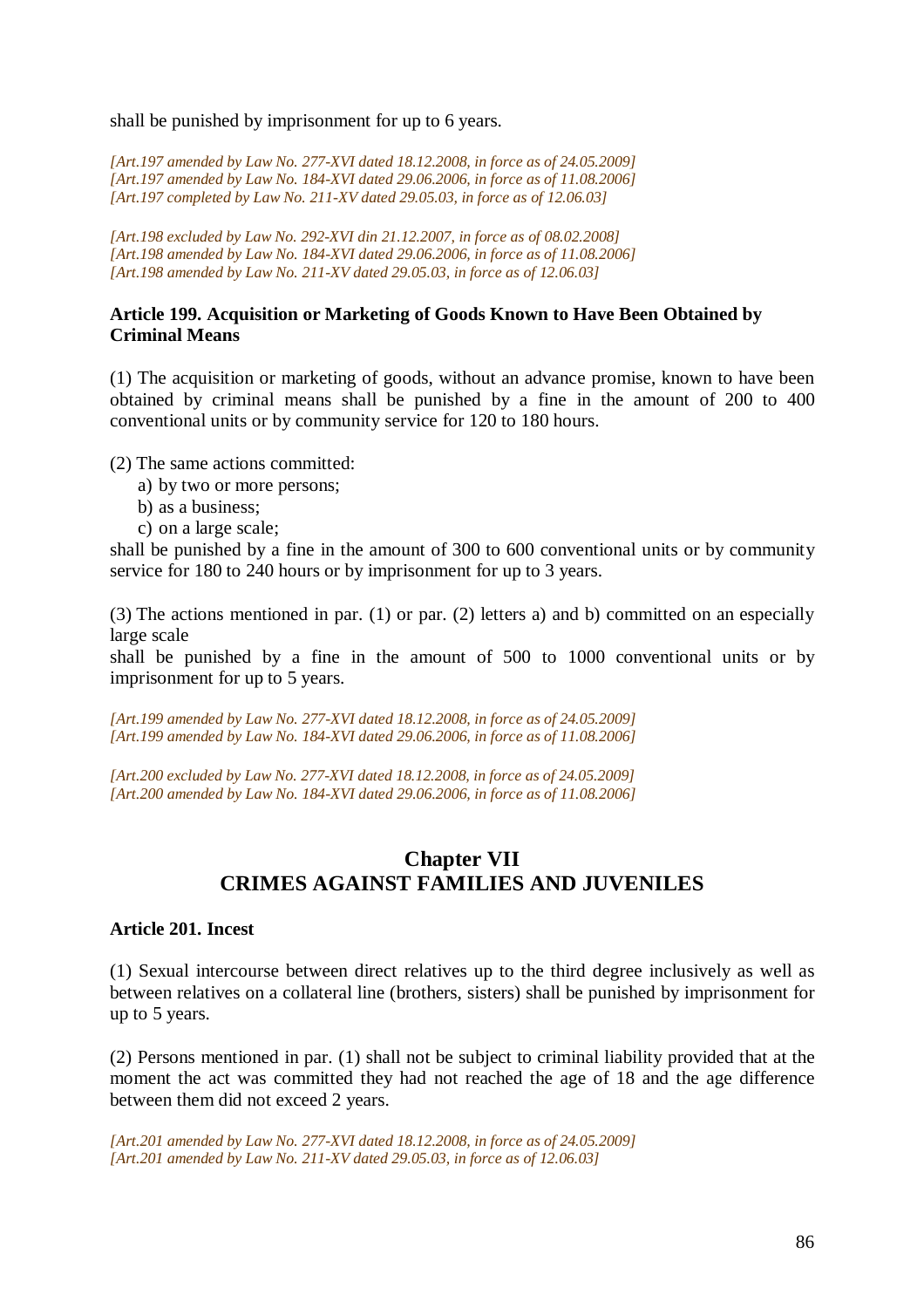shall be punished by imprisonment for up to 6 years.

*[Art.197 amended by Law No. 277-XVI dated 18.12.2008, in force as of 24.05.2009]*
*[Art.197 amended by Law No. 184-XVI dated 29.06.2006, in force as of 11.08.2006]*
*[Art.197 completed by Law No. 211-XV dated 29.05.03, in force as of 12.06.03]*

*[Art.198 excluded by Law No. 292-XVI din 21.12.2007, in force as of 08.02.2008]*
*[Art.198 amended by Law No. 184-XVI dated 29.06.2006, in force as of 11.08.2006]*
*[Art.198 amended by Law No. 211-XV dated 29.05.03, in force as of 12.06.03]*

**Article 199. Acquisition or Marketing of Goods Known to Have Been Obtained by Criminal Means**

(1) The acquisition or marketing of goods, without an advance promise, known to have been obtained by criminal means shall be punished by a fine in the amount of 200 to 400 conventional units or by community service for 120 to 180 hours.

(2) The same actions committed:
a) by two or more persons;
b) as a business;
c) on a large scale;
shall be punished by a fine in the amount of 300 to 600 conventional units or by community service for 180 to 240 hours or by imprisonment for up to 3 years.

(3) The actions mentioned in par. (1) or par. (2) letters a) and b) committed on an especially large scale
shall be punished by a fine in the amount of 500 to 1000 conventional units or by imprisonment for up to 5 years.

*[Art.199 amended by Law No. 277-XVI dated 18.12.2008, in force as of 24.05.2009]*
*[Art.199 amended by Law No. 184-XVI dated 29.06.2006, in force as of 11.08.2006]*

*[Art.200 excluded by Law No. 277-XVI dated 18.12.2008, in force as of 24.05.2009]*
*[Art.200 amended by Law No. 184-XVI dated 29.06.2006, in force as of 11.08.2006]*

## Chapter VII
## CRIMES AGAINST FAMILIES AND JUVENILES

**Article 201. Incest**

(1) Sexual intercourse between direct relatives up to the third degree inclusively as well as between relatives on a collateral line (brothers, sisters) shall be punished by imprisonment for up to 5 years.

(2) Persons mentioned in par. (1) shall not be subject to criminal liability provided that at the moment the act was committed they had not reached the age of 18 and the age difference between them did not exceed 2 years.

*[Art.201 amended by Law No. 277-XVI dated 18.12.2008, in force as of 24.05.2009]*
*[Art.201 amended by Law No. 211-XV dated 29.05.03, in force as of 12.06.03]*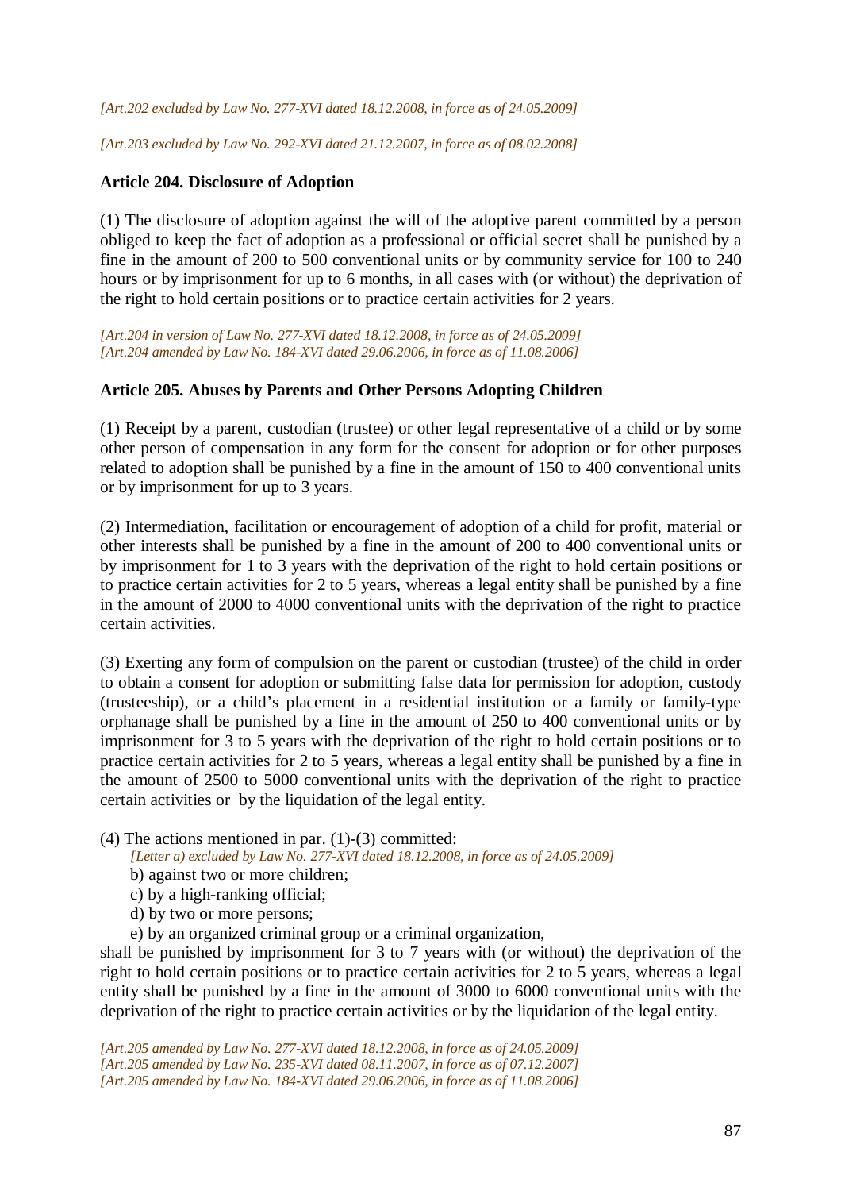*[Art.202 excluded by Law No. 277-XVI dated 18.12.2008, in force as of 24.05.2009]*

*[Art.203 excluded by Law No. 292-XVI dated 21.12.2007, in force as of 08.02.2008]*

**Article 204. Disclosure of Adoption**

(1) The disclosure of adoption against the will of the adoptive parent committed by a person obliged to keep the fact of adoption as a professional or official secret shall be punished by a fine in the amount of 200 to 500 conventional units or by community service for 100 to 240 hours or by imprisonment for up to 6 months, in all cases with (or without) the deprivation of the right to hold certain positions or to practice certain activities for 2 years.

*[Art.204 in version of Law No. 277-XVI dated 18.12.2008, in force as of 24.05.2009]*
*[Art.204 amended by Law No. 184-XVI dated 29.06.2006, in force as of 11.08.2006]*

**Article 205. Abuses by Parents and Other Persons Adopting Children**

(1) Receipt by a parent, custodian (trustee) or other legal representative of a child or by some other person of compensation in any form for the consent for adoption or for other purposes related to adoption shall be punished by a fine in the amount of 150 to 400 conventional units or by imprisonment for up to 3 years.

(2) Intermediation, facilitation or encouragement of adoption of a child for profit, material or other interests shall be punished by a fine in the amount of 200 to 400 conventional units or by imprisonment for 1 to 3 years with the deprivation of the right to hold certain positions or to practice certain activities for 2 to 5 years, whereas a legal entity shall be punished by a fine in the amount of 2000 to 4000 conventional units with the deprivation of the right to practice certain activities.

(3) Exerting any form of compulsion on the parent or custodian (trustee) of the child in order to obtain a consent for adoption or submitting false data for permission for adoption, custody (trusteeship), or a child's placement in a residential institution or a family or family-type orphanage shall be punished by a fine in the amount of 250 to 400 conventional units or by imprisonment for 3 to 5 years with the deprivation of the right to hold certain positions or to practice certain activities for 2 to 5 years, whereas a legal entity shall be punished by a fine in the amount of 2500 to 5000 conventional units with the deprivation of the right to practice certain activities or by the liquidation of the legal entity.

(4) The actions mentioned in par. (1)-(3) committed:

*[Letter a) excluded by Law No. 277-XVI dated 18.12.2008, in force as of 24.05.2009]*

b) against two or more children;

c) by a high-ranking official;

d) by two or more persons;

e) by an organized criminal group or a criminal organization,

shall be punished by imprisonment for 3 to 7 years with (or without) the deprivation of the right to hold certain positions or to practice certain activities for 2 to 5 years, whereas a legal entity shall be punished by a fine in the amount of 3000 to 6000 conventional units with the deprivation of the right to practice certain activities or by the liquidation of the legal entity.

*[Art.205 amended by Law No. 277-XVI dated 18.12.2008, in force as of 24.05.2009]*
*[Art.205 amended by Law No. 235-XVI dated 08.11.2007, in force as of 07.12.2007]*
*[Art.205 amended by Law No. 184-XVI dated 29.06.2006, in force as of 11.08.2006]*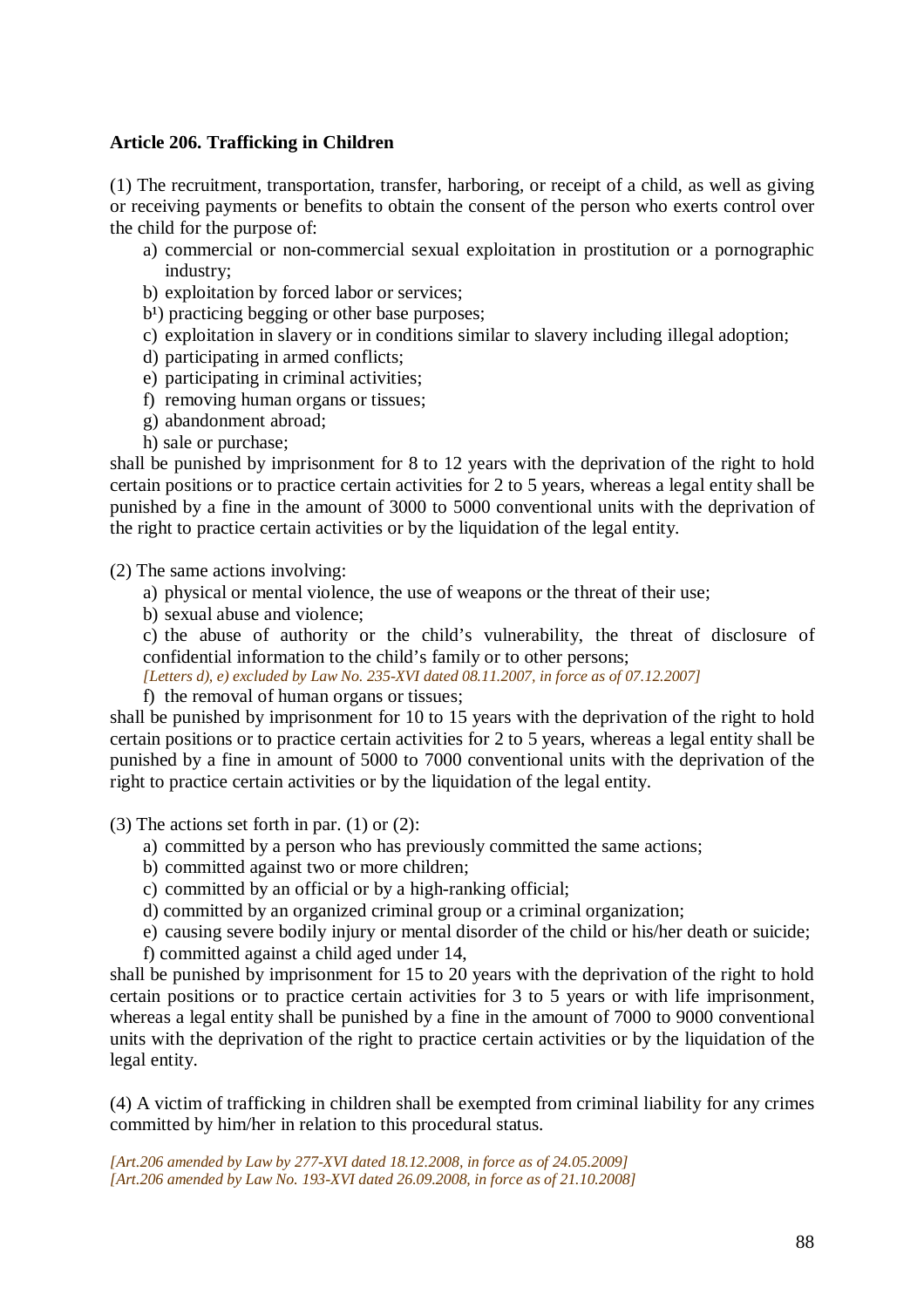**Article 206. Trafficking in Children**

(1) The recruitment, transportation, transfer, harboring, or receipt of a child, as well as giving or receiving payments or benefits to obtain the consent of the person who exerts control over the child for the purpose of:

a) commercial or non-commercial sexual exploitation in prostitution or a pornographic industry;
b) exploitation by forced labor or services;
b[1]) practicing begging or other base purposes;
c) exploitation in slavery or in conditions similar to slavery including illegal adoption;
d) participating in armed conflicts;
e) participating in criminal activities;
f) removing human organs or tissues;
g) abandonment abroad;
h) sale or purchase;

shall be punished by imprisonment for 8 to 12 years with the deprivation of the right to hold certain positions or to practice certain activities for 2 to 5 years, whereas a legal entity shall be punished by a fine in the amount of 3000 to 5000 conventional units with the deprivation of the right to practice certain activities or by the liquidation of the legal entity.

(2) The same actions involving:

a) physical or mental violence, the use of weapons or the threat of their use;
b) sexual abuse and violence;
c) the abuse of authority or the child's vulnerability, the threat of disclosure of confidential information to the child's family or to other persons;

*[Letters d), e) excluded by Law No. 235-XVI dated 08.11.2007, in force as of 07.12.2007]*

f) the removal of human organs or tissues;

shall be punished by imprisonment for 10 to 15 years with the deprivation of the right to hold certain positions or to practice certain activities for 2 to 5 years, whereas a legal entity shall be punished by a fine in amount of 5000 to 7000 conventional units with the deprivation of the right to practice certain activities or by the liquidation of the legal entity.

(3) The actions set forth in par. (1) or (2):

a) committed by a person who has previously committed the same actions;
b) committed against two or more children;
c) committed by an official or by a high-ranking official;
d) committed by an organized criminal group or a criminal organization;
e) causing severe bodily injury or mental disorder of the child or his/her death or suicide;
f) committed against a child aged under 14,

shall be punished by imprisonment for 15 to 20 years with the deprivation of the right to hold certain positions or to practice certain activities for 3 to 5 years or with life imprisonment, whereas a legal entity shall be punished by a fine in the amount of 7000 to 9000 conventional units with the deprivation of the right to practice certain activities or by the liquidation of the legal entity.

(4) A victim of trafficking in children shall be exempted from criminal liability for any crimes committed by him/her in relation to this procedural status.

*[Art.206 amended by Law by 277-XVI dated 18.12.2008, in force as of 24.05.2009]*
*[Art.206 amended by Law No. 193-XVI dated 26.09.2008, in force as of 21.10.2008]*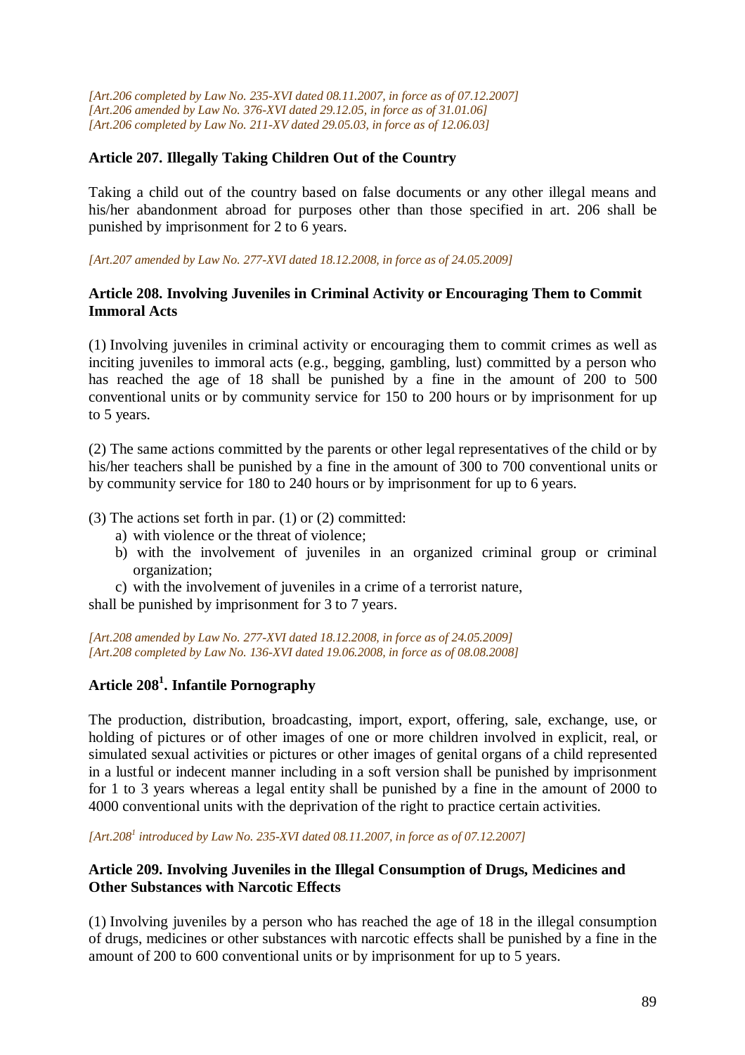*[Art.206 completed by Law No. 235-XVI dated 08.11.2007, in force as of 07.12.2007]*
*[Art.206 amended by Law No. 376-XVI dated 29.12.05, in force as of 31.01.06]*
*[Art.206 completed by Law No. 211-XV dated 29.05.03, in force as of 12.06.03]*

**Article 207. Illegally Taking Children Out of the Country**

Taking a child out of the country based on false documents or any other illegal means and his/her abandonment abroad for purposes other than those specified in art. 206 shall be punished by imprisonment for 2 to 6 years.

*[Art.207 amended by Law No. 277-XVI dated 18.12.2008, in force as of 24.05.2009]*

**Article 208. Involving Juveniles in Criminal Activity or Encouraging Them to Commit Immoral Acts**

(1) Involving juveniles in criminal activity or encouraging them to commit crimes as well as inciting juveniles to immoral acts (e.g., begging, gambling, lust) committed by a person who has reached the age of 18 shall be punished by a fine in the amount of 200 to 500 conventional units or by community service for 150 to 200 hours or by imprisonment for up to 5 years.

(2) The same actions committed by the parents or other legal representatives of the child or by his/her teachers shall be punished by a fine in the amount of 300 to 700 conventional units or by community service for 180 to 240 hours or by imprisonment for up to 6 years.

(3) The actions set forth in par. (1) or (2) committed:

a) with violence or the threat of violence;
b) with the involvement of juveniles in an organized criminal group or criminal organization;
c) with the involvement of juveniles in a crime of a terrorist nature,

shall be punished by imprisonment for 3 to 7 years.

*[Art.208 amended by Law No. 277-XVI dated 18.12.2008, in force as of 24.05.2009]*
*[Art.208 completed by Law No. 136-XVI dated 19.06.2008, in force as of 08.08.2008]*

**Article 208[1]. Infantile Pornography**

The production, distribution, broadcasting, import, export, offering, sale, exchange, use, or holding of pictures or of other images of one or more children involved in explicit, real, or simulated sexual activities or pictures or other images of genital organs of a child represented in a lustful or indecent manner including in a soft version shall be punished by imprisonment for 1 to 3 years whereas a legal entity shall be punished by a fine in the amount of 2000 to 4000 conventional units with the deprivation of the right to practice certain activities.

*[Art.208[1] introduced by Law No. 235-XVI dated 08.11.2007, in force as of 07.12.2007]*

**Article 209. Involving Juveniles in the Illegal Consumption of Drugs, Medicines and Other Substances with Narcotic Effects**

(1) Involving juveniles by a person who has reached the age of 18 in the illegal consumption of drugs, medicines or other substances with narcotic effects shall be punished by a fine in the amount of 200 to 600 conventional units or by imprisonment for up to 5 years.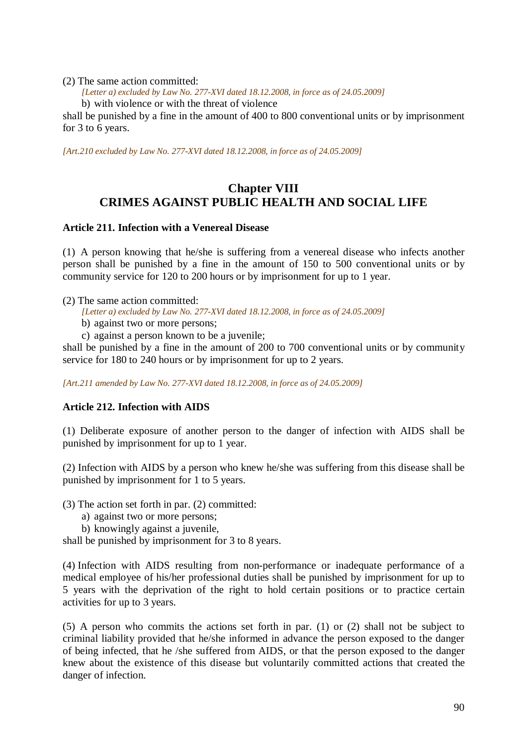(2) The same action committed:

*[Letter a) excluded by Law No. 277-XVI dated 18.12.2008, in force as of 24.05.2009]*

b) with violence or with the threat of violence

shall be punished by a fine in the amount of 400 to 800 conventional units or by imprisonment for 3 to 6 years.

*[Art.210 excluded by Law No. 277-XVI dated 18.12.2008, in force as of 24.05.2009]*

## Chapter VIII
## CRIMES AGAINST PUBLIC HEALTH AND SOCIAL LIFE

### Article 211. Infection with a Venereal Disease

(1) A person knowing that he/she is suffering from a venereal disease who infects another person shall be punished by a fine in the amount of 150 to 500 conventional units or by community service for 120 to 200 hours or by imprisonment for up to 1 year.

(2) The same action committed:

*[Letter a) excluded by Law No. 277-XVI dated 18.12.2008, in force as of 24.05.2009]*

b) against two or more persons;

c) against a person known to be a juvenile;

shall be punished by a fine in the amount of 200 to 700 conventional units or by community service for 180 to 240 hours or by imprisonment for up to 2 years.

*[Art.211 amended by Law No. 277-XVI dated 18.12.2008, in force as of 24.05.2009]*

### Article 212. Infection with AIDS

(1) Deliberate exposure of another person to the danger of infection with AIDS shall be punished by imprisonment for up to 1 year.

(2) Infection with AIDS by a person who knew he/she was suffering from this disease shall be punished by imprisonment for 1 to 5 years.

(3) The action set forth in par. (2) committed:

a) against two or more persons;

b) knowingly against a juvenile,

shall be punished by imprisonment for 3 to 8 years.

(4) Infection with AIDS resulting from non-performance or inadequate performance of a medical employee of his/her professional duties shall be punished by imprisonment for up to 5 years with the deprivation of the right to hold certain positions or to practice certain activities for up to 3 years.

(5) A person who commits the actions set forth in par. (1) or (2) shall not be subject to criminal liability provided that he/she informed in advance the person exposed to the danger of being infected, that he /she suffered from AIDS, or that the person exposed to the danger knew about the existence of this disease but voluntarily committed actions that created the danger of infection.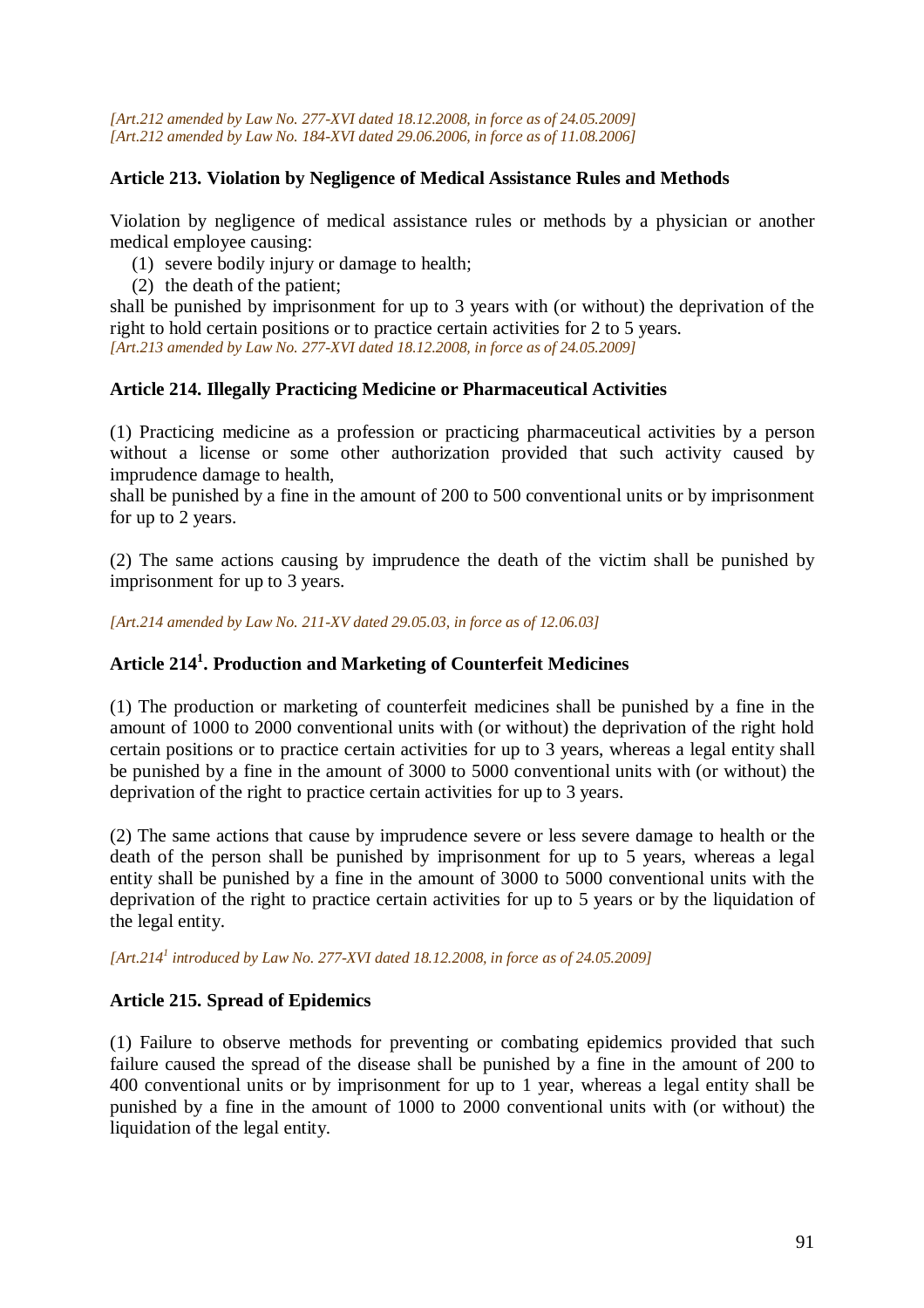*[Art.212 amended by Law No. 277-XVI dated 18.12.2008, in force as of 24.05.2009]*
*[Art.212 amended by Law No. 184-XVI dated 29.06.2006, in force as of 11.08.2006]*

### Article 213. Violation by Negligence of Medical Assistance Rules and Methods

Violation by negligence of medical assistance rules or methods by a physician or another medical employee causing:

(1) severe bodily injury or damage to health;
(2) the death of the patient;

shall be punished by imprisonment for up to 3 years with (or without) the deprivation of the right to hold certain positions or to practice certain activities for 2 to 5 years.
*[Art.213 amended by Law No. 277-XVI dated 18.12.2008, in force as of 24.05.2009]*

### Article 214. Illegally Practicing Medicine or Pharmaceutical Activities

(1) Practicing medicine as a profession or practicing pharmaceutical activities by a person without a license or some other authorization provided that such activity caused by imprudence damage to health,
shall be punished by a fine in the amount of 200 to 500 conventional units or by imprisonment for up to 2 years.

(2) The same actions causing by imprudence the death of the victim shall be punished by imprisonment for up to 3 years.

*[Art.214 amended by Law No. 211-XV dated 29.05.03, in force as of 12.06.03]*

### Article 214[1]. Production and Marketing of Counterfeit Medicines

(1) The production or marketing of counterfeit medicines shall be punished by a fine in the amount of 1000 to 2000 conventional units with (or without) the deprivation of the right hold certain positions or to practice certain activities for up to 3 years, whereas a legal entity shall be punished by a fine in the amount of 3000 to 5000 conventional units with (or without) the deprivation of the right to practice certain activities for up to 3 years.

(2) The same actions that cause by imprudence severe or less severe damage to health or the death of the person shall be punished by imprisonment for up to 5 years, whereas a legal entity shall be punished by a fine in the amount of 3000 to 5000 conventional units with the deprivation of the right to practice certain activities for up to 5 years or by the liquidation of the legal entity.

*[Art.214[1] introduced by Law No. 277-XVI dated 18.12.2008, in force as of 24.05.2009]*

### Article 215. Spread of Epidemics

(1) Failure to observe methods for preventing or combating epidemics provided that such failure caused the spread of the disease shall be punished by a fine in the amount of 200 to 400 conventional units or by imprisonment for up to 1 year, whereas a legal entity shall be punished by a fine in the amount of 1000 to 2000 conventional units with (or without) the liquidation of the legal entity.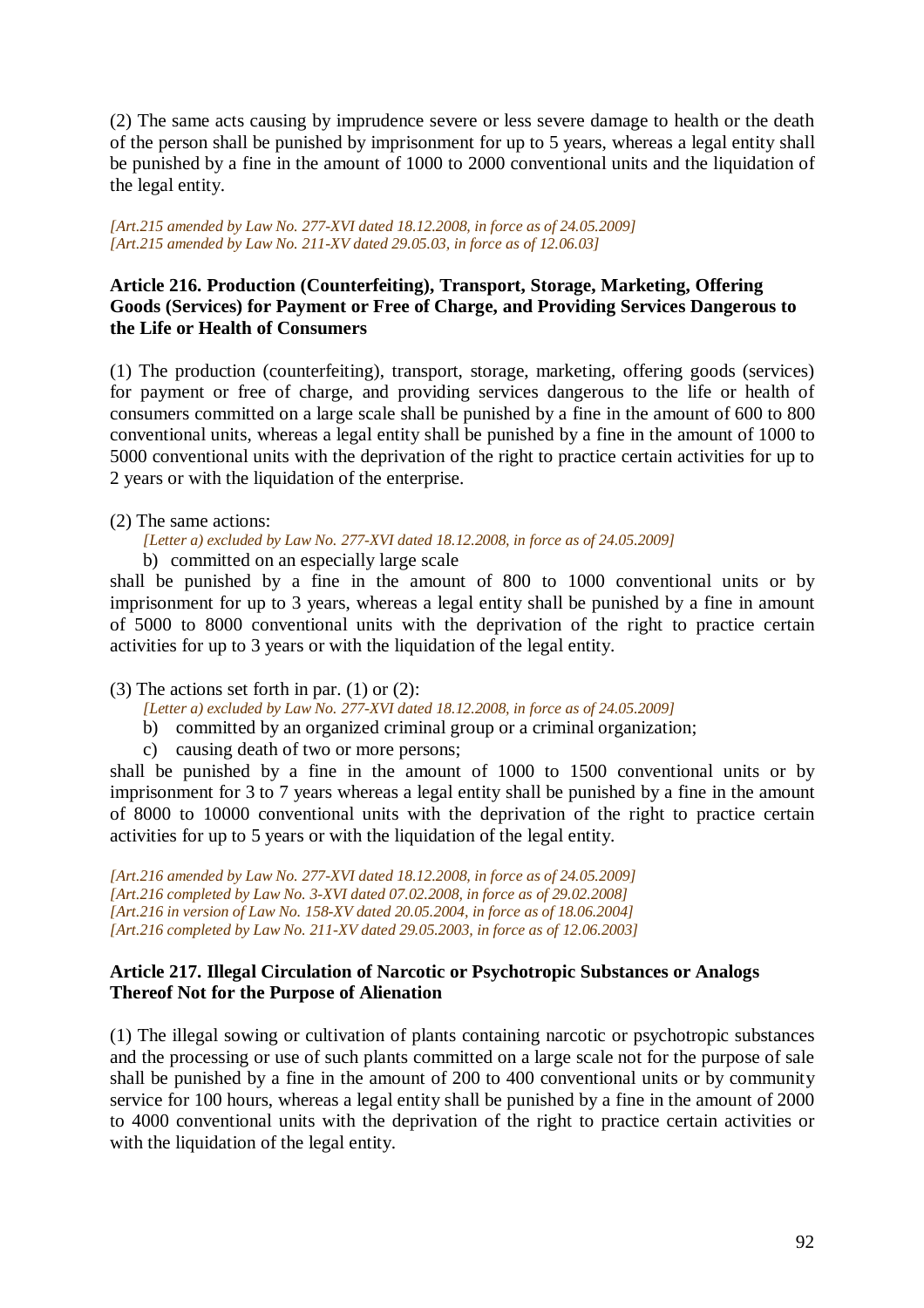(2) The same acts causing by imprudence severe or less severe damage to health or the death of the person shall be punished by imprisonment for up to 5 years, whereas a legal entity shall be punished by a fine in the amount of 1000 to 2000 conventional units and the liquidation of the legal entity.

*[Art.215 amended by Law No. 277-XVI dated 18.12.2008, in force as of 24.05.2009]*
*[Art.215 amended by Law No. 211-XV dated 29.05.03, in force as of 12.06.03]*

**Article 216. Production (Counterfeiting), Transport, Storage, Marketing, Offering Goods (Services) for Payment or Free of Charge, and Providing Services Dangerous to the Life or Health of Consumers**

(1) The production (counterfeiting), transport, storage, marketing, offering goods (services) for payment or free of charge, and providing services dangerous to the life or health of consumers committed on a large scale shall be punished by a fine in the amount of 600 to 800 conventional units, whereas a legal entity shall be punished by a fine in the amount of 1000 to 5000 conventional units with the deprivation of the right to practice certain activities for up to 2 years or with the liquidation of the enterprise.

(2) The same actions:

*[Letter a) excluded by Law No. 277-XVI dated 18.12.2008, in force as of 24.05.2009]*

b) committed on an especially large scale

shall be punished by a fine in the amount of 800 to 1000 conventional units or by imprisonment for up to 3 years, whereas a legal entity shall be punished by a fine in amount of 5000 to 8000 conventional units with the deprivation of the right to practice certain activities for up to 3 years or with the liquidation of the legal entity.

(3) The actions set forth in par. (1) or (2):

*[Letter a) excluded by Law No. 277-XVI dated 18.12.2008, in force as of 24.05.2009]*

b) committed by an organized criminal group or a criminal organization;

c) causing death of two or more persons;

shall be punished by a fine in the amount of 1000 to 1500 conventional units or by imprisonment for 3 to 7 years whereas a legal entity shall be punished by a fine in the amount of 8000 to 10000 conventional units with the deprivation of the right to practice certain activities for up to 5 years or with the liquidation of the legal entity.

*[Art.216 amended by Law No. 277-XVI dated 18.12.2008, in force as of 24.05.2009]*
*[Art.216 completed by Law No. 3-XVI dated 07.02.2008, in force as of 29.02.2008]*
*[Art.216 in version of Law No. 158-XV dated 20.05.2004, in force as of 18.06.2004]*
*[Art.216 completed by Law No. 211-XV dated 29.05.2003, in force as of 12.06.2003]*

**Article 217. Illegal Circulation of Narcotic or Psychotropic Substances or Analogs Thereof Not for the Purpose of Alienation**

(1) The illegal sowing or cultivation of plants containing narcotic or psychotropic substances and the processing or use of such plants committed on a large scale not for the purpose of sale shall be punished by a fine in the amount of 200 to 400 conventional units or by community service for 100 hours, whereas a legal entity shall be punished by a fine in the amount of 2000 to 4000 conventional units with the deprivation of the right to practice certain activities or with the liquidation of the legal entity.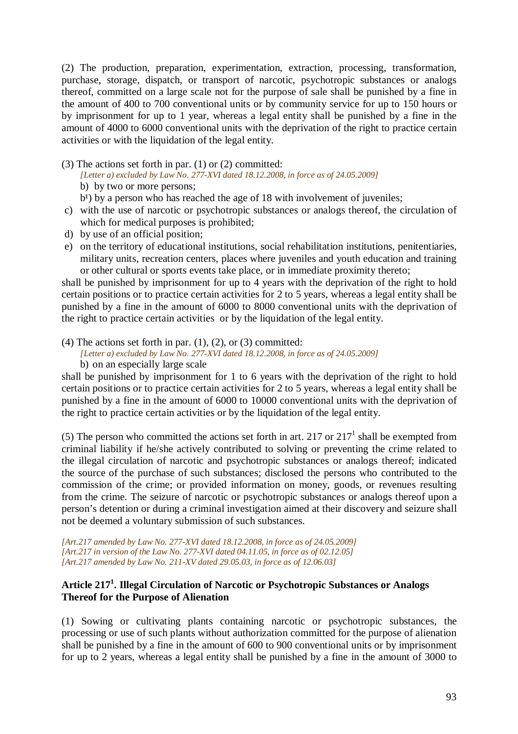(2) The production, preparation, experimentation, extraction, processing, transformation, purchase, storage, dispatch, or transport of narcotic, psychotropic substances or analogs thereof, committed on a large scale not for the purpose of sale shall be punished by a fine in the amount of 400 to 700 conventional units or by community service for up to 150 hours or by imprisonment for up to 1 year, whereas a legal entity shall be punished by a fine in the amount of 4000 to 6000 conventional units with the deprivation of the right to practice certain activities or with the liquidation of the legal entity.

(3) The actions set forth in par. (1) or (2) committed:

*[Letter a) excluded by Law No. 277-XVI dated 18.12.2008, in force as of 24.05.2009]*

b) by two or more persons;

b[1]) by a person who has reached the age of 18 with involvement of juveniles;

c) with the use of narcotic or psychotropic substances or analogs thereof, the circulation of which for medical purposes is prohibited;

d) by use of an official position;

e) on the territory of educational institutions, social rehabilitation institutions, penitentiaries, military units, recreation centers, places where juveniles and youth education and training or other cultural or sports events take place, or in immediate proximity thereto;

shall be punished by imprisonment for up to 4 years with the deprivation of the right to hold certain positions or to practice certain activities for 2 to 5 years, whereas a legal entity shall be punished by a fine in the amount of 6000 to 8000 conventional units with the deprivation of the right to practice certain activities or by the liquidation of the legal entity.

(4) The actions set forth in par. (1), (2), or (3) committed:

*[Letter a) excluded by Law No. 277-XVI dated 18.12.2008, in force as of 24.05.2009]*

b) on an especially large scale

shall be punished by imprisonment for 1 to 6 years with the deprivation of the right to hold certain positions or to practice certain activities for 2 to 5 years, whereas a legal entity shall be punished by a fine in the amount of 6000 to 10000 conventional units with the deprivation of the right to practice certain activities or by the liquidation of the legal entity.

(5) The person who committed the actions set forth in art. 217 or 217[1] shall be exempted from criminal liability if he/she actively contributed to solving or preventing the crime related to the illegal circulation of narcotic and psychotropic substances or analogs thereof; indicated the source of the purchase of such substances; disclosed the persons who contributed to the commission of the crime; or provided information on money, goods, or revenues resulting from the crime. The seizure of narcotic or psychotropic substances or analogs thereof upon a person's detention or during a criminal investigation aimed at their discovery and seizure shall not be deemed a voluntary submission of such substances.

*[Art.217 amended by Law No. 277-XVI dated 18.12.2008, in force as of 24.05.2009]*
*[Art.217 in version of the Law No. 277-XVI dated 04.11.05, in force as of 02.12.05]*
*[Art.217 amended by Law No. 211-XV dated 29.05.03, in force as of 12.06.03]*

### Article 217[1]. Illegal Circulation of Narcotic or Psychotropic Substances or Analogs Thereof for the Purpose of Alienation

(1) Sowing or cultivating plants containing narcotic or psychotropic substances, the processing or use of such plants without authorization committed for the purpose of alienation shall be punished by a fine in the amount of 600 to 900 conventional units or by imprisonment for up to 2 years, whereas a legal entity shall be punished by a fine in the amount of 3000 to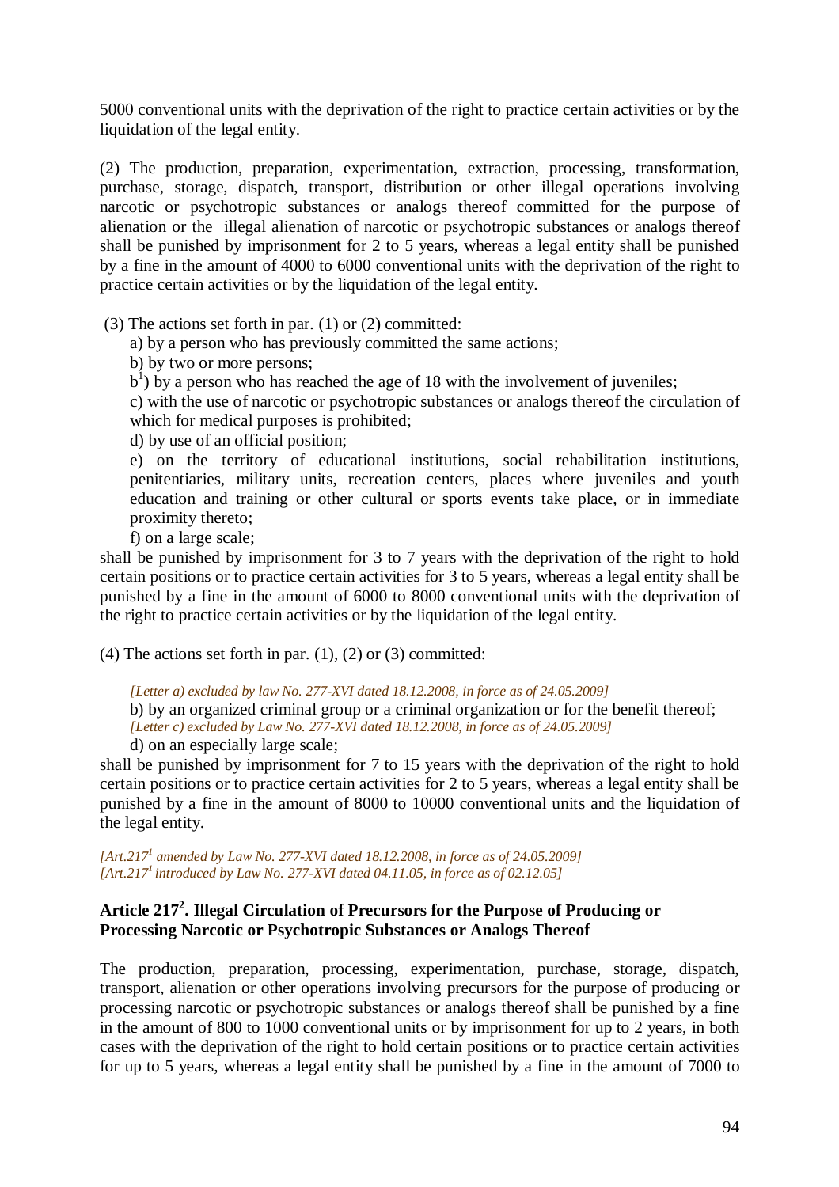5000 conventional units with the deprivation of the right to practice certain activities or by the liquidation of the legal entity.

(2) The production, preparation, experimentation, extraction, processing, transformation, purchase, storage, dispatch, transport, distribution or other illegal operations involving narcotic or psychotropic substances or analogs thereof committed for the purpose of alienation or the illegal alienation of narcotic or psychotropic substances or analogs thereof shall be punished by imprisonment for 2 to 5 years, whereas a legal entity shall be punished by a fine in the amount of 4000 to 6000 conventional units with the deprivation of the right to practice certain activities or by the liquidation of the legal entity.

(3) The actions set forth in par. (1) or (2) committed:

a) by a person who has previously committed the same actions;

b) by two or more persons;

b[1]) by a person who has reached the age of 18 with the involvement of juveniles;

c) with the use of narcotic or psychotropic substances or analogs thereof the circulation of which for medical purposes is prohibited;

d) by use of an official position;

e) on the territory of educational institutions, social rehabilitation institutions, penitentiaries, military units, recreation centers, places where juveniles and youth education and training or other cultural or sports events take place, or in immediate proximity thereto;

f) on a large scale;

shall be punished by imprisonment for 3 to 7 years with the deprivation of the right to hold certain positions or to practice certain activities for 3 to 5 years, whereas a legal entity shall be punished by a fine in the amount of 6000 to 8000 conventional units with the deprivation of the right to practice certain activities or by the liquidation of the legal entity.

(4) The actions set forth in par. (1), (2) or (3) committed:

*[Letter a) excluded by law No. 277-XVI dated 18.12.2008, in force as of 24.05.2009]*

b) by an organized criminal group or a criminal organization or for the benefit thereof;

*[Letter c) excluded by Law No. 277-XVI dated 18.12.2008, in force as of 24.05.2009]*

d) on an especially large scale;

shall be punished by imprisonment for 7 to 15 years with the deprivation of the right to hold certain positions or to practice certain activities for 2 to 5 years, whereas a legal entity shall be punished by a fine in the amount of 8000 to 10000 conventional units and the liquidation of the legal entity.

*[Art.217[1] amended by Law No. 277-XVI dated 18.12.2008, in force as of 24.05.2009]*
*[Art.217[1] introduced by Law No. 277-XVI dated 04.11.05, in force as of 02.12.05]*

### Article 217[2]. Illegal Circulation of Precursors for the Purpose of Producing or Processing Narcotic or Psychotropic Substances or Analogs Thereof

The production, preparation, processing, experimentation, purchase, storage, dispatch, transport, alienation or other operations involving precursors for the purpose of producing or processing narcotic or psychotropic substances or analogs thereof shall be punished by a fine in the amount of 800 to 1000 conventional units or by imprisonment for up to 2 years, in both cases with the deprivation of the right to hold certain positions or to practice certain activities for up to 5 years, whereas a legal entity shall be punished by a fine in the amount of 7000 to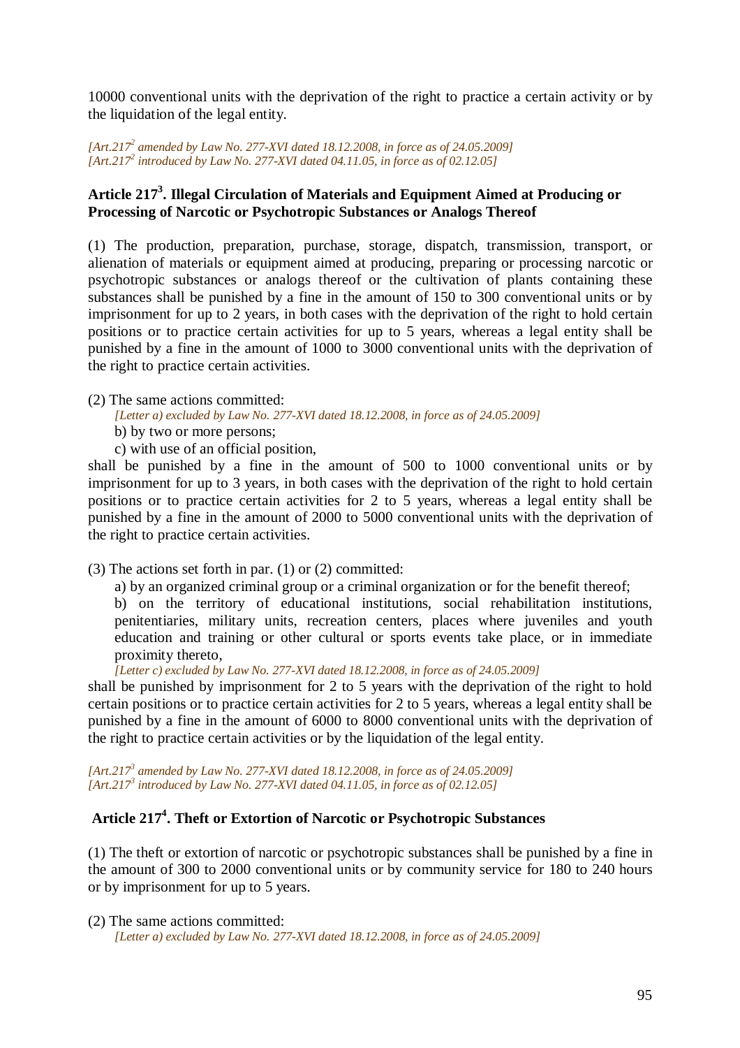10000 conventional units with the deprivation of the right to practice a certain activity or by the liquidation of the legal entity.

*[Art.217$^2$ amended by Law No. 277-XVI dated 18.12.2008, in force as of 24.05.2009]*
*[Art.217$^2$ introduced by Law No. 277-XVI dated 04.11.05, in force as of 02.12.05]*

### Article 217$^3$. Illegal Circulation of Materials and Equipment Aimed at Producing or Processing of Narcotic or Psychotropic Substances or Analogs Thereof

(1) The production, preparation, purchase, storage, dispatch, transmission, transport, or alienation of materials or equipment aimed at producing, preparing or processing narcotic or psychotropic substances or analogs thereof or the cultivation of plants containing these substances shall be punished by a fine in the amount of 150 to 300 conventional units or by imprisonment for up to 2 years, in both cases with the deprivation of the right to hold certain positions or to practice certain activities for up to 5 years, whereas a legal entity shall be punished by a fine in the amount of 1000 to 3000 conventional units with the deprivation of the right to practice certain activities.

(2) The same actions committed:

*[Letter a) excluded by Law No. 277-XVI dated 18.12.2008, in force as of 24.05.2009]*

b) by two or more persons;

c) with use of an official position,

shall be punished by a fine in the amount of 500 to 1000 conventional units or by imprisonment for up to 3 years, in both cases with the deprivation of the right to hold certain positions or to practice certain activities for 2 to 5 years, whereas a legal entity shall be punished by a fine in the amount of 2000 to 5000 conventional units with the deprivation of the right to practice certain activities.

(3) The actions set forth in par. (1) or (2) committed:

a) by an organized criminal group or a criminal organization or for the benefit thereof;

b) on the territory of educational institutions, social rehabilitation institutions, penitentiaries, military units, recreation centers, places where juveniles and youth education and training or other cultural or sports events take place, or in immediate proximity thereto,

*[Letter c) excluded by Law No. 277-XVI dated 18.12.2008, in force as of 24.05.2009]*

shall be punished by imprisonment for 2 to 5 years with the deprivation of the right to hold certain positions or to practice certain activities for 2 to 5 years, whereas a legal entity shall be punished by a fine in the amount of 6000 to 8000 conventional units with the deprivation of the right to practice certain activities or by the liquidation of the legal entity.

*[Art.217$^3$ amended by Law No. 277-XVI dated 18.12.2008, in force as of 24.05.2009]*
*[Art.217$^3$ introduced by Law No. 277-XVI dated 04.11.05, in force as of 02.12.05]*

### Article 217$^4$. Theft or Extortion of Narcotic or Psychotropic Substances

(1) The theft or extortion of narcotic or psychotropic substances shall be punished by a fine in the amount of 300 to 2000 conventional units or by community service for 180 to 240 hours or by imprisonment for up to 5 years.

(2) The same actions committed:

*[Letter a) excluded by Law No. 277-XVI dated 18.12.2008, in force as of 24.05.2009]*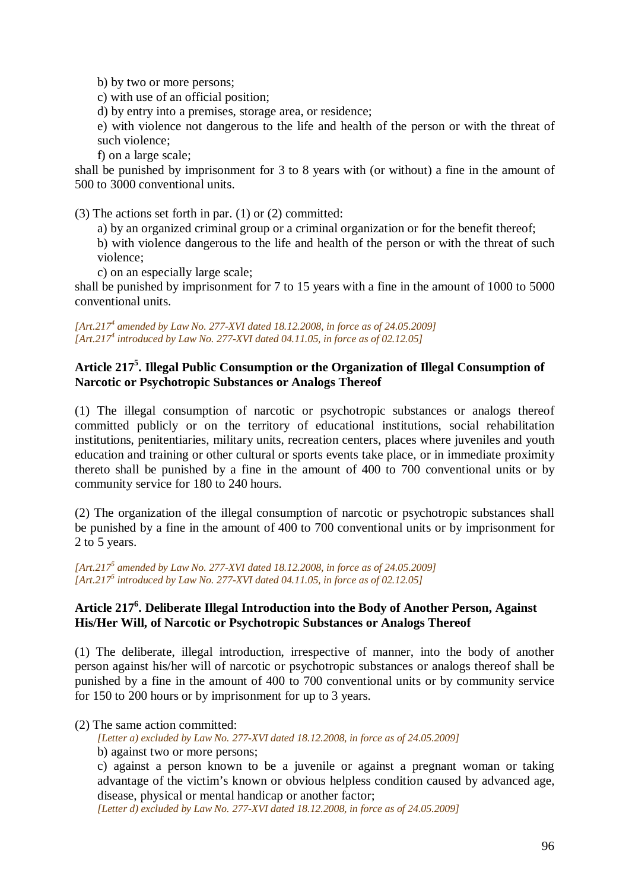b) by two or more persons;

c) with use of an official position;

d) by entry into a premises, storage area, or residence;

e) with violence not dangerous to the life and health of the person or with the threat of such violence;

f) on a large scale;

shall be punished by imprisonment for 3 to 8 years with (or without) a fine in the amount of 500 to 3000 conventional units.

(3) The actions set forth in par. (1) or (2) committed:

a) by an organized criminal group or a criminal organization or for the benefit thereof;

b) with violence dangerous to the life and health of the person or with the threat of such violence;

c) on an especially large scale;

shall be punished by imprisonment for 7 to 15 years with a fine in the amount of 1000 to 5000 conventional units.

*[Art.217$^4$ amended by Law No. 277-XVI dated 18.12.2008, in force as of 24.05.2009]*
*[Art.217$^4$ introduced by Law No. 277-XVI dated 04.11.05, in force as of 02.12.05]*

### Article 217$^5$. Illegal Public Consumption or the Organization of Illegal Consumption of Narcotic or Psychotropic Substances or Analogs Thereof

(1) The illegal consumption of narcotic or psychotropic substances or analogs thereof committed publicly or on the territory of educational institutions, social rehabilitation institutions, penitentiaries, military units, recreation centers, places where juveniles and youth education and training or other cultural or sports events take place, or in immediate proximity thereto shall be punished by a fine in the amount of 400 to 700 conventional units or by community service for 180 to 240 hours.

(2) The organization of the illegal consumption of narcotic or psychotropic substances shall be punished by a fine in the amount of 400 to 700 conventional units or by imprisonment for 2 to 5 years.

*[Art.217$^5$ amended by Law No. 277-XVI dated 18.12.2008, in force as of 24.05.2009]*
*[Art.217$^5$ introduced by Law No. 277-XVI dated 04.11.05, in force as of 02.12.05]*

### Article 217$^6$. Deliberate Illegal Introduction into the Body of Another Person, Against His/Her Will, of Narcotic or Psychotropic Substances or Analogs Thereof

(1) The deliberate, illegal introduction, irrespective of manner, into the body of another person against his/her will of narcotic or psychotropic substances or analogs thereof shall be punished by a fine in the amount of 400 to 700 conventional units or by community service for 150 to 200 hours or by imprisonment for up to 3 years.

(2) The same action committed:

*[Letter a) excluded by Law No. 277-XVI dated 18.12.2008, in force as of 24.05.2009]*

b) against two or more persons;

c) against a person known to be a juvenile or against a pregnant woman or taking advantage of the victim's known or obvious helpless condition caused by advanced age, disease, physical or mental handicap or another factor;

*[Letter d) excluded by Law No. 277-XVI dated 18.12.2008, in force as of 24.05.2009]*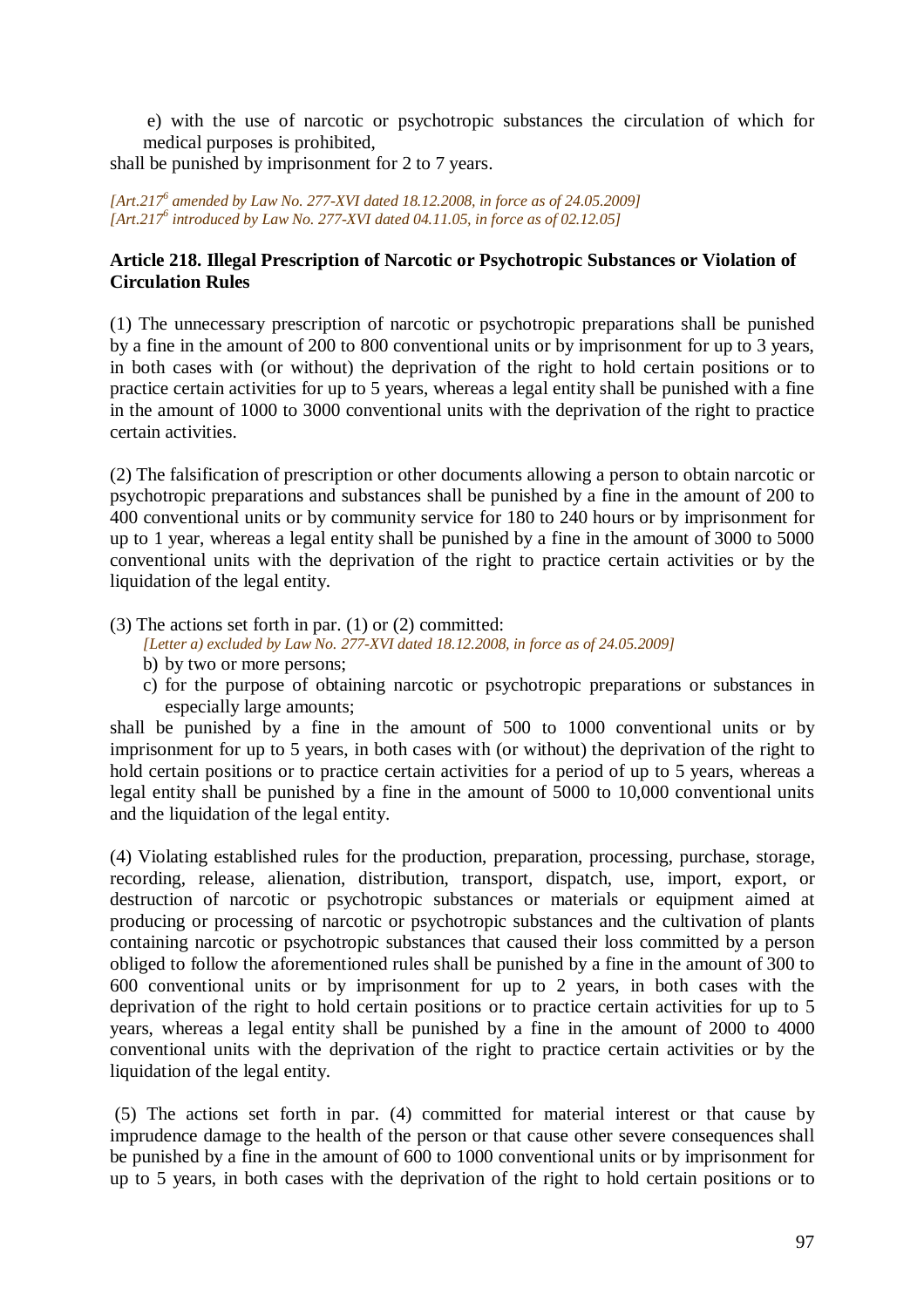e) with the use of narcotic or psychotropic substances the circulation of which for medical purposes is prohibited,

shall be punished by imprisonment for 2 to 7 years.

*[Art.217[6] amended by Law No. 277-XVI dated 18.12.2008, in force as of 24.05.2009]*
*[Art.217[6] introduced by Law No. 277-XVI dated 04.11.05, in force as of 02.12.05]*

**Article 218. Illegal Prescription of Narcotic or Psychotropic Substances or Violation of Circulation Rules**

(1) The unnecessary prescription of narcotic or psychotropic preparations shall be punished by a fine in the amount of 200 to 800 conventional units or by imprisonment for up to 3 years, in both cases with (or without) the deprivation of the right to hold certain positions or to practice certain activities for up to 5 years, whereas a legal entity shall be punished with a fine in the amount of 1000 to 3000 conventional units with the deprivation of the right to practice certain activities.

(2) The falsification of prescription or other documents allowing a person to obtain narcotic or psychotropic preparations and substances shall be punished by a fine in the amount of 200 to 400 conventional units or by community service for 180 to 240 hours or by imprisonment for up to 1 year, whereas a legal entity shall be punished by a fine in the amount of 3000 to 5000 conventional units with the deprivation of the right to practice certain activities or by the liquidation of the legal entity.

(3) The actions set forth in par. (1) or (2) committed:

*[Letter a) excluded by Law No. 277-XVI dated 18.12.2008, in force as of 24.05.2009]*

b) by two or more persons;

c) for the purpose of obtaining narcotic or psychotropic preparations or substances in especially large amounts;

shall be punished by a fine in the amount of 500 to 1000 conventional units or by imprisonment for up to 5 years, in both cases with (or without) the deprivation of the right to hold certain positions or to practice certain activities for a period of up to 5 years, whereas a legal entity shall be punished by a fine in the amount of 5000 to 10,000 conventional units and the liquidation of the legal entity.

(4) Violating established rules for the production, preparation, processing, purchase, storage, recording, release, alienation, distribution, transport, dispatch, use, import, export, or destruction of narcotic or psychotropic substances or materials or equipment aimed at producing or processing of narcotic or psychotropic substances and the cultivation of plants containing narcotic or psychotropic substances that caused their loss committed by a person obliged to follow the aforementioned rules shall be punished by a fine in the amount of 300 to 600 conventional units or by imprisonment for up to 2 years, in both cases with the deprivation of the right to hold certain positions or to practice certain activities for up to 5 years, whereas a legal entity shall be punished by a fine in the amount of 2000 to 4000 conventional units with the deprivation of the right to practice certain activities or by the liquidation of the legal entity.

(5) The actions set forth in par. (4) committed for material interest or that cause by imprudence damage to the health of the person or that cause other severe consequences shall be punished by a fine in the amount of 600 to 1000 conventional units or by imprisonment for up to 5 years, in both cases with the deprivation of the right to hold certain positions or to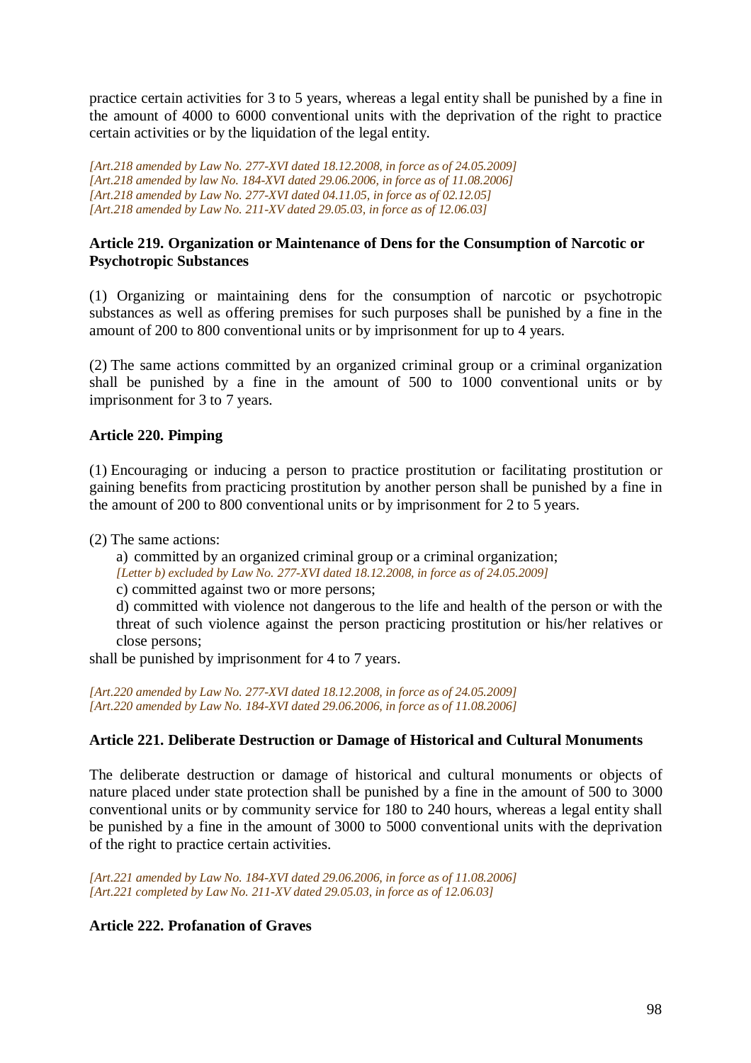practice certain activities for 3 to 5 years, whereas a legal entity shall be punished by a fine in the amount of 4000 to 6000 conventional units with the deprivation of the right to practice certain activities or by the liquidation of the legal entity.

*[Art.218 amended by Law No. 277-XVI dated 18.12.2008, in force as of 24.05.2009]*
*[Art.218 amended by law No. 184-XVI dated 29.06.2006, in force as of 11.08.2006]*
*[Art.218 amended by Law No. 277-XVI dated 04.11.05, in force as of 02.12.05]*
*[Art.218 amended by Law No. 211-XV dated 29.05.03, in force as of 12.06.03]*

**Article 219. Organization or Maintenance of Dens for the Consumption of Narcotic or Psychotropic Substances**

(1) Organizing or maintaining dens for the consumption of narcotic or psychotropic substances as well as offering premises for such purposes shall be punished by a fine in the amount of 200 to 800 conventional units or by imprisonment for up to 4 years.

(2) The same actions committed by an organized criminal group or a criminal organization shall be punished by a fine in the amount of 500 to 1000 conventional units or by imprisonment for 3 to 7 years.

**Article 220. Pimping**

(1) Encouraging or inducing a person to practice prostitution or facilitating prostitution or gaining benefits from practicing prostitution by another person shall be punished by a fine in the amount of 200 to 800 conventional units or by imprisonment for 2 to 5 years.

(2) The same actions:

a) committed by an organized criminal group or a criminal organization;
*[Letter b) excluded by Law No. 277-XVI dated 18.12.2008, in force as of 24.05.2009]*
c) committed against two or more persons;
d) committed with violence not dangerous to the life and health of the person or with the threat of such violence against the person practicing prostitution or his/her relatives or close persons;

shall be punished by imprisonment for 4 to 7 years.

*[Art.220 amended by Law No. 277-XVI dated 18.12.2008, in force as of 24.05.2009]*
*[Art.220 amended by Law No. 184-XVI dated 29.06.2006, in force as of 11.08.2006]*

**Article 221. Deliberate Destruction or Damage of Historical and Cultural Monuments**

The deliberate destruction or damage of historical and cultural monuments or objects of nature placed under state protection shall be punished by a fine in the amount of 500 to 3000 conventional units or by community service for 180 to 240 hours, whereas a legal entity shall be punished by a fine in the amount of 3000 to 5000 conventional units with the deprivation of the right to practice certain activities.

*[Art.221 amended by Law No. 184-XVI dated 29.06.2006, in force as of 11.08.2006]*
*[Art.221 completed by Law No. 211-XV dated 29.05.03, in force as of 12.06.03]*

**Article 222. Profanation of Graves**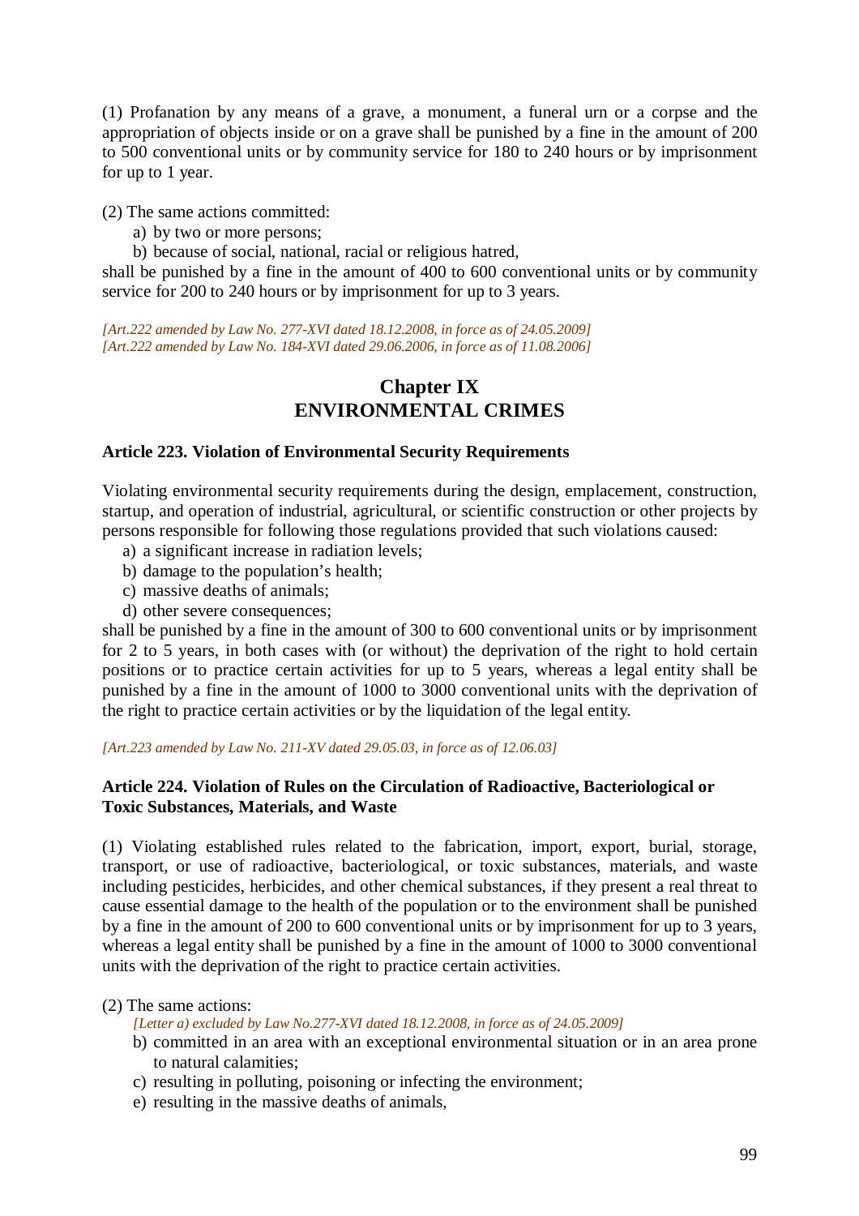(1) Profanation by any means of a grave, a monument, a funeral urn or a corpse and the appropriation of objects inside or on a grave shall be punished by a fine in the amount of 200 to 500 conventional units or by community service for 180 to 240 hours or by imprisonment for up to 1 year.

(2) The same actions committed:

a) by two or more persons;

b) because of social, national, racial or religious hatred,

shall be punished by a fine in the amount of 400 to 600 conventional units or by community service for 200 to 240 hours or by imprisonment for up to 3 years.

*[Art.222 amended by Law No. 277-XVI dated 18.12.2008, in force as of 24.05.2009]*
*[Art.222 amended by Law No. 184-XVI dated 29.06.2006, in force as of 11.08.2006]*

## Chapter IX
## ENVIRONMENTAL CRIMES

**Article 223. Violation of Environmental Security Requirements**

Violating environmental security requirements during the design, emplacement, construction, startup, and operation of industrial, agricultural, or scientific construction or other projects by persons responsible for following those regulations provided that such violations caused:

a) a significant increase in radiation levels;

b) damage to the population's health;

c) massive deaths of animals;

d) other severe consequences;

shall be punished by a fine in the amount of 300 to 600 conventional units or by imprisonment for 2 to 5 years, in both cases with (or without) the deprivation of the right to hold certain positions or to practice certain activities for up to 5 years, whereas a legal entity shall be punished by a fine in the amount of 1000 to 3000 conventional units with the deprivation of the right to practice certain activities or by the liquidation of the legal entity.

*[Art.223 amended by Law No. 211-XV dated 29.05.03, in force as of 12.06.03]*

**Article 224. Violation of Rules on the Circulation of Radioactive, Bacteriological or Toxic Substances, Materials, and Waste**

(1) Violating established rules related to the fabrication, import, export, burial, storage, transport, or use of radioactive, bacteriological, or toxic substances, materials, and waste including pesticides, herbicides, and other chemical substances, if they present a real threat to cause essential damage to the health of the population or to the environment shall be punished by a fine in the amount of 200 to 600 conventional units or by imprisonment for up to 3 years, whereas a legal entity shall be punished by a fine in the amount of 1000 to 3000 conventional units with the deprivation of the right to practice certain activities.

(2) The same actions:

*[Letter a) excluded by Law No.277-XVI dated 18.12.2008, in force as of 24.05.2009]*

b) committed in an area with an exceptional environmental situation or in an area prone to natural calamities;

c) resulting in polluting, poisoning or infecting the environment;

e) resulting in the massive deaths of animals,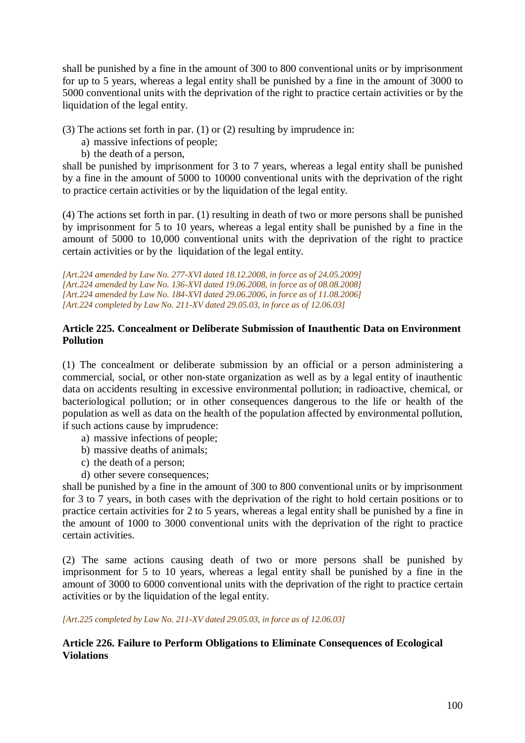shall be punished by a fine in the amount of 300 to 800 conventional units or by imprisonment for up to 5 years, whereas a legal entity shall be punished by a fine in the amount of 3000 to 5000 conventional units with the deprivation of the right to practice certain activities or by the liquidation of the legal entity.

(3) The actions set forth in par. (1) or (2) resulting by imprudence in:

a) massive infections of people;
b) the death of a person,

shall be punished by imprisonment for 3 to 7 years, whereas a legal entity shall be punished by a fine in the amount of 5000 to 10000 conventional units with the deprivation of the right to practice certain activities or by the liquidation of the legal entity.

(4) The actions set forth in par. (1) resulting in death of two or more persons shall be punished by imprisonment for 5 to 10 years, whereas a legal entity shall be punished by a fine in the amount of 5000 to 10,000 conventional units with the deprivation of the right to practice certain activities or by the liquidation of the legal entity.

*[Art.224 amended by Law No. 277-XVI dated 18.12.2008, in force as of 24.05.2009]*
*[Art.224 amended by Law No. 136-XVI dated 19.06.2008, in force as of 08.08.2008]*
*[Art.224 amended by Law No. 184-XVI dated 29.06.2006, in force as of 11.08.2006]*
*[Art.224 completed by Law No. 211-XV dated 29.05.03, in force as of 12.06.03]*

**Article 225. Concealment or Deliberate Submission of Inauthentic Data on Environment Pollution**

(1) The concealment or deliberate submission by an official or a person administering a commercial, social, or other non-state organization as well as by a legal entity of inauthentic data on accidents resulting in excessive environmental pollution; in radioactive, chemical, or bacteriological pollution; or in other consequences dangerous to the life or health of the population as well as data on the health of the population affected by environmental pollution, if such actions cause by imprudence:

a) massive infections of people;
b) massive deaths of animals;
c) the death of a person;
d) other severe consequences;

shall be punished by a fine in the amount of 300 to 800 conventional units or by imprisonment for 3 to 7 years, in both cases with the deprivation of the right to hold certain positions or to practice certain activities for 2 to 5 years, whereas a legal entity shall be punished by a fine in the amount of 1000 to 3000 conventional units with the deprivation of the right to practice certain activities.

(2) The same actions causing death of two or more persons shall be punished by imprisonment for 5 to 10 years, whereas a legal entity shall be punished by a fine in the amount of 3000 to 6000 conventional units with the deprivation of the right to practice certain activities or by the liquidation of the legal entity.

*[Art.225 completed by Law No. 211-XV dated 29.05.03, in force as of 12.06.03]*

**Article 226. Failure to Perform Obligations to Eliminate Consequences of Ecological Violations**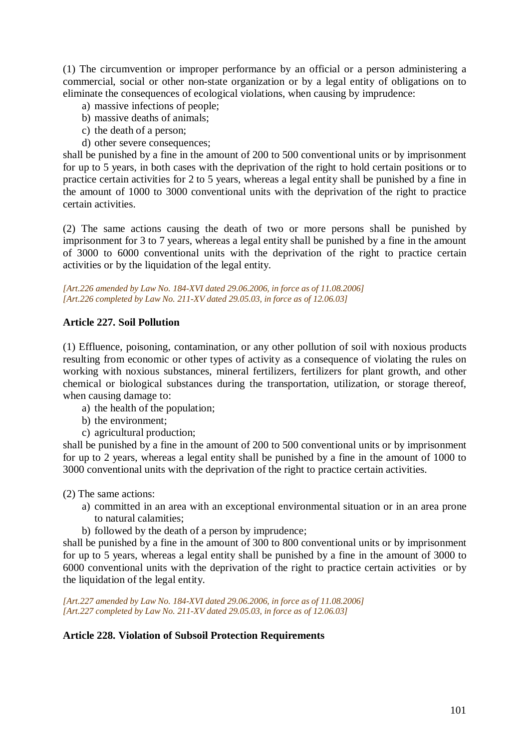(1) The circumvention or improper performance by an official or a person administering a commercial, social or other non-state organization or by a legal entity of obligations on to eliminate the consequences of ecological violations, when causing by imprudence:

a) massive infections of people;
b) massive deaths of animals;
c) the death of a person;
d) other severe consequences;

shall be punished by a fine in the amount of 200 to 500 conventional units or by imprisonment for up to 5 years, in both cases with the deprivation of the right to hold certain positions or to practice certain activities for 2 to 5 years, whereas a legal entity shall be punished by a fine in the amount of 1000 to 3000 conventional units with the deprivation of the right to practice certain activities.

(2) The same actions causing the death of two or more persons shall be punished by imprisonment for 3 to 7 years, whereas a legal entity shall be punished by a fine in the amount of 3000 to 6000 conventional units with the deprivation of the right to practice certain activities or by the liquidation of the legal entity.

*[Art.226 amended by Law No. 184-XVI dated 29.06.2006, in force as of 11.08.2006]*
*[Art.226 completed by Law No. 211-XV dated 29.05.03, in force as of 12.06.03]*

**Article 227. Soil Pollution**

(1) Effluence, poisoning, contamination, or any other pollution of soil with noxious products resulting from economic or other types of activity as a consequence of violating the rules on working with noxious substances, mineral fertilizers, fertilizers for plant growth, and other chemical or biological substances during the transportation, utilization, or storage thereof, when causing damage to:

a) the health of the population;
b) the environment;
c) agricultural production;

shall be punished by a fine in the amount of 200 to 500 conventional units or by imprisonment for up to 2 years, whereas a legal entity shall be punished by a fine in the amount of 1000 to 3000 conventional units with the deprivation of the right to practice certain activities.

(2) The same actions:

a) committed in an area with an exceptional environmental situation or in an area prone to natural calamities;
b) followed by the death of a person by imprudence;

shall be punished by a fine in the amount of 300 to 800 conventional units or by imprisonment for up to 5 years, whereas a legal entity shall be punished by a fine in the amount of 3000 to 6000 conventional units with the deprivation of the right to practice certain activities or by the liquidation of the legal entity.

*[Art.227 amended by Law No. 184-XVI dated 29.06.2006, in force as of 11.08.2006]*
*[Art.227 completed by Law No. 211-XV dated 29.05.03, in force as of 12.06.03]*

**Article 228. Violation of Subsoil Protection Requirements**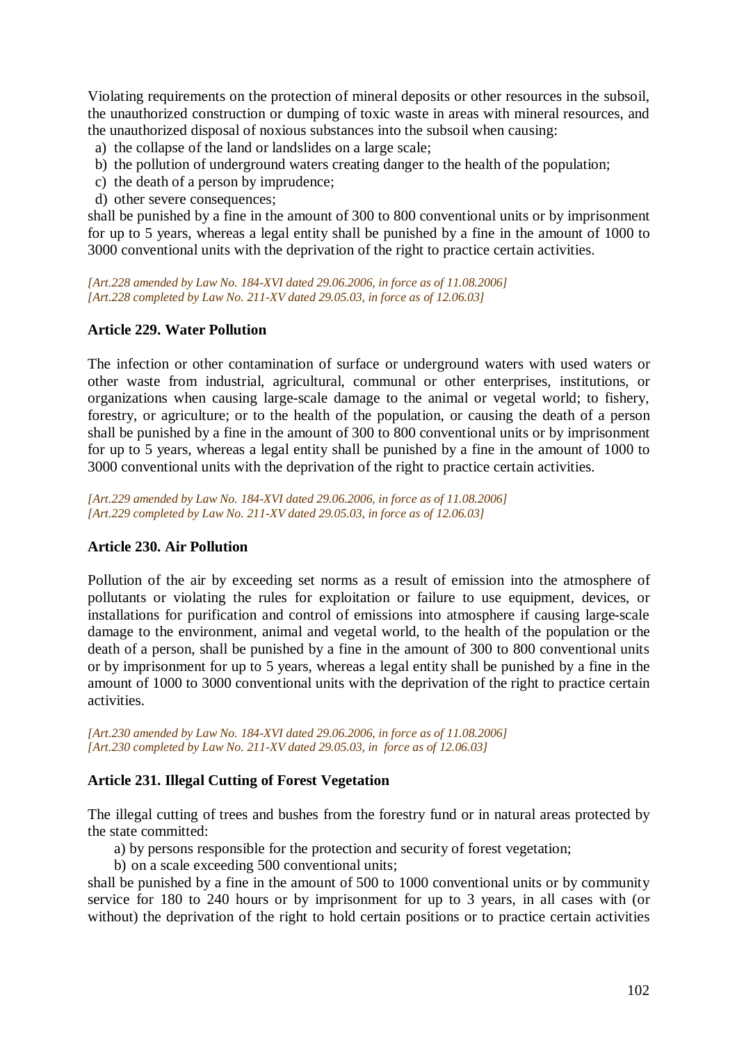Violating requirements on the protection of mineral deposits or other resources in the subsoil, the unauthorized construction or dumping of toxic waste in areas with mineral resources, and the unauthorized disposal of noxious substances into the subsoil when causing:

a) the collapse of the land or landslides on a large scale;
b) the pollution of underground waters creating danger to the health of the population;
c) the death of a person by imprudence;
d) other severe consequences;

shall be punished by a fine in the amount of 300 to 800 conventional units or by imprisonment for up to 5 years, whereas a legal entity shall be punished by a fine in the amount of 1000 to 3000 conventional units with the deprivation of the right to practice certain activities.

*[Art.228 amended by Law No. 184-XVI dated 29.06.2006, in force as of 11.08.2006]*
*[Art.228 completed by Law No. 211-XV dated 29.05.03, in force as of 12.06.03]*

**Article 229. Water Pollution**

The infection or other contamination of surface or underground waters with used waters or other waste from industrial, agricultural, communal or other enterprises, institutions, or organizations when causing large-scale damage to the animal or vegetal world; to fishery, forestry, or agriculture; or to the health of the population, or causing the death of a person shall be punished by a fine in the amount of 300 to 800 conventional units or by imprisonment for up to 5 years, whereas a legal entity shall be punished by a fine in the amount of 1000 to 3000 conventional units with the deprivation of the right to practice certain activities.

*[Art.229 amended by Law No. 184-XVI dated 29.06.2006, in force as of 11.08.2006]*
*[Art.229 completed by Law No. 211-XV dated 29.05.03, in force as of 12.06.03]*

**Article 230. Air Pollution**

Pollution of the air by exceeding set norms as a result of emission into the atmosphere of pollutants or violating the rules for exploitation or failure to use equipment, devices, or installations for purification and control of emissions into atmosphere if causing large-scale damage to the environment, animal and vegetal world, to the health of the population or the death of a person, shall be punished by a fine in the amount of 300 to 800 conventional units or by imprisonment for up to 5 years, whereas a legal entity shall be punished by a fine in the amount of 1000 to 3000 conventional units with the deprivation of the right to practice certain activities.

*[Art.230 amended by Law No. 184-XVI dated 29.06.2006, in force as of 11.08.2006]*
*[Art.230 completed by Law No. 211-XV dated 29.05.03, in force as of 12.06.03]*

**Article 231. Illegal Cutting of Forest Vegetation**

The illegal cutting of trees and bushes from the forestry fund or in natural areas protected by the state committed:

a) by persons responsible for the protection and security of forest vegetation;
b) on a scale exceeding 500 conventional units;

shall be punished by a fine in the amount of 500 to 1000 conventional units or by community service for 180 to 240 hours or by imprisonment for up to 3 years, in all cases with (or without) the deprivation of the right to hold certain positions or to practice certain activities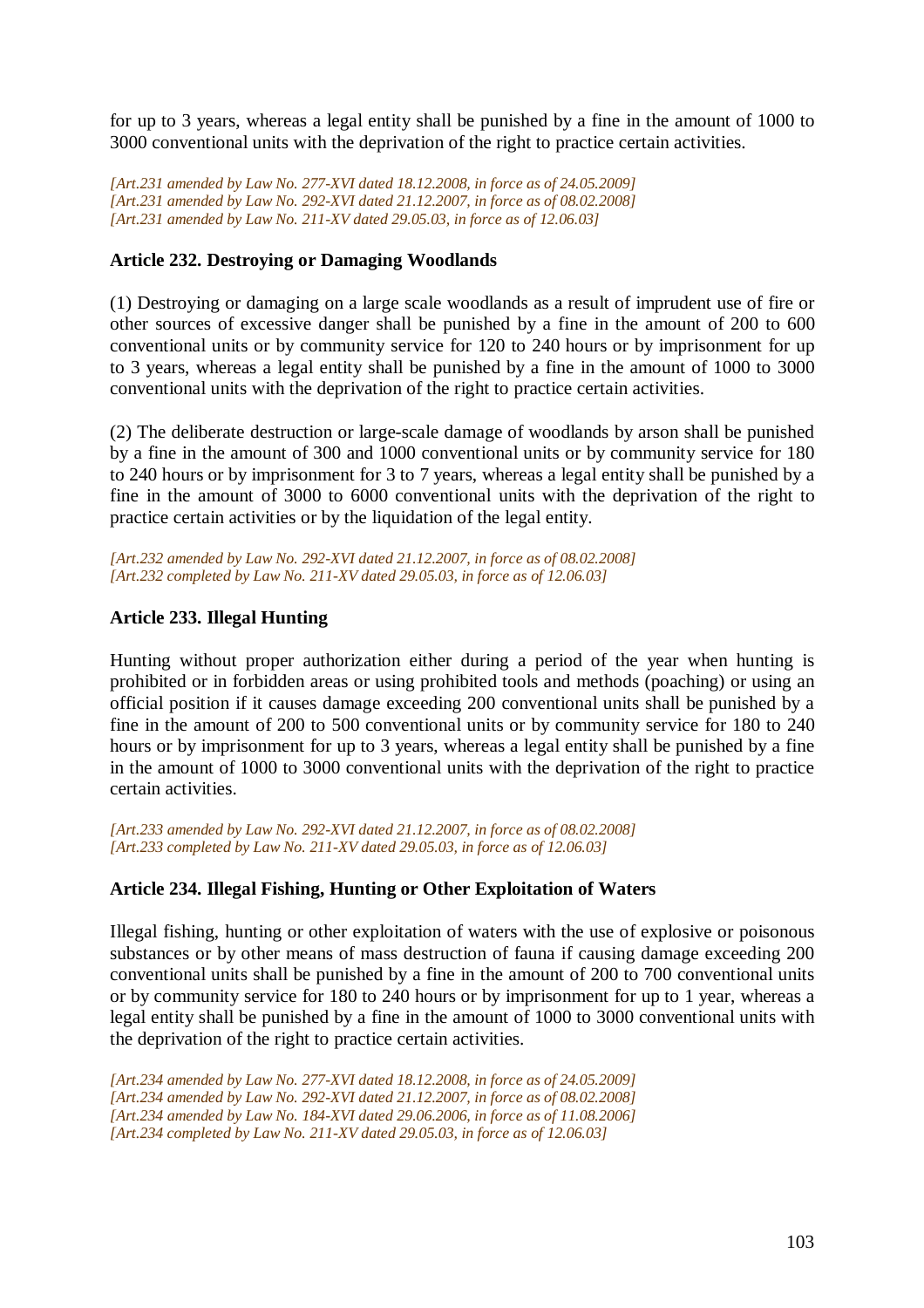for up to 3 years, whereas a legal entity shall be punished by a fine in the amount of 1000 to 3000 conventional units with the deprivation of the right to practice certain activities.

*[Art.231 amended by Law No. 277-XVI dated 18.12.2008, in force as of 24.05.2009]*
*[Art.231 amended by Law No. 292-XVI dated 21.12.2007, in force as of 08.02.2008]*
*[Art.231 amended by Law No. 211-XV dated 29.05.03, in force as of 12.06.03]*

### Article 232. Destroying or Damaging Woodlands

(1) Destroying or damaging on a large scale woodlands as a result of imprudent use of fire or other sources of excessive danger shall be punished by a fine in the amount of 200 to 600 conventional units or by community service for 120 to 240 hours or by imprisonment for up to 3 years, whereas a legal entity shall be punished by a fine in the amount of 1000 to 3000 conventional units with the deprivation of the right to practice certain activities.

(2) The deliberate destruction or large-scale damage of woodlands by arson shall be punished by a fine in the amount of 300 and 1000 conventional units or by community service for 180 to 240 hours or by imprisonment for 3 to 7 years, whereas a legal entity shall be punished by a fine in the amount of 3000 to 6000 conventional units with the deprivation of the right to practice certain activities or by the liquidation of the legal entity.

*[Art.232 amended by Law No. 292-XVI dated 21.12.2007, in force as of 08.02.2008]*
*[Art.232 completed by Law No. 211-XV dated 29.05.03, in force as of 12.06.03]*

### Article 233. Illegal Hunting

Hunting without proper authorization either during a period of the year when hunting is prohibited or in forbidden areas or using prohibited tools and methods (poaching) or using an official position if it causes damage exceeding 200 conventional units shall be punished by a fine in the amount of 200 to 500 conventional units or by community service for 180 to 240 hours or by imprisonment for up to 3 years, whereas a legal entity shall be punished by a fine in the amount of 1000 to 3000 conventional units with the deprivation of the right to practice certain activities.

*[Art.233 amended by Law No. 292-XVI dated 21.12.2007, in force as of 08.02.2008]*
*[Art.233 completed by Law No. 211-XV dated 29.05.03, in force as of 12.06.03]*

### Article 234. Illegal Fishing, Hunting or Other Exploitation of Waters

Illegal fishing, hunting or other exploitation of waters with the use of explosive or poisonous substances or by other means of mass destruction of fauna if causing damage exceeding 200 conventional units shall be punished by a fine in the amount of 200 to 700 conventional units or by community service for 180 to 240 hours or by imprisonment for up to 1 year, whereas a legal entity shall be punished by a fine in the amount of 1000 to 3000 conventional units with the deprivation of the right to practice certain activities.

*[Art.234 amended by Law No. 277-XVI dated 18.12.2008, in force as of 24.05.2009]*
*[Art.234 amended by Law No. 292-XVI dated 21.12.2007, in force as of 08.02.2008]*
*[Art.234 amended by Law No. 184-XVI dated 29.06.2006, in force as of 11.08.2006]*
*[Art.234 completed by Law No. 211-XV dated 29.05.03, in force as of 12.06.03]*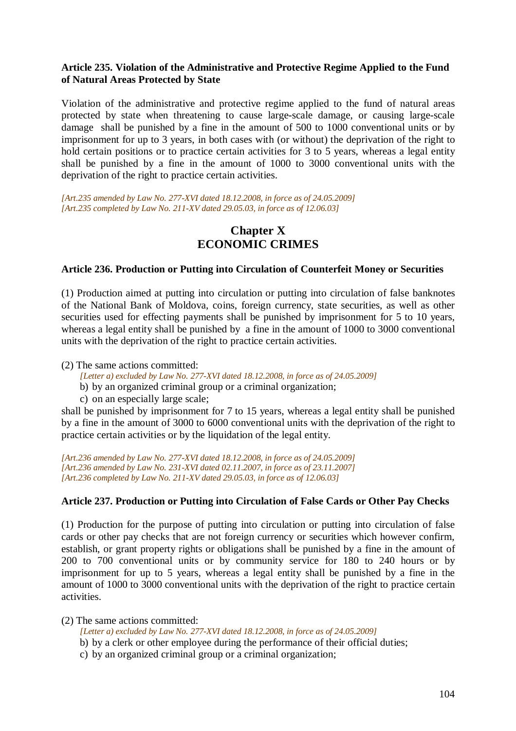#### Article 235. Violation of the Administrative and Protective Regime Applied to the Fund of Natural Areas Protected by State

Violation of the administrative and protective regime applied to the fund of natural areas protected by state when threatening to cause large-scale damage, or causing large-scale damage shall be punished by a fine in the amount of 500 to 1000 conventional units or by imprisonment for up to 3 years, in both cases with (or without) the deprivation of the right to hold certain positions or to practice certain activities for 3 to 5 years, whereas a legal entity shall be punished by a fine in the amount of 1000 to 3000 conventional units with the deprivation of the right to practice certain activities.

*[Art.235 amended by Law No. 277-XVI dated 18.12.2008, in force as of 24.05.2009]*
*[Art.235 completed by Law No. 211-XV dated 29.05.03, in force as of 12.06.03]*

## Chapter X
## ECONOMIC CRIMES

#### Article 236. Production or Putting into Circulation of Counterfeit Money or Securities

(1) Production aimed at putting into circulation or putting into circulation of false banknotes of the National Bank of Moldova, coins, foreign currency, state securities, as well as other securities used for effecting payments shall be punished by imprisonment for 5 to 10 years, whereas a legal entity shall be punished by a fine in the amount of 1000 to 3000 conventional units with the deprivation of the right to practice certain activities.

(2) The same actions committed:

*[Letter a) excluded by Law No. 277-XVI dated 18.12.2008, in force as of 24.05.2009]*

b) by an organized criminal group or a criminal organization;

c) on an especially large scale;

shall be punished by imprisonment for 7 to 15 years, whereas a legal entity shall be punished by a fine in the amount of 3000 to 6000 conventional units with the deprivation of the right to practice certain activities or by the liquidation of the legal entity.

*[Art.236 amended by Law No. 277-XVI dated 18.12.2008, in force as of 24.05.2009]*
*[Art.236 amended by Law No. 231-XVI dated 02.11.2007, in force as of 23.11.2007]*
*[Art.236 completed by Law No. 211-XV dated 29.05.03, in force as of 12.06.03]*

#### Article 237. Production or Putting into Circulation of False Cards or Other Pay Checks

(1) Production for the purpose of putting into circulation or putting into circulation of false cards or other pay checks that are not foreign currency or securities which however confirm, establish, or grant property rights or obligations shall be punished by a fine in the amount of 200 to 700 conventional units or by community service for 180 to 240 hours or by imprisonment for up to 5 years, whereas a legal entity shall be punished by a fine in the amount of 1000 to 3000 conventional units with the deprivation of the right to practice certain activities.

(2) The same actions committed:

*[Letter a) excluded by Law No. 277-XVI dated 18.12.2008, in force as of 24.05.2009]*

b) by a clerk or other employee during the performance of their official duties;

c) by an organized criminal group or a criminal organization;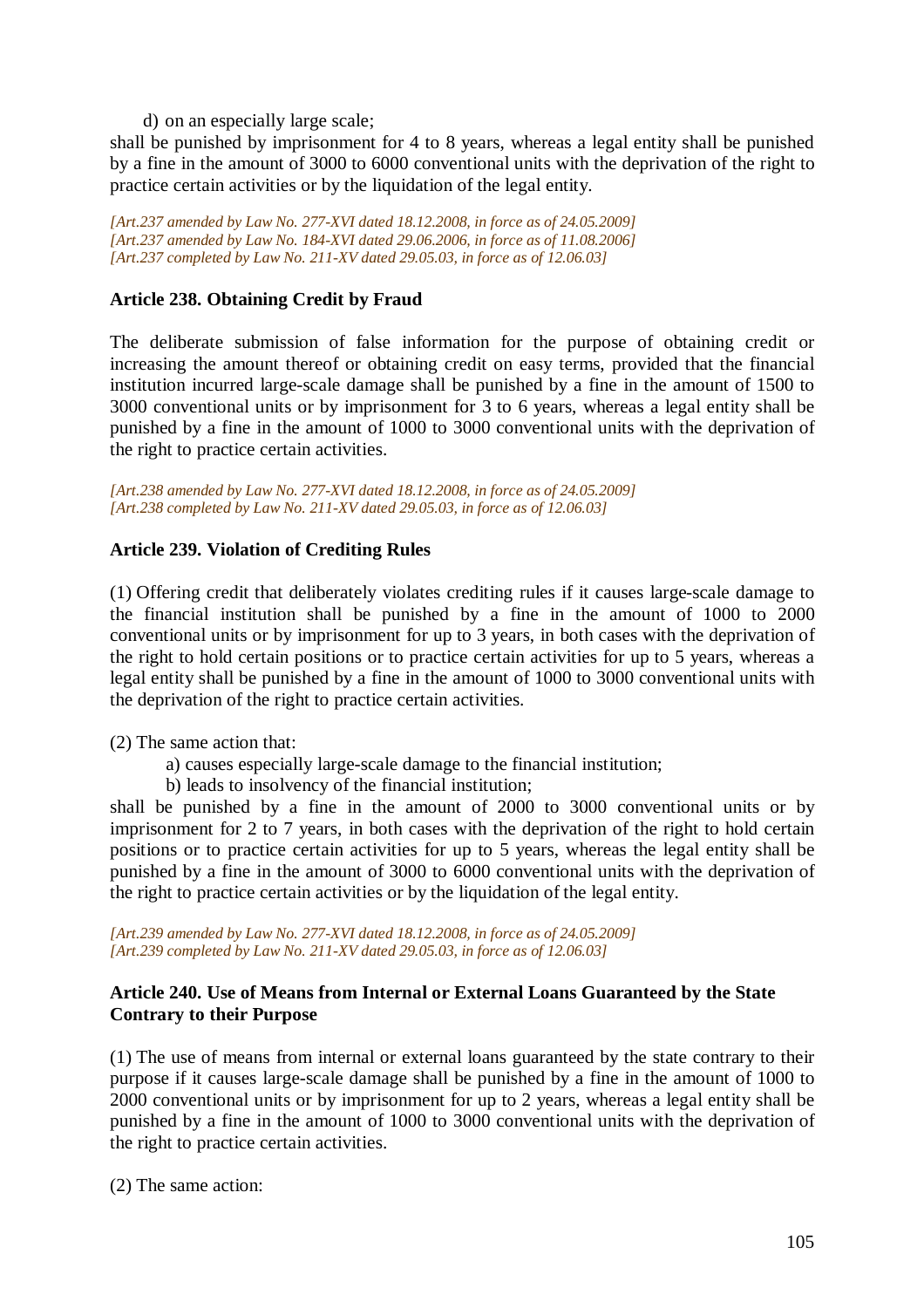d) on an especially large scale;

shall be punished by imprisonment for 4 to 8 years, whereas a legal entity shall be punished by a fine in the amount of 3000 to 6000 conventional units with the deprivation of the right to practice certain activities or by the liquidation of the legal entity.

*[Art.237 amended by Law No. 277-XVI dated 18.12.2008, in force as of 24.05.2009]*
*[Art.237 amended by Law No. 184-XVI dated 29.06.2006, in force as of 11.08.2006]*
*[Art.237 completed by Law No. 211-XV dated 29.05.03, in force as of 12.06.03]*

**Article 238. Obtaining Credit by Fraud**

The deliberate submission of false information for the purpose of obtaining credit or increasing the amount thereof or obtaining credit on easy terms, provided that the financial institution incurred large-scale damage shall be punished by a fine in the amount of 1500 to 3000 conventional units or by imprisonment for 3 to 6 years, whereas a legal entity shall be punished by a fine in the amount of 1000 to 3000 conventional units with the deprivation of the right to practice certain activities.

*[Art.238 amended by Law No. 277-XVI dated 18.12.2008, in force as of 24.05.2009]*
*[Art.238 completed by Law No. 211-XV dated 29.05.03, in force as of 12.06.03]*

**Article 239. Violation of Crediting Rules**

(1) Offering credit that deliberately violates crediting rules if it causes large-scale damage to the financial institution shall be punished by a fine in the amount of 1000 to 2000 conventional units or by imprisonment for up to 3 years, in both cases with the deprivation of the right to hold certain positions or to practice certain activities for up to 5 years, whereas a legal entity shall be punished by a fine in the amount of 1000 to 3000 conventional units with the deprivation of the right to practice certain activities.

(2) The same action that:

a) causes especially large-scale damage to the financial institution;

b) leads to insolvency of the financial institution;

shall be punished by a fine in the amount of 2000 to 3000 conventional units or by imprisonment for 2 to 7 years, in both cases with the deprivation of the right to hold certain positions or to practice certain activities for up to 5 years, whereas the legal entity shall be punished by a fine in the amount of 3000 to 6000 conventional units with the deprivation of the right to practice certain activities or by the liquidation of the legal entity.

*[Art.239 amended by Law No. 277-XVI dated 18.12.2008, in force as of 24.05.2009]*
*[Art.239 completed by Law No. 211-XV dated 29.05.03, in force as of 12.06.03]*

**Article 240. Use of Means from Internal or External Loans Guaranteed by the State Contrary to their Purpose**

(1) The use of means from internal or external loans guaranteed by the state contrary to their purpose if it causes large-scale damage shall be punished by a fine in the amount of 1000 to 2000 conventional units or by imprisonment for up to 2 years, whereas a legal entity shall be punished by a fine in the amount of 1000 to 3000 conventional units with the deprivation of the right to practice certain activities.

(2) The same action: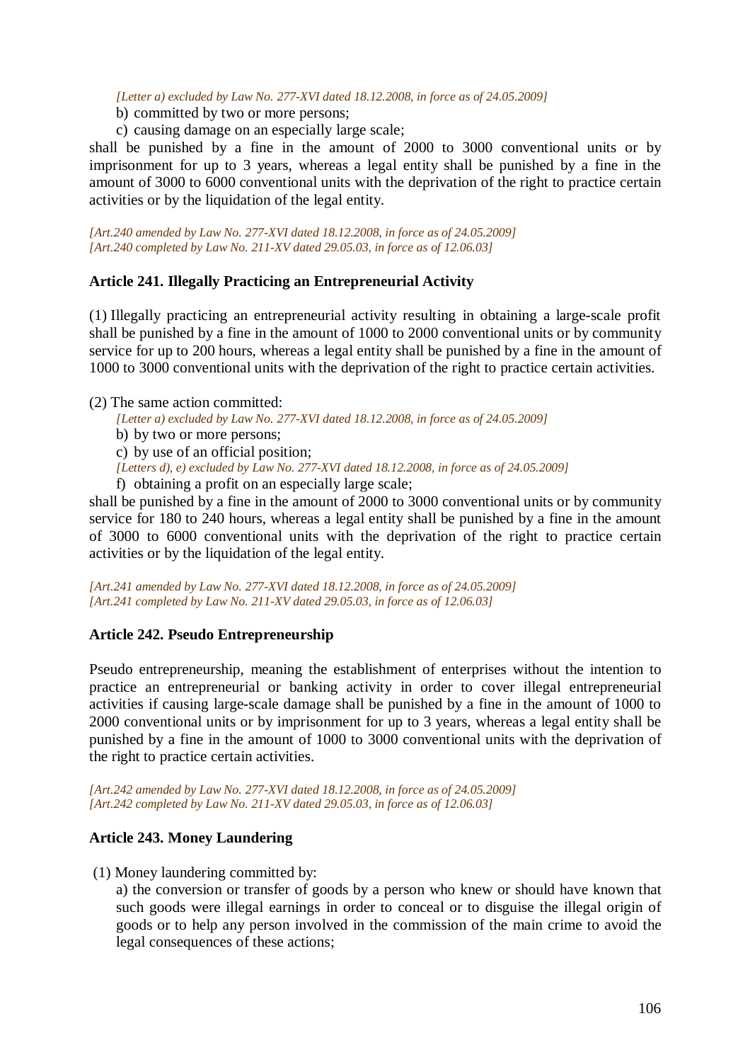*[Letter a) excluded by Law No. 277-XVI dated 18.12.2008, in force as of 24.05.2009]*

b) committed by two or more persons;

c) causing damage on an especially large scale;

shall be punished by a fine in the amount of 2000 to 3000 conventional units or by imprisonment for up to 3 years, whereas a legal entity shall be punished by a fine in the amount of 3000 to 6000 conventional units with the deprivation of the right to practice certain activities or by the liquidation of the legal entity.

*[Art.240 amended by Law No. 277-XVI dated 18.12.2008, in force as of 24.05.2009]*
*[Art.240 completed by Law No. 211-XV dated 29.05.03, in force as of 12.06.03]*

### Article 241. Illegally Practicing an Entrepreneurial Activity

(1) Illegally practicing an entrepreneurial activity resulting in obtaining a large-scale profit shall be punished by a fine in the amount of 1000 to 2000 conventional units or by community service for up to 200 hours, whereas a legal entity shall be punished by a fine in the amount of 1000 to 3000 conventional units with the deprivation of the right to practice certain activities.

(2) The same action committed:

*[Letter a) excluded by Law No. 277-XVI dated 18.12.2008, in force as of 24.05.2009]*

b) by two or more persons;

c) by use of an official position;

*[Letters d), e) excluded by Law No. 277-XVI dated 18.12.2008, in force as of 24.05.2009]*

f) obtaining a profit on an especially large scale;

shall be punished by a fine in the amount of 2000 to 3000 conventional units or by community service for 180 to 240 hours, whereas a legal entity shall be punished by a fine in the amount of 3000 to 6000 conventional units with the deprivation of the right to practice certain activities or by the liquidation of the legal entity.

*[Art.241 amended by Law No. 277-XVI dated 18.12.2008, in force as of 24.05.2009]*
*[Art.241 completed by Law No. 211-XV dated 29.05.03, in force as of 12.06.03]*

### Article 242. Pseudo Entrepreneurship

Pseudo entrepreneurship, meaning the establishment of enterprises without the intention to practice an entrepreneurial or banking activity in order to cover illegal entrepreneurial activities if causing large-scale damage shall be punished by a fine in the amount of 1000 to 2000 conventional units or by imprisonment for up to 3 years, whereas a legal entity shall be punished by a fine in the amount of 1000 to 3000 conventional units with the deprivation of the right to practice certain activities.

*[Art.242 amended by Law No. 277-XVI dated 18.12.2008, in force as of 24.05.2009]*
*[Art.242 completed by Law No. 211-XV dated 29.05.03, in force as of 12.06.03]*

### Article 243. Money Laundering

(1) Money laundering committed by:

a) the conversion or transfer of goods by a person who knew or should have known that such goods were illegal earnings in order to conceal or to disguise the illegal origin of goods or to help any person involved in the commission of the main crime to avoid the legal consequences of these actions;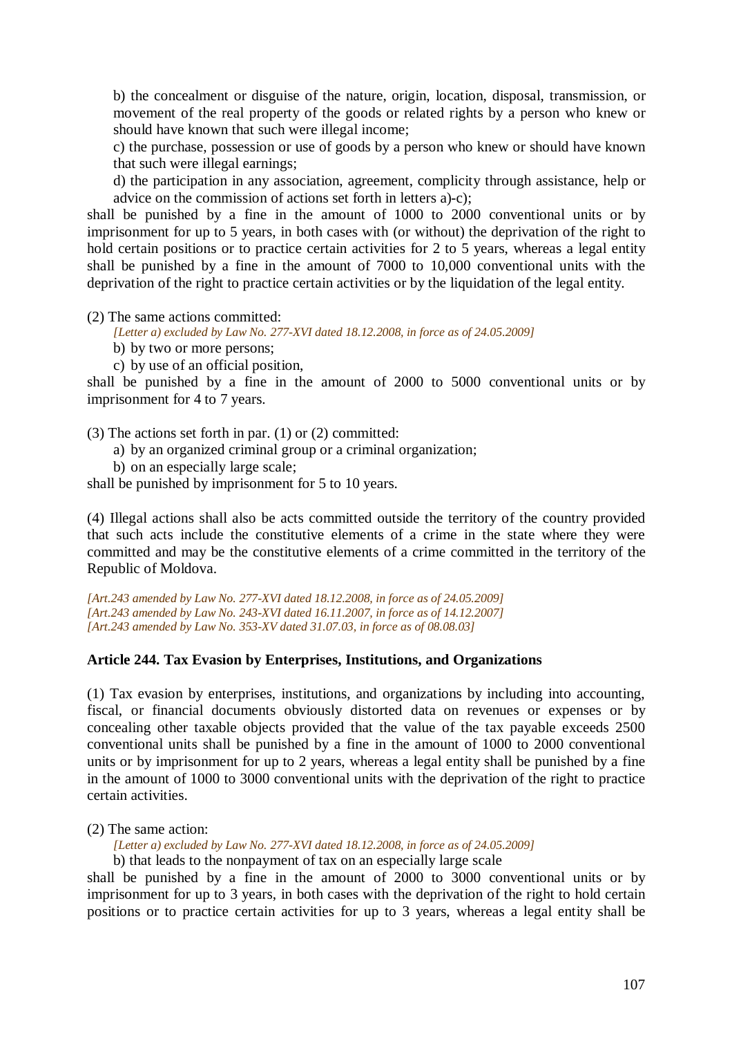b) the concealment or disguise of the nature, origin, location, disposal, transmission, or movement of the real property of the goods or related rights by a person who knew or should have known that such were illegal income;

c) the purchase, possession or use of goods by a person who knew or should have known that such were illegal earnings;

d) the participation in any association, agreement, complicity through assistance, help or advice on the commission of actions set forth in letters a)-c);

shall be punished by a fine in the amount of 1000 to 2000 conventional units or by imprisonment for up to 5 years, in both cases with (or without) the deprivation of the right to hold certain positions or to practice certain activities for 2 to 5 years, whereas a legal entity shall be punished by a fine in the amount of 7000 to 10,000 conventional units with the deprivation of the right to practice certain activities or by the liquidation of the legal entity.

(2) The same actions committed:

*[Letter a) excluded by Law No. 277-XVI dated 18.12.2008, in force as of 24.05.2009]*

b) by two or more persons;

c) by use of an official position,

shall be punished by a fine in the amount of 2000 to 5000 conventional units or by imprisonment for 4 to 7 years.

(3) The actions set forth in par. (1) or (2) committed:

a) by an organized criminal group or a criminal organization;

b) on an especially large scale;

shall be punished by imprisonment for 5 to 10 years.

(4) Illegal actions shall also be acts committed outside the territory of the country provided that such acts include the constitutive elements of a crime in the state where they were committed and may be the constitutive elements of a crime committed in the territory of the Republic of Moldova.

*[Art.243 amended by Law No. 277-XVI dated 18.12.2008, in force as of 24.05.2009]*
*[Art.243 amended by Law No. 243-XVI dated 16.11.2007, in force as of 14.12.2007]*
*[Art.243 amended by Law No. 353-XV dated 31.07.03, in force as of 08.08.03]*

### Article 244. Tax Evasion by Enterprises, Institutions, and Organizations

(1) Tax evasion by enterprises, institutions, and organizations by including into accounting, fiscal, or financial documents obviously distorted data on revenues or expenses or by concealing other taxable objects provided that the value of the tax payable exceeds 2500 conventional units shall be punished by a fine in the amount of 1000 to 2000 conventional units or by imprisonment for up to 2 years, whereas a legal entity shall be punished by a fine in the amount of 1000 to 3000 conventional units with the deprivation of the right to practice certain activities.

(2) The same action:

*[Letter a) excluded by Law No. 277-XVI dated 18.12.2008, in force as of 24.05.2009]*

b) that leads to the nonpayment of tax on an especially large scale

shall be punished by a fine in the amount of 2000 to 3000 conventional units or by imprisonment for up to 3 years, in both cases with the deprivation of the right to hold certain positions or to practice certain activities for up to 3 years, whereas a legal entity shall be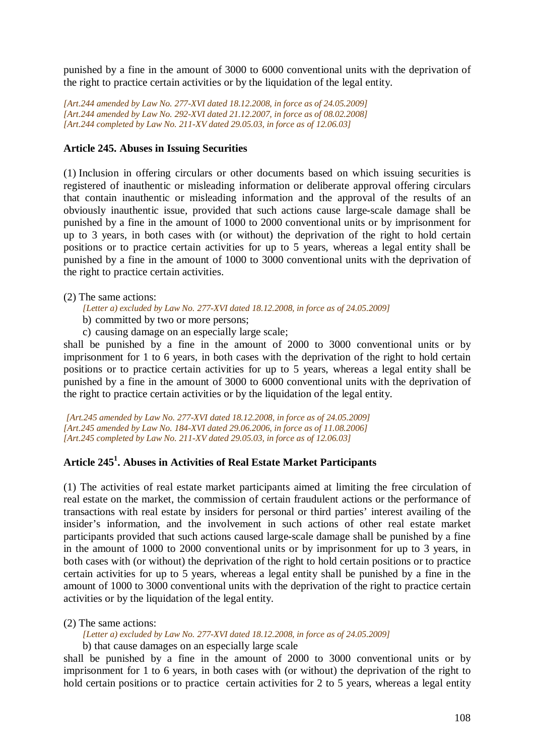punished by a fine in the amount of 3000 to 6000 conventional units with the deprivation of the right to practice certain activities or by the liquidation of the legal entity.

*[Art.244 amended by Law No. 277-XVI dated 18.12.2008, in force as of 24.05.2009]*
*[Art.244 amended by Law No. 292-XVI dated 21.12.2007, in force as of 08.02.2008]*
*[Art.244 completed by Law No. 211-XV dated 29.05.03, in force as of 12.06.03]*

**Article 245. Abuses in Issuing Securities**

(1) Inclusion in offering circulars or other documents based on which issuing securities is registered of inauthentic or misleading information or deliberate approval offering circulars that contain inauthentic or misleading information and the approval of the results of an obviously inauthentic issue, provided that such actions cause large-scale damage shall be punished by a fine in the amount of 1000 to 2000 conventional units or by imprisonment for up to 3 years, in both cases with (or without) the deprivation of the right to hold certain positions or to practice certain activities for up to 5 years, whereas a legal entity shall be punished by a fine in the amount of 1000 to 3000 conventional units with the deprivation of the right to practice certain activities.

(2) The same actions:

*[Letter a) excluded by Law No. 277-XVI dated 18.12.2008, in force as of 24.05.2009]*

b) committed by two or more persons;

c) causing damage on an especially large scale;

shall be punished by a fine in the amount of 2000 to 3000 conventional units or by imprisonment for 1 to 6 years, in both cases with the deprivation of the right to hold certain positions or to practice certain activities for up to 5 years, whereas a legal entity shall be punished by a fine in the amount of 3000 to 6000 conventional units with the deprivation of the right to practice certain activities or by the liquidation of the legal entity.

*[Art.245 amended by Law No. 277-XVI dated 18.12.2008, in force as of 24.05.2009]*
*[Art.245 amended by Law No. 184-XVI dated 29.06.2006, in force as of 11.08.2006]*
*[Art.245 completed by Law No. 211-XV dated 29.05.03, in force as of 12.06.03]*

**Article 245[1]. Abuses in Activities of Real Estate Market Participants**

(1) The activities of real estate market participants aimed at limiting the free circulation of real estate on the market, the commission of certain fraudulent actions or the performance of transactions with real estate by insiders for personal or third parties' interest availing of the insider's information, and the involvement in such actions of other real estate market participants provided that such actions caused large-scale damage shall be punished by a fine in the amount of 1000 to 2000 conventional units or by imprisonment for up to 3 years, in both cases with (or without) the deprivation of the right to hold certain positions or to practice certain activities for up to 5 years, whereas a legal entity shall be punished by a fine in the amount of 1000 to 3000 conventional units with the deprivation of the right to practice certain activities or by the liquidation of the legal entity.

(2) The same actions:

*[Letter a) excluded by Law No. 277-XVI dated 18.12.2008, in force as of 24.05.2009]*

b) that cause damages on an especially large scale

shall be punished by a fine in the amount of 2000 to 3000 conventional units or by imprisonment for 1 to 6 years, in both cases with (or without) the deprivation of the right to hold certain positions or to practice certain activities for 2 to 5 years, whereas a legal entity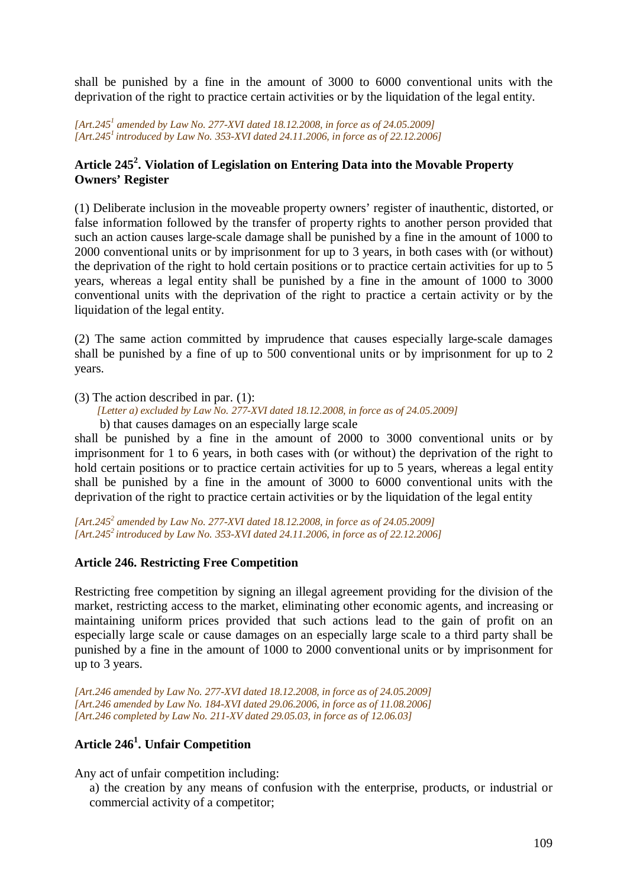shall be punished by a fine in the amount of 3000 to 6000 conventional units with the deprivation of the right to practice certain activities or by the liquidation of the legal entity.

*[Art.245[1] amended by Law No. 277-XVI dated 18.12.2008, in force as of 24.05.2009]*
*[Art.245[1] introduced by Law No. 353-XVI dated 24.11.2006, in force as of 22.12.2006]*

### Article 245[2]. Violation of Legislation on Entering Data into the Movable Property Owners' Register

(1) Deliberate inclusion in the moveable property owners' register of inauthentic, distorted, or false information followed by the transfer of property rights to another person provided that such an action causes large-scale damage shall be punished by a fine in the amount of 1000 to 2000 conventional units or by imprisonment for up to 3 years, in both cases with (or without) the deprivation of the right to hold certain positions or to practice certain activities for up to 5 years, whereas a legal entity shall be punished by a fine in the amount of 1000 to 3000 conventional units with the deprivation of the right to practice a certain activity or by the liquidation of the legal entity.

(2) The same action committed by imprudence that causes especially large-scale damages shall be punished by a fine of up to 500 conventional units or by imprisonment for up to 2 years.

(3) The action described in par. (1):

*[Letter a) excluded by Law No. 277-XVI dated 18.12.2008, in force as of 24.05.2009]*

b) that causes damages on an especially large scale

shall be punished by a fine in the amount of 2000 to 3000 conventional units or by imprisonment for 1 to 6 years, in both cases with (or without) the deprivation of the right to hold certain positions or to practice certain activities for up to 5 years, whereas a legal entity shall be punished by a fine in the amount of 3000 to 6000 conventional units with the deprivation of the right to practice certain activities or by the liquidation of the legal entity

*[Art.245[2] amended by Law No. 277-XVI dated 18.12.2008, in force as of 24.05.2009]*
*[Art.245[2] introduced by Law No. 353-XVI dated 24.11.2006, in force as of 22.12.2006]*

### Article 246. Restricting Free Competition

Restricting free competition by signing an illegal agreement providing for the division of the market, restricting access to the market, eliminating other economic agents, and increasing or maintaining uniform prices provided that such actions lead to the gain of profit on an especially large scale or cause damages on an especially large scale to a third party shall be punished by a fine in the amount of 1000 to 2000 conventional units or by imprisonment for up to 3 years.

*[Art.246 amended by Law No. 277-XVI dated 18.12.2008, in force as of 24.05.2009]*
*[Art.246 amended by Law No. 184-XVI dated 29.06.2006, in force as of 11.08.2006]*
*[Art.246 completed by Law No. 211-XV dated 29.05.03, in force as of 12.06.03]*

### Article 246[1]. Unfair Competition

Any act of unfair competition including:

a) the creation by any means of confusion with the enterprise, products, or industrial or commercial activity of a competitor;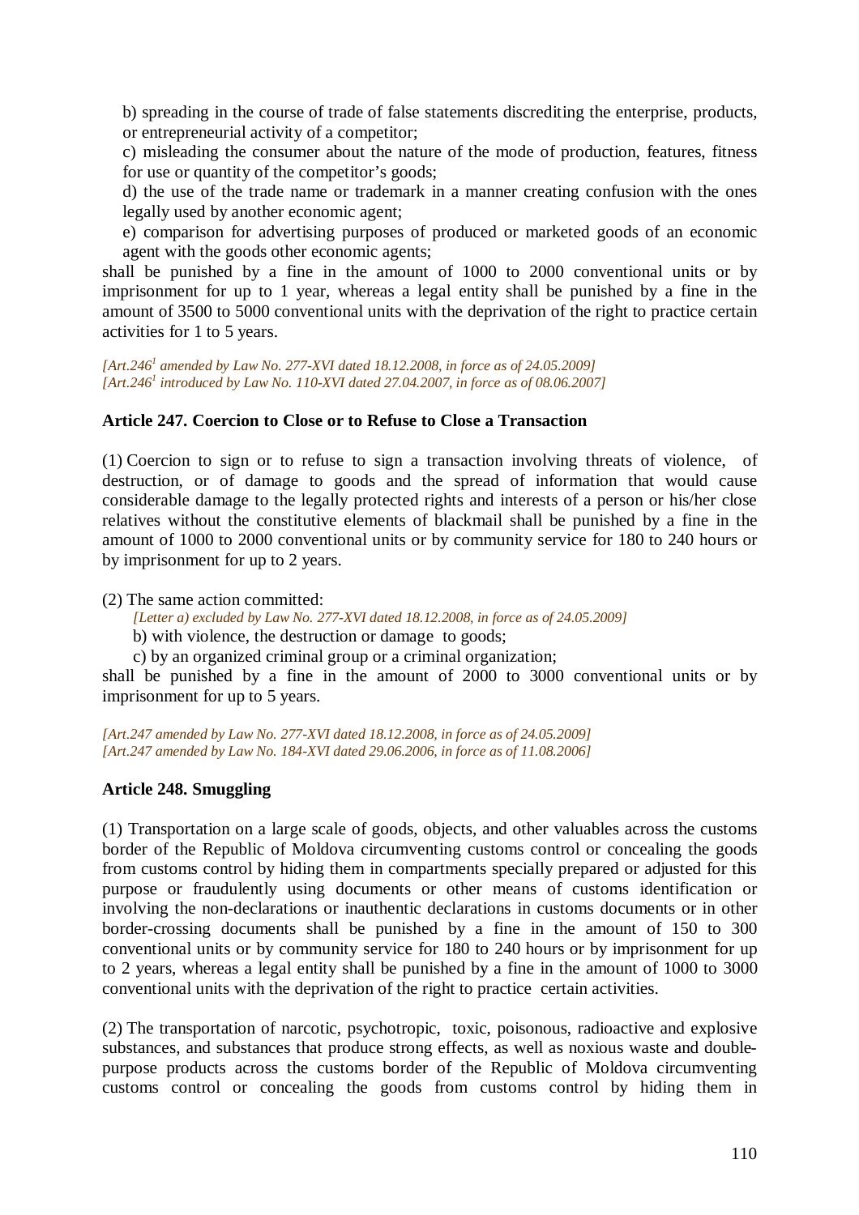b) spreading in the course of trade of false statements discrediting the enterprise, products, or entrepreneurial activity of a competitor;

c) misleading the consumer about the nature of the mode of production, features, fitness for use or quantity of the competitor's goods;

d) the use of the trade name or trademark in a manner creating confusion with the ones legally used by another economic agent;

e) comparison for advertising purposes of produced or marketed goods of an economic agent with the goods other economic agents;

shall be punished by a fine in the amount of 1000 to 2000 conventional units or by imprisonment for up to 1 year, whereas a legal entity shall be punished by a fine in the amount of 3500 to 5000 conventional units with the deprivation of the right to practice certain activities for 1 to 5 years.

*[Art.246[1] amended by Law No. 277-XVI dated 18.12.2008, in force as of 24.05.2009]*
*[Art.246[1] introduced by Law No. 110-XVI dated 27.04.2007, in force as of 08.06.2007]*

### Article 247. Coercion to Close or to Refuse to Close a Transaction

(1) Coercion to sign or to refuse to sign a transaction involving threats of violence, of destruction, or of damage to goods and the spread of information that would cause considerable damage to the legally protected rights and interests of a person or his/her close relatives without the constitutive elements of blackmail shall be punished by a fine in the amount of 1000 to 2000 conventional units or by community service for 180 to 240 hours or by imprisonment for up to 2 years.

(2) The same action committed:

*[Letter a) excluded by Law No. 277-XVI dated 18.12.2008, in force as of 24.05.2009]*

b) with violence, the destruction or damage to goods;

c) by an organized criminal group or a criminal organization;

shall be punished by a fine in the amount of 2000 to 3000 conventional units or by imprisonment for up to 5 years.

*[Art.247 amended by Law No. 277-XVI dated 18.12.2008, in force as of 24.05.2009]*
*[Art.247 amended by Law No. 184-XVI dated 29.06.2006, in force as of 11.08.2006]*

### Article 248. Smuggling

(1) Transportation on a large scale of goods, objects, and other valuables across the customs border of the Republic of Moldova circumventing customs control or concealing the goods from customs control by hiding them in compartments specially prepared or adjusted for this purpose or fraudulently using documents or other means of customs identification or involving the non-declarations or inauthentic declarations in customs documents or in other border-crossing documents shall be punished by a fine in the amount of 150 to 300 conventional units or by community service for 180 to 240 hours or by imprisonment for up to 2 years, whereas a legal entity shall be punished by a fine in the amount of 1000 to 3000 conventional units with the deprivation of the right to practice certain activities.

(2) The transportation of narcotic, psychotropic, toxic, poisonous, radioactive and explosive substances, and substances that produce strong effects, as well as noxious waste and double-purpose products across the customs border of the Republic of Moldova circumventing customs control or concealing the goods from customs control by hiding them in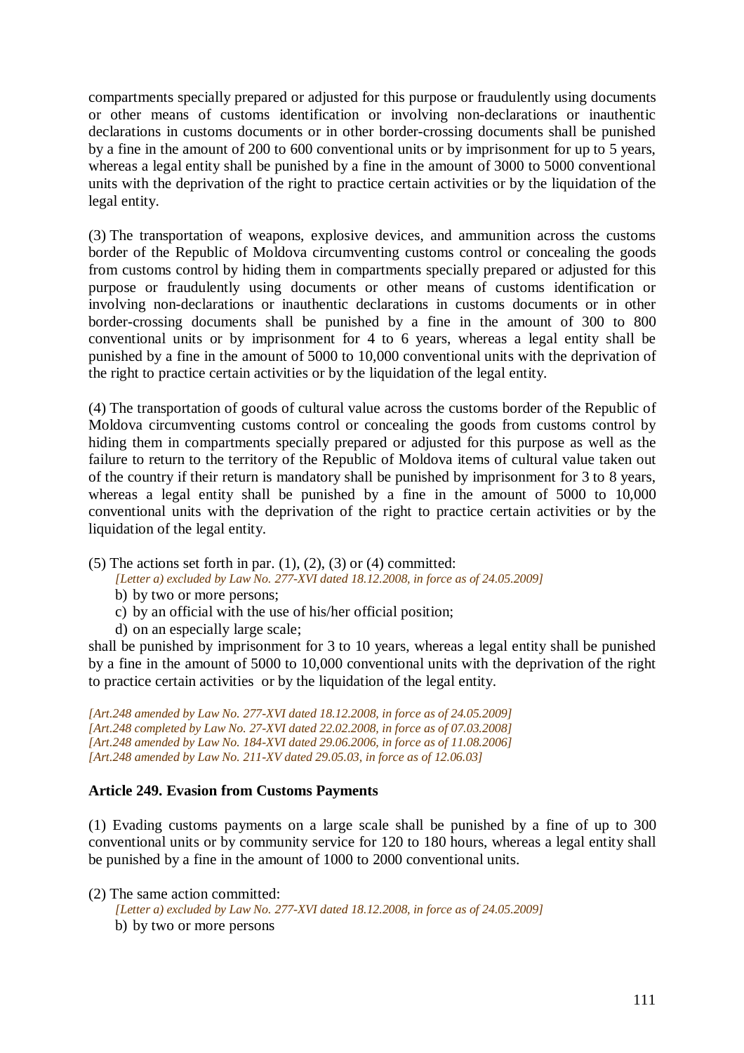compartments specially prepared or adjusted for this purpose or fraudulently using documents or other means of customs identification or involving non-declarations or inauthentic declarations in customs documents or in other border-crossing documents shall be punished by a fine in the amount of 200 to 600 conventional units or by imprisonment for up to 5 years, whereas a legal entity shall be punished by a fine in the amount of 3000 to 5000 conventional units with the deprivation of the right to practice certain activities or by the liquidation of the legal entity.

(3) The transportation of weapons, explosive devices, and ammunition across the customs border of the Republic of Moldova circumventing customs control or concealing the goods from customs control by hiding them in compartments specially prepared or adjusted for this purpose or fraudulently using documents or other means of customs identification or involving non-declarations or inauthentic declarations in customs documents or in other border-crossing documents shall be punished by a fine in the amount of 300 to 800 conventional units or by imprisonment for 4 to 6 years, whereas a legal entity shall be punished by a fine in the amount of 5000 to 10,000 conventional units with the deprivation of the right to practice certain activities or by the liquidation of the legal entity.

(4) The transportation of goods of cultural value across the customs border of the Republic of Moldova circumventing customs control or concealing the goods from customs control by hiding them in compartments specially prepared or adjusted for this purpose as well as the failure to return to the territory of the Republic of Moldova items of cultural value taken out of the country if their return is mandatory shall be punished by imprisonment for 3 to 8 years, whereas a legal entity shall be punished by a fine in the amount of 5000 to 10,000 conventional units with the deprivation of the right to practice certain activities or by the liquidation of the legal entity.

(5) The actions set forth in par. (1), (2), (3) or (4) committed:

*[Letter a) excluded by Law No. 277-XVI dated 18.12.2008, in force as of 24.05.2009]*

b) by two or more persons;

c) by an official with the use of his/her official position;

d) on an especially large scale;

shall be punished by imprisonment for 3 to 10 years, whereas a legal entity shall be punished by a fine in the amount of 5000 to 10,000 conventional units with the deprivation of the right to practice certain activities or by the liquidation of the legal entity.

*[Art.248 amended by Law No. 277-XVI dated 18.12.2008, in force as of 24.05.2009]*
*[Art.248 completed by Law No. 27-XVI dated 22.02.2008, in force as of 07.03.2008]*
*[Art.248 amended by Law No. 184-XVI dated 29.06.2006, in force as of 11.08.2006]*
*[Art.248 amended by Law No. 211-XV dated 29.05.03, in force as of 12.06.03]*

### Article 249. Evasion from Customs Payments

(1) Evading customs payments on a large scale shall be punished by a fine of up to 300 conventional units or by community service for 120 to 180 hours, whereas a legal entity shall be punished by a fine in the amount of 1000 to 2000 conventional units.

(2) The same action committed:

*[Letter a) excluded by Law No. 277-XVI dated 18.12.2008, in force as of 24.05.2009]*

b) by two or more persons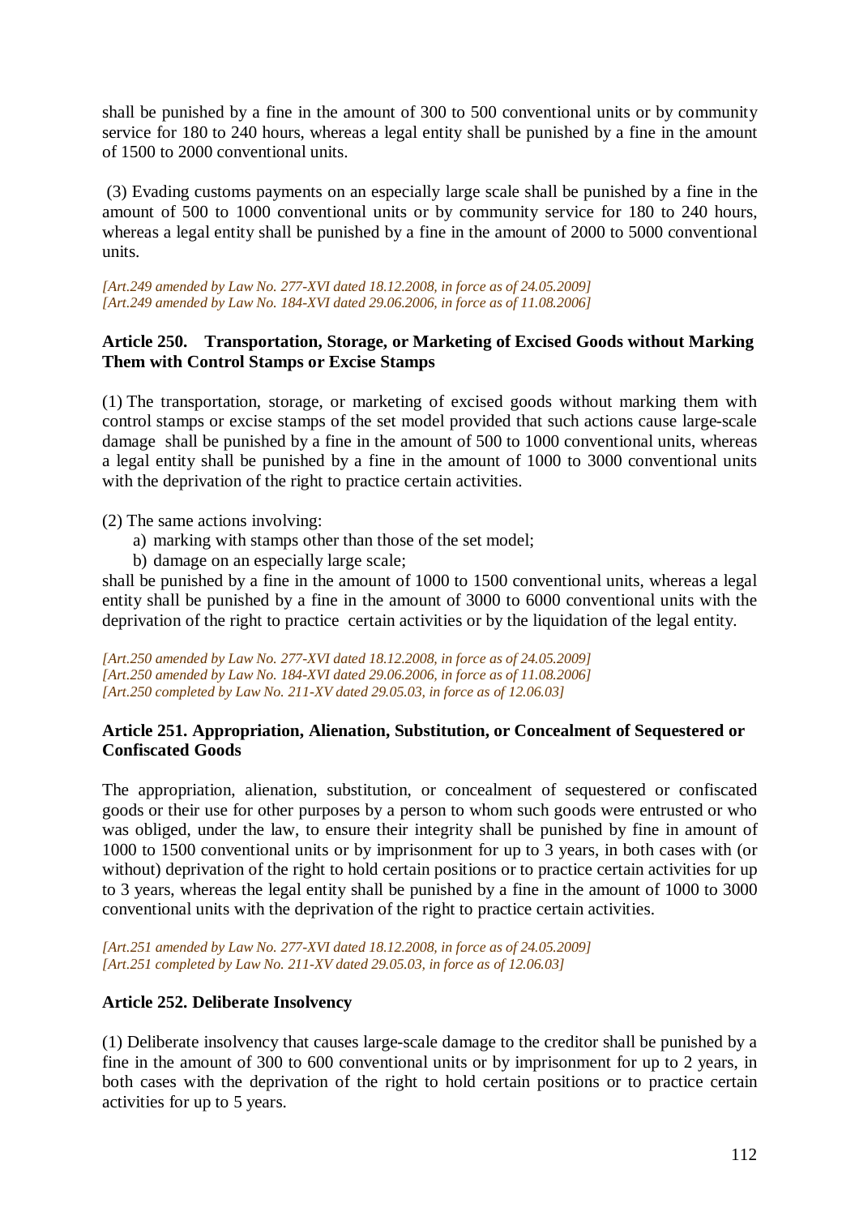shall be punished by a fine in the amount of 300 to 500 conventional units or by community service for 180 to 240 hours, whereas a legal entity shall be punished by a fine in the amount of 1500 to 2000 conventional units.

(3) Evading customs payments on an especially large scale shall be punished by a fine in the amount of 500 to 1000 conventional units or by community service for 180 to 240 hours, whereas a legal entity shall be punished by a fine in the amount of 2000 to 5000 conventional units.

*[Art.249 amended by Law No. 277-XVI dated 18.12.2008, in force as of 24.05.2009]*
*[Art.249 amended by Law No. 184-XVI dated 29.06.2006, in force as of 11.08.2006]*

**Article 250. Transportation, Storage, or Marketing of Excised Goods without Marking Them with Control Stamps or Excise Stamps**

(1) The transportation, storage, or marketing of excised goods without marking them with control stamps or excise stamps of the set model provided that such actions cause large-scale damage shall be punished by a fine in the amount of 500 to 1000 conventional units, whereas a legal entity shall be punished by a fine in the amount of 1000 to 3000 conventional units with the deprivation of the right to practice certain activities.

(2) The same actions involving:

a) marking with stamps other than those of the set model;
b) damage on an especially large scale;

shall be punished by a fine in the amount of 1000 to 1500 conventional units, whereas a legal entity shall be punished by a fine in the amount of 3000 to 6000 conventional units with the deprivation of the right to practice certain activities or by the liquidation of the legal entity.

*[Art.250 amended by Law No. 277-XVI dated 18.12.2008, in force as of 24.05.2009]*
*[Art.250 amended by Law No. 184-XVI dated 29.06.2006, in force as of 11.08.2006]*
*[Art.250 completed by Law No. 211-XV dated 29.05.03, in force as of 12.06.03]*

**Article 251. Appropriation, Alienation, Substitution, or Concealment of Sequestered or Confiscated Goods**

The appropriation, alienation, substitution, or concealment of sequestered or confiscated goods or their use for other purposes by a person to whom such goods were entrusted or who was obliged, under the law, to ensure their integrity shall be punished by fine in amount of 1000 to 1500 conventional units or by imprisonment for up to 3 years, in both cases with (or without) deprivation of the right to hold certain positions or to practice certain activities for up to 3 years, whereas the legal entity shall be punished by a fine in the amount of 1000 to 3000 conventional units with the deprivation of the right to practice certain activities.

*[Art.251 amended by Law No. 277-XVI dated 18.12.2008, in force as of 24.05.2009]*
*[Art.251 completed by Law No. 211-XV dated 29.05.03, in force as of 12.06.03]*

**Article 252. Deliberate Insolvency**

(1) Deliberate insolvency that causes large-scale damage to the creditor shall be punished by a fine in the amount of 300 to 600 conventional units or by imprisonment for up to 2 years, in both cases with the deprivation of the right to hold certain positions or to practice certain activities for up to 5 years.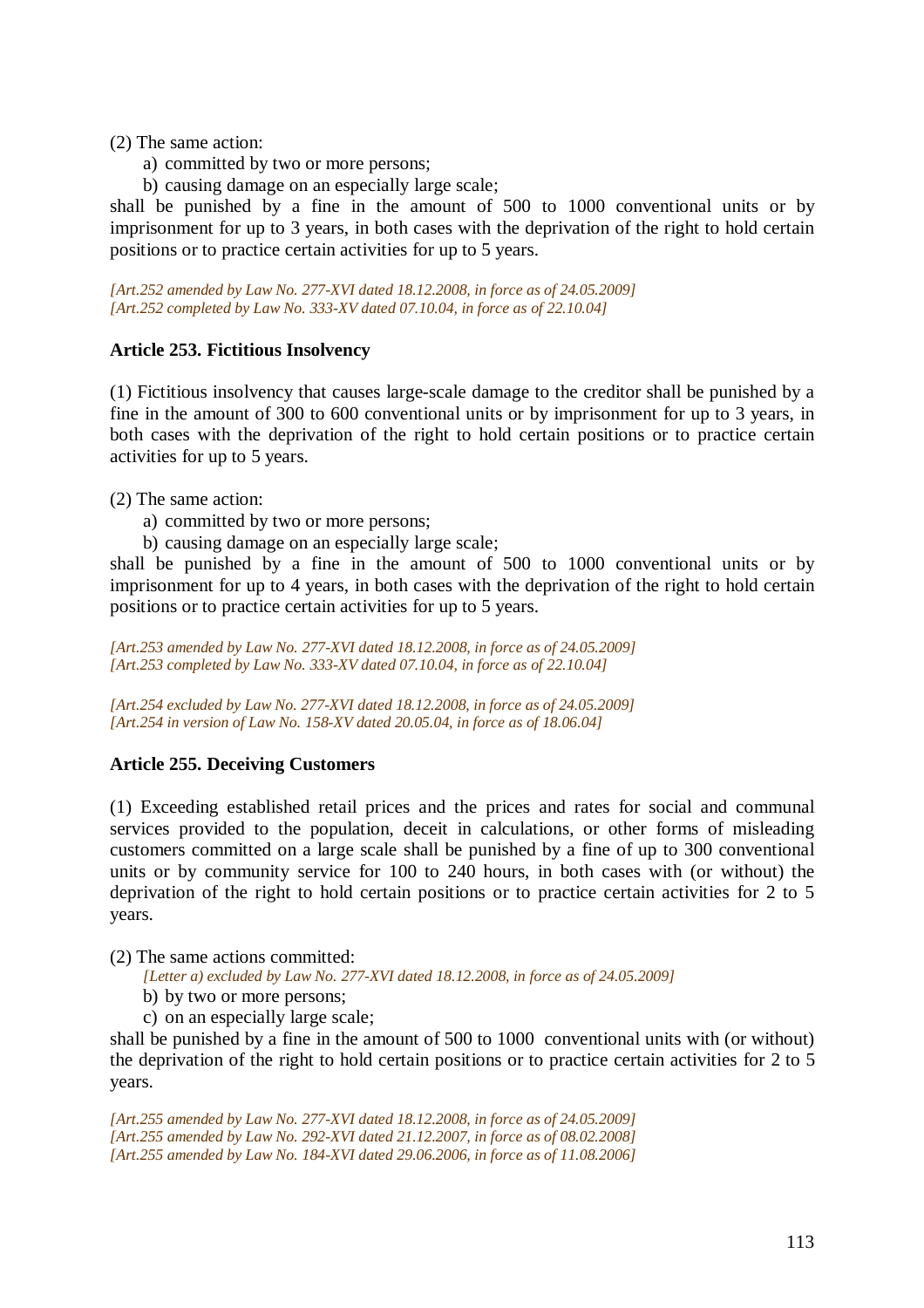(2) The same action:

a) committed by two or more persons;
b) causing damage on an especially large scale;

shall be punished by a fine in the amount of 500 to 1000 conventional units or by imprisonment for up to 3 years, in both cases with the deprivation of the right to hold certain positions or to practice certain activities for up to 5 years.

*[Art.252 amended by Law No. 277-XVI dated 18.12.2008, in force as of 24.05.2009]*
*[Art.252 completed by Law No. 333-XV dated 07.10.04, in force as of 22.10.04]*

### Article 253. Fictitious Insolvency

(1) Fictitious insolvency that causes large-scale damage to the creditor shall be punished by a fine in the amount of 300 to 600 conventional units or by imprisonment for up to 3 years, in both cases with the deprivation of the right to hold certain positions or to practice certain activities for up to 5 years.

(2) The same action:

a) committed by two or more persons;
b) causing damage on an especially large scale;

shall be punished by a fine in the amount of 500 to 1000 conventional units or by imprisonment for up to 4 years, in both cases with the deprivation of the right to hold certain positions or to practice certain activities for up to 5 years.

*[Art.253 amended by Law No. 277-XVI dated 18.12.2008, in force as of 24.05.2009]*
*[Art.253 completed by Law No. 333-XV dated 07.10.04, in force as of 22.10.04]*

*[Art.254 excluded by Law No. 277-XVI dated 18.12.2008, in force as of 24.05.2009]*
*[Art.254 in version of Law No. 158-XV dated 20.05.04, in force as of 18.06.04]*

### Article 255. Deceiving Customers

(1) Exceeding established retail prices and the prices and rates for social and communal services provided to the population, deceit in calculations, or other forms of misleading customers committed on a large scale shall be punished by a fine of up to 300 conventional units or by community service for 100 to 240 hours, in both cases with (or without) the deprivation of the right to hold certain positions or to practice certain activities for 2 to 5 years.

(2) The same actions committed:

*[Letter a) excluded by Law No. 277-XVI dated 18.12.2008, in force as of 24.05.2009]*
b) by two or more persons;
c) on an especially large scale;

shall be punished by a fine in the amount of 500 to 1000 conventional units with (or without) the deprivation of the right to hold certain positions or to practice certain activities for 2 to 5 years.

*[Art.255 amended by Law No. 277-XVI dated 18.12.2008, in force as of 24.05.2009]*
*[Art.255 amended by Law No. 292-XVI dated 21.12.2007, in force as of 08.02.2008]*
*[Art.255 amended by Law No. 184-XVI dated 29.06.2006, in force as of 11.08.2006]*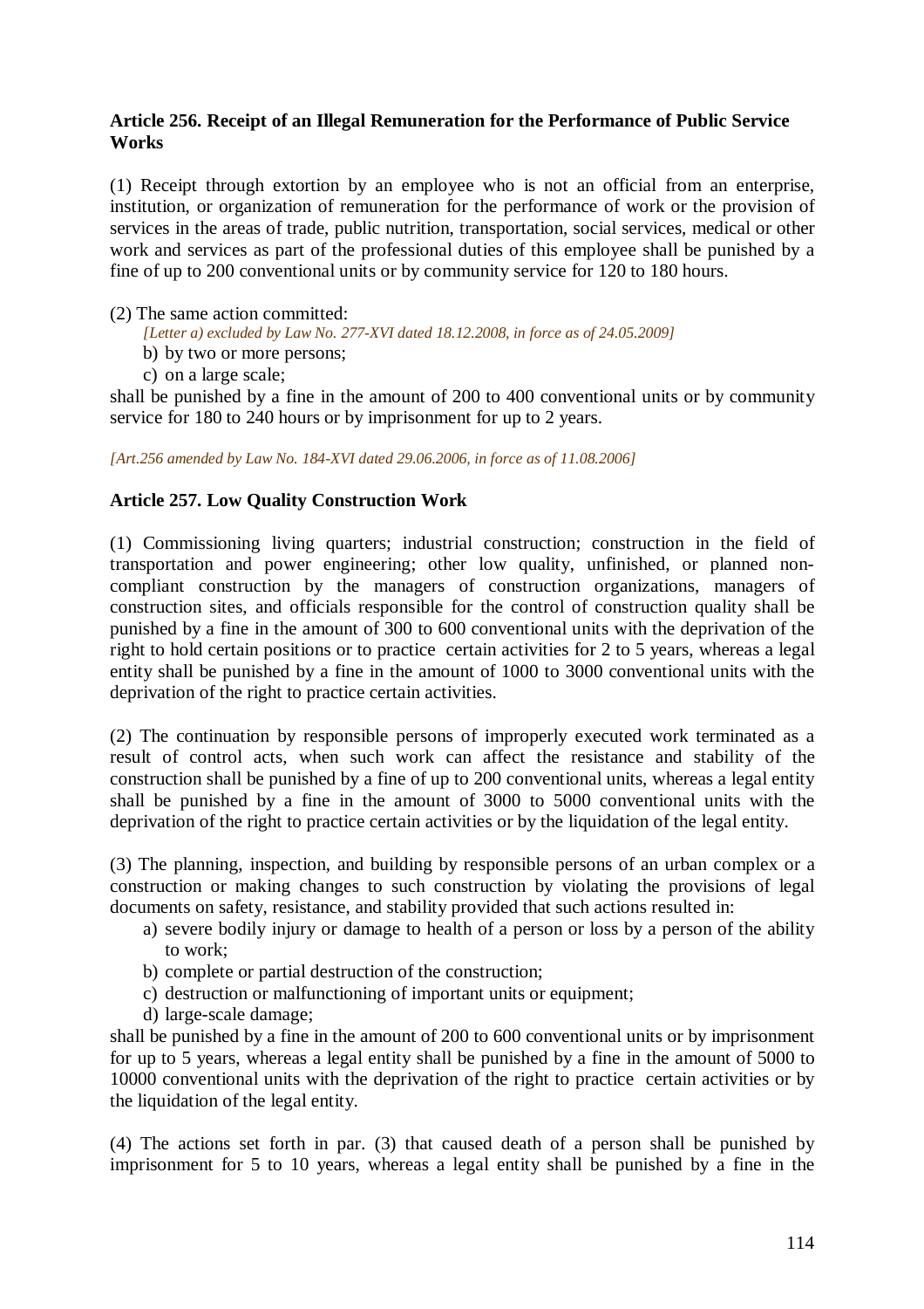**Article 256. Receipt of an Illegal Remuneration for the Performance of Public Service Works**

(1) Receipt through extortion by an employee who is not an official from an enterprise, institution, or organization of remuneration for the performance of work or the provision of services in the areas of trade, public nutrition, transportation, social services, medical or other work and services as part of the professional duties of this employee shall be punished by a fine of up to 200 conventional units or by community service for 120 to 180 hours.

(2) The same action committed:

*[Letter a) excluded by Law No. 277-XVI dated 18.12.2008, in force as of 24.05.2009]*

b) by two or more persons;

c) on a large scale;

shall be punished by a fine in the amount of 200 to 400 conventional units or by community service for 180 to 240 hours or by imprisonment for up to 2 years.

*[Art.256 amended by Law No. 184-XVI dated 29.06.2006, in force as of 11.08.2006]*

**Article 257. Low Quality Construction Work**

(1) Commissioning living quarters; industrial construction; construction in the field of transportation and power engineering; other low quality, unfinished, or planned non-compliant construction by the managers of construction organizations, managers of construction sites, and officials responsible for the control of construction quality shall be punished by a fine in the amount of 300 to 600 conventional units with the deprivation of the right to hold certain positions or to practice certain activities for 2 to 5 years, whereas a legal entity shall be punished by a fine in the amount of 1000 to 3000 conventional units with the deprivation of the right to practice certain activities.

(2) The continuation by responsible persons of improperly executed work terminated as a result of control acts, when such work can affect the resistance and stability of the construction shall be punished by a fine of up to 200 conventional units, whereas a legal entity shall be punished by a fine in the amount of 3000 to 5000 conventional units with the deprivation of the right to practice certain activities or by the liquidation of the legal entity.

(3) The planning, inspection, and building by responsible persons of an urban complex or a construction or making changes to such construction by violating the provisions of legal documents on safety, resistance, and stability provided that such actions resulted in:

a) severe bodily injury or damage to health of a person or loss by a person of the ability to work;

b) complete or partial destruction of the construction;

c) destruction or malfunctioning of important units or equipment;

d) large-scale damage;

shall be punished by a fine in the amount of 200 to 600 conventional units or by imprisonment for up to 5 years, whereas a legal entity shall be punished by a fine in the amount of 5000 to 10000 conventional units with the deprivation of the right to practice certain activities or by the liquidation of the legal entity.

(4) The actions set forth in par. (3) that caused death of a person shall be punished by imprisonment for 5 to 10 years, whereas a legal entity shall be punished by a fine in the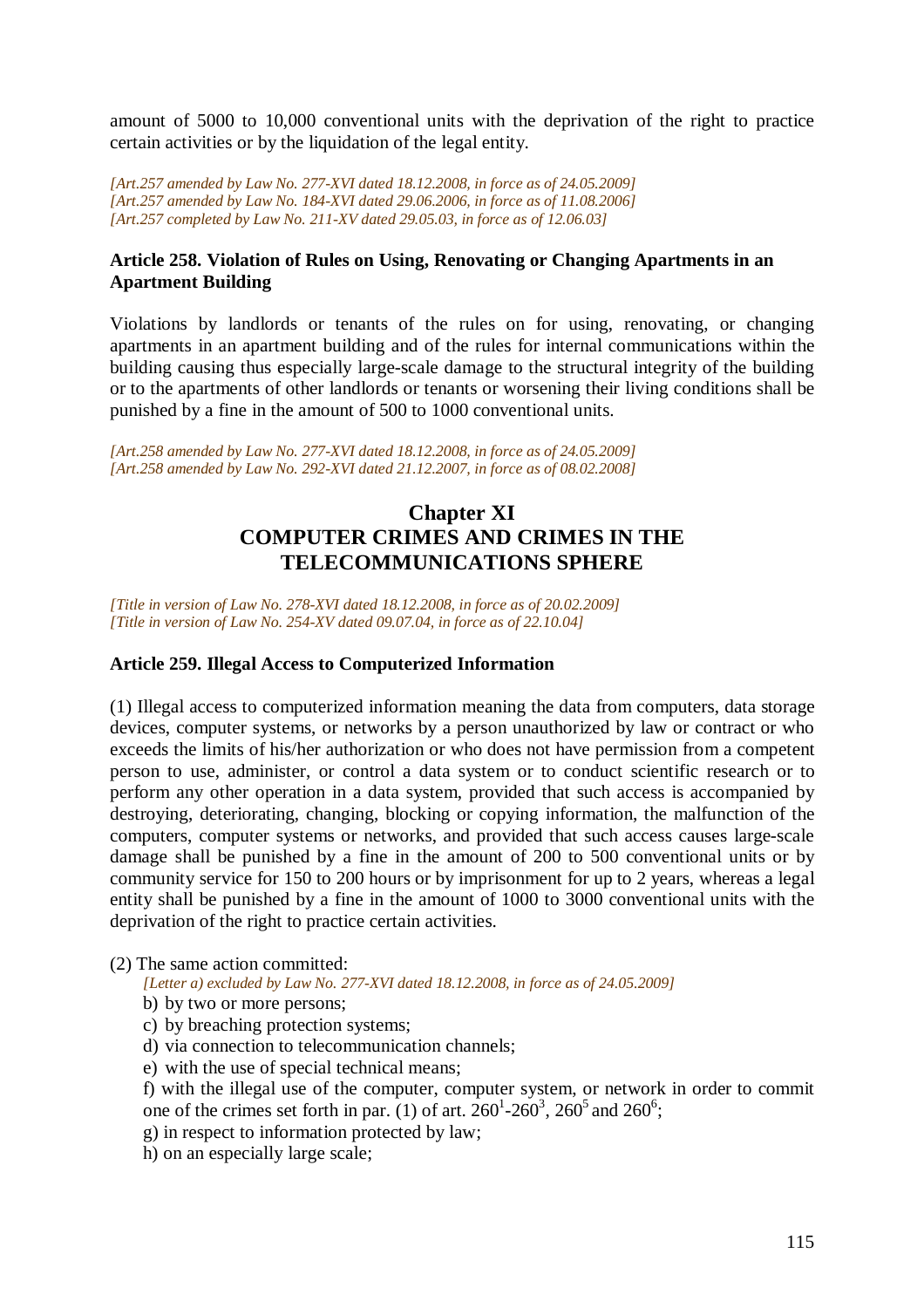amount of 5000 to 10,000 conventional units with the deprivation of the right to practice certain activities or by the liquidation of the legal entity.

*[Art.257 amended by Law No. 277-XVI dated 18.12.2008, in force as of 24.05.2009]*
*[Art.257 amended by Law No. 184-XVI dated 29.06.2006, in force as of 11.08.2006]*
*[Art.257 completed by Law No. 211-XV dated 29.05.03, in force as of 12.06.03]*

**Article 258. Violation of Rules on Using, Renovating or Changing Apartments in an Apartment Building**

Violations by landlords or tenants of the rules on for using, renovating, or changing apartments in an apartment building and of the rules for internal communications within the building causing thus especially large-scale damage to the structural integrity of the building or to the apartments of other landlords or tenants or worsening their living conditions shall be punished by a fine in the amount of 500 to 1000 conventional units.

*[Art.258 amended by Law No. 277-XVI dated 18.12.2008, in force as of 24.05.2009]*
*[Art.258 amended by Law No. 292-XVI dated 21.12.2007, in force as of 08.02.2008]*

## Chapter XI
## COMPUTER CRIMES AND CRIMES IN THE TELECOMMUNICATIONS SPHERE

*[Title in version of Law No. 278-XVI dated 18.12.2008, in force as of 20.02.2009]*
*[Title in version of Law No. 254-XV dated 09.07.04, in force as of 22.10.04]*

**Article 259. Illegal Access to Computerized Information**

(1) Illegal access to computerized information meaning the data from computers, data storage devices, computer systems, or networks by a person unauthorized by law or contract or who exceeds the limits of his/her authorization or who does not have permission from a competent person to use, administer, or control a data system or to conduct scientific research or to perform any other operation in a data system, provided that such access is accompanied by destroying, deteriorating, changing, blocking or copying information, the malfunction of the computers, computer systems or networks, and provided that such access causes large-scale damage shall be punished by a fine in the amount of 200 to 500 conventional units or by community service for 150 to 200 hours or by imprisonment for up to 2 years, whereas a legal entity shall be punished by a fine in the amount of 1000 to 3000 conventional units with the deprivation of the right to practice certain activities.

(2) The same action committed:

*[Letter a) excluded by Law No. 277-XVI dated 18.12.2008, in force as of 24.05.2009]*

b) by two or more persons;

c) by breaching protection systems;

d) via connection to telecommunication channels;

e) with the use of special technical means;

f) with the illegal use of the computer, computer system, or network in order to commit one of the crimes set forth in par. (1) of art. $260^1$-$260^3$, $260^5$ and $260^6$;

g) in respect to information protected by law;

h) on an especially large scale;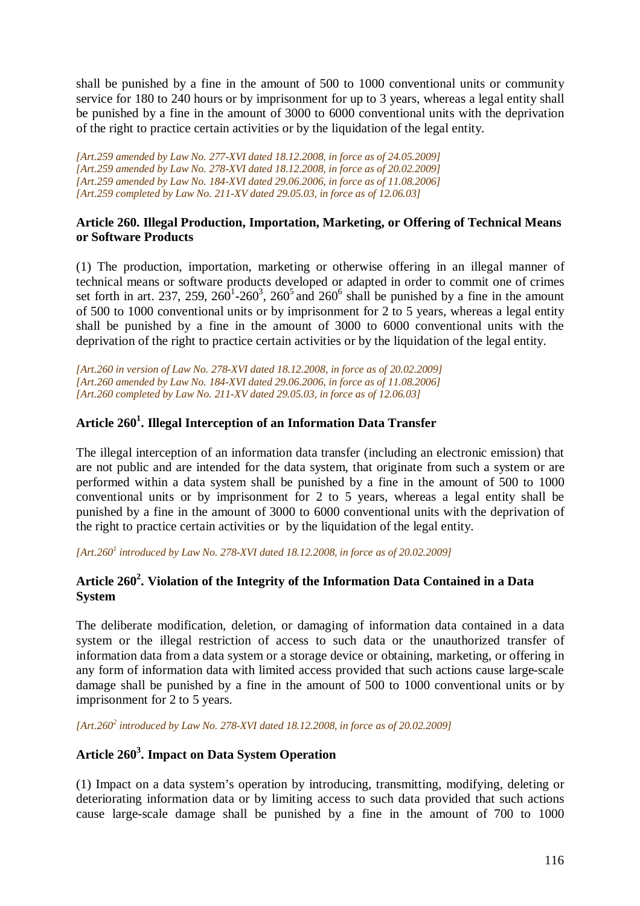shall be punished by a fine in the amount of 500 to 1000 conventional units or community service for 180 to 240 hours or by imprisonment for up to 3 years, whereas a legal entity shall be punished by a fine in the amount of 3000 to 6000 conventional units with the deprivation of the right to practice certain activities or by the liquidation of the legal entity.

*[Art.259 amended by Law No. 277-XVI dated 18.12.2008, in force as of 24.05.2009]*
*[Art.259 amended by Law No. 278-XVI dated 18.12.2008, in force as of 20.02.2009]*
*[Art.259 amended by Law No. 184-XVI dated 29.06.2006, in force as of 11.08.2006]*
*[Art.259 completed by Law No. 211-XV dated 29.05.03, in force as of 12.06.03]*

### Article 260. Illegal Production, Importation, Marketing, or Offering of Technical Means or Software Products

(1) The production, importation, marketing or otherwise offering in an illegal manner of technical means or software products developed or adapted in order to commit one of crimes set forth in art. 237, 259, $260^1$-$260^3$, $260^5$ and $260^6$ shall be punished by a fine in the amount of 500 to 1000 conventional units or by imprisonment for 2 to 5 years, whereas a legal entity shall be punished by a fine in the amount of 3000 to 6000 conventional units with the deprivation of the right to practice certain activities or by the liquidation of the legal entity.

*[Art.260 in version of Law No. 278-XVI dated 18.12.2008, in force as of 20.02.2009]*
*[Art.260 amended by Law No. 184-XVI dated 29.06.2006, in force as of 11.08.2006]*
*[Art.260 completed by Law No. 211-XV dated 29.05.03, in force as of 12.06.03]*

### Article $260^1$. Illegal Interception of an Information Data Transfer

The illegal interception of an information data transfer (including an electronic emission) that are not public and are intended for the data system, that originate from such a system or are performed within a data system shall be punished by a fine in the amount of 500 to 1000 conventional units or by imprisonment for 2 to 5 years, whereas a legal entity shall be punished by a fine in the amount of 3000 to 6000 conventional units with the deprivation of the right to practice certain activities or by the liquidation of the legal entity.

*[Art.$260^1$ introduced by Law No. 278-XVI dated 18.12.2008, in force as of 20.02.2009]*

### Article $260^2$. Violation of the Integrity of the Information Data Contained in a Data System

The deliberate modification, deletion, or damaging of information data contained in a data system or the illegal restriction of access to such data or the unauthorized transfer of information data from a data system or a storage device or obtaining, marketing, or offering in any form of information data with limited access provided that such actions cause large-scale damage shall be punished by a fine in the amount of 500 to 1000 conventional units or by imprisonment for 2 to 5 years.

*[Art.$260^2$ introduced by Law No. 278-XVI dated 18.12.2008, in force as of 20.02.2009]*

### Article $260^3$. Impact on Data System Operation

(1) Impact on a data system's operation by introducing, transmitting, modifying, deleting or deteriorating information data or by limiting access to such data provided that such actions cause large-scale damage shall be punished by a fine in the amount of 700 to 1000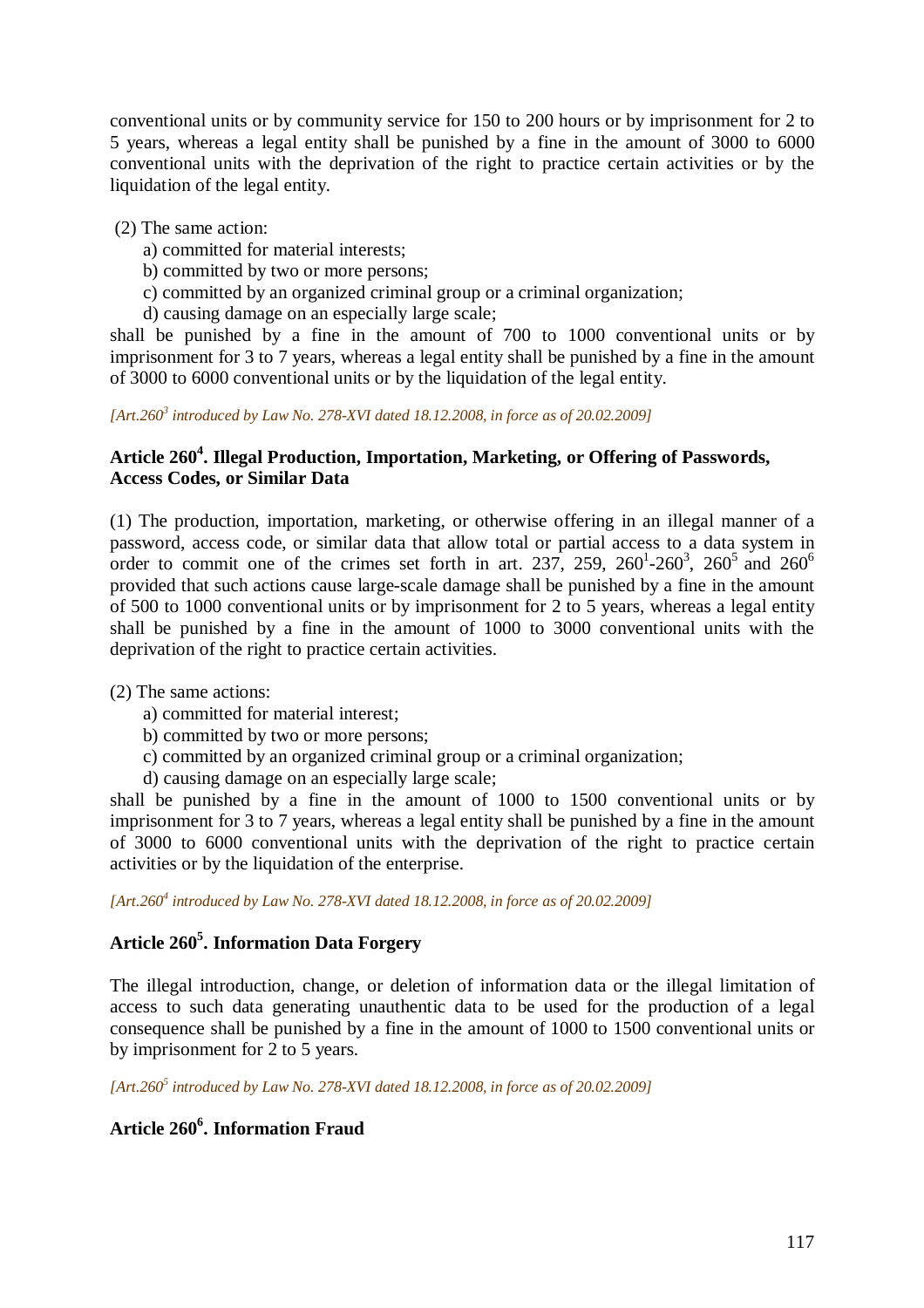conventional units or by community service for 150 to 200 hours or by imprisonment for 2 to 5 years, whereas a legal entity shall be punished by a fine in the amount of 3000 to 6000 conventional units with the deprivation of the right to practice certain activities or by the liquidation of the legal entity.

(2) The same action:

a) committed for material interests;
b) committed by two or more persons;
c) committed by an organized criminal group or a criminal organization;
d) causing damage on an especially large scale;

shall be punished by a fine in the amount of 700 to 1000 conventional units or by imprisonment for 3 to 7 years, whereas a legal entity shall be punished by a fine in the amount of 3000 to 6000 conventional units or by the liquidation of the legal entity.

*[Art.260³ introduced by Law No. 278-XVI dated 18.12.2008, in force as of 20.02.2009]*

### Article 260⁴. Illegal Production, Importation, Marketing, or Offering of Passwords, Access Codes, or Similar Data

(1) The production, importation, marketing, or otherwise offering in an illegal manner of a password, access code, or similar data that allow total or partial access to a data system in order to commit one of the crimes set forth in art. 237, 259, 260¹-260³, 260⁵ and 260⁶ provided that such actions cause large-scale damage shall be punished by a fine in the amount of 500 to 1000 conventional units or by imprisonment for 2 to 5 years, whereas a legal entity shall be punished by a fine in the amount of 1000 to 3000 conventional units with the deprivation of the right to practice certain activities.

(2) The same actions:

a) committed for material interest;
b) committed by two or more persons;
c) committed by an organized criminal group or a criminal organization;
d) causing damage on an especially large scale;

shall be punished by a fine in the amount of 1000 to 1500 conventional units or by imprisonment for 3 to 7 years, whereas a legal entity shall be punished by a fine in the amount of 3000 to 6000 conventional units with the deprivation of the right to practice certain activities or by the liquidation of the enterprise.

*[Art.260⁴ introduced by Law No. 278-XVI dated 18.12.2008, in force as of 20.02.2009]*

### Article 260⁵. Information Data Forgery

The illegal introduction, change, or deletion of information data or the illegal limitation of access to such data generating unauthentic data to be used for the production of a legal consequence shall be punished by a fine in the amount of 1000 to 1500 conventional units or by imprisonment for 2 to 5 years.

*[Art.260⁵ introduced by Law No. 278-XVI dated 18.12.2008, in force as of 20.02.2009]*

### Article 260⁶. Information Fraud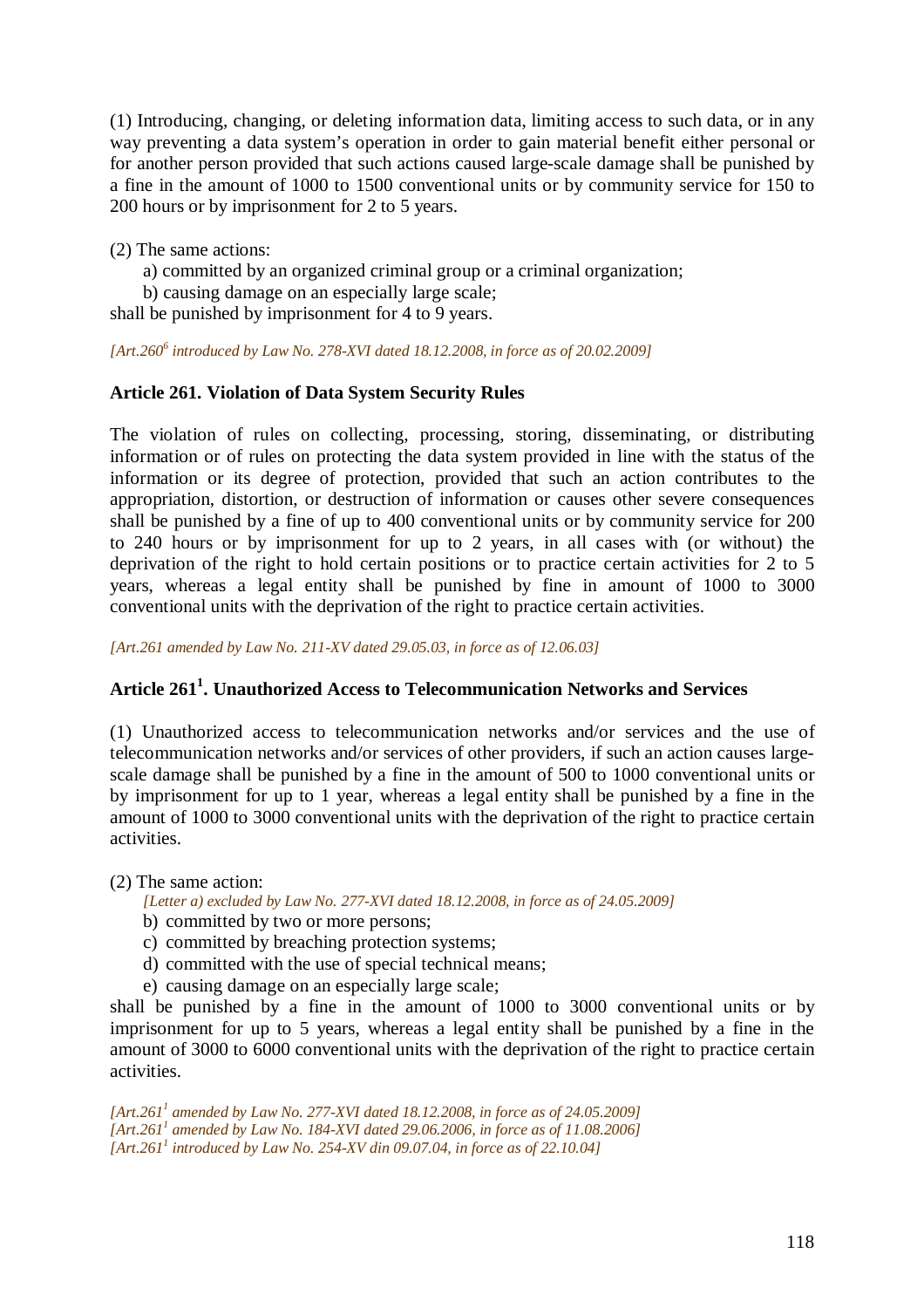(1) Introducing, changing, or deleting information data, limiting access to such data, or in any way preventing a data system's operation in order to gain material benefit either personal or for another person provided that such actions caused large-scale damage shall be punished by a fine in the amount of 1000 to 1500 conventional units or by community service for 150 to 200 hours or by imprisonment for 2 to 5 years.

(2) The same actions:

a) committed by an organized criminal group or a criminal organization;

b) causing damage on an especially large scale;

shall be punished by imprisonment for 4 to 9 years.

*[Art.260$^6$ introduced by Law No. 278-XVI dated 18.12.2008, in force as of 20.02.2009]*

**Article 261. Violation of Data System Security Rules**

The violation of rules on collecting, processing, storing, disseminating, or distributing information or of rules on protecting the data system provided in line with the status of the information or its degree of protection, provided that such an action contributes to the appropriation, distortion, or destruction of information or causes other severe consequences shall be punished by a fine of up to 400 conventional units or by community service for 200 to 240 hours or by imprisonment for up to 2 years, in all cases with (or without) the deprivation of the right to hold certain positions or to practice certain activities for 2 to 5 years, whereas a legal entity shall be punished by fine in amount of 1000 to 3000 conventional units with the deprivation of the right to practice certain activities.

*[Art.261 amended by Law No. 211-XV dated 29.05.03, in force as of 12.06.03]*

**Article 261$^1$. Unauthorized Access to Telecommunication Networks and Services**

(1) Unauthorized access to telecommunication networks and/or services and the use of telecommunication networks and/or services of other providers, if such an action causes large-scale damage shall be punished by a fine in the amount of 500 to 1000 conventional units or by imprisonment for up to 1 year, whereas a legal entity shall be punished by a fine in the amount of 1000 to 3000 conventional units with the deprivation of the right to practice certain activities.

(2) The same action:

*[Letter a) excluded by Law No. 277-XVI dated 18.12.2008, in force as of 24.05.2009]*

b) committed by two or more persons;

c) committed by breaching protection systems;

d) committed with the use of special technical means;

e) causing damage on an especially large scale;

shall be punished by a fine in the amount of 1000 to 3000 conventional units or by imprisonment for up to 5 years, whereas a legal entity shall be punished by a fine in the amount of 3000 to 6000 conventional units with the deprivation of the right to practice certain activities.

*[Art.261$^1$ amended by Law No. 277-XVI dated 18.12.2008, in force as of 24.05.2009]*
*[Art.261$^1$ amended by Law No. 184-XVI dated 29.06.2006, in force as of 11.08.2006]*
*[Art.261$^1$ introduced by Law No. 254-XV din 09.07.04, in force as of 22.10.04]*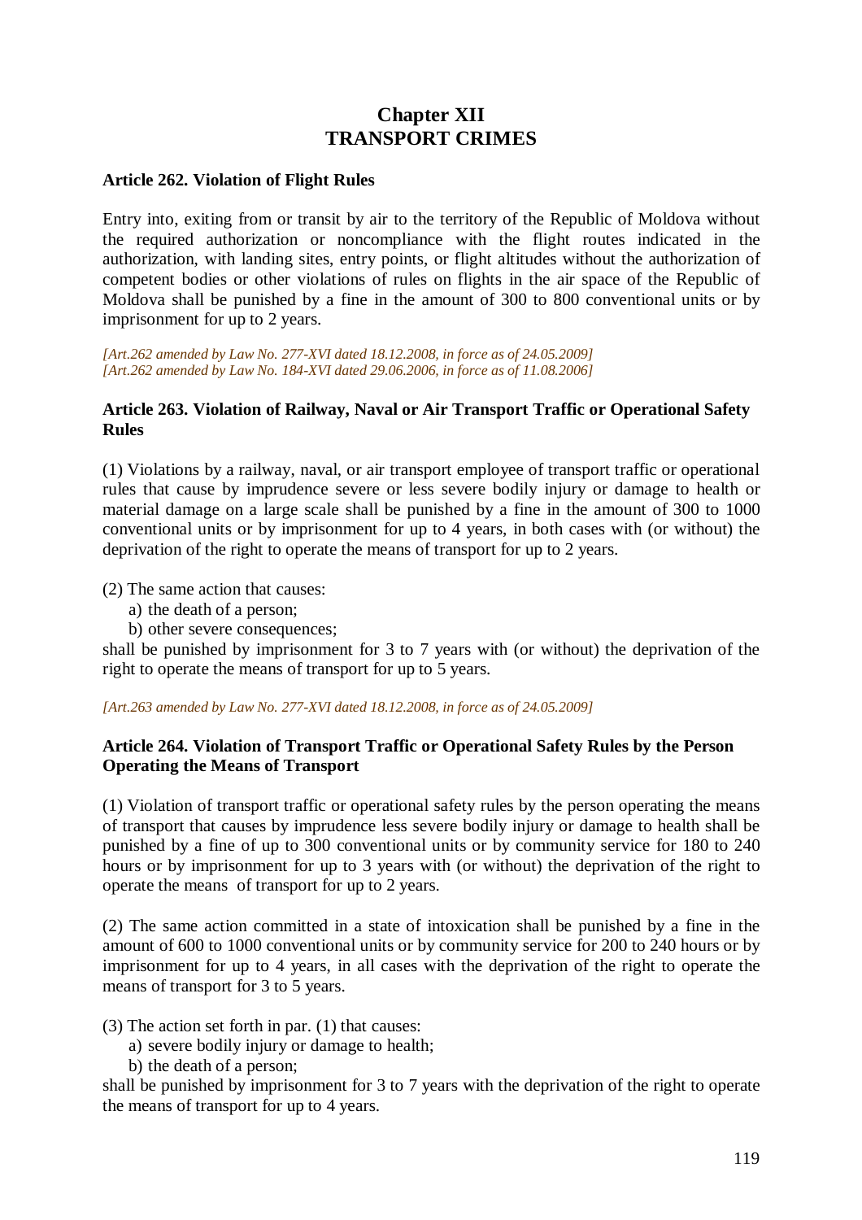# Chapter XII
# TRANSPORT CRIMES

### Article 262. Violation of Flight Rules

Entry into, exiting from or transit by air to the territory of the Republic of Moldova without the required authorization or noncompliance with the flight routes indicated in the authorization, with landing sites, entry points, or flight altitudes without the authorization of competent bodies or other violations of rules on flights in the air space of the Republic of Moldova shall be punished by a fine in the amount of 300 to 800 conventional units or by imprisonment for up to 2 years.

*[Art.262 amended by Law No. 277-XVI dated 18.12.2008, in force as of 24.05.2009]*
*[Art.262 amended by Law No. 184-XVI dated 29.06.2006, in force as of 11.08.2006]*

### Article 263. Violation of Railway, Naval or Air Transport Traffic or Operational Safety Rules

(1) Violations by a railway, naval, or air transport employee of transport traffic or operational rules that cause by imprudence severe or less severe bodily injury or damage to health or material damage on a large scale shall be punished by a fine in the amount of 300 to 1000 conventional units or by imprisonment for up to 4 years, in both cases with (or without) the deprivation of the right to operate the means of transport for up to 2 years.

(2) The same action that causes:
a) the death of a person;
b) other severe consequences;
shall be punished by imprisonment for 3 to 7 years with (or without) the deprivation of the right to operate the means of transport for up to 5 years.

*[Art.263 amended by Law No. 277-XVI dated 18.12.2008, in force as of 24.05.2009]*

### Article 264. Violation of Transport Traffic or Operational Safety Rules by the Person Operating the Means of Transport

(1) Violation of transport traffic or operational safety rules by the person operating the means of transport that causes by imprudence less severe bodily injury or damage to health shall be punished by a fine of up to 300 conventional units or by community service for 180 to 240 hours or by imprisonment for up to 3 years with (or without) the deprivation of the right to operate the means of transport for up to 2 years.

(2) The same action committed in a state of intoxication shall be punished by a fine in the amount of 600 to 1000 conventional units or by community service for 200 to 240 hours or by imprisonment for up to 4 years, in all cases with the deprivation of the right to operate the means of transport for 3 to 5 years.

(3) The action set forth in par. (1) that causes:
a) severe bodily injury or damage to health;
b) the death of a person;
shall be punished by imprisonment for 3 to 7 years with the deprivation of the right to operate the means of transport for up to 4 years.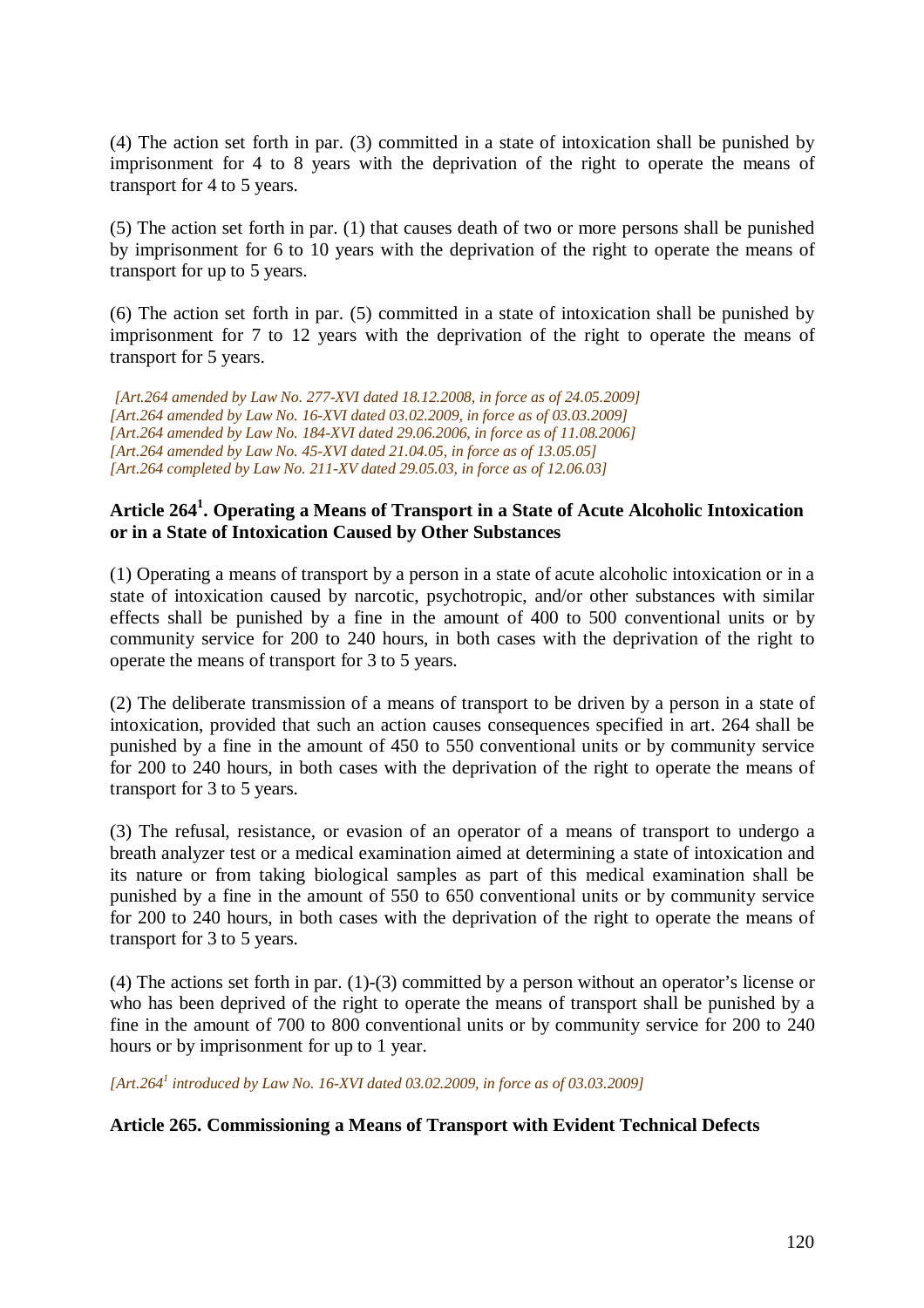(4) The action set forth in par. (3) committed in a state of intoxication shall be punished by imprisonment for 4 to 8 years with the deprivation of the right to operate the means of transport for 4 to 5 years.

(5) The action set forth in par. (1) that causes death of two or more persons shall be punished by imprisonment for 6 to 10 years with the deprivation of the right to operate the means of transport for up to 5 years.

(6) The action set forth in par. (5) committed in a state of intoxication shall be punished by imprisonment for 7 to 12 years with the deprivation of the right to operate the means of transport for 5 years.

*[Art.264 amended by Law No. 277-XVI dated 18.12.2008, in force as of 24.05.2009]*
*[Art.264 amended by Law No. 16-XVI dated 03.02.2009, in force as of 03.03.2009]*
*[Art.264 amended by Law No. 184-XVI dated 29.06.2006, in force as of 11.08.2006]*
*[Art.264 amended by Law No. 45-XVI dated 21.04.05, in force as of 13.05.05]*
*[Art.264 completed by Law No. 211-XV dated 29.05.03, in force as of 12.06.03]*

### Article 264[1]. Operating a Means of Transport in a State of Acute Alcoholic Intoxication or in a State of Intoxication Caused by Other Substances

(1) Operating a means of transport by a person in a state of acute alcoholic intoxication or in a state of intoxication caused by narcotic, psychotropic, and/or other substances with similar effects shall be punished by a fine in the amount of 400 to 500 conventional units or by community service for 200 to 240 hours, in both cases with the deprivation of the right to operate the means of transport for 3 to 5 years.

(2) The deliberate transmission of a means of transport to be driven by a person in a state of intoxication, provided that such an action causes consequences specified in art. 264 shall be punished by a fine in the amount of 450 to 550 conventional units or by community service for 200 to 240 hours, in both cases with the deprivation of the right to operate the means of transport for 3 to 5 years.

(3) The refusal, resistance, or evasion of an operator of a means of transport to undergo a breath analyzer test or a medical examination aimed at determining a state of intoxication and its nature or from taking biological samples as part of this medical examination shall be punished by a fine in the amount of 550 to 650 conventional units or by community service for 200 to 240 hours, in both cases with the deprivation of the right to operate the means of transport for 3 to 5 years.

(4) The actions set forth in par. (1)-(3) committed by a person without an operator's license or who has been deprived of the right to operate the means of transport shall be punished by a fine in the amount of 700 to 800 conventional units or by community service for 200 to 240 hours or by imprisonment for up to 1 year.

*[Art.264[1] introduced by Law No. 16-XVI dated 03.02.2009, in force as of 03.03.2009]*

### Article 265. Commissioning a Means of Transport with Evident Technical Defects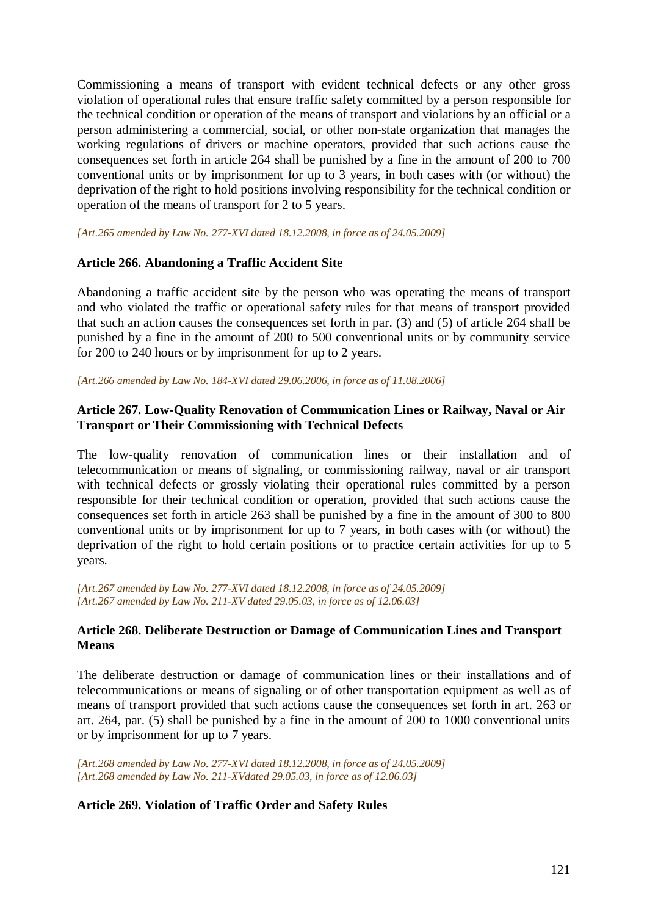Commissioning a means of transport with evident technical defects or any other gross violation of operational rules that ensure traffic safety committed by a person responsible for the technical condition or operation of the means of transport and violations by an official or a person administering a commercial, social, or other non-state organization that manages the working regulations of drivers or machine operators, provided that such actions cause the consequences set forth in article 264 shall be punished by a fine in the amount of 200 to 700 conventional units or by imprisonment for up to 3 years, in both cases with (or without) the deprivation of the right to hold positions involving responsibility for the technical condition or operation of the means of transport for 2 to 5 years.

*[Art.265 amended by Law No. 277-XVI dated 18.12.2008, in force as of 24.05.2009]*

**Article 266. Abandoning a Traffic Accident Site**

Abandoning a traffic accident site by the person who was operating the means of transport and who violated the traffic or operational safety rules for that means of transport provided that such an action causes the consequences set forth in par. (3) and (5) of article 264 shall be punished by a fine in the amount of 200 to 500 conventional units or by community service for 200 to 240 hours or by imprisonment for up to 2 years.

*[Art.266 amended by Law No. 184-XVI dated 29.06.2006, in force as of 11.08.2006]*

**Article 267. Low-Quality Renovation of Communication Lines or Railway, Naval or Air Transport or Their Commissioning with Technical Defects**

The low-quality renovation of communication lines or their installation and of telecommunication or means of signaling, or commissioning railway, naval or air transport with technical defects or grossly violating their operational rules committed by a person responsible for their technical condition or operation, provided that such actions cause the consequences set forth in article 263 shall be punished by a fine in the amount of 300 to 800 conventional units or by imprisonment for up to 7 years, in both cases with (or without) the deprivation of the right to hold certain positions or to practice certain activities for up to 5 years.

*[Art.267 amended by Law No. 277-XVI dated 18.12.2008, in force as of 24.05.2009]*
*[Art.267 amended by Law No. 211-XV dated 29.05.03, in force as of 12.06.03]*

**Article 268. Deliberate Destruction or Damage of Communication Lines and Transport Means**

The deliberate destruction or damage of communication lines or their installations and of telecommunications or means of signaling or of other transportation equipment as well as of means of transport provided that such actions cause the consequences set forth in art. 263 or art. 264, par. (5) shall be punished by a fine in the amount of 200 to 1000 conventional units or by imprisonment for up to 7 years.

*[Art.268 amended by Law No. 277-XVI dated 18.12.2008, in force as of 24.05.2009]*
*[Art.268 amended by Law No. 211-XVdated 29.05.03, in force as of 12.06.03]*

**Article 269. Violation of Traffic Order and Safety Rules**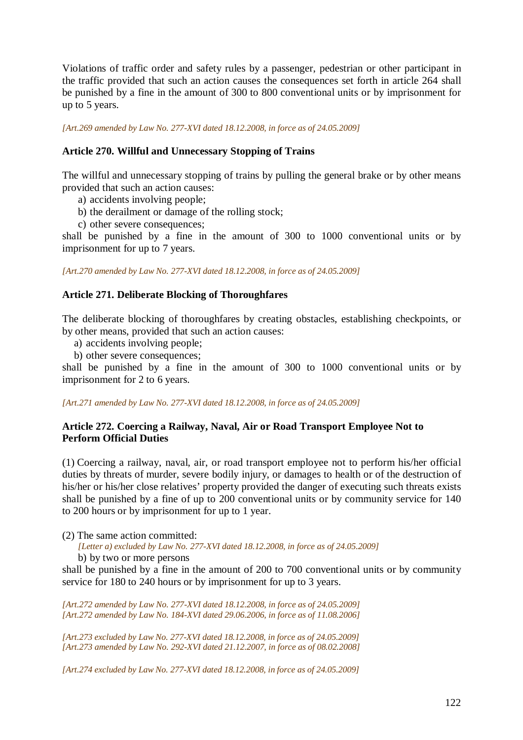Violations of traffic order and safety rules by a passenger, pedestrian or other participant in the traffic provided that such an action causes the consequences set forth in article 264 shall be punished by a fine in the amount of 300 to 800 conventional units or by imprisonment for up to 5 years.

*[Art.269 amended by Law No. 277-XVI dated 18.12.2008, in force as of 24.05.2009]*

### Article 270. Willful and Unnecessary Stopping of Trains

The willful and unnecessary stopping of trains by pulling the general brake or by other means provided that such an action causes:

a) accidents involving people;
b) the derailment or damage of the rolling stock;
c) other severe consequences;

shall be punished by a fine in the amount of 300 to 1000 conventional units or by imprisonment for up to 7 years.

*[Art.270 amended by Law No. 277-XVI dated 18.12.2008, in force as of 24.05.2009]*

### Article 271. Deliberate Blocking of Thoroughfares

The deliberate blocking of thoroughfares by creating obstacles, establishing checkpoints, or by other means, provided that such an action causes:

a) accidents involving people;
b) other severe consequences;

shall be punished by a fine in the amount of 300 to 1000 conventional units or by imprisonment for 2 to 6 years.

*[Art.271 amended by Law No. 277-XVI dated 18.12.2008, in force as of 24.05.2009]*

### Article 272. Coercing a Railway, Naval, Air or Road Transport Employee Not to Perform Official Duties

(1) Coercing a railway, naval, air, or road transport employee not to perform his/her official duties by threats of murder, severe bodily injury, or damages to health or of the destruction of his/her or his/her close relatives' property provided the danger of executing such threats exists shall be punished by a fine of up to 200 conventional units or by community service for 140 to 200 hours or by imprisonment for up to 1 year.

(2) The same action committed:

*[Letter a) excluded by Law No. 277-XVI dated 18.12.2008, in force as of 24.05.2009]*

b) by two or more persons

shall be punished by a fine in the amount of 200 to 700 conventional units or by community service for 180 to 240 hours or by imprisonment for up to 3 years.

*[Art.272 amended by Law No. 277-XVI dated 18.12.2008, in force as of 24.05.2009]*
*[Art.272 amended by Law No. 184-XVI dated 29.06.2006, in force as of 11.08.2006]*

*[Art.273 excluded by Law No. 277-XVI dated 18.12.2008, in force as of 24.05.2009]*
*[Art.273 amended by Law No. 292-XVI dated 21.12.2007, in force as of 08.02.2008]*

*[Art.274 excluded by Law No. 277-XVI dated 18.12.2008, in force as of 24.05.2009]*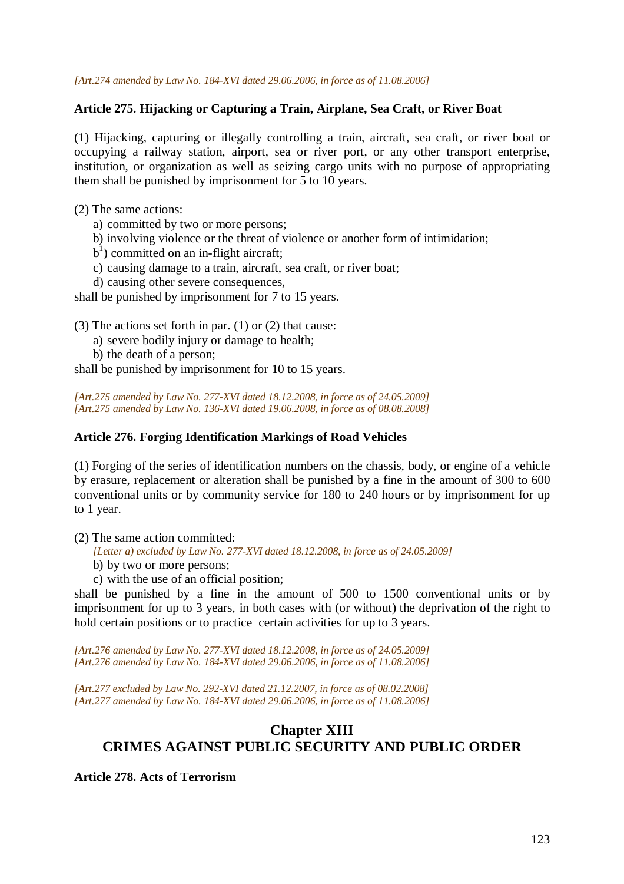*[Art.274 amended by Law No. 184-XVI dated 29.06.2006, in force as of 11.08.2006]*

**Article 275. Hijacking or Capturing a Train, Airplane, Sea Craft, or River Boat**

(1) Hijacking, capturing or illegally controlling a train, aircraft, sea craft, or river boat or occupying a railway station, airport, sea or river port, or any other transport enterprise, institution, or organization as well as seizing cargo units with no purpose of appropriating them shall be punished by imprisonment for 5 to 10 years.

(2) The same actions:

a) committed by two or more persons;

b) involving violence or the threat of violence or another form of intimidation;

b[1]) committed on an in-flight aircraft;

c) causing damage to a train, aircraft, sea craft, or river boat;

d) causing other severe consequences,

shall be punished by imprisonment for 7 to 15 years.

(3) The actions set forth in par. (1) or (2) that cause:

a) severe bodily injury or damage to health;

b) the death of a person;

shall be punished by imprisonment for 10 to 15 years.

*[Art.275 amended by Law No. 277-XVI dated 18.12.2008, in force as of 24.05.2009]*
*[Art.275 amended by Law No. 136-XVI dated 19.06.2008, in force as of 08.08.2008]*

**Article 276. Forging Identification Markings of Road Vehicles**

(1) Forging of the series of identification numbers on the chassis, body, or engine of a vehicle by erasure, replacement or alteration shall be punished by a fine in the amount of 300 to 600 conventional units or by community service for 180 to 240 hours or by imprisonment for up to 1 year.

(2) The same action committed:

*[Letter a) excluded by Law No. 277-XVI dated 18.12.2008, in force as of 24.05.2009]*

b) by two or more persons;

c) with the use of an official position;

shall be punished by a fine in the amount of 500 to 1500 conventional units or by imprisonment for up to 3 years, in both cases with (or without) the deprivation of the right to hold certain positions or to practice certain activities for up to 3 years.

*[Art.276 amended by Law No. 277-XVI dated 18.12.2008, in force as of 24.05.2009]*
*[Art.276 amended by Law No. 184-XVI dated 29.06.2006, in force as of 11.08.2006]*

*[Art.277 excluded by Law No. 292-XVI dated 21.12.2007, in force as of 08.02.2008]*
*[Art.277 amended by Law No. 184-XVI dated 29.06.2006, in force as of 11.08.2006]*

## Chapter XIII
## CRIMES AGAINST PUBLIC SECURITY AND PUBLIC ORDER

**Article 278. Acts of Terrorism**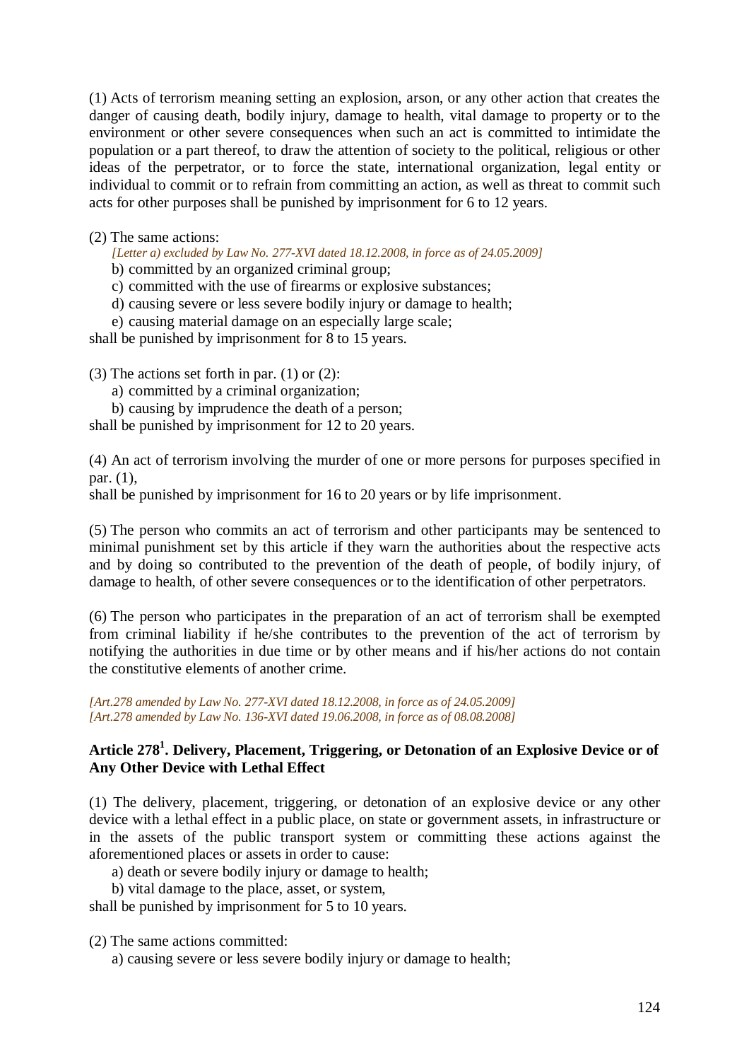(1) Acts of terrorism meaning setting an explosion, arson, or any other action that creates the danger of causing death, bodily injury, damage to health, vital damage to property or to the environment or other severe consequences when such an act is committed to intimidate the population or a part thereof, to draw the attention of society to the political, religious or other ideas of the perpetrator, or to force the state, international organization, legal entity or individual to commit or to refrain from committing an action, as well as threat to commit such acts for other purposes shall be punished by imprisonment for 6 to 12 years.

(2) The same actions:

*[Letter a) excluded by Law No. 277-XVI dated 18.12.2008, in force as of 24.05.2009]*

b) committed by an organized criminal group;

c) committed with the use of firearms or explosive substances;

d) causing severe or less severe bodily injury or damage to health;

e) causing material damage on an especially large scale;

shall be punished by imprisonment for 8 to 15 years.

(3) The actions set forth in par. (1) or (2):

a) committed by a criminal organization;

b) causing by imprudence the death of a person;

shall be punished by imprisonment for 12 to 20 years.

(4) An act of terrorism involving the murder of one or more persons for purposes specified in par. (1),

shall be punished by imprisonment for 16 to 20 years or by life imprisonment.

(5) The person who commits an act of terrorism and other participants may be sentenced to minimal punishment set by this article if they warn the authorities about the respective acts and by doing so contributed to the prevention of the death of people, of bodily injury, of damage to health, of other severe consequences or to the identification of other perpetrators.

(6) The person who participates in the preparation of an act of terrorism shall be exempted from criminal liability if he/she contributes to the prevention of the act of terrorism by notifying the authorities in due time or by other means and if his/her actions do not contain the constitutive elements of another crime.

*[Art.278 amended by Law No. 277-XVI dated 18.12.2008, in force as of 24.05.2009]*
*[Art.278 amended by Law No. 136-XVI dated 19.06.2008, in force as of 08.08.2008]*

### Article 278[1]. Delivery, Placement, Triggering, or Detonation of an Explosive Device or of Any Other Device with Lethal Effect

(1) The delivery, placement, triggering, or detonation of an explosive device or any other device with a lethal effect in a public place, on state or government assets, in infrastructure or in the assets of the public transport system or committing these actions against the aforementioned places or assets in order to cause:

a) death or severe bodily injury or damage to health;

b) vital damage to the place, asset, or system,

shall be punished by imprisonment for 5 to 10 years.

(2) The same actions committed:

a) causing severe or less severe bodily injury or damage to health;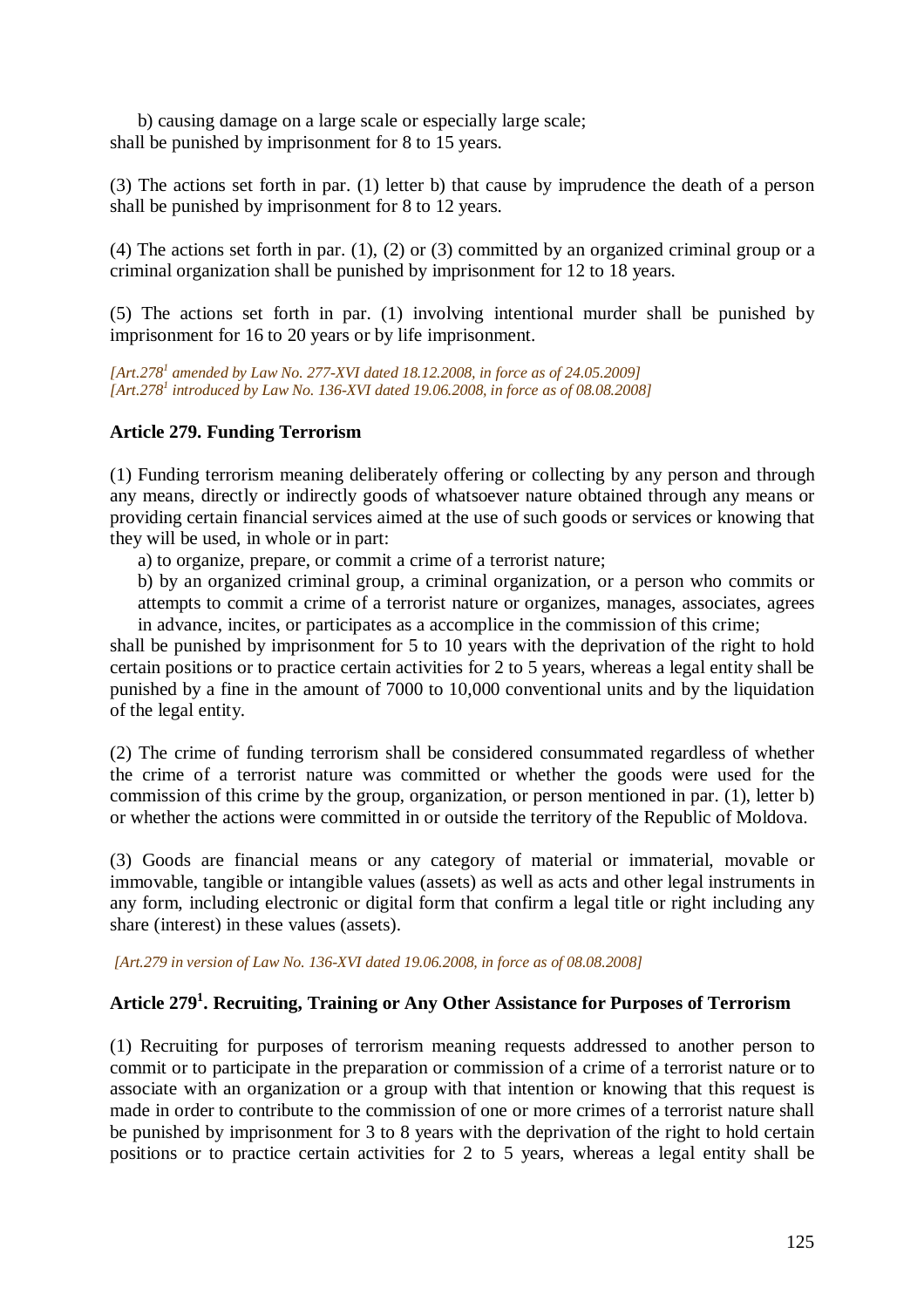b) causing damage on a large scale or especially large scale;
shall be punished by imprisonment for 8 to 15 years.

(3) The actions set forth in par. (1) letter b) that cause by imprudence the death of a person shall be punished by imprisonment for 8 to 12 years.

(4) The actions set forth in par. (1), (2) or (3) committed by an organized criminal group or a criminal organization shall be punished by imprisonment for 12 to 18 years.

(5) The actions set forth in par. (1) involving intentional murder shall be punished by imprisonment for 16 to 20 years or by life imprisonment.

*[Art.278[1] amended by Law No. 277-XVI dated 18.12.2008, in force as of 24.05.2009]*
*[Art.278[1] introduced by Law No. 136-XVI dated 19.06.2008, in force as of 08.08.2008]*

### Article 279. Funding Terrorism

(1) Funding terrorism meaning deliberately offering or collecting by any person and through any means, directly or indirectly goods of whatsoever nature obtained through any means or providing certain financial services aimed at the use of such goods or services or knowing that they will be used, in whole or in part:

a) to organize, prepare, or commit a crime of a terrorist nature;

b) by an organized criminal group, a criminal organization, or a person who commits or attempts to commit a crime of a terrorist nature or organizes, manages, associates, agrees in advance, incites, or participates as a accomplice in the commission of this crime;

shall be punished by imprisonment for 5 to 10 years with the deprivation of the right to hold certain positions or to practice certain activities for 2 to 5 years, whereas a legal entity shall be punished by a fine in the amount of 7000 to 10,000 conventional units and by the liquidation of the legal entity.

(2) The crime of funding terrorism shall be considered consummated regardless of whether the crime of a terrorist nature was committed or whether the goods were used for the commission of this crime by the group, organization, or person mentioned in par. (1), letter b) or whether the actions were committed in or outside the territory of the Republic of Moldova.

(3) Goods are financial means or any category of material or immaterial, movable or immovable, tangible or intangible values (assets) as well as acts and other legal instruments in any form, including electronic or digital form that confirm a legal title or right including any share (interest) in these values (assets).

*[Art.279 in version of Law No. 136-XVI dated 19.06.2008, in force as of 08.08.2008]*

### Article 279[1]. Recruiting, Training or Any Other Assistance for Purposes of Terrorism

(1) Recruiting for purposes of terrorism meaning requests addressed to another person to commit or to participate in the preparation or commission of a crime of a terrorist nature or to associate with an organization or a group with that intention or knowing that this request is made in order to contribute to the commission of one or more crimes of a terrorist nature shall be punished by imprisonment for 3 to 8 years with the deprivation of the right to hold certain positions or to practice certain activities for 2 to 5 years, whereas a legal entity shall be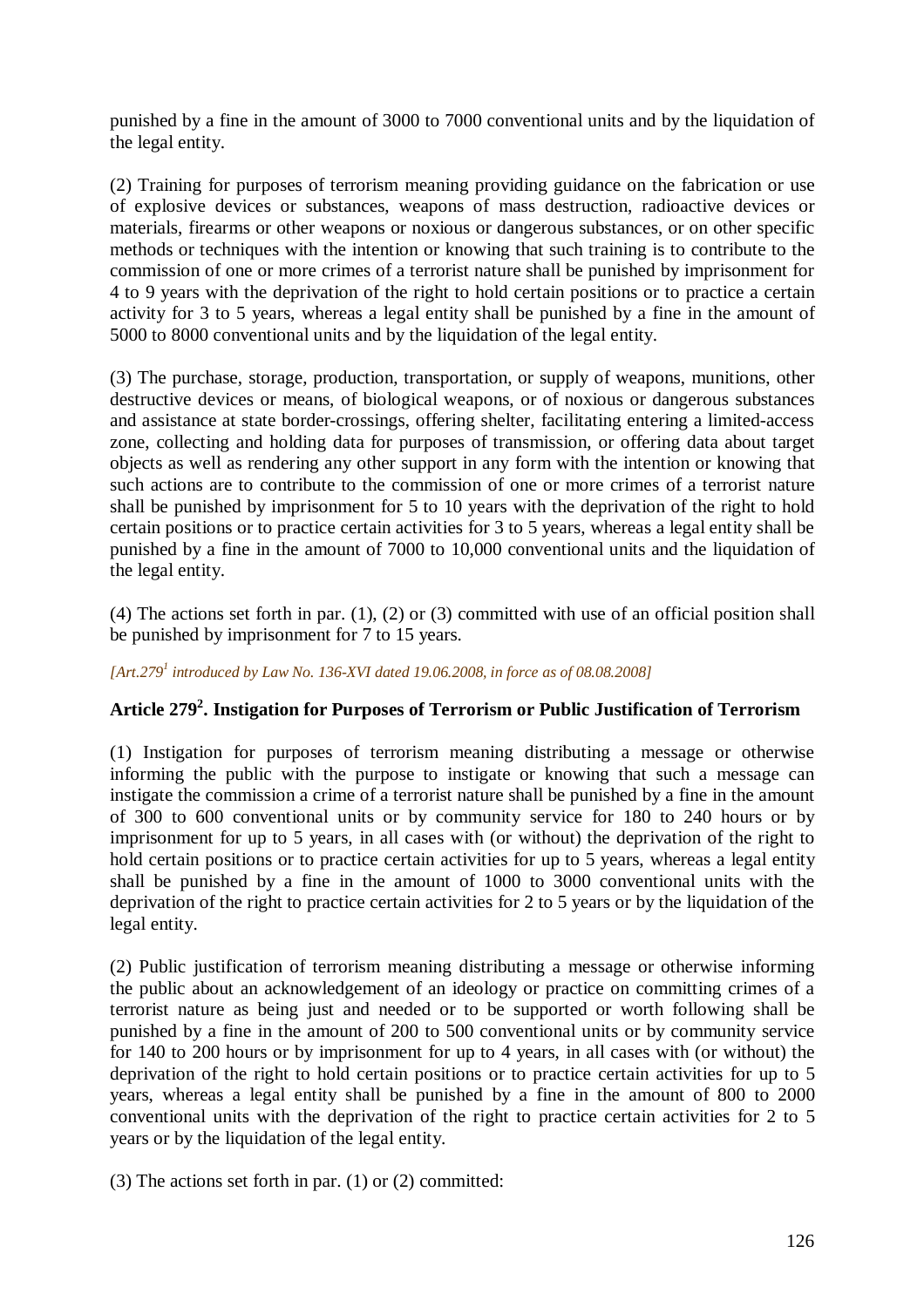punished by a fine in the amount of 3000 to 7000 conventional units and by the liquidation of the legal entity.

(2) Training for purposes of terrorism meaning providing guidance on the fabrication or use of explosive devices or substances, weapons of mass destruction, radioactive devices or materials, firearms or other weapons or noxious or dangerous substances, or on other specific methods or techniques with the intention or knowing that such training is to contribute to the commission of one or more crimes of a terrorist nature shall be punished by imprisonment for 4 to 9 years with the deprivation of the right to hold certain positions or to practice a certain activity for 3 to 5 years, whereas a legal entity shall be punished by a fine in the amount of 5000 to 8000 conventional units and by the liquidation of the legal entity.

(3) The purchase, storage, production, transportation, or supply of weapons, munitions, other destructive devices or means, of biological weapons, or of noxious or dangerous substances and assistance at state border-crossings, offering shelter, facilitating entering a limited-access zone, collecting and holding data for purposes of transmission, or offering data about target objects as well as rendering any other support in any form with the intention or knowing that such actions are to contribute to the commission of one or more crimes of a terrorist nature shall be punished by imprisonment for 5 to 10 years with the deprivation of the right to hold certain positions or to practice certain activities for 3 to 5 years, whereas a legal entity shall be punished by a fine in the amount of 7000 to 10,000 conventional units and the liquidation of the legal entity.

(4) The actions set forth in par. (1), (2) or (3) committed with use of an official position shall be punished by imprisonment for 7 to 15 years.

*[Art.279[1] introduced by Law No. 136-XVI dated 19.06.2008, in force as of 08.08.2008]*

### Article 279[2]. Instigation for Purposes of Terrorism or Public Justification of Terrorism

(1) Instigation for purposes of terrorism meaning distributing a message or otherwise informing the public with the purpose to instigate or knowing that such a message can instigate the commission a crime of a terrorist nature shall be punished by a fine in the amount of 300 to 600 conventional units or by community service for 180 to 240 hours or by imprisonment for up to 5 years, in all cases with (or without) the deprivation of the right to hold certain positions or to practice certain activities for up to 5 years, whereas a legal entity shall be punished by a fine in the amount of 1000 to 3000 conventional units with the deprivation of the right to practice certain activities for 2 to 5 years or by the liquidation of the legal entity.

(2) Public justification of terrorism meaning distributing a message or otherwise informing the public about an acknowledgement of an ideology or practice on committing crimes of a terrorist nature as being just and needed or to be supported or worth following shall be punished by a fine in the amount of 200 to 500 conventional units or by community service for 140 to 200 hours or by imprisonment for up to 4 years, in all cases with (or without) the deprivation of the right to hold certain positions or to practice certain activities for up to 5 years, whereas a legal entity shall be punished by a fine in the amount of 800 to 2000 conventional units with the deprivation of the right to practice certain activities for 2 to 5 years or by the liquidation of the legal entity.

(3) The actions set forth in par. (1) or (2) committed: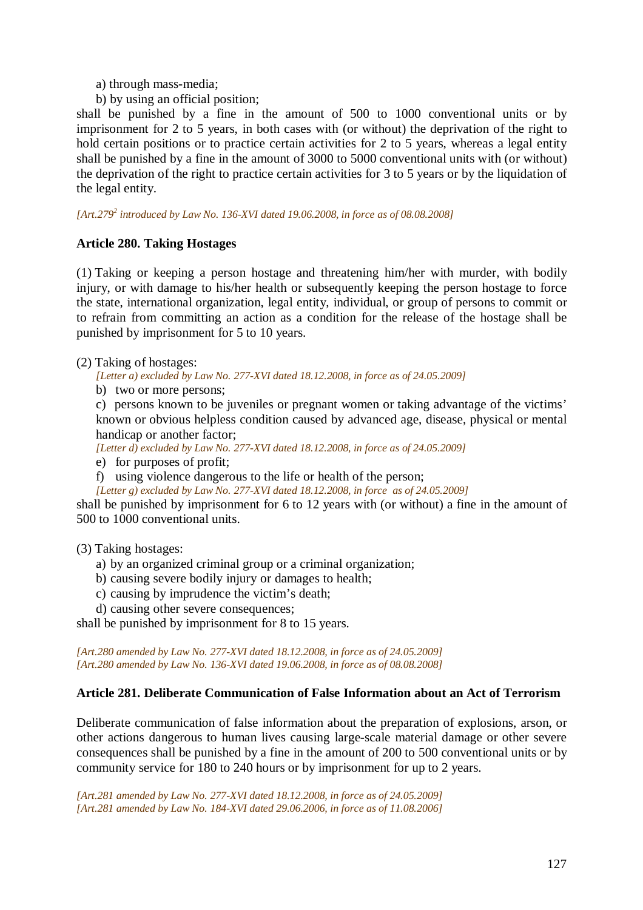a) through mass-media;

b) by using an official position;

shall be punished by a fine in the amount of 500 to 1000 conventional units or by imprisonment for 2 to 5 years, in both cases with (or without) the deprivation of the right to hold certain positions or to practice certain activities for 2 to 5 years, whereas a legal entity shall be punished by a fine in the amount of 3000 to 5000 conventional units with (or without) the deprivation of the right to practice certain activities for 3 to 5 years or by the liquidation of the legal entity.

*[Art.279$^2$ introduced by Law No. 136-XVI dated 19.06.2008, in force as of 08.08.2008]*

### Article 280. Taking Hostages

(1) Taking or keeping a person hostage and threatening him/her with murder, with bodily injury, or with damage to his/her health or subsequently keeping the person hostage to force the state, international organization, legal entity, individual, or group of persons to commit or to refrain from committing an action as a condition for the release of the hostage shall be punished by imprisonment for 5 to 10 years.

(2) Taking of hostages:

*[Letter a) excluded by Law No. 277-XVI dated 18.12.2008, in force as of 24.05.2009]*

b) two or more persons;

c) persons known to be juveniles or pregnant women or taking advantage of the victims' known or obvious helpless condition caused by advanced age, disease, physical or mental handicap or another factor;

*[Letter d) excluded by Law No. 277-XVI dated 18.12.2008, in force as of 24.05.2009]*

e) for purposes of profit;

f) using violence dangerous to the life or health of the person;

*[Letter g) excluded by Law No. 277-XVI dated 18.12.2008, in force as of 24.05.2009]*

shall be punished by imprisonment for 6 to 12 years with (or without) a fine in the amount of 500 to 1000 conventional units.

(3) Taking hostages:

a) by an organized criminal group or a criminal organization;

b) causing severe bodily injury or damages to health;

c) causing by imprudence the victim's death;

d) causing other severe consequences;

shall be punished by imprisonment for 8 to 15 years.

*[Art.280 amended by Law No. 277-XVI dated 18.12.2008, in force as of 24.05.2009]*
*[Art.280 amended by Law No. 136-XVI dated 19.06.2008, in force as of 08.08.2008]*

### Article 281. Deliberate Communication of False Information about an Act of Terrorism

Deliberate communication of false information about the preparation of explosions, arson, or other actions dangerous to human lives causing large-scale material damage or other severe consequences shall be punished by a fine in the amount of 200 to 500 conventional units or by community service for 180 to 240 hours or by imprisonment for up to 2 years.

*[Art.281 amended by Law No. 277-XVI dated 18.12.2008, in force as of 24.05.2009]*
*[Art.281 amended by Law No. 184-XVI dated 29.06.2006, in force as of 11.08.2006]*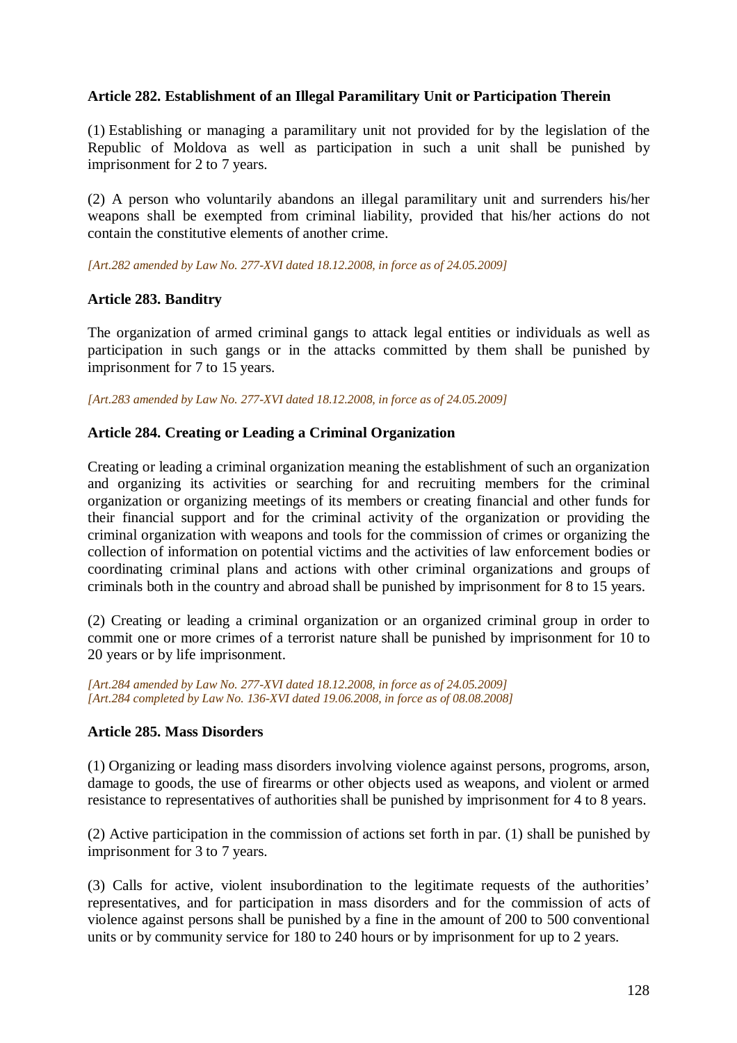### Article 282. Establishment of an Illegal Paramilitary Unit or Participation Therein

(1) Establishing or managing a paramilitary unit not provided for by the legislation of the Republic of Moldova as well as participation in such a unit shall be punished by imprisonment for 2 to 7 years.

(2) A person who voluntarily abandons an illegal paramilitary unit and surrenders his/her weapons shall be exempted from criminal liability, provided that his/her actions do not contain the constitutive elements of another crime.

*[Art.282 amended by Law No. 277-XVI dated 18.12.2008, in force as of 24.05.2009]*

### Article 283. Banditry

The organization of armed criminal gangs to attack legal entities or individuals as well as participation in such gangs or in the attacks committed by them shall be punished by imprisonment for 7 to 15 years.

*[Art.283 amended by Law No. 277-XVI dated 18.12.2008, in force as of 24.05.2009]*

### Article 284. Creating or Leading a Criminal Organization

Creating or leading a criminal organization meaning the establishment of such an organization and organizing its activities or searching for and recruiting members for the criminal organization or organizing meetings of its members or creating financial and other funds for their financial support and for the criminal activity of the organization or providing the criminal organization with weapons and tools for the commission of crimes or organizing the collection of information on potential victims and the activities of law enforcement bodies or coordinating criminal plans and actions with other criminal organizations and groups of criminals both in the country and abroad shall be punished by imprisonment for 8 to 15 years.

(2) Creating or leading a criminal organization or an organized criminal group in order to commit one or more crimes of a terrorist nature shall be punished by imprisonment for 10 to 20 years or by life imprisonment.

*[Art.284 amended by Law No. 277-XVI dated 18.12.2008, in force as of 24.05.2009]*
*[Art.284 completed by Law No. 136-XVI dated 19.06.2008, in force as of 08.08.2008]*

### Article 285. Mass Disorders

(1) Organizing or leading mass disorders involving violence against persons, progroms, arson, damage to goods, the use of firearms or other objects used as weapons, and violent or armed resistance to representatives of authorities shall be punished by imprisonment for 4 to 8 years.

(2) Active participation in the commission of actions set forth in par. (1) shall be punished by imprisonment for 3 to 7 years.

(3) Calls for active, violent insubordination to the legitimate requests of the authorities' representatives, and for participation in mass disorders and for the commission of acts of violence against persons shall be punished by a fine in the amount of 200 to 500 conventional units or by community service for 180 to 240 hours or by imprisonment for up to 2 years.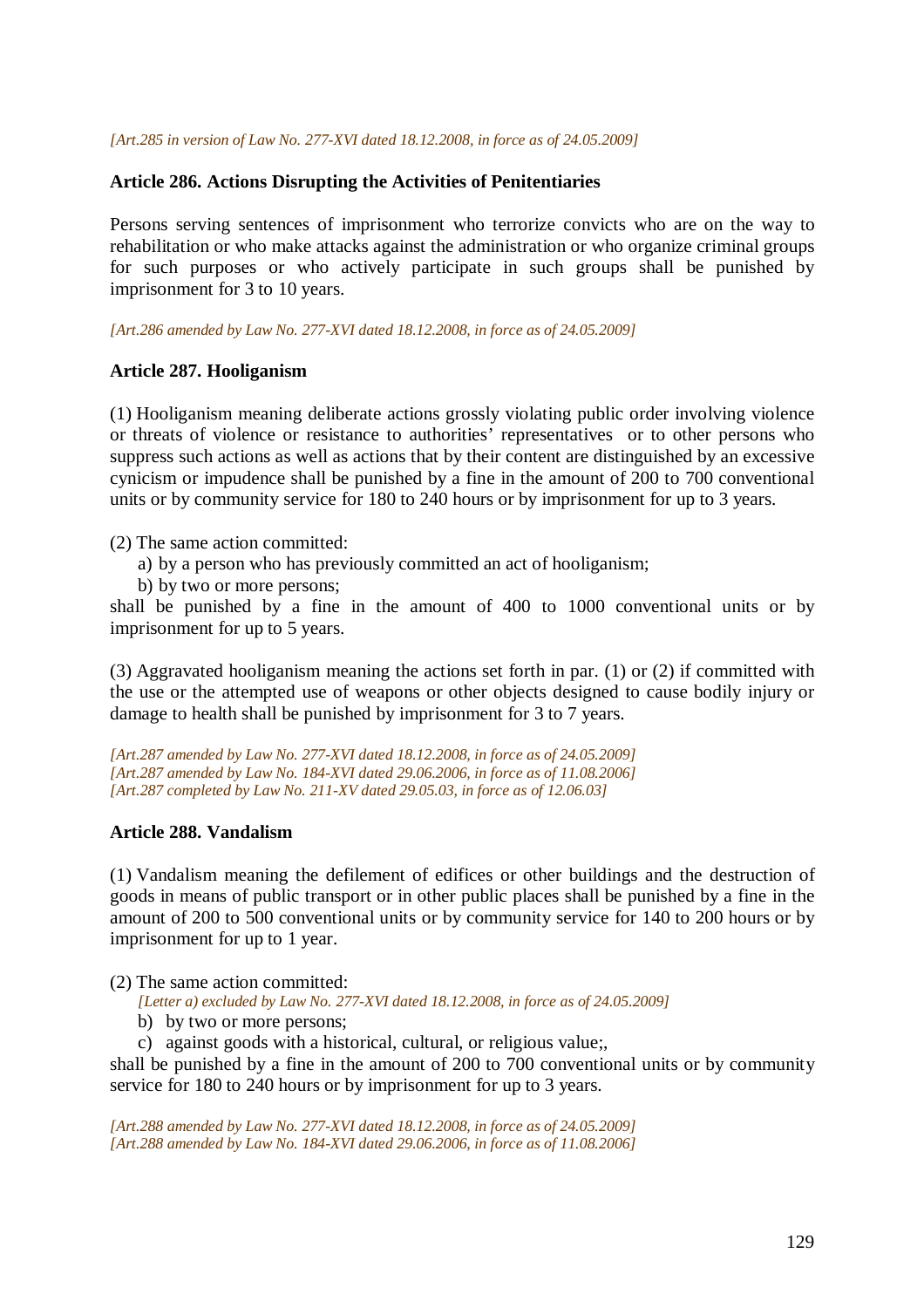*[Art.285 in version of Law No. 277-XVI dated 18.12.2008, in force as of 24.05.2009]*

**Article 286. Actions Disrupting the Activities of Penitentiaries**

Persons serving sentences of imprisonment who terrorize convicts who are on the way to rehabilitation or who make attacks against the administration or who organize criminal groups for such purposes or who actively participate in such groups shall be punished by imprisonment for 3 to 10 years.

*[Art.286 amended by Law No. 277-XVI dated 18.12.2008, in force as of 24.05.2009]*

**Article 287. Hooliganism**

(1) Hooliganism meaning deliberate actions grossly violating public order involving violence or threats of violence or resistance to authorities' representatives or to other persons who suppress such actions as well as actions that by their content are distinguished by an excessive cynicism or impudence shall be punished by a fine in the amount of 200 to 700 conventional units or by community service for 180 to 240 hours or by imprisonment for up to 3 years.

(2) The same action committed:

a) by a person who has previously committed an act of hooliganism;

b) by two or more persons;

shall be punished by a fine in the amount of 400 to 1000 conventional units or by imprisonment for up to 5 years.

(3) Aggravated hooliganism meaning the actions set forth in par. (1) or (2) if committed with the use or the attempted use of weapons or other objects designed to cause bodily injury or damage to health shall be punished by imprisonment for 3 to 7 years.

*[Art.287 amended by Law No. 277-XVI dated 18.12.2008, in force as of 24.05.2009]*
*[Art.287 amended by Law No. 184-XVI dated 29.06.2006, in force as of 11.08.2006]*
*[Art.287 completed by Law No. 211-XV dated 29.05.03, in force as of 12.06.03]*

**Article 288. Vandalism**

(1) Vandalism meaning the defilement of edifices or other buildings and the destruction of goods in means of public transport or in other public places shall be punished by a fine in the amount of 200 to 500 conventional units or by community service for 140 to 200 hours or by imprisonment for up to 1 year.

(2) The same action committed:

*[Letter a) excluded by Law No. 277-XVI dated 18.12.2008, in force as of 24.05.2009]*

b) by two or more persons;

c) against goods with a historical, cultural, or religious value;,

shall be punished by a fine in the amount of 200 to 700 conventional units or by community service for 180 to 240 hours or by imprisonment for up to 3 years.

*[Art.288 amended by Law No. 277-XVI dated 18.12.2008, in force as of 24.05.2009]*
*[Art.288 amended by Law No. 184-XVI dated 29.06.2006, in force as of 11.08.2006]*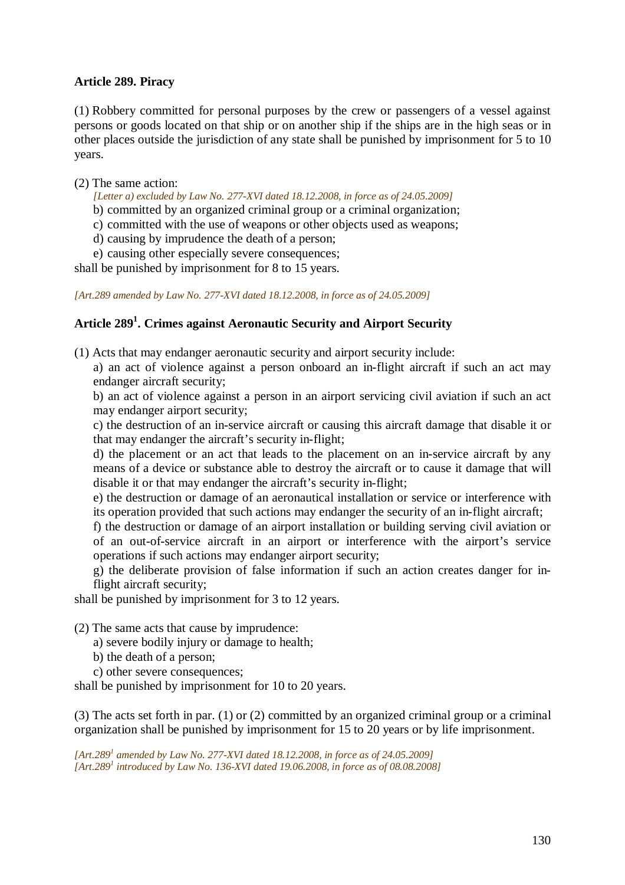**Article 289. Piracy**

(1) Robbery committed for personal purposes by the crew or passengers of a vessel against persons or goods located on that ship or on another ship if the ships are in the high seas or in other places outside the jurisdiction of any state shall be punished by imprisonment for 5 to 10 years.

(2) The same action:

*[Letter a) excluded by Law No. 277-XVI dated 18.12.2008, in force as of 24.05.2009]*

b) committed by an organized criminal group or a criminal organization;

c) committed with the use of weapons or other objects used as weapons;

d) causing by imprudence the death of a person;

e) causing other especially severe consequences;

shall be punished by imprisonment for 8 to 15 years.

*[Art.289 amended by Law No. 277-XVI dated 18.12.2008, in force as of 24.05.2009]*

**Article 289[1]. Crimes against Aeronautic Security and Airport Security**

(1) Acts that may endanger aeronautic security and airport security include:

a) an act of violence against a person onboard an in-flight aircraft if such an act may endanger aircraft security;

b) an act of violence against a person in an airport servicing civil aviation if such an act may endanger airport security;

c) the destruction of an in-service aircraft or causing this aircraft damage that disable it or that may endanger the aircraft's security in-flight;

d) the placement or an act that leads to the placement on an in-service aircraft by any means of a device or substance able to destroy the aircraft or to cause it damage that will disable it or that may endanger the aircraft's security in-flight;

e) the destruction or damage of an aeronautical installation or service or interference with its operation provided that such actions may endanger the security of an in-flight aircraft;

f) the destruction or damage of an airport installation or building serving civil aviation or of an out-of-service aircraft in an airport or interference with the airport's service operations if such actions may endanger airport security;

g) the deliberate provision of false information if such an action creates danger for in-flight aircraft security;

shall be punished by imprisonment for 3 to 12 years.

(2) The same acts that cause by imprudence:

a) severe bodily injury or damage to health;

b) the death of a person;

c) other severe consequences;

shall be punished by imprisonment for 10 to 20 years.

(3) The acts set forth in par. (1) or (2) committed by an organized criminal group or a criminal organization shall be punished by imprisonment for 15 to 20 years or by life imprisonment.

*[Art.289[1] amended by Law No. 277-XVI dated 18.12.2008, in force as of 24.05.2009]*
*[Art.289[1] introduced by Law No. 136-XVI dated 19.06.2008, in force as of 08.08.2008]*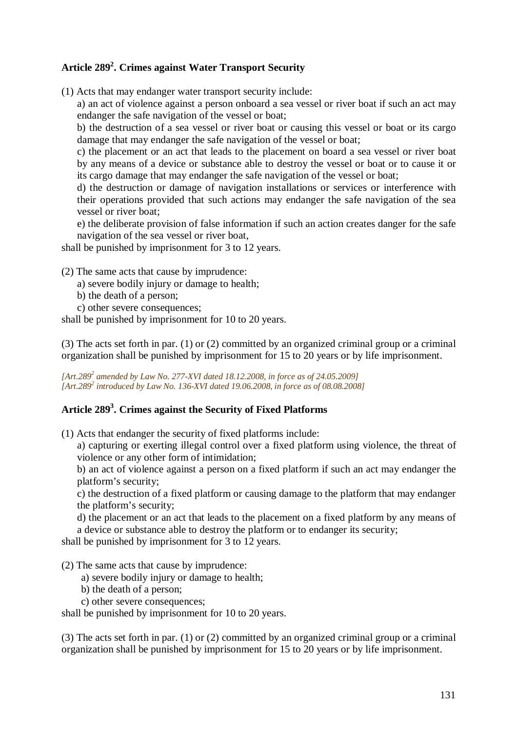## Article 289$^2$. Crimes against Water Transport Security

(1) Acts that may endanger water transport security include:

a) an act of violence against a person onboard a sea vessel or river boat if such an act may endanger the safe navigation of the vessel or boat;

b) the destruction of a sea vessel or river boat or causing this vessel or boat or its cargo damage that may endanger the safe navigation of the vessel or boat;

c) the placement or an act that leads to the placement on board a sea vessel or river boat by any means of a device or substance able to destroy the vessel or boat or to cause it or its cargo damage that may endanger the safe navigation of the vessel or boat;

d) the destruction or damage of navigation installations or services or interference with their operations provided that such actions may endanger the safe navigation of the sea vessel or river boat;

e) the deliberate provision of false information if such an action creates danger for the safe navigation of the sea vessel or river boat,

shall be punished by imprisonment for 3 to 12 years.

(2) The same acts that cause by imprudence:

a) severe bodily injury or damage to health;

b) the death of a person;

c) other severe consequences;

shall be punished by imprisonment for 10 to 20 years.

(3) The acts set forth in par. (1) or (2) committed by an organized criminal group or a criminal organization shall be punished by imprisonment for 15 to 20 years or by life imprisonment.

*[Art.289$^2$ amended by Law No. 277-XVI dated 18.12.2008, in force as of 24.05.2009]*
*[Art.289$^2$ introduced by Law No. 136-XVI dated 19.06.2008, in force as of 08.08.2008]*

## Article 289$^3$. Crimes against the Security of Fixed Platforms

(1) Acts that endanger the security of fixed platforms include:

a) capturing or exerting illegal control over a fixed platform using violence, the threat of violence or any other form of intimidation;

b) an act of violence against a person on a fixed platform if such an act may endanger the platform's security;

c) the destruction of a fixed platform or causing damage to the platform that may endanger the platform's security;

d) the placement or an act that leads to the placement on a fixed platform by any means of a device or substance able to destroy the platform or to endanger its security;

shall be punished by imprisonment for 3 to 12 years.

(2) The same acts that cause by imprudence:

a) severe bodily injury or damage to health;

b) the death of a person;

c) other severe consequences;

shall be punished by imprisonment for 10 to 20 years.

(3) The acts set forth in par. (1) or (2) committed by an organized criminal group or a criminal organization shall be punished by imprisonment for 15 to 20 years or by life imprisonment.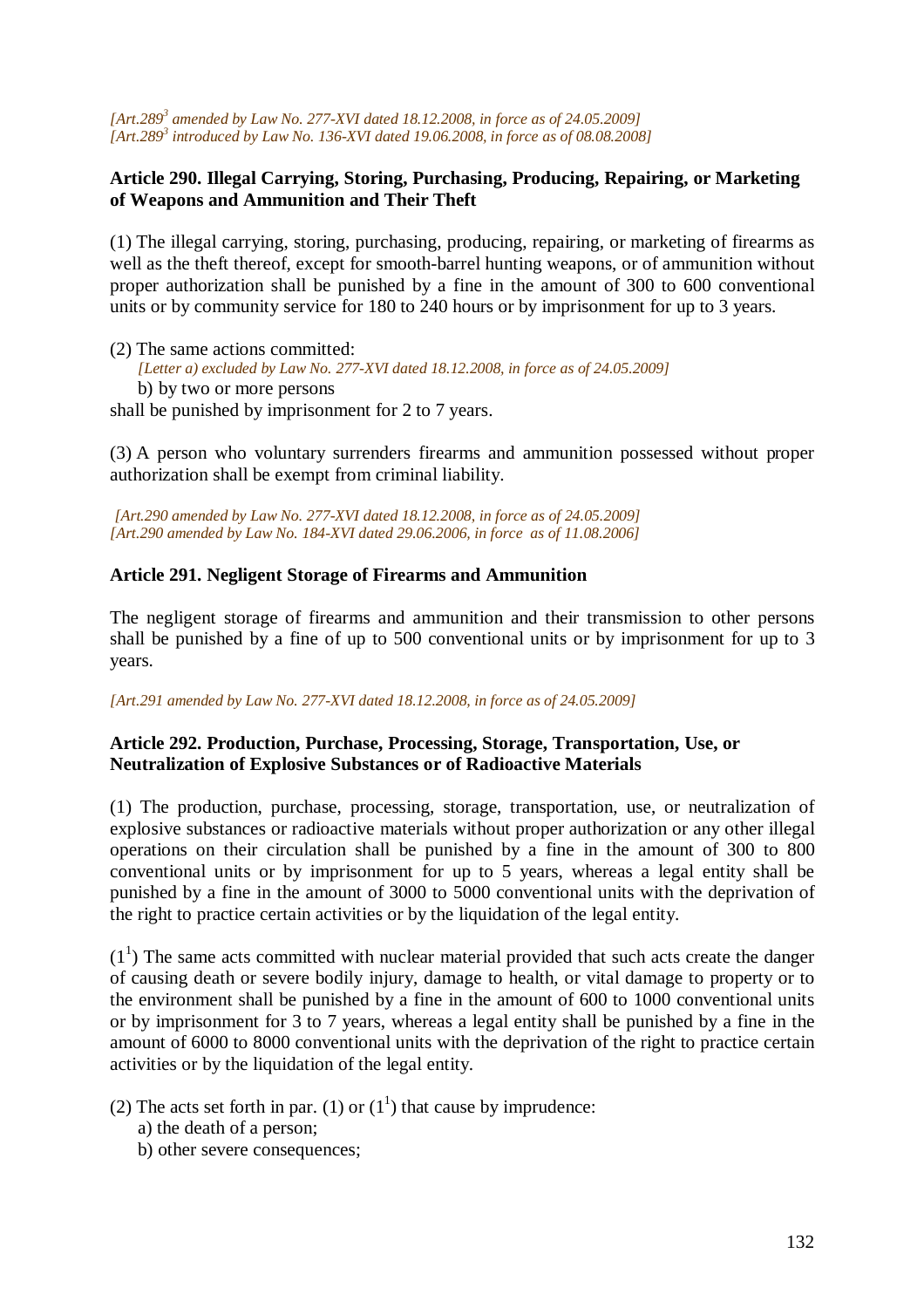*[Art.289[3] amended by Law No. 277-XVI dated 18.12.2008, in force as of 24.05.2009]*
*[Art.289[3] introduced by Law No. 136-XVI dated 19.06.2008, in force as of 08.08.2008]*

**Article 290. Illegal Carrying, Storing, Purchasing, Producing, Repairing, or Marketing of Weapons and Ammunition and Their Theft**

(1) The illegal carrying, storing, purchasing, producing, repairing, or marketing of firearms as well as the theft thereof, except for smooth-barrel hunting weapons, or of ammunition without proper authorization shall be punished by a fine in the amount of 300 to 600 conventional units or by community service for 180 to 240 hours or by imprisonment for up to 3 years.

(2) The same actions committed:
*[Letter a) excluded by Law No. 277-XVI dated 18.12.2008, in force as of 24.05.2009]*
b) by two or more persons
shall be punished by imprisonment for 2 to 7 years.

(3) A person who voluntary surrenders firearms and ammunition possessed without proper authorization shall be exempt from criminal liability.

*[Art.290 amended by Law No. 277-XVI dated 18.12.2008, in force as of 24.05.2009]*
*[Art.290 amended by Law No. 184-XVI dated 29.06.2006, in force as of 11.08.2006]*

**Article 291. Negligent Storage of Firearms and Ammunition**

The negligent storage of firearms and ammunition and their transmission to other persons shall be punished by a fine of up to 500 conventional units or by imprisonment for up to 3 years.

*[Art.291 amended by Law No. 277-XVI dated 18.12.2008, in force as of 24.05.2009]*

**Article 292. Production, Purchase, Processing, Storage, Transportation, Use, or Neutralization of Explosive Substances or of Radioactive Materials**

(1) The production, purchase, processing, storage, transportation, use, or neutralization of explosive substances or radioactive materials without proper authorization or any other illegal operations on their circulation shall be punished by a fine in the amount of 300 to 800 conventional units or by imprisonment for up to 5 years, whereas a legal entity shall be punished by a fine in the amount of 3000 to 5000 conventional units with the deprivation of the right to practice certain activities or by the liquidation of the legal entity.

(1[1]) The same acts committed with nuclear material provided that such acts create the danger of causing death or severe bodily injury, damage to health, or vital damage to property or to the environment shall be punished by a fine in the amount of 600 to 1000 conventional units or by imprisonment for 3 to 7 years, whereas a legal entity shall be punished by a fine in the amount of 6000 to 8000 conventional units with the deprivation of the right to practice certain activities or by the liquidation of the legal entity.

(2) The acts set forth in par. (1) or (1[1]) that cause by imprudence:
a) the death of a person;
b) other severe consequences;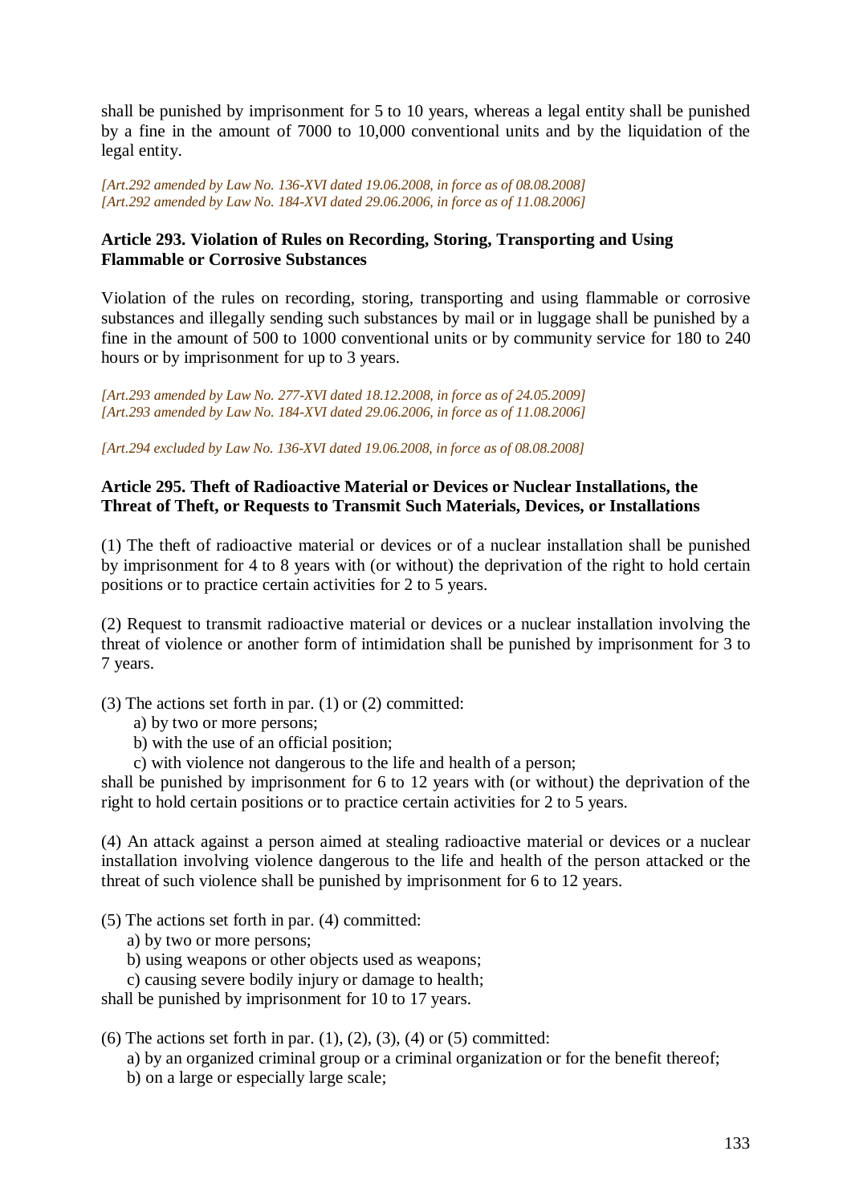shall be punished by imprisonment for 5 to 10 years, whereas a legal entity shall be punished by a fine in the amount of 7000 to 10,000 conventional units and by the liquidation of the legal entity.

*[Art.292 amended by Law No. 136-XVI dated 19.06.2008, in force as of 08.08.2008]*
*[Art.292 amended by Law No. 184-XVI dated 29.06.2006, in force as of 11.08.2006]*

**Article 293. Violation of Rules on Recording, Storing, Transporting and Using Flammable or Corrosive Substances**

Violation of the rules on recording, storing, transporting and using flammable or corrosive substances and illegally sending such substances by mail or in luggage shall be punished by a fine in the amount of 500 to 1000 conventional units or by community service for 180 to 240 hours or by imprisonment for up to 3 years.

*[Art.293 amended by Law No. 277-XVI dated 18.12.2008, in force as of 24.05.2009]*
*[Art.293 amended by Law No. 184-XVI dated 29.06.2006, in force as of 11.08.2006]*

*[Art.294 excluded by Law No. 136-XVI dated 19.06.2008, in force as of 08.08.2008]*

**Article 295. Theft of Radioactive Material or Devices or Nuclear Installations, the Threat of Theft, or Requests to Transmit Such Materials, Devices, or Installations**

(1) The theft of radioactive material or devices or of a nuclear installation shall be punished by imprisonment for 4 to 8 years with (or without) the deprivation of the right to hold certain positions or to practice certain activities for 2 to 5 years.

(2) Request to transmit radioactive material or devices or a nuclear installation involving the threat of violence or another form of intimidation shall be punished by imprisonment for 3 to 7 years.

(3) The actions set forth in par. (1) or (2) committed:
a) by two or more persons;
b) with the use of an official position;
c) with violence not dangerous to the life and health of a person;
shall be punished by imprisonment for 6 to 12 years with (or without) the deprivation of the right to hold certain positions or to practice certain activities for 2 to 5 years.

(4) An attack against a person aimed at stealing radioactive material or devices or a nuclear installation involving violence dangerous to the life and health of the person attacked or the threat of such violence shall be punished by imprisonment for 6 to 12 years.

(5) The actions set forth in par. (4) committed:
a) by two or more persons;
b) using weapons or other objects used as weapons;
c) causing severe bodily injury or damage to health;
shall be punished by imprisonment for 10 to 17 years.

(6) The actions set forth in par. (1), (2), (3), (4) or (5) committed:
a) by an organized criminal group or a criminal organization or for the benefit thereof;
b) on a large or especially large scale;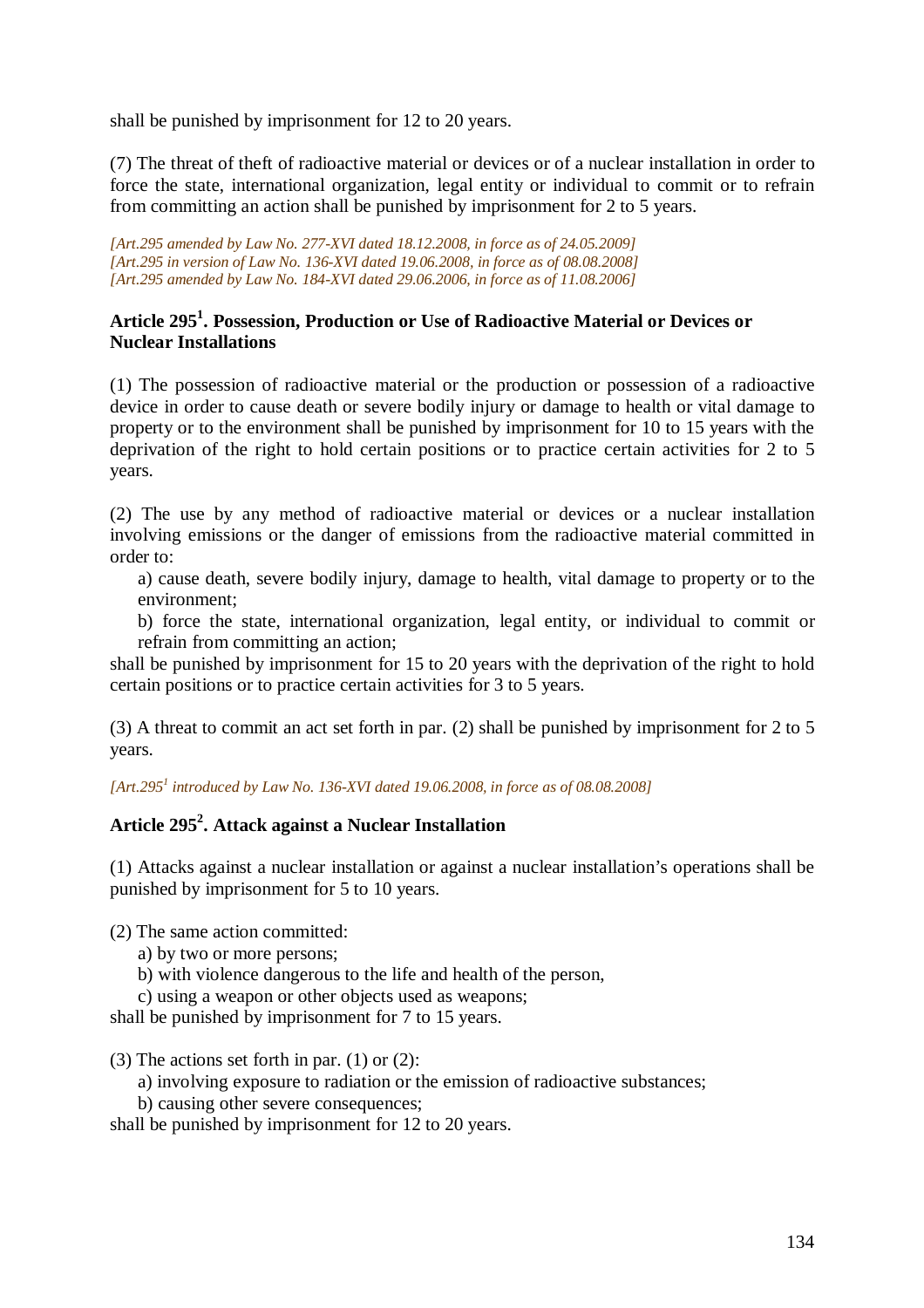shall be punished by imprisonment for 12 to 20 years.

(7) The threat of theft of radioactive material or devices or of a nuclear installation in order to force the state, international organization, legal entity or individual to commit or to refrain from committing an action shall be punished by imprisonment for 2 to 5 years.

*[Art.295 amended by Law No. 277-XVI dated 18.12.2008, in force as of 24.05.2009]*
*[Art.295 in version of Law No. 136-XVI dated 19.06.2008, in force as of 08.08.2008]*
*[Art.295 amended by Law No. 184-XVI dated 29.06.2006, in force as of 11.08.2006]*

### Article 295[1]. Possession, Production or Use of Radioactive Material or Devices or Nuclear Installations

(1) The possession of radioactive material or the production or possession of a radioactive device in order to cause death or severe bodily injury or damage to health or vital damage to property or to the environment shall be punished by imprisonment for 10 to 15 years with the deprivation of the right to hold certain positions or to practice certain activities for 2 to 5 years.

(2) The use by any method of radioactive material or devices or a nuclear installation involving emissions or the danger of emissions from the radioactive material committed in order to:

a) cause death, severe bodily injury, damage to health, vital damage to property or to the environment;

b) force the state, international organization, legal entity, or individual to commit or refrain from committing an action;

shall be punished by imprisonment for 15 to 20 years with the deprivation of the right to hold certain positions or to practice certain activities for 3 to 5 years.

(3) A threat to commit an act set forth in par. (2) shall be punished by imprisonment for 2 to 5 years.

*[Art.295[1] introduced by Law No. 136-XVI dated 19.06.2008, in force as of 08.08.2008]*

### Article 295[2]. Attack against a Nuclear Installation

(1) Attacks against a nuclear installation or against a nuclear installation's operations shall be punished by imprisonment for 5 to 10 years.

(2) The same action committed:

a) by two or more persons;

b) with violence dangerous to the life and health of the person,

c) using a weapon or other objects used as weapons;

shall be punished by imprisonment for 7 to 15 years.

(3) The actions set forth in par. (1) or (2):

a) involving exposure to radiation or the emission of radioactive substances;

b) causing other severe consequences;

shall be punished by imprisonment for 12 to 20 years.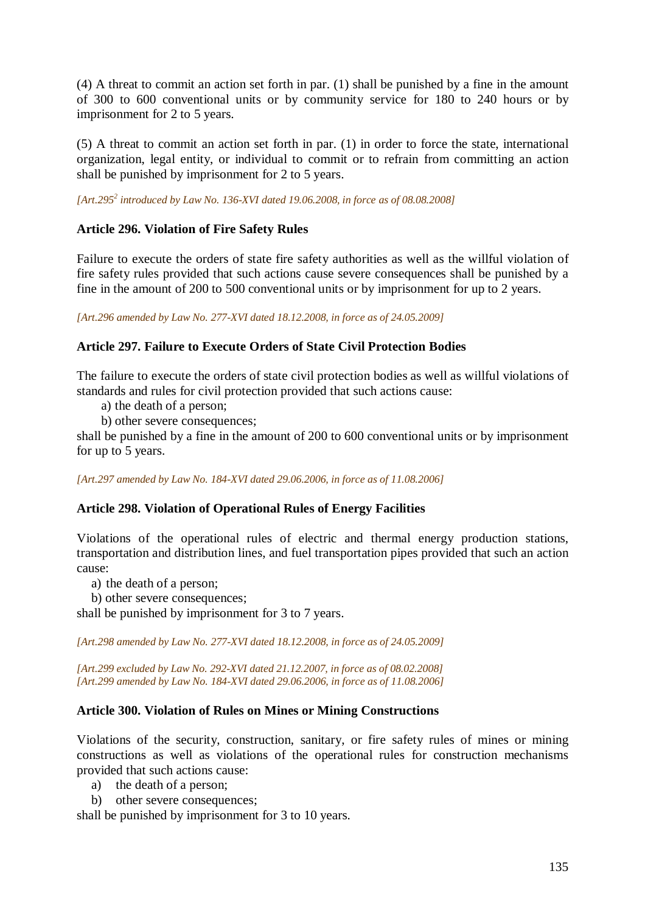(4) A threat to commit an action set forth in par. (1) shall be punished by a fine in the amount of 300 to 600 conventional units or by community service for 180 to 240 hours or by imprisonment for 2 to 5 years.

(5) A threat to commit an action set forth in par. (1) in order to force the state, international organization, legal entity, or individual to commit or to refrain from committing an action shall be punished by imprisonment for 2 to 5 years.

*[Art.295$^{2}$ introduced by Law No. 136-XVI dated 19.06.2008, in force as of 08.08.2008]*

### Article 296. Violation of Fire Safety Rules

Failure to execute the orders of state fire safety authorities as well as the willful violation of fire safety rules provided that such actions cause severe consequences shall be punished by a fine in the amount of 200 to 500 conventional units or by imprisonment for up to 2 years.

*[Art.296 amended by Law No. 277-XVI dated 18.12.2008, in force as of 24.05.2009]*

### Article 297. Failure to Execute Orders of State Civil Protection Bodies

The failure to execute the orders of state civil protection bodies as well as willful violations of standards and rules for civil protection provided that such actions cause:

a) the death of a person;
b) other severe consequences;

shall be punished by a fine in the amount of 200 to 600 conventional units or by imprisonment for up to 5 years.

*[Art.297 amended by Law No. 184-XVI dated 29.06.2006, in force as of 11.08.2006]*

### Article 298. Violation of Operational Rules of Energy Facilities

Violations of the operational rules of electric and thermal energy production stations, transportation and distribution lines, and fuel transportation pipes provided that such an action cause:

a) the death of a person;
b) other severe consequences;

shall be punished by imprisonment for 3 to 7 years.

*[Art.298 amended by Law No. 277-XVI dated 18.12.2008, in force as of 24.05.2009]*

*[Art.299 excluded by Law No. 292-XVI dated 21.12.2007, in force as of 08.02.2008]*
*[Art.299 amended by Law No. 184-XVI dated 29.06.2006, in force as of 11.08.2006]*

### Article 300. Violation of Rules on Mines or Mining Constructions

Violations of the security, construction, sanitary, or fire safety rules of mines or mining constructions as well as violations of the operational rules for construction mechanisms provided that such actions cause:

a) the death of a person;
b) other severe consequences;

shall be punished by imprisonment for 3 to 10 years.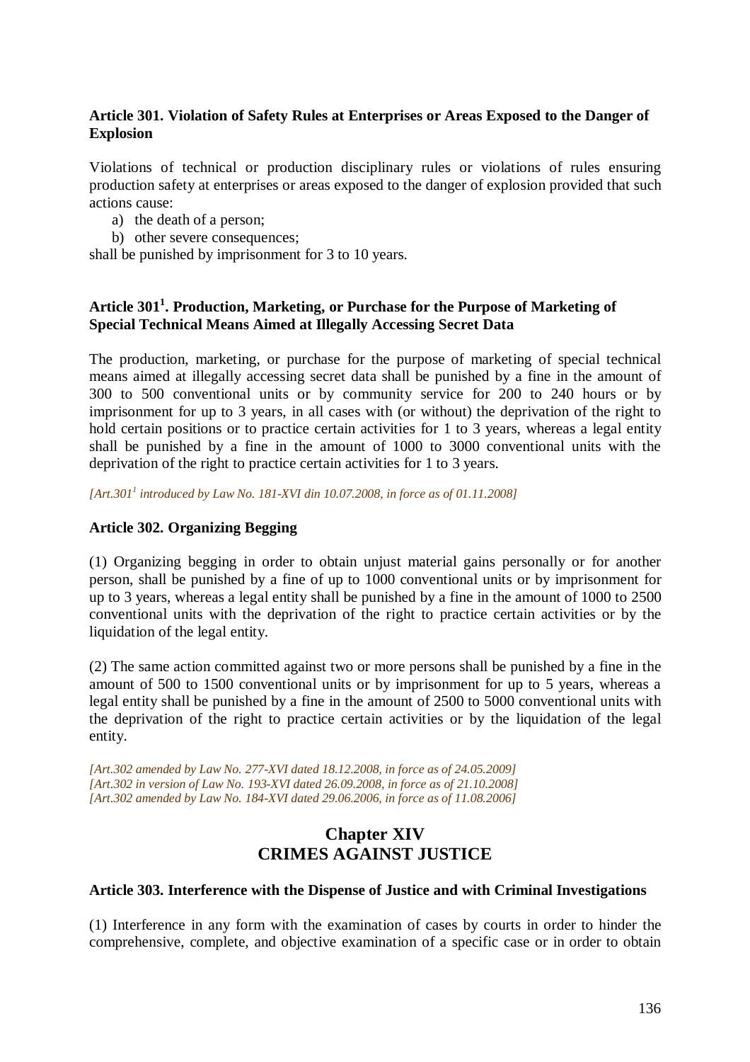**Article 301. Violation of Safety Rules at Enterprises or Areas Exposed to the Danger of Explosion**

Violations of technical or production disciplinary rules or violations of rules ensuring production safety at enterprises or areas exposed to the danger of explosion provided that such actions cause:

a) the death of a person;
b) other severe consequences;

shall be punished by imprisonment for 3 to 10 years.

**Article 301[1]. Production, Marketing, or Purchase for the Purpose of Marketing of Special Technical Means Aimed at Illegally Accessing Secret Data**

The production, marketing, or purchase for the purpose of marketing of special technical means aimed at illegally accessing secret data shall be punished by a fine in the amount of 300 to 500 conventional units or by community service for 200 to 240 hours or by imprisonment for up to 3 years, in all cases with (or without) the deprivation of the right to hold certain positions or to practice certain activities for 1 to 3 years, whereas a legal entity shall be punished by a fine in the amount of 1000 to 3000 conventional units with the deprivation of the right to practice certain activities for 1 to 3 years.

*[Art.301[1] introduced by Law No. 181-XVI din 10.07.2008, in force as of 01.11.2008]*

**Article 302. Organizing Begging**

(1) Organizing begging in order to obtain unjust material gains personally or for another person, shall be punished by a fine of up to 1000 conventional units or by imprisonment for up to 3 years, whereas a legal entity shall be punished by a fine in the amount of 1000 to 2500 conventional units with the deprivation of the right to practice certain activities or by the liquidation of the legal entity.

(2) The same action committed against two or more persons shall be punished by a fine in the amount of 500 to 1500 conventional units or by imprisonment for up to 5 years, whereas a legal entity shall be punished by a fine in the amount of 2500 to 5000 conventional units with the deprivation of the right to practice certain activities or by the liquidation of the legal entity.

*[Art.302 amended by Law No. 277-XVI dated 18.12.2008, in force as of 24.05.2009]*
*[Art.302 in version of Law No. 193-XVI dated 26.09.2008, in force as of 21.10.2008]*
*[Art.302 amended by Law No. 184-XVI dated 29.06.2006, in force as of 11.08.2006]*

## Chapter XIV
## CRIMES AGAINST JUSTICE

**Article 303. Interference with the Dispense of Justice and with Criminal Investigations**

(1) Interference in any form with the examination of cases by courts in order to hinder the comprehensive, complete, and objective examination of a specific case or in order to obtain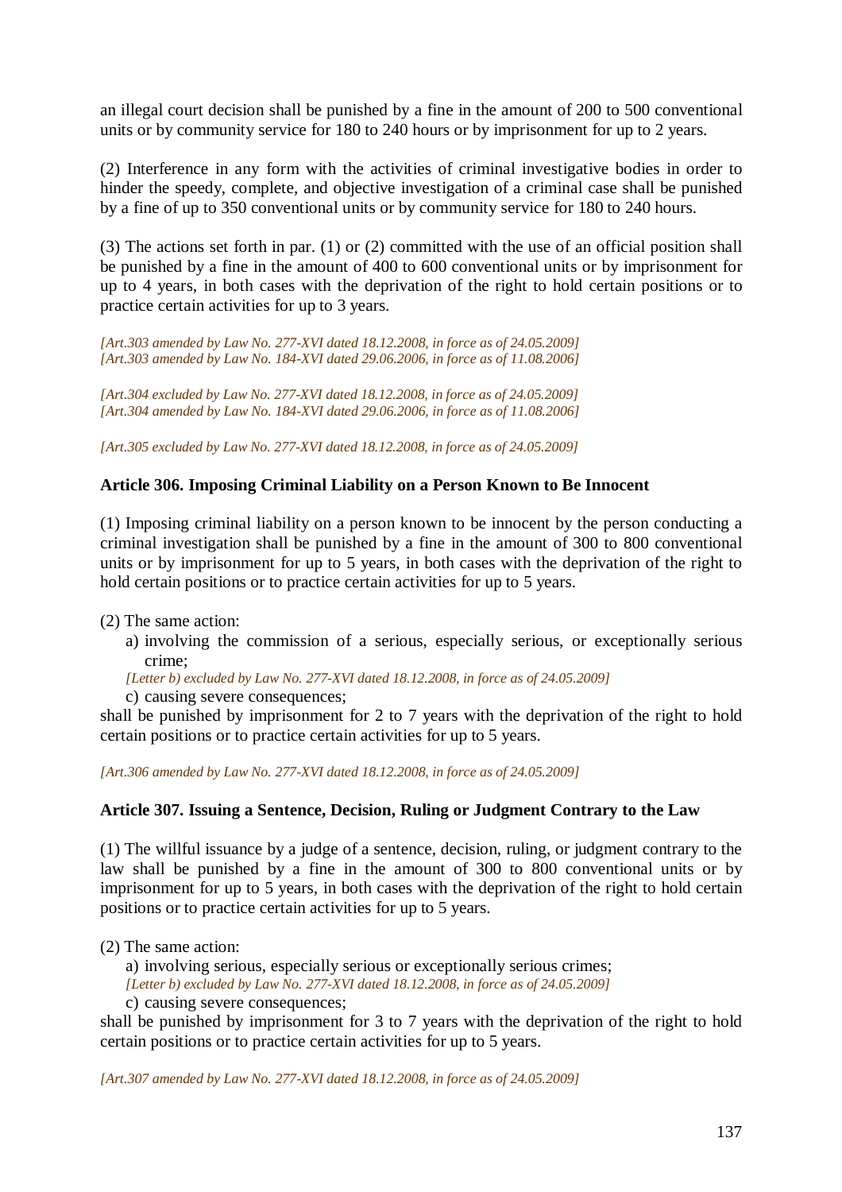an illegal court decision shall be punished by a fine in the amount of 200 to 500 conventional units or by community service for 180 to 240 hours or by imprisonment for up to 2 years.

(2) Interference in any form with the activities of criminal investigative bodies in order to hinder the speedy, complete, and objective investigation of a criminal case shall be punished by a fine of up to 350 conventional units or by community service for 180 to 240 hours.

(3) The actions set forth in par. (1) or (2) committed with the use of an official position shall be punished by a fine in the amount of 400 to 600 conventional units or by imprisonment for up to 4 years, in both cases with the deprivation of the right to hold certain positions or to practice certain activities for up to 3 years.

*[Art.303 amended by Law No. 277-XVI dated 18.12.2008, in force as of 24.05.2009]*
*[Art.303 amended by Law No. 184-XVI dated 29.06.2006, in force as of 11.08.2006]*

*[Art.304 excluded by Law No. 277-XVI dated 18.12.2008, in force as of 24.05.2009]*
*[Art.304 amended by Law No. 184-XVI dated 29.06.2006, in force as of 11.08.2006]*

*[Art.305 excluded by Law No. 277-XVI dated 18.12.2008, in force as of 24.05.2009]*

### Article 306. Imposing Criminal Liability on a Person Known to Be Innocent

(1) Imposing criminal liability on a person known to be innocent by the person conducting a criminal investigation shall be punished by a fine in the amount of 300 to 800 conventional units or by imprisonment for up to 5 years, in both cases with the deprivation of the right to hold certain positions or to practice certain activities for up to 5 years.

(2) The same action:

a) involving the commission of a serious, especially serious, or exceptionally serious crime;

*[Letter b) excluded by Law No. 277-XVI dated 18.12.2008, in force as of 24.05.2009]*

c) causing severe consequences;

shall be punished by imprisonment for 2 to 7 years with the deprivation of the right to hold certain positions or to practice certain activities for up to 5 years.

*[Art.306 amended by Law No. 277-XVI dated 18.12.2008, in force as of 24.05.2009]*

### Article 307. Issuing a Sentence, Decision, Ruling or Judgment Contrary to the Law

(1) The willful issuance by a judge of a sentence, decision, ruling, or judgment contrary to the law shall be punished by a fine in the amount of 300 to 800 conventional units or by imprisonment for up to 5 years, in both cases with the deprivation of the right to hold certain positions or to practice certain activities for up to 5 years.

(2) The same action:

a) involving serious, especially serious or exceptionally serious crimes;

*[Letter b) excluded by Law No. 277-XVI dated 18.12.2008, in force as of 24.05.2009]*

c) causing severe consequences;

shall be punished by imprisonment for 3 to 7 years with the deprivation of the right to hold certain positions or to practice certain activities for up to 5 years.

*[Art.307 amended by Law No. 277-XVI dated 18.12.2008, in force as of 24.05.2009]*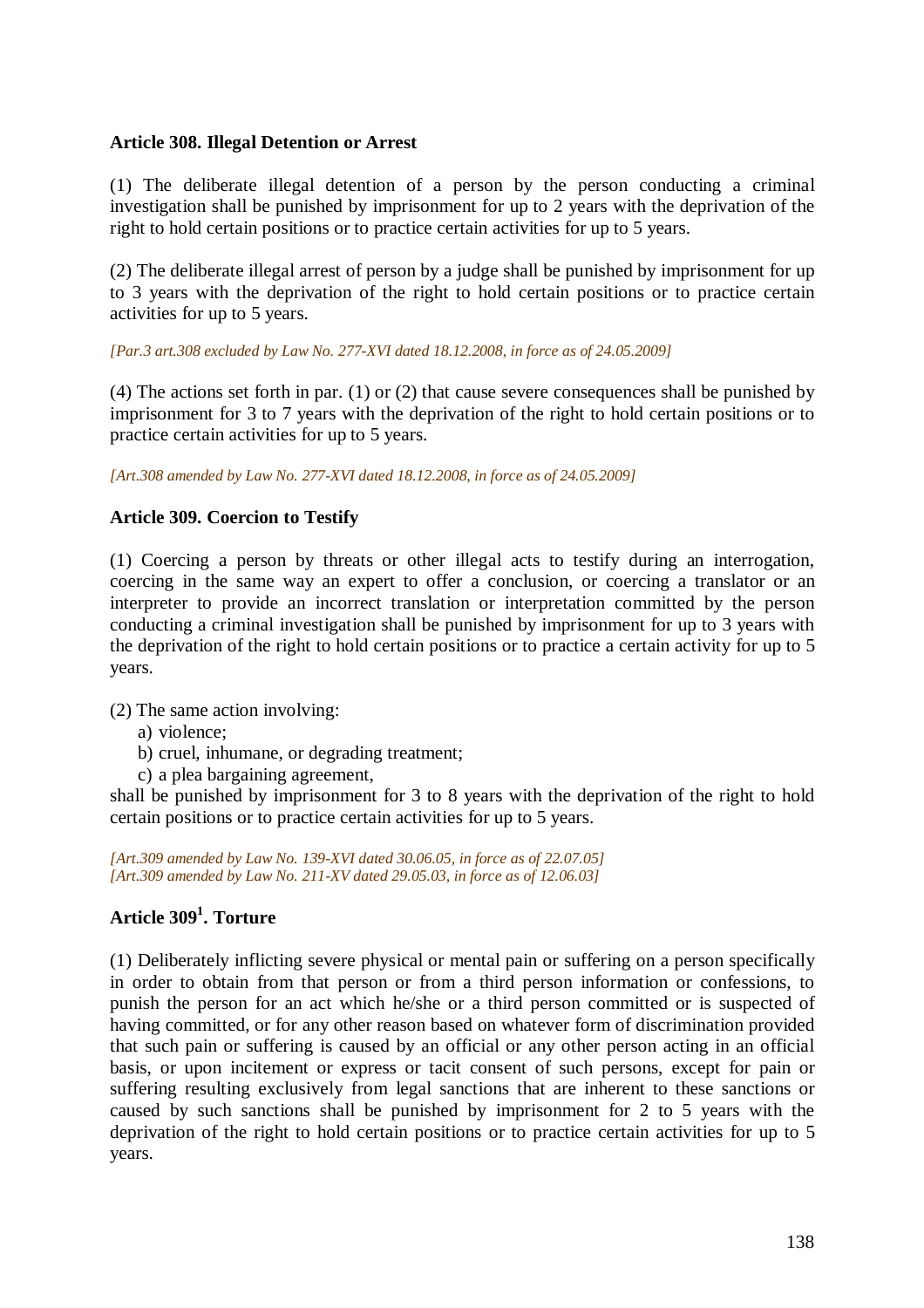### Article 308. Illegal Detention or Arrest

(1) The deliberate illegal detention of a person by the person conducting a criminal investigation shall be punished by imprisonment for up to 2 years with the deprivation of the right to hold certain positions or to practice certain activities for up to 5 years.

(2) The deliberate illegal arrest of person by a judge shall be punished by imprisonment for up to 3 years with the deprivation of the right to hold certain positions or to practice certain activities for up to 5 years.

*[Par.3 art.308 excluded by Law No. 277-XVI dated 18.12.2008, in force as of 24.05.2009]*

(4) The actions set forth in par. (1) or (2) that cause severe consequences shall be punished by imprisonment for 3 to 7 years with the deprivation of the right to hold certain positions or to practice certain activities for up to 5 years.

*[Art.308 amended by Law No. 277-XVI dated 18.12.2008, in force as of 24.05.2009]*

### Article 309. Coercion to Testify

(1) Coercing a person by threats or other illegal acts to testify during an interrogation, coercing in the same way an expert to offer a conclusion, or coercing a translator or an interpreter to provide an incorrect translation or interpretation committed by the person conducting a criminal investigation shall be punished by imprisonment for up to 3 years with the deprivation of the right to hold certain positions or to practice a certain activity for up to 5 years.

(2) The same action involving:

a) violence;
b) cruel, inhumane, or degrading treatment;
c) a plea bargaining agreement,

shall be punished by imprisonment for 3 to 8 years with the deprivation of the right to hold certain positions or to practice certain activities for up to 5 years.

*[Art.309 amended by Law No. 139-XVI dated 30.06.05, in force as of 22.07.05]*
*[Art.309 amended by Law No. 211-XV dated 29.05.03, in force as of 12.06.03]*

### Article 309[1]. Torture

(1) Deliberately inflicting severe physical or mental pain or suffering on a person specifically in order to obtain from that person or from a third person information or confessions, to punish the person for an act which he/she or a third person committed or is suspected of having committed, or for any other reason based on whatever form of discrimination provided that such pain or suffering is caused by an official or any other person acting in an official basis, or upon incitement or express or tacit consent of such persons, except for pain or suffering resulting exclusively from legal sanctions that are inherent to these sanctions or caused by such sanctions shall be punished by imprisonment for 2 to 5 years with the deprivation of the right to hold certain positions or to practice certain activities for up to 5 years.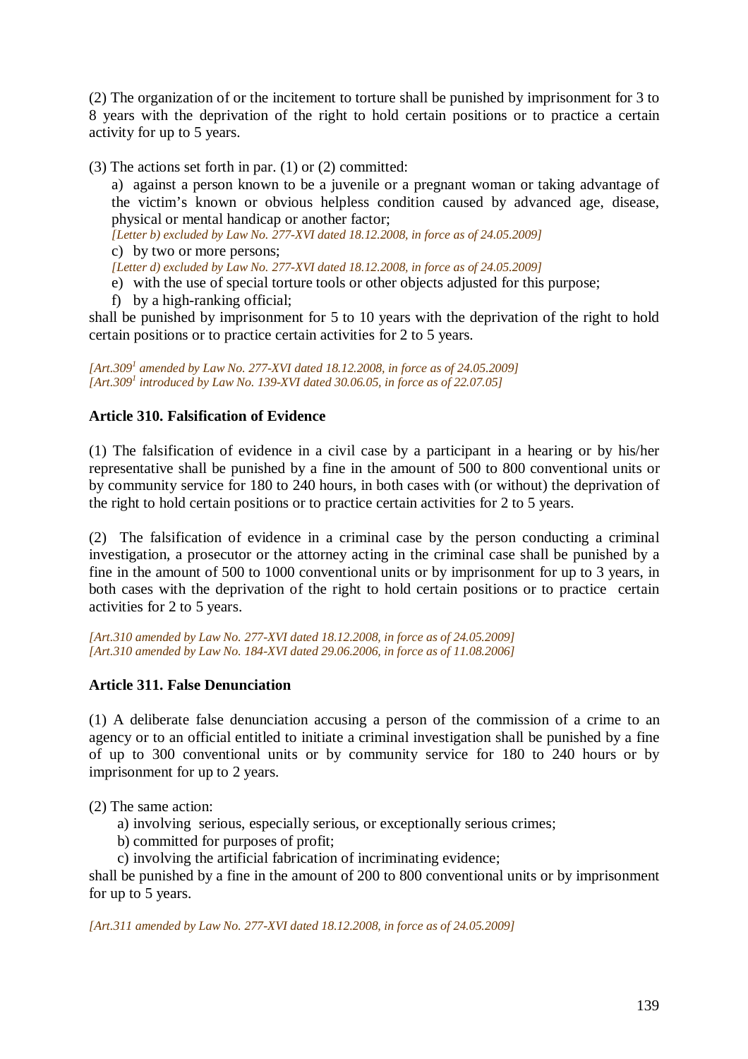(2) The organization of or the incitement to torture shall be punished by imprisonment for 3 to 8 years with the deprivation of the right to hold certain positions or to practice a certain activity for up to 5 years.

(3) The actions set forth in par. (1) or (2) committed:

a) against a person known to be a juvenile or a pregnant woman or taking advantage of the victim's known or obvious helpless condition caused by advanced age, disease, physical or mental handicap or another factor;

*[Letter b) excluded by Law No. 277-XVI dated 18.12.2008, in force as of 24.05.2009]*

c) by two or more persons;

*[Letter d) excluded by Law No. 277-XVI dated 18.12.2008, in force as of 24.05.2009]*

e) with the use of special torture tools or other objects adjusted for this purpose;

f) by a high-ranking official;

shall be punished by imprisonment for 5 to 10 years with the deprivation of the right to hold certain positions or to practice certain activities for 2 to 5 years.

*[Art.309[1] amended by Law No. 277-XVI dated 18.12.2008, in force as of 24.05.2009]*
*[Art.309[1] introduced by Law No. 139-XVI dated 30.06.05, in force as of 22.07.05]*

**Article 310. Falsification of Evidence**

(1) The falsification of evidence in a civil case by a participant in a hearing or by his/her representative shall be punished by a fine in the amount of 500 to 800 conventional units or by community service for 180 to 240 hours, in both cases with (or without) the deprivation of the right to hold certain positions or to practice certain activities for 2 to 5 years.

(2) The falsification of evidence in a criminal case by the person conducting a criminal investigation, a prosecutor or the attorney acting in the criminal case shall be punished by a fine in the amount of 500 to 1000 conventional units or by imprisonment for up to 3 years, in both cases with the deprivation of the right to hold certain positions or to practice certain activities for 2 to 5 years.

*[Art.310 amended by Law No. 277-XVI dated 18.12.2008, in force as of 24.05.2009]*
*[Art.310 amended by Law No. 184-XVI dated 29.06.2006, in force as of 11.08.2006]*

**Article 311. False Denunciation**

(1) A deliberate false denunciation accusing a person of the commission of a crime to an agency or to an official entitled to initiate a criminal investigation shall be punished by a fine of up to 300 conventional units or by community service for 180 to 240 hours or by imprisonment for up to 2 years.

(2) The same action:

a) involving serious, especially serious, or exceptionally serious crimes;

b) committed for purposes of profit;

c) involving the artificial fabrication of incriminating evidence;

shall be punished by a fine in the amount of 200 to 800 conventional units or by imprisonment for up to 5 years.

*[Art.311 amended by Law No. 277-XVI dated 18.12.2008, in force as of 24.05.2009]*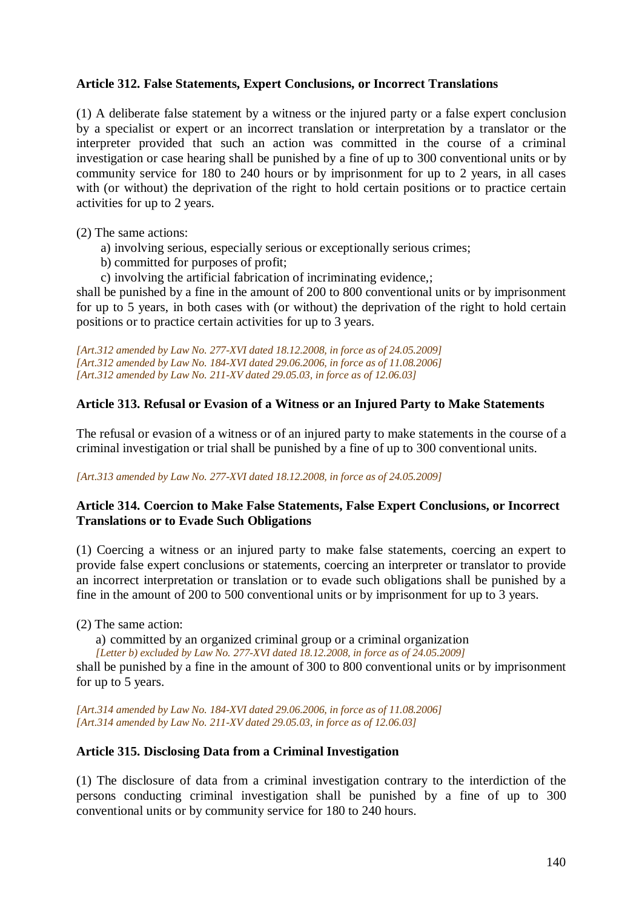**Article 312. False Statements, Expert Conclusions, or Incorrect Translations**

(1) A deliberate false statement by a witness or the injured party or a false expert conclusion by a specialist or expert or an incorrect translation or interpretation by a translator or the interpreter provided that such an action was committed in the course of a criminal investigation or case hearing shall be punished by a fine of up to 300 conventional units or by community service for 180 to 240 hours or by imprisonment for up to 2 years, in all cases with (or without) the deprivation of the right to hold certain positions or to practice certain activities for up to 2 years.

(2) The same actions:

a) involving serious, especially serious or exceptionally serious crimes;
b) committed for purposes of profit;
c) involving the artificial fabrication of incriminating evidence,;

shall be punished by a fine in the amount of 200 to 800 conventional units or by imprisonment for up to 5 years, in both cases with (or without) the deprivation of the right to hold certain positions or to practice certain activities for up to 3 years.

*[Art.312 amended by Law No. 277-XVI dated 18.12.2008, in force as of 24.05.2009]*
*[Art.312 amended by Law No. 184-XVI dated 29.06.2006, in force as of 11.08.2006]*
*[Art.312 amended by Law No. 211-XV dated 29.05.03, in force as of 12.06.03]*

**Article 313. Refusal or Evasion of a Witness or an Injured Party to Make Statements**

The refusal or evasion of a witness or of an injured party to make statements in the course of a criminal investigation or trial shall be punished by a fine of up to 300 conventional units.

*[Art.313 amended by Law No. 277-XVI dated 18.12.2008, in force as of 24.05.2009]*

**Article 314. Coercion to Make False Statements, False Expert Conclusions, or Incorrect Translations or to Evade Such Obligations**

(1) Coercing a witness or an injured party to make false statements, coercing an expert to provide false expert conclusions or statements, coercing an interpreter or translator to provide an incorrect interpretation or translation or to evade such obligations shall be punished by a fine in the amount of 200 to 500 conventional units or by imprisonment for up to 3 years.

(2) The same action:

a) committed by an organized criminal group or a criminal organization
*[Letter b) excluded by Law No. 277-XVI dated 18.12.2008, in force as of 24.05.2009]*

shall be punished by a fine in the amount of 300 to 800 conventional units or by imprisonment for up to 5 years.

*[Art.314 amended by Law No. 184-XVI dated 29.06.2006, in force as of 11.08.2006]*
*[Art.314 amended by Law No. 211-XV dated 29.05.03, in force as of 12.06.03]*

**Article 315. Disclosing Data from a Criminal Investigation**

(1) The disclosure of data from a criminal investigation contrary to the interdiction of the persons conducting criminal investigation shall be punished by a fine of up to 300 conventional units or by community service for 180 to 240 hours.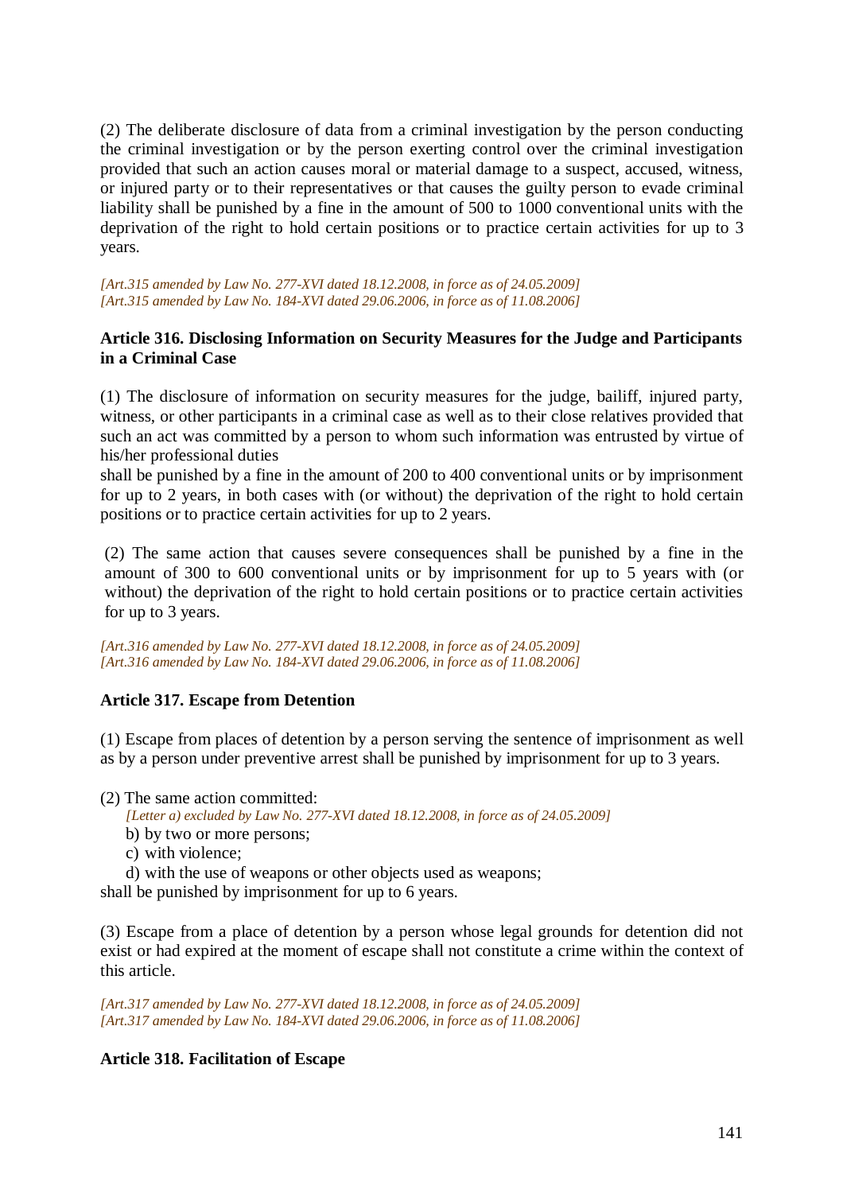(2) The deliberate disclosure of data from a criminal investigation by the person conducting the criminal investigation or by the person exerting control over the criminal investigation provided that such an action causes moral or material damage to a suspect, accused, witness, or injured party or to their representatives or that causes the guilty person to evade criminal liability shall be punished by a fine in the amount of 500 to 1000 conventional units with the deprivation of the right to hold certain positions or to practice certain activities for up to 3 years.

*[Art.315 amended by Law No. 277-XVI dated 18.12.2008, in force as of 24.05.2009]*
*[Art.315 amended by Law No. 184-XVI dated 29.06.2006, in force as of 11.08.2006]*

**Article 316. Disclosing Information on Security Measures for the Judge and Participants in a Criminal Case**

(1) The disclosure of information on security measures for the judge, bailiff, injured party, witness, or other participants in a criminal case as well as to their close relatives provided that such an act was committed by a person to whom such information was entrusted by virtue of his/her professional duties
shall be punished by a fine in the amount of 200 to 400 conventional units or by imprisonment for up to 2 years, in both cases with (or without) the deprivation of the right to hold certain positions or to practice certain activities for up to 2 years.

(2) The same action that causes severe consequences shall be punished by a fine in the amount of 300 to 600 conventional units or by imprisonment for up to 5 years with (or without) the deprivation of the right to hold certain positions or to practice certain activities for up to 3 years.

*[Art.316 amended by Law No. 277-XVI dated 18.12.2008, in force as of 24.05.2009]*
*[Art.316 amended by Law No. 184-XVI dated 29.06.2006, in force as of 11.08.2006]*

**Article 317. Escape from Detention**

(1) Escape from places of detention by a person serving the sentence of imprisonment as well as by a person under preventive arrest shall be punished by imprisonment for up to 3 years.

(2) The same action committed:
*[Letter a) excluded by Law No. 277-XVI dated 18.12.2008, in force as of 24.05.2009]*
b) by two or more persons;
c) with violence;
d) with the use of weapons or other objects used as weapons;
shall be punished by imprisonment for up to 6 years.

(3) Escape from a place of detention by a person whose legal grounds for detention did not exist or had expired at the moment of escape shall not constitute a crime within the context of this article.

*[Art.317 amended by Law No. 277-XVI dated 18.12.2008, in force as of 24.05.2009]*
*[Art.317 amended by Law No. 184-XVI dated 29.06.2006, in force as of 11.08.2006]*

**Article 318. Facilitation of Escape**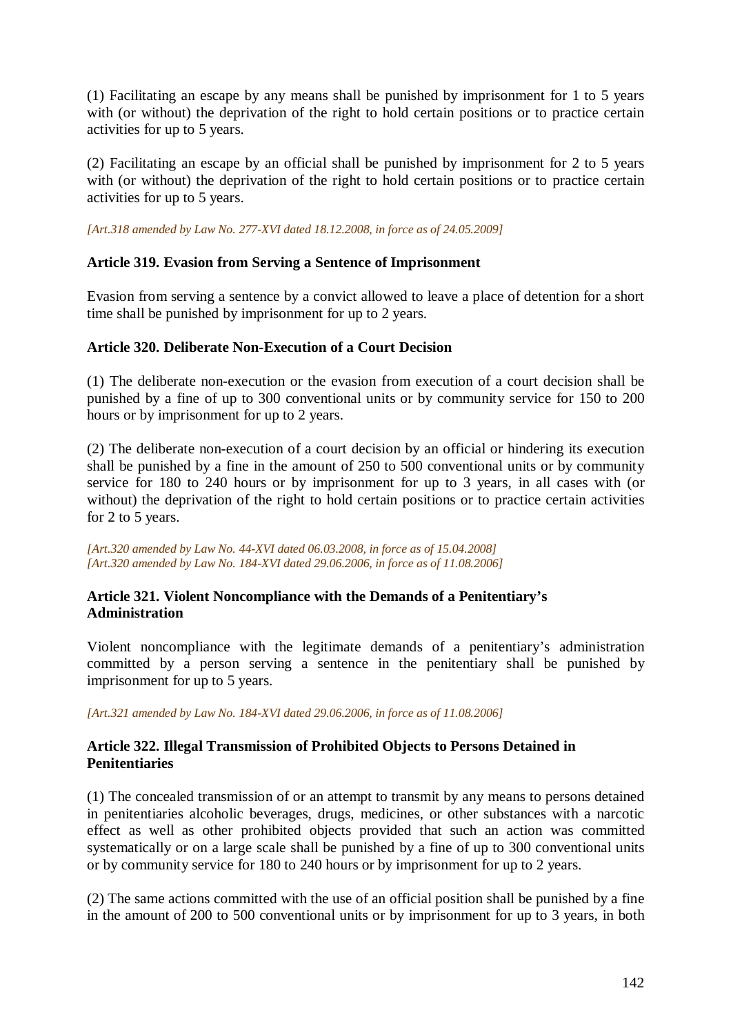(1) Facilitating an escape by any means shall be punished by imprisonment for 1 to 5 years with (or without) the deprivation of the right to hold certain positions or to practice certain activities for up to 5 years.

(2) Facilitating an escape by an official shall be punished by imprisonment for 2 to 5 years with (or without) the deprivation of the right to hold certain positions or to practice certain activities for up to 5 years.

*[Art.318 amended by Law No. 277-XVI dated 18.12.2008, in force as of 24.05.2009]*

**Article 319. Evasion from Serving a Sentence of Imprisonment**

Evasion from serving a sentence by a convict allowed to leave a place of detention for a short time shall be punished by imprisonment for up to 2 years.

**Article 320. Deliberate Non-Execution of a Court Decision**

(1) The deliberate non-execution or the evasion from execution of a court decision shall be punished by a fine of up to 300 conventional units or by community service for 150 to 200 hours or by imprisonment for up to 2 years.

(2) The deliberate non-execution of a court decision by an official or hindering its execution shall be punished by a fine in the amount of 250 to 500 conventional units or by community service for 180 to 240 hours or by imprisonment for up to 3 years, in all cases with (or without) the deprivation of the right to hold certain positions or to practice certain activities for 2 to 5 years.

*[Art.320 amended by Law No. 44-XVI dated 06.03.2008, in force as of 15.04.2008]*
*[Art.320 amended by Law No. 184-XVI dated 29.06.2006, in force as of 11.08.2006]*

**Article 321. Violent Noncompliance with the Demands of a Penitentiary's Administration**

Violent noncompliance with the legitimate demands of a penitentiary's administration committed by a person serving a sentence in the penitentiary shall be punished by imprisonment for up to 5 years.

*[Art.321 amended by Law No. 184-XVI dated 29.06.2006, in force as of 11.08.2006]*

**Article 322. Illegal Transmission of Prohibited Objects to Persons Detained in Penitentiaries**

(1) The concealed transmission of or an attempt to transmit by any means to persons detained in penitentiaries alcoholic beverages, drugs, medicines, or other substances with a narcotic effect as well as other prohibited objects provided that such an action was committed systematically or on a large scale shall be punished by a fine of up to 300 conventional units or by community service for 180 to 240 hours or by imprisonment for up to 2 years.

(2) The same actions committed with the use of an official position shall be punished by a fine in the amount of 200 to 500 conventional units or by imprisonment for up to 3 years, in both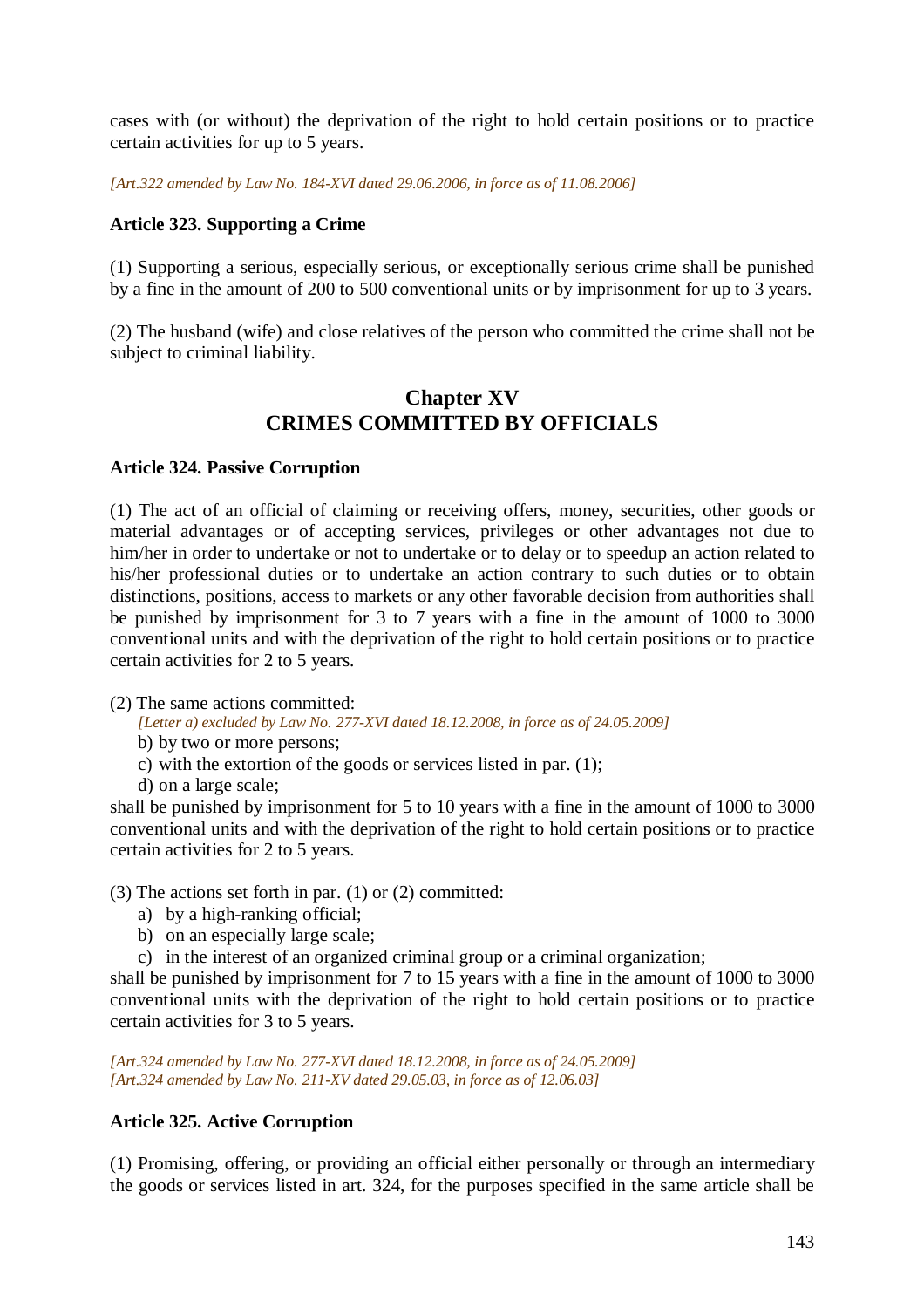cases with (or without) the deprivation of the right to hold certain positions or to practice certain activities for up to 5 years.

*[Art.322 amended by Law No. 184-XVI dated 29.06.2006, in force as of 11.08.2006]*

**Article 323. Supporting a Crime**

(1) Supporting a serious, especially serious, or exceptionally serious crime shall be punished by a fine in the amount of 200 to 500 conventional units or by imprisonment for up to 3 years.

(2) The husband (wife) and close relatives of the person who committed the crime shall not be subject to criminal liability.

## Chapter XV
## CRIMES COMMITTED BY OFFICIALS

**Article 324. Passive Corruption**

(1) The act of an official of claiming or receiving offers, money, securities, other goods or material advantages or of accepting services, privileges or other advantages not due to him/her in order to undertake or not to undertake or to delay or to speedup an action related to his/her professional duties or to undertake an action contrary to such duties or to obtain distinctions, positions, access to markets or any other favorable decision from authorities shall be punished by imprisonment for 3 to 7 years with a fine in the amount of 1000 to 3000 conventional units and with the deprivation of the right to hold certain positions or to practice certain activities for 2 to 5 years.

(2) The same actions committed:

*[Letter a) excluded by Law No. 277-XVI dated 18.12.2008, in force as of 24.05.2009]*

b) by two or more persons;

c) with the extortion of the goods or services listed in par. (1);

d) on a large scale;

shall be punished by imprisonment for 5 to 10 years with a fine in the amount of 1000 to 3000 conventional units and with the deprivation of the right to hold certain positions or to practice certain activities for 2 to 5 years.

(3) The actions set forth in par. (1) or (2) committed:

a) by a high-ranking official;

b) on an especially large scale;

c) in the interest of an organized criminal group or a criminal organization;

shall be punished by imprisonment for 7 to 15 years with a fine in the amount of 1000 to 3000 conventional units with the deprivation of the right to hold certain positions or to practice certain activities for 3 to 5 years.

*[Art.324 amended by Law No. 277-XVI dated 18.12.2008, in force as of 24.05.2009]*
*[Art.324 amended by Law No. 211-XV dated 29.05.03, in force as of 12.06.03]*

**Article 325. Active Corruption**

(1) Promising, offering, or providing an official either personally or through an intermediary the goods or services listed in art. 324, for the purposes specified in the same article shall be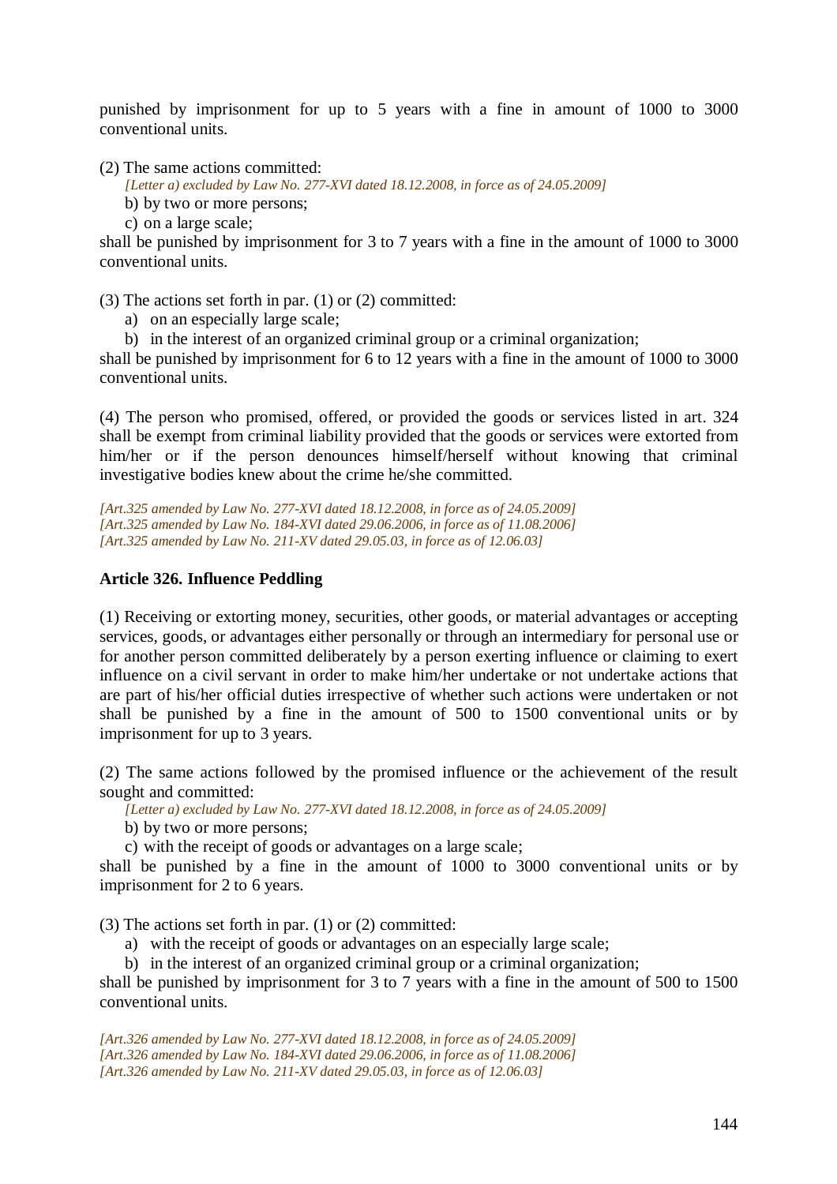punished by imprisonment for up to 5 years with a fine in amount of 1000 to 3000 conventional units.

(2) The same actions committed:

*[Letter a) excluded by Law No. 277-XVI dated 18.12.2008, in force as of 24.05.2009]*

b) by two or more persons;

c) on a large scale;

shall be punished by imprisonment for 3 to 7 years with a fine in the amount of 1000 to 3000 conventional units.

(3) The actions set forth in par. (1) or (2) committed:

a) on an especially large scale;

b) in the interest of an organized criminal group or a criminal organization;

shall be punished by imprisonment for 6 to 12 years with a fine in the amount of 1000 to 3000 conventional units.

(4) The person who promised, offered, or provided the goods or services listed in art. 324 shall be exempt from criminal liability provided that the goods or services were extorted from him/her or if the person denounces himself/herself without knowing that criminal investigative bodies knew about the crime he/she committed.

*[Art.325 amended by Law No. 277-XVI dated 18.12.2008, in force as of 24.05.2009]*
*[Art.325 amended by Law No. 184-XVI dated 29.06.2006, in force as of 11.08.2006]*
*[Art.325 amended by Law No. 211-XV dated 29.05.03, in force as of 12.06.03]*

**Article 326. Influence Peddling**

(1) Receiving or extorting money, securities, other goods, or material advantages or accepting services, goods, or advantages either personally or through an intermediary for personal use or for another person committed deliberately by a person exerting influence or claiming to exert influence on a civil servant in order to make him/her undertake or not undertake actions that are part of his/her official duties irrespective of whether such actions were undertaken or not shall be punished by a fine in the amount of 500 to 1500 conventional units or by imprisonment for up to 3 years.

(2) The same actions followed by the promised influence or the achievement of the result sought and committed:

*[Letter a) excluded by Law No. 277-XVI dated 18.12.2008, in force as of 24.05.2009]*

b) by two or more persons;

c) with the receipt of goods or advantages on a large scale;

shall be punished by a fine in the amount of 1000 to 3000 conventional units or by imprisonment for 2 to 6 years.

(3) The actions set forth in par. (1) or (2) committed:

a) with the receipt of goods or advantages on an especially large scale;

b) in the interest of an organized criminal group or a criminal organization;

shall be punished by imprisonment for 3 to 7 years with a fine in the amount of 500 to 1500 conventional units.

*[Art.326 amended by Law No. 277-XVI dated 18.12.2008, in force as of 24.05.2009]*
*[Art.326 amended by Law No. 184-XVI dated 29.06.2006, in force as of 11.08.2006]*
*[Art.326 amended by Law No. 211-XV dated 29.05.03, in force as of 12.06.03]*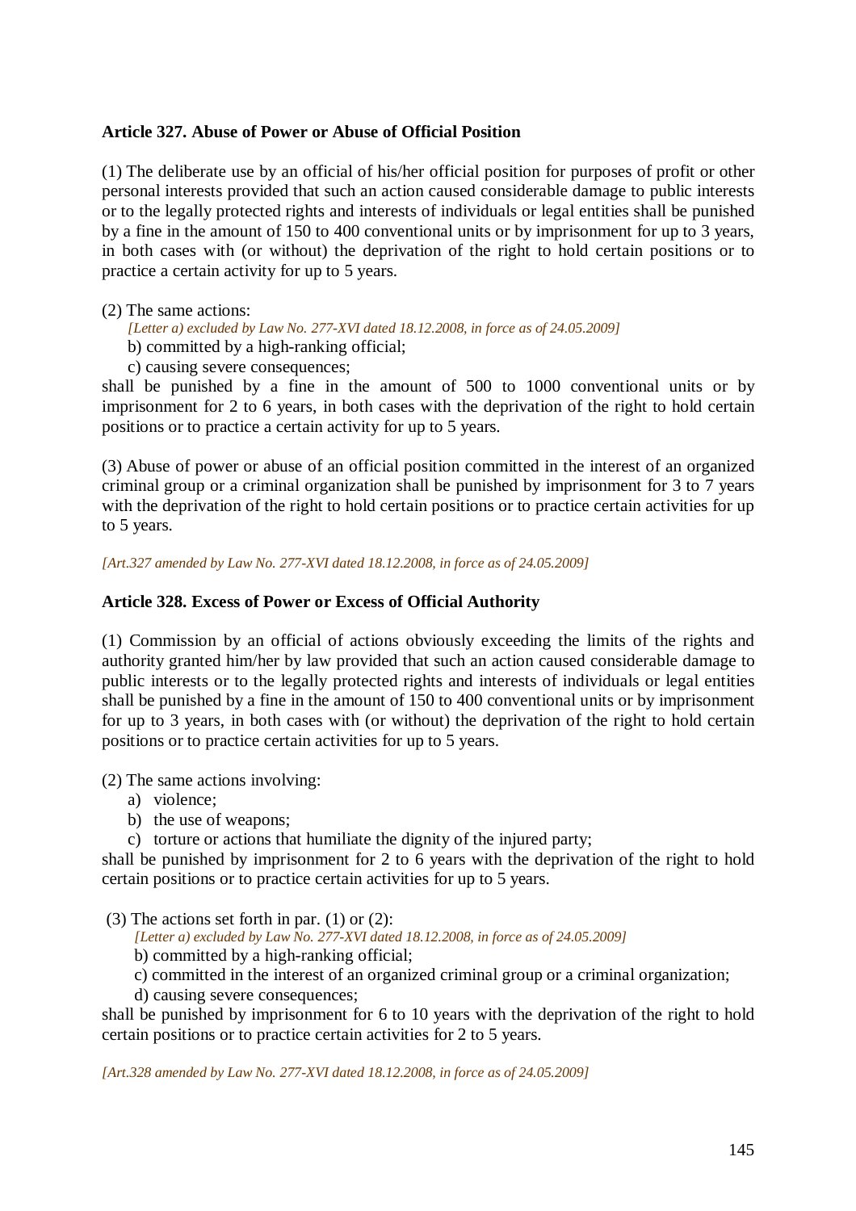**Article 327. Abuse of Power or Abuse of Official Position**

(1) The deliberate use by an official of his/her official position for purposes of profit or other personal interests provided that such an action caused considerable damage to public interests or to the legally protected rights and interests of individuals or legal entities shall be punished by a fine in the amount of 150 to 400 conventional units or by imprisonment for up to 3 years, in both cases with (or without) the deprivation of the right to hold certain positions or to practice a certain activity for up to 5 years.

(2) The same actions:

*[Letter a) excluded by Law No. 277-XVI dated 18.12.2008, in force as of 24.05.2009]*

b) committed by a high-ranking official;

c) causing severe consequences;

shall be punished by a fine in the amount of 500 to 1000 conventional units or by imprisonment for 2 to 6 years, in both cases with the deprivation of the right to hold certain positions or to practice a certain activity for up to 5 years.

(3) Abuse of power or abuse of an official position committed in the interest of an organized criminal group or a criminal organization shall be punished by imprisonment for 3 to 7 years with the deprivation of the right to hold certain positions or to practice certain activities for up to 5 years.

*[Art.327 amended by Law No. 277-XVI dated 18.12.2008, in force as of 24.05.2009]*

**Article 328. Excess of Power or Excess of Official Authority**

(1) Commission by an official of actions obviously exceeding the limits of the rights and authority granted him/her by law provided that such an action caused considerable damage to public interests or to the legally protected rights and interests of individuals or legal entities shall be punished by a fine in the amount of 150 to 400 conventional units or by imprisonment for up to 3 years, in both cases with (or without) the deprivation of the right to hold certain positions or to practice certain activities for up to 5 years.

(2) The same actions involving:

a) violence;

b) the use of weapons;

c) torture or actions that humiliate the dignity of the injured party;

shall be punished by imprisonment for 2 to 6 years with the deprivation of the right to hold certain positions or to practice certain activities for up to 5 years.

(3) The actions set forth in par. (1) or (2):

*[Letter a) excluded by Law No. 277-XVI dated 18.12.2008, in force as of 24.05.2009]*

b) committed by a high-ranking official;

c) committed in the interest of an organized criminal group or a criminal organization;

d) causing severe consequences;

shall be punished by imprisonment for 6 to 10 years with the deprivation of the right to hold certain positions or to practice certain activities for 2 to 5 years.

*[Art.328 amended by Law No. 277-XVI dated 18.12.2008, in force as of 24.05.2009]*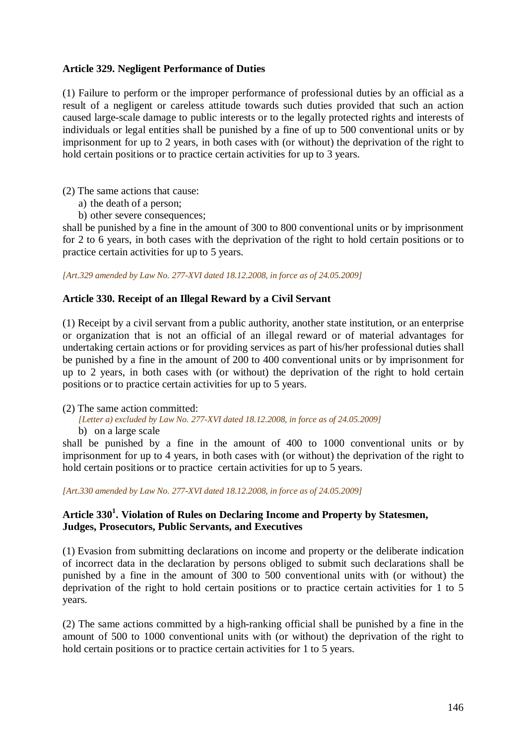**Article 329. Negligent Performance of Duties**

(1) Failure to perform or the improper performance of professional duties by an official as a result of a negligent or careless attitude towards such duties provided that such an action caused large-scale damage to public interests or to the legally protected rights and interests of individuals or legal entities shall be punished by a fine of up to 500 conventional units or by imprisonment for up to 2 years, in both cases with (or without) the deprivation of the right to hold certain positions or to practice certain activities for up to 3 years.

(2) The same actions that cause:

a) the death of a person;

b) other severe consequences;

shall be punished by a fine in the amount of 300 to 800 conventional units or by imprisonment for 2 to 6 years, in both cases with the deprivation of the right to hold certain positions or to practice certain activities for up to 5 years.

*[Art.329 amended by Law No. 277-XVI dated 18.12.2008, in force as of 24.05.2009]*

**Article 330. Receipt of an Illegal Reward by a Civil Servant**

(1) Receipt by a civil servant from a public authority, another state institution, or an enterprise or organization that is not an official of an illegal reward or of material advantages for undertaking certain actions or for providing services as part of his/her professional duties shall be punished by a fine in the amount of 200 to 400 conventional units or by imprisonment for up to 2 years, in both cases with (or without) the deprivation of the right to hold certain positions or to practice certain activities for up to 5 years.

(2) The same action committed:

*[Letter a) excluded by Law No. 277-XVI dated 18.12.2008, in force as of 24.05.2009]*

b) on a large scale

shall be punished by a fine in the amount of 400 to 1000 conventional units or by imprisonment for up to 4 years, in both cases with (or without) the deprivation of the right to hold certain positions or to practice certain activities for up to 5 years.

*[Art.330 amended by Law No. 277-XVI dated 18.12.2008, in force as of 24.05.2009]*

**Article 330[1]. Violation of Rules on Declaring Income and Property by Statesmen, Judges, Prosecutors, Public Servants, and Executives**

(1) Evasion from submitting declarations on income and property or the deliberate indication of incorrect data in the declaration by persons obliged to submit such declarations shall be punished by a fine in the amount of 300 to 500 conventional units with (or without) the deprivation of the right to hold certain positions or to practice certain activities for 1 to 5 years.

(2) The same actions committed by a high-ranking official shall be punished by a fine in the amount of 500 to 1000 conventional units with (or without) the deprivation of the right to hold certain positions or to practice certain activities for 1 to 5 years.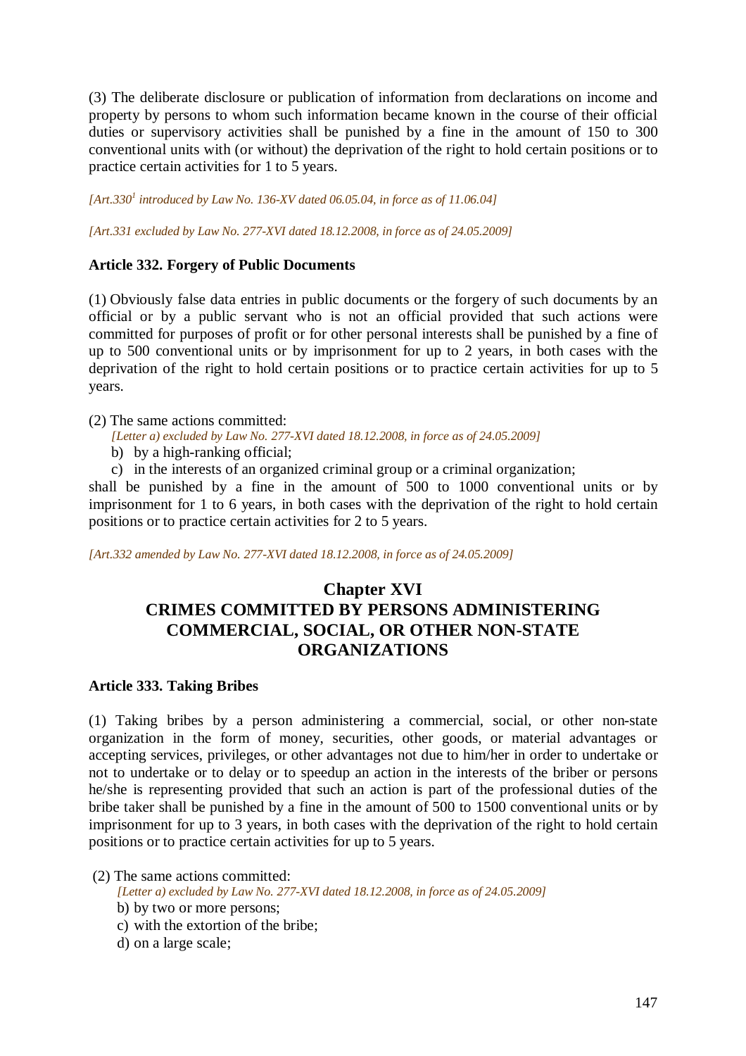(3) The deliberate disclosure or publication of information from declarations on income and property by persons to whom such information became known in the course of their official duties or supervisory activities shall be punished by a fine in the amount of 150 to 300 conventional units with (or without) the deprivation of the right to hold certain positions or to practice certain activities for 1 to 5 years.

*[Art.330[1] introduced by Law No. 136-XV dated 06.05.04, in force as of 11.06.04]*

*[Art.331 excluded by Law No. 277-XVI dated 18.12.2008, in force as of 24.05.2009]*

**Article 332. Forgery of Public Documents**

(1) Obviously false data entries in public documents or the forgery of such documents by an official or by a public servant who is not an official provided that such actions were committed for purposes of profit or for other personal interests shall be punished by a fine of up to 500 conventional units or by imprisonment for up to 2 years, in both cases with the deprivation of the right to hold certain positions or to practice certain activities for up to 5 years.

(2) The same actions committed:

*[Letter a) excluded by Law No. 277-XVI dated 18.12.2008, in force as of 24.05.2009]*

b) by a high-ranking official;

c) in the interests of an organized criminal group or a criminal organization;

shall be punished by a fine in the amount of 500 to 1000 conventional units or by imprisonment for 1 to 6 years, in both cases with the deprivation of the right to hold certain positions or to practice certain activities for 2 to 5 years.

*[Art.332 amended by Law No. 277-XVI dated 18.12.2008, in force as of 24.05.2009]*

## Chapter XVI
## CRIMES COMMITTED BY PERSONS ADMINISTERING COMMERCIAL, SOCIAL, OR OTHER NON-STATE ORGANIZATIONS

**Article 333. Taking Bribes**

(1) Taking bribes by a person administering a commercial, social, or other non-state organization in the form of money, securities, other goods, or material advantages or accepting services, privileges, or other advantages not due to him/her in order to undertake or not to undertake or to delay or to speedup an action in the interests of the briber or persons he/she is representing provided that such an action is part of the professional duties of the bribe taker shall be punished by a fine in the amount of 500 to 1500 conventional units or by imprisonment for up to 3 years, in both cases with the deprivation of the right to hold certain positions or to practice certain activities for up to 5 years.

(2) The same actions committed:

*[Letter a) excluded by Law No. 277-XVI dated 18.12.2008, in force as of 24.05.2009]*

b) by two or more persons;

c) with the extortion of the bribe;

d) on a large scale;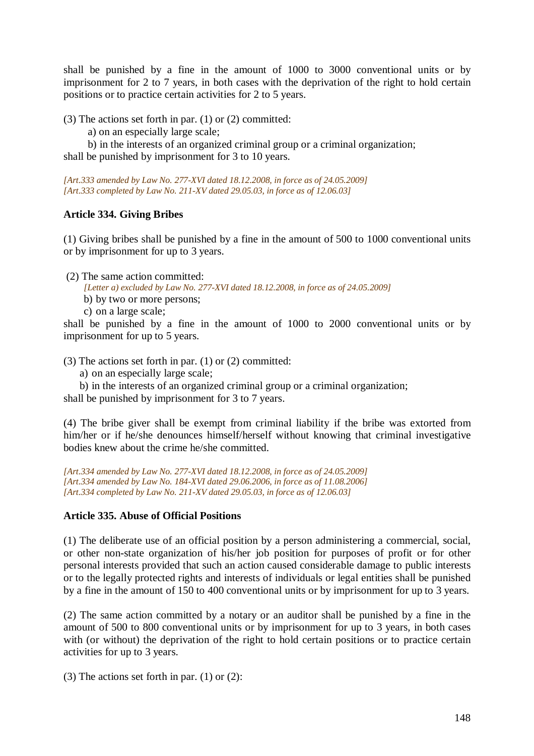shall be punished by a fine in the amount of 1000 to 3000 conventional units or by imprisonment for 2 to 7 years, in both cases with the deprivation of the right to hold certain positions or to practice certain activities for 2 to 5 years.

(3) The actions set forth in par. (1) or (2) committed:

a) on an especially large scale;

b) in the interests of an organized criminal group or a criminal organization;

shall be punished by imprisonment for 3 to 10 years.

*[Art.333 amended by Law No. 277-XVI dated 18.12.2008, in force as of 24.05.2009]*
*[Art.333 completed by Law No. 211-XV dated 29.05.03, in force as of 12.06.03]*

**Article 334. Giving Bribes**

(1) Giving bribes shall be punished by a fine in the amount of 500 to 1000 conventional units or by imprisonment for up to 3 years.

(2) The same action committed:

*[Letter a) excluded by Law No. 277-XVI dated 18.12.2008, in force as of 24.05.2009]*

b) by two or more persons;

c) on a large scale;

shall be punished by a fine in the amount of 1000 to 2000 conventional units or by imprisonment for up to 5 years.

(3) The actions set forth in par. (1) or (2) committed:

a) on an especially large scale;

b) in the interests of an organized criminal group or a criminal organization;

shall be punished by imprisonment for 3 to 7 years.

(4) The bribe giver shall be exempt from criminal liability if the bribe was extorted from him/her or if he/she denounces himself/herself without knowing that criminal investigative bodies knew about the crime he/she committed.

*[Art.334 amended by Law No. 277-XVI dated 18.12.2008, in force as of 24.05.2009]*
*[Art.334 amended by Law No. 184-XVI dated 29.06.2006, in force as of 11.08.2006]*
*[Art.334 completed by Law No. 211-XV dated 29.05.03, in force as of 12.06.03]*

**Article 335. Abuse of Official Positions**

(1) The deliberate use of an official position by a person administering a commercial, social, or other non-state organization of his/her job position for purposes of profit or for other personal interests provided that such an action caused considerable damage to public interests or to the legally protected rights and interests of individuals or legal entities shall be punished by a fine in the amount of 150 to 400 conventional units or by imprisonment for up to 3 years.

(2) The same action committed by a notary or an auditor shall be punished by a fine in the amount of 500 to 800 conventional units or by imprisonment for up to 3 years, in both cases with (or without) the deprivation of the right to hold certain positions or to practice certain activities for up to 3 years.

(3) The actions set forth in par. (1) or (2):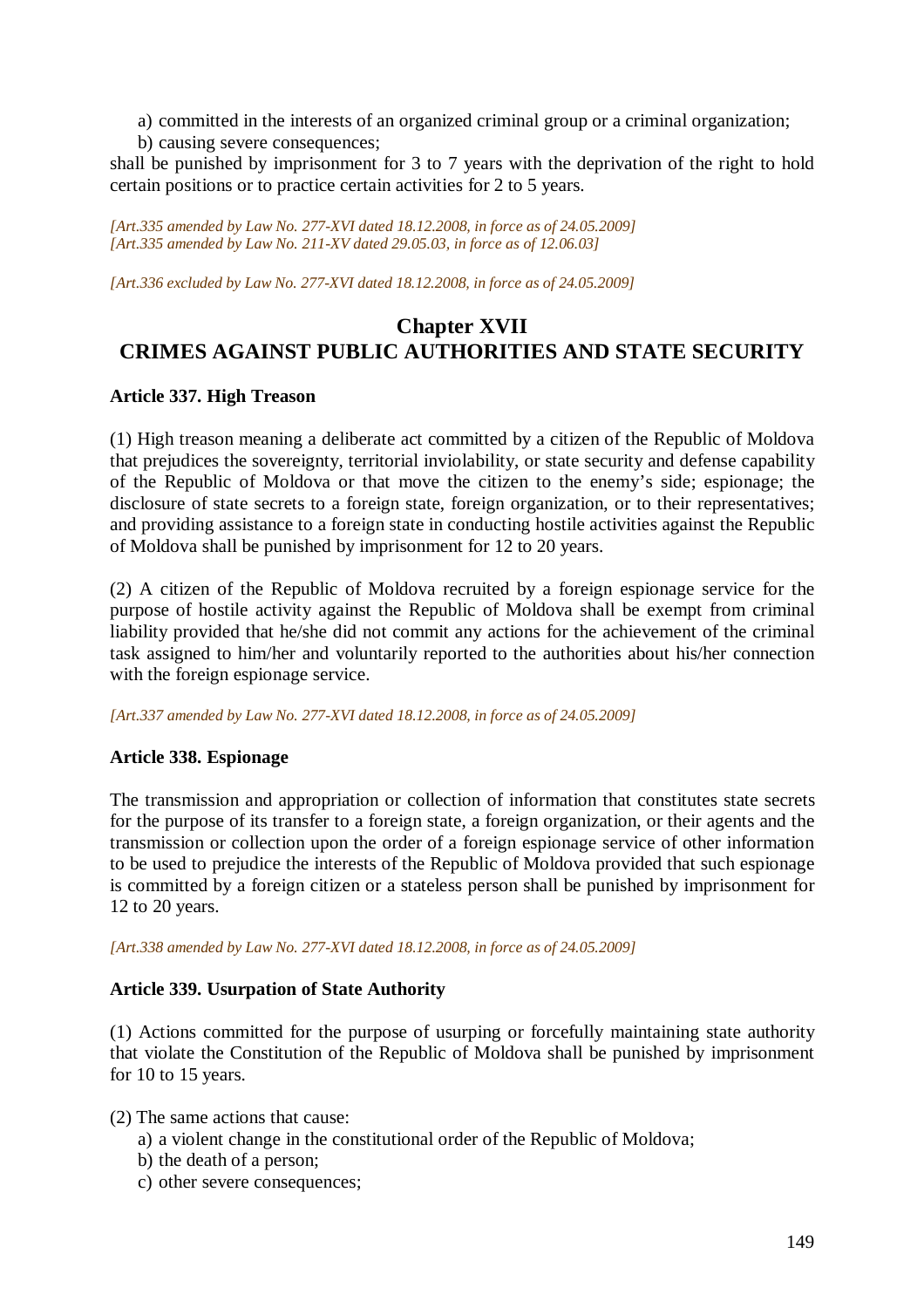a) committed in the interests of an organized criminal group or a criminal organization;
b) causing severe consequences;

shall be punished by imprisonment for 3 to 7 years with the deprivation of the right to hold certain positions or to practice certain activities for 2 to 5 years.

*[Art.335 amended by Law No. 277-XVI dated 18.12.2008, in force as of 24.05.2009]*
*[Art.335 amended by Law No. 211-XV dated 29.05.03, in force as of 12.06.03]*

*[Art.336 excluded by Law No. 277-XVI dated 18.12.2008, in force as of 24.05.2009]*

## Chapter XVII
## CRIMES AGAINST PUBLIC AUTHORITIES AND STATE SECURITY

### Article 337. High Treason

(1) High treason meaning a deliberate act committed by a citizen of the Republic of Moldova that prejudices the sovereignty, territorial inviolability, or state security and defense capability of the Republic of Moldova or that move the citizen to the enemy's side; espionage; the disclosure of state secrets to a foreign state, foreign organization, or to their representatives; and providing assistance to a foreign state in conducting hostile activities against the Republic of Moldova shall be punished by imprisonment for 12 to 20 years.

(2) A citizen of the Republic of Moldova recruited by a foreign espionage service for the purpose of hostile activity against the Republic of Moldova shall be exempt from criminal liability provided that he/she did not commit any actions for the achievement of the criminal task assigned to him/her and voluntarily reported to the authorities about his/her connection with the foreign espionage service.

*[Art.337 amended by Law No. 277-XVI dated 18.12.2008, in force as of 24.05.2009]*

### Article 338. Espionage

The transmission and appropriation or collection of information that constitutes state secrets for the purpose of its transfer to a foreign state, a foreign organization, or their agents and the transmission or collection upon the order of a foreign espionage service of other information to be used to prejudice the interests of the Republic of Moldova provided that such espionage is committed by a foreign citizen or a stateless person shall be punished by imprisonment for 12 to 20 years.

*[Art.338 amended by Law No. 277-XVI dated 18.12.2008, in force as of 24.05.2009]*

### Article 339. Usurpation of State Authority

(1) Actions committed for the purpose of usurping or forcefully maintaining state authority that violate the Constitution of the Republic of Moldova shall be punished by imprisonment for 10 to 15 years.

(2) The same actions that cause:
a) a violent change in the constitutional order of the Republic of Moldova;
b) the death of a person;
c) other severe consequences;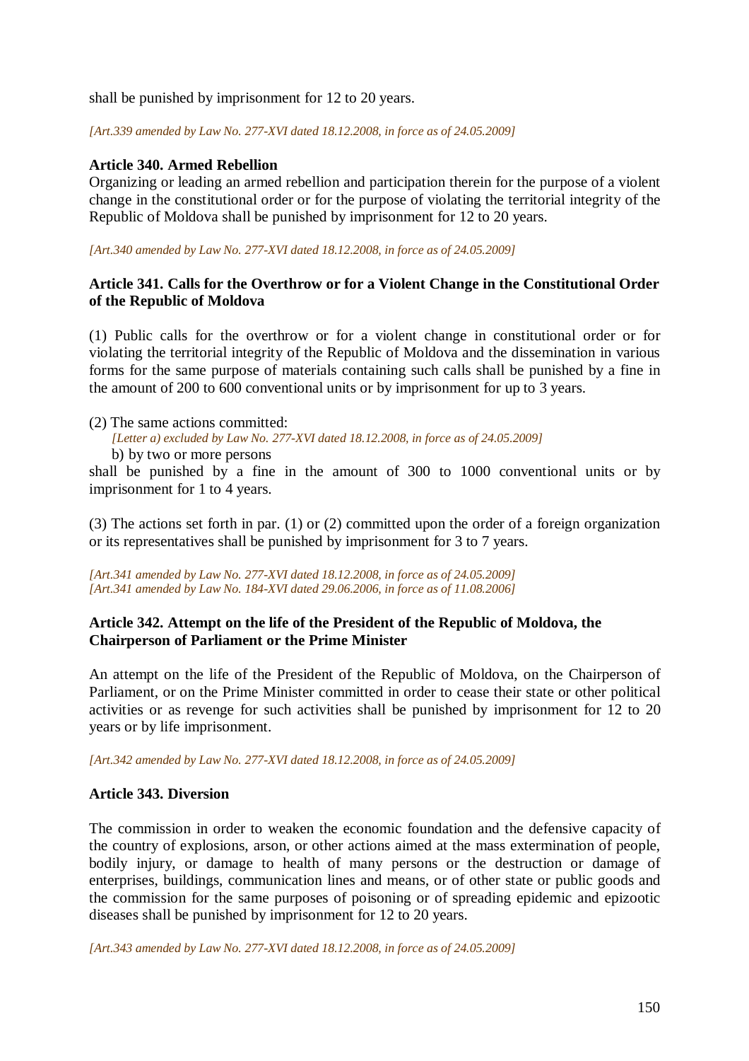shall be punished by imprisonment for 12 to 20 years.

*[Art.339 amended by Law No. 277-XVI dated 18.12.2008, in force as of 24.05.2009]*

**Article 340. Armed Rebellion**

Organizing or leading an armed rebellion and participation therein for the purpose of a violent change in the constitutional order or for the purpose of violating the territorial integrity of the Republic of Moldova shall be punished by imprisonment for 12 to 20 years.

*[Art.340 amended by Law No. 277-XVI dated 18.12.2008, in force as of 24.05.2009]*

**Article 341. Calls for the Overthrow or for a Violent Change in the Constitutional Order of the Republic of Moldova**

(1) Public calls for the overthrow or for a violent change in constitutional order or for violating the territorial integrity of the Republic of Moldova and the dissemination in various forms for the same purpose of materials containing such calls shall be punished by a fine in the amount of 200 to 600 conventional units or by imprisonment for up to 3 years.

(2) The same actions committed:

*[Letter a) excluded by Law No. 277-XVI dated 18.12.2008, in force as of 24.05.2009]*

b) by two or more persons

shall be punished by a fine in the amount of 300 to 1000 conventional units or by imprisonment for 1 to 4 years.

(3) The actions set forth in par. (1) or (2) committed upon the order of a foreign organization or its representatives shall be punished by imprisonment for 3 to 7 years.

*[Art.341 amended by Law No. 277-XVI dated 18.12.2008, in force as of 24.05.2009]*
*[Art.341 amended by Law No. 184-XVI dated 29.06.2006, in force as of 11.08.2006]*

**Article 342. Attempt on the life of the President of the Republic of Moldova, the Chairperson of Parliament or the Prime Minister**

An attempt on the life of the President of the Republic of Moldova, on the Chairperson of Parliament, or on the Prime Minister committed in order to cease their state or other political activities or as revenge for such activities shall be punished by imprisonment for 12 to 20 years or by life imprisonment.

*[Art.342 amended by Law No. 277-XVI dated 18.12.2008, in force as of 24.05.2009]*

**Article 343. Diversion**

The commission in order to weaken the economic foundation and the defensive capacity of the country of explosions, arson, or other actions aimed at the mass extermination of people, bodily injury, or damage to health of many persons or the destruction or damage of enterprises, buildings, communication lines and means, or of other state or public goods and the commission for the same purposes of poisoning or of spreading epidemic and epizootic diseases shall be punished by imprisonment for 12 to 20 years.

*[Art.343 amended by Law No. 277-XVI dated 18.12.2008, in force as of 24.05.2009]*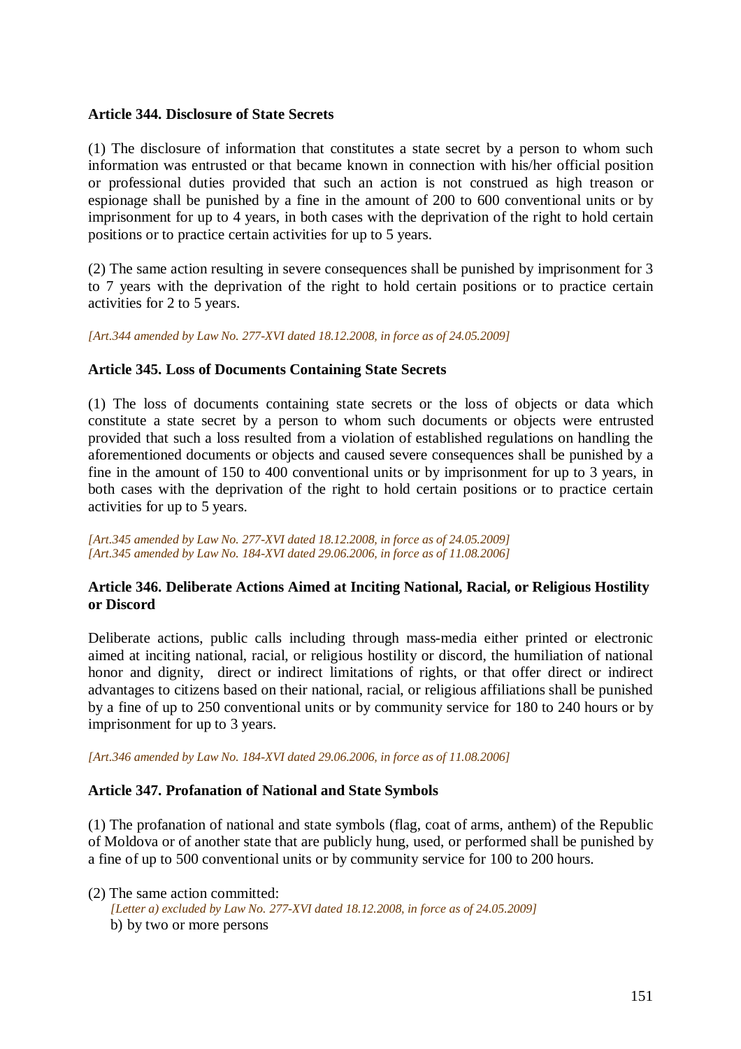**Article 344. Disclosure of State Secrets**

(1) The disclosure of information that constitutes a state secret by a person to whom such information was entrusted or that became known in connection with his/her official position or professional duties provided that such an action is not construed as high treason or espionage shall be punished by a fine in the amount of 200 to 600 conventional units or by imprisonment for up to 4 years, in both cases with the deprivation of the right to hold certain positions or to practice certain activities for up to 5 years.

(2) The same action resulting in severe consequences shall be punished by imprisonment for 3 to 7 years with the deprivation of the right to hold certain positions or to practice certain activities for 2 to 5 years.

*[Art.344 amended by Law No. 277-XVI dated 18.12.2008, in force as of 24.05.2009]*

**Article 345. Loss of Documents Containing State Secrets**

(1) The loss of documents containing state secrets or the loss of objects or data which constitute a state secret by a person to whom such documents or objects were entrusted provided that such a loss resulted from a violation of established regulations on handling the aforementioned documents or objects and caused severe consequences shall be punished by a fine in the amount of 150 to 400 conventional units or by imprisonment for up to 3 years, in both cases with the deprivation of the right to hold certain positions or to practice certain activities for up to 5 years.

*[Art.345 amended by Law No. 277-XVI dated 18.12.2008, in force as of 24.05.2009]*
*[Art.345 amended by Law No. 184-XVI dated 29.06.2006, in force as of 11.08.2006]*

**Article 346. Deliberate Actions Aimed at Inciting National, Racial, or Religious Hostility or Discord**

Deliberate actions, public calls including through mass-media either printed or electronic aimed at inciting national, racial, or religious hostility or discord, the humiliation of national honor and dignity, direct or indirect limitations of rights, or that offer direct or indirect advantages to citizens based on their national, racial, or religious affiliations shall be punished by a fine of up to 250 conventional units or by community service for 180 to 240 hours or by imprisonment for up to 3 years.

*[Art.346 amended by Law No. 184-XVI dated 29.06.2006, in force as of 11.08.2006]*

**Article 347. Profanation of National and State Symbols**

(1) The profanation of national and state symbols (flag, coat of arms, anthem) of the Republic of Moldova or of another state that are publicly hung, used, or performed shall be punished by a fine of up to 500 conventional units or by community service for 100 to 200 hours.

(2) The same action committed:

*[Letter a) excluded by Law No. 277-XVI dated 18.12.2008, in force as of 24.05.2009]*

b) by two or more persons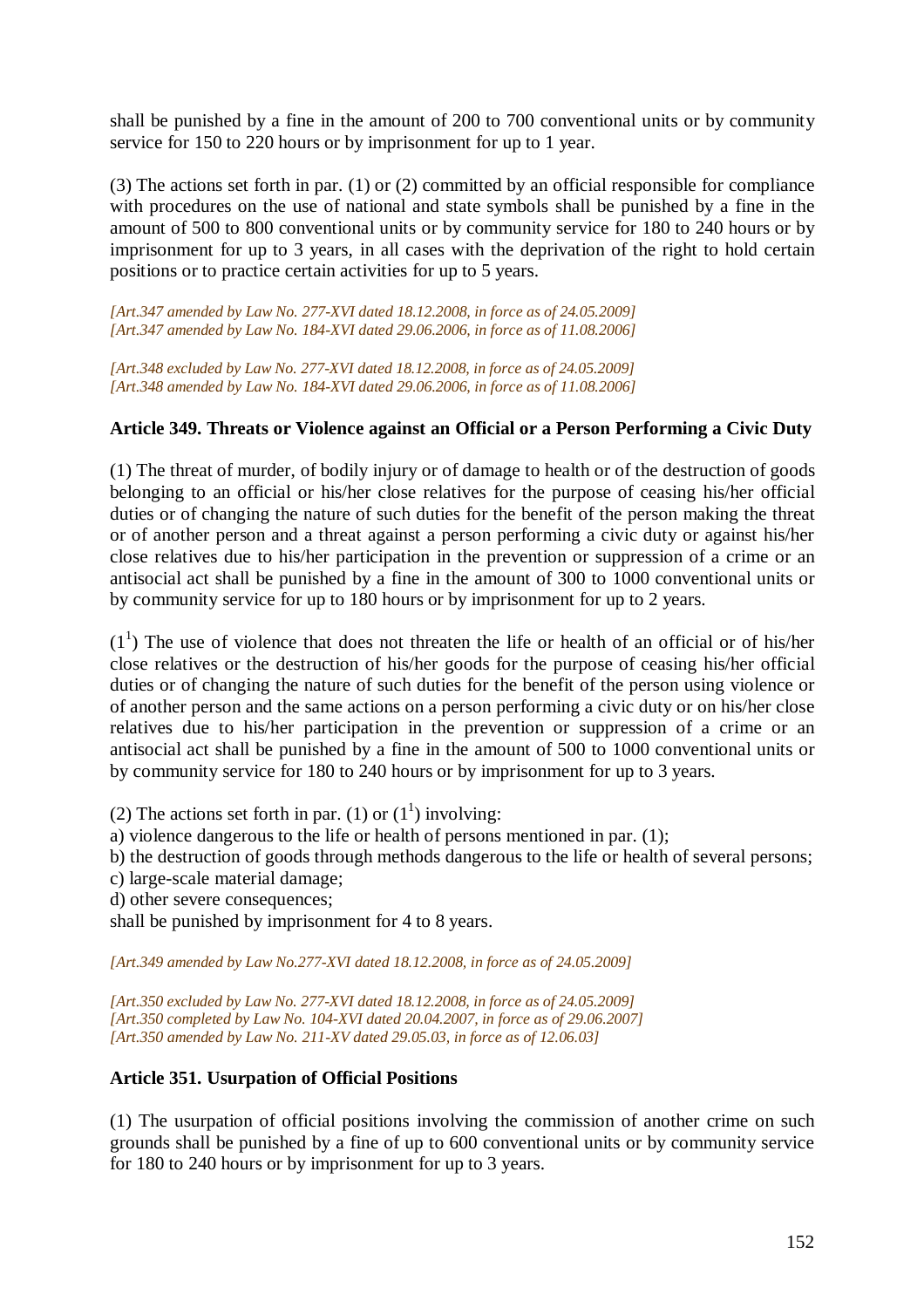shall be punished by a fine in the amount of 200 to 700 conventional units or by community service for 150 to 220 hours or by imprisonment for up to 1 year.

(3) The actions set forth in par. (1) or (2) committed by an official responsible for compliance with procedures on the use of national and state symbols shall be punished by a fine in the amount of 500 to 800 conventional units or by community service for 180 to 240 hours or by imprisonment for up to 3 years, in all cases with the deprivation of the right to hold certain positions or to practice certain activities for up to 5 years.

*[Art.347 amended by Law No. 277-XVI dated 18.12.2008, in force as of 24.05.2009]*
*[Art.347 amended by Law No. 184-XVI dated 29.06.2006, in force as of 11.08.2006]*

*[Art.348 excluded by Law No. 277-XVI dated 18.12.2008, in force as of 24.05.2009]*
*[Art.348 amended by Law No. 184-XVI dated 29.06.2006, in force as of 11.08.2006]*

**Article 349. Threats or Violence against an Official or a Person Performing a Civic Duty**

(1) The threat of murder, of bodily injury or of damage to health or of the destruction of goods belonging to an official or his/her close relatives for the purpose of ceasing his/her official duties or of changing the nature of such duties for the benefit of the person making the threat or of another person and a threat against a person performing a civic duty or against his/her close relatives due to his/her participation in the prevention or suppression of a crime or an antisocial act shall be punished by a fine in the amount of 300 to 1000 conventional units or by community service for up to 180 hours or by imprisonment for up to 2 years.

($1^1$) The use of violence that does not threaten the life or health of an official or of his/her close relatives or the destruction of his/her goods for the purpose of ceasing his/her official duties or of changing the nature of such duties for the benefit of the person using violence or of another person and the same actions on a person performing a civic duty or on his/her close relatives due to his/her participation in the prevention or suppression of a crime or an antisocial act shall be punished by a fine in the amount of 500 to 1000 conventional units or by community service for 180 to 240 hours or by imprisonment for up to 3 years.

(2) The actions set forth in par. (1) or ($1^1$) involving:
a) violence dangerous to the life or health of persons mentioned in par. (1);
b) the destruction of goods through methods dangerous to the life or health of several persons;
c) large-scale material damage;
d) other severe consequences;
shall be punished by imprisonment for 4 to 8 years.

*[Art.349 amended by Law No.277-XVI dated 18.12.2008, in force as of 24.05.2009]*

*[Art.350 excluded by Law No. 277-XVI dated 18.12.2008, in force as of 24.05.2009]*
*[Art.350 completed by Law No. 104-XVI dated 20.04.2007, in force as of 29.06.2007]*
*[Art.350 amended by Law No. 211-XV dated 29.05.03, in force as of 12.06.03]*

**Article 351. Usurpation of Official Positions**

(1) The usurpation of official positions involving the commission of another crime on such grounds shall be punished by a fine of up to 600 conventional units or by community service for 180 to 240 hours or by imprisonment for up to 3 years.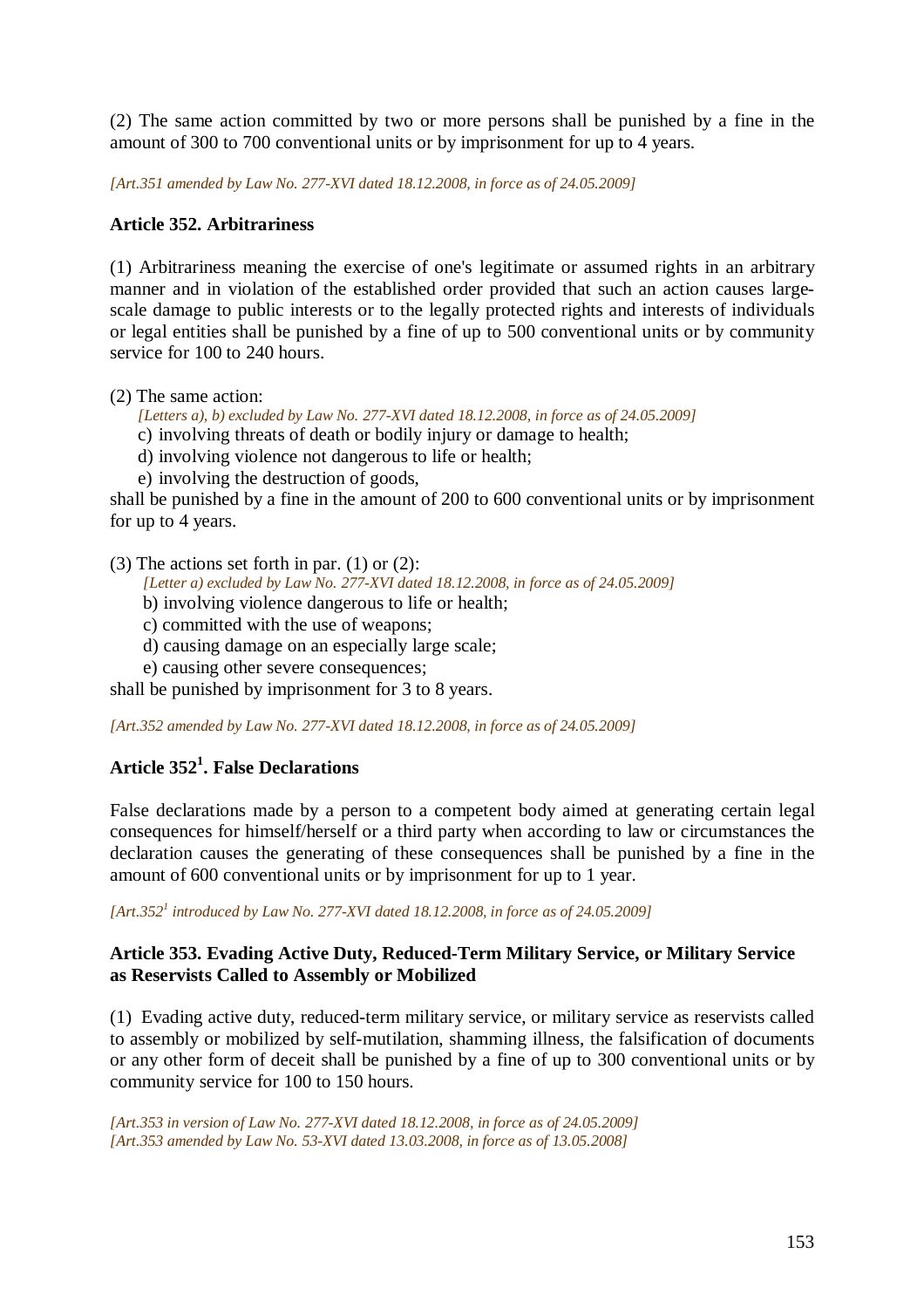(2) The same action committed by two or more persons shall be punished by a fine in the amount of 300 to 700 conventional units or by imprisonment for up to 4 years.

*[Art.351 amended by Law No. 277-XVI dated 18.12.2008, in force as of 24.05.2009]*

**Article 352. Arbitrariness**

(1) Arbitrariness meaning the exercise of one's legitimate or assumed rights in an arbitrary manner and in violation of the established order provided that such an action causes large-scale damage to public interests or to the legally protected rights and interests of individuals or legal entities shall be punished by a fine of up to 500 conventional units or by community service for 100 to 240 hours.

(2) The same action:

*[Letters a), b) excluded by Law No. 277-XVI dated 18.12.2008, in force as of 24.05.2009]*

c) involving threats of death or bodily injury or damage to health;

d) involving violence not dangerous to life or health;

e) involving the destruction of goods,

shall be punished by a fine in the amount of 200 to 600 conventional units or by imprisonment for up to 4 years.

(3) The actions set forth in par. (1) or (2):

*[Letter a) excluded by Law No. 277-XVI dated 18.12.2008, in force as of 24.05.2009]*

b) involving violence dangerous to life or health;

c) committed with the use of weapons;

d) causing damage on an especially large scale;

e) causing other severe consequences;

shall be punished by imprisonment for 3 to 8 years.

*[Art.352 amended by Law No. 277-XVI dated 18.12.2008, in force as of 24.05.2009]*

**Article 352[1]. False Declarations**

False declarations made by a person to a competent body aimed at generating certain legal consequences for himself/herself or a third party when according to law or circumstances the declaration causes the generating of these consequences shall be punished by a fine in the amount of 600 conventional units or by imprisonment for up to 1 year.

*[Art.352[1] introduced by Law No. 277-XVI dated 18.12.2008, in force as of 24.05.2009]*

**Article 353. Evading Active Duty, Reduced-Term Military Service, or Military Service as Reservists Called to Assembly or Mobilized**

(1) Evading active duty, reduced-term military service, or military service as reservists called to assembly or mobilized by self-mutilation, shamming illness, the falsification of documents or any other form of deceit shall be punished by a fine of up to 300 conventional units or by community service for 100 to 150 hours.

*[Art.353 in version of Law No. 277-XVI dated 18.12.2008, in force as of 24.05.2009]*
*[Art.353 amended by Law No. 53-XVI dated 13.03.2008, in force as of 13.05.2008]*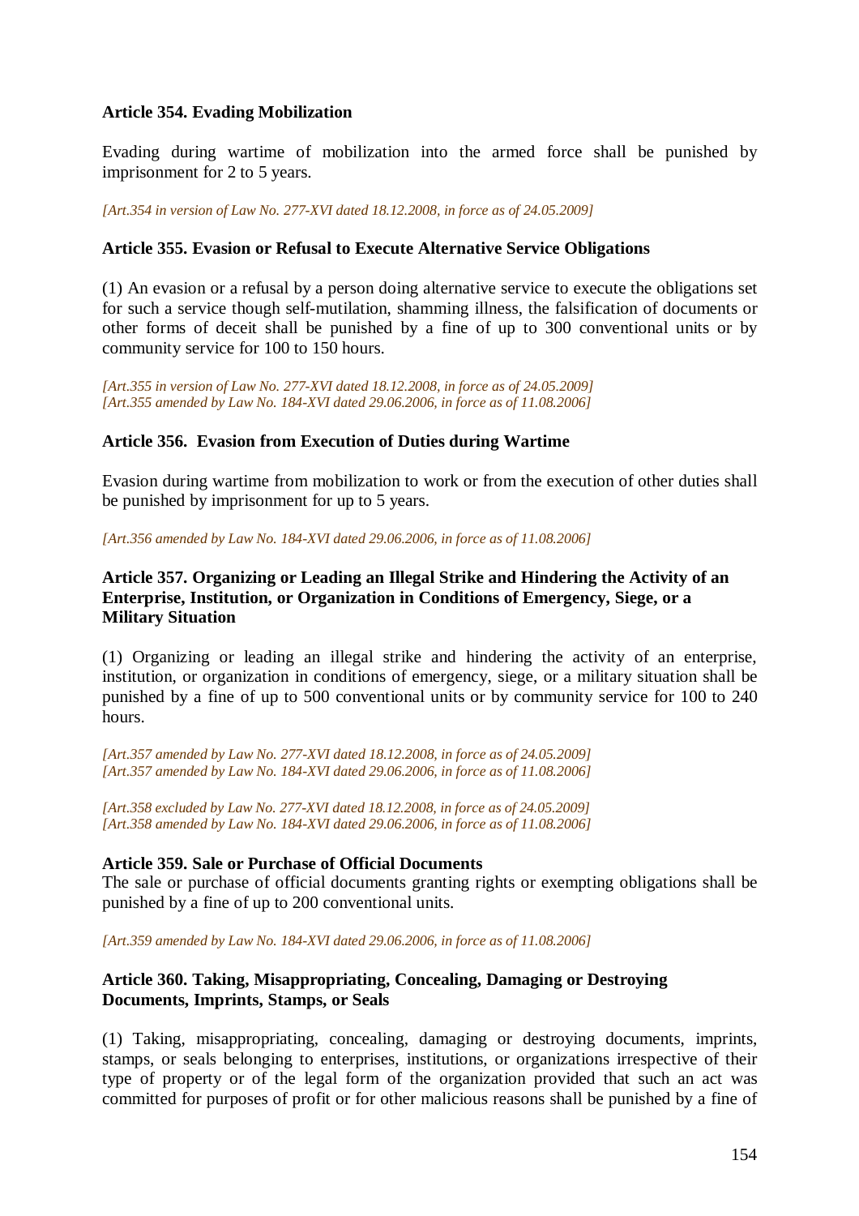**Article 354. Evading Mobilization**

Evading during wartime of mobilization into the armed force shall be punished by imprisonment for 2 to 5 years.

*[Art.354 in version of Law No. 277-XVI dated 18.12.2008, in force as of 24.05.2009]*

**Article 355. Evasion or Refusal to Execute Alternative Service Obligations**

(1) An evasion or a refusal by a person doing alternative service to execute the obligations set for such a service though self-mutilation, shamming illness, the falsification of documents or other forms of deceit shall be punished by a fine of up to 300 conventional units or by community service for 100 to 150 hours.

*[Art.355 in version of Law No. 277-XVI dated 18.12.2008, in force as of 24.05.2009]*
*[Art.355 amended by Law No. 184-XVI dated 29.06.2006, in force as of 11.08.2006]*

**Article 356. Evasion from Execution of Duties during Wartime**

Evasion during wartime from mobilization to work or from the execution of other duties shall be punished by imprisonment for up to 5 years.

*[Art.356 amended by Law No. 184-XVI dated 29.06.2006, in force as of 11.08.2006]*

**Article 357. Organizing or Leading an Illegal Strike and Hindering the Activity of an Enterprise, Institution, or Organization in Conditions of Emergency, Siege, or a Military Situation**

(1) Organizing or leading an illegal strike and hindering the activity of an enterprise, institution, or organization in conditions of emergency, siege, or a military situation shall be punished by a fine of up to 500 conventional units or by community service for 100 to 240 hours.

*[Art.357 amended by Law No. 277-XVI dated 18.12.2008, in force as of 24.05.2009]*
*[Art.357 amended by Law No. 184-XVI dated 29.06.2006, in force as of 11.08.2006]*

*[Art.358 excluded by Law No. 277-XVI dated 18.12.2008, in force as of 24.05.2009]*
*[Art.358 amended by Law No. 184-XVI dated 29.06.2006, in force as of 11.08.2006]*

**Article 359. Sale or Purchase of Official Documents**
The sale or purchase of official documents granting rights or exempting obligations shall be punished by a fine of up to 200 conventional units.

*[Art.359 amended by Law No. 184-XVI dated 29.06.2006, in force as of 11.08.2006]*

**Article 360. Taking, Misappropriating, Concealing, Damaging or Destroying Documents, Imprints, Stamps, or Seals**

(1) Taking, misappropriating, concealing, damaging or destroying documents, imprints, stamps, or seals belonging to enterprises, institutions, or organizations irrespective of their type of property or of the legal form of the organization provided that such an act was committed for purposes of profit or for other malicious reasons shall be punished by a fine of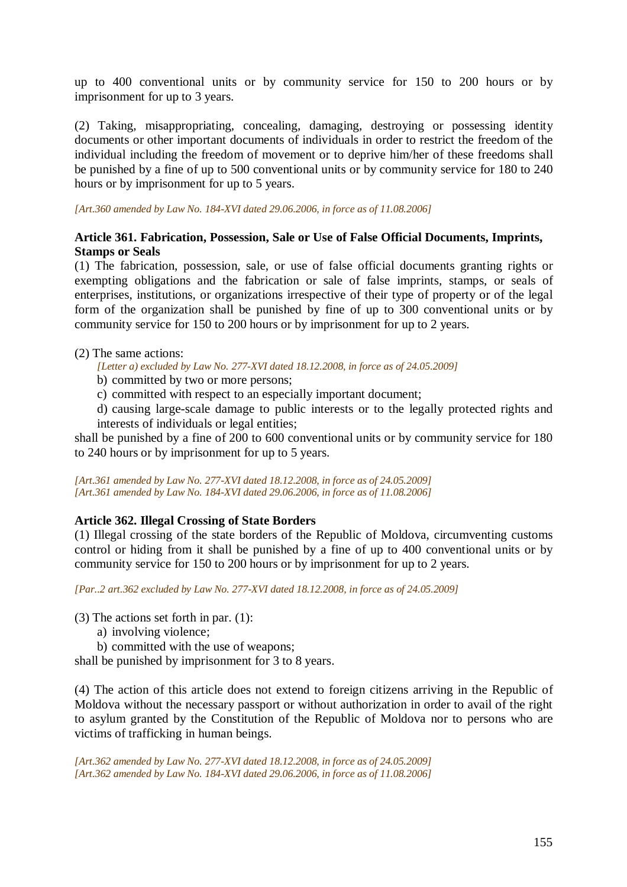up to 400 conventional units or by community service for 150 to 200 hours or by imprisonment for up to 3 years.

(2) Taking, misappropriating, concealing, damaging, destroying or possessing identity documents or other important documents of individuals in order to restrict the freedom of the individual including the freedom of movement or to deprive him/her of these freedoms shall be punished by a fine of up to 500 conventional units or by community service for 180 to 240 hours or by imprisonment for up to 5 years.

*[Art.360 amended by Law No. 184-XVI dated 29.06.2006, in force as of 11.08.2006]*

**Article 361. Fabrication, Possession, Sale or Use of False Official Documents, Imprints, Stamps or Seals**

(1) The fabrication, possession, sale, or use of false official documents granting rights or exempting obligations and the fabrication or sale of false imprints, stamps, or seals of enterprises, institutions, or organizations irrespective of their type of property or of the legal form of the organization shall be punished by fine of up to 300 conventional units or by community service for 150 to 200 hours or by imprisonment for up to 2 years.

(2) The same actions:

*[Letter a) excluded by Law No. 277-XVI dated 18.12.2008, in force as of 24.05.2009]*

b) committed by two or more persons;

c) committed with respect to an especially important document;

d) causing large-scale damage to public interests or to the legally protected rights and interests of individuals or legal entities;

shall be punished by a fine of 200 to 600 conventional units or by community service for 180 to 240 hours or by imprisonment for up to 5 years.

*[Art.361 amended by Law No. 277-XVI dated 18.12.2008, in force as of 24.05.2009]*
*[Art.361 amended by Law No. 184-XVI dated 29.06.2006, in force as of 11.08.2006]*

**Article 362. Illegal Crossing of State Borders**

(1) Illegal crossing of the state borders of the Republic of Moldova, circumventing customs control or hiding from it shall be punished by a fine of up to 400 conventional units or by community service for 150 to 200 hours or by imprisonment for up to 2 years.

*[Par..2 art.362 excluded by Law No. 277-XVI dated 18.12.2008, in force as of 24.05.2009]*

(3) The actions set forth in par. (1):

a) involving violence;

b) committed with the use of weapons;

shall be punished by imprisonment for 3 to 8 years.

(4) The action of this article does not extend to foreign citizens arriving in the Republic of Moldova without the necessary passport or without authorization in order to avail of the right to asylum granted by the Constitution of the Republic of Moldova nor to persons who are victims of trafficking in human beings.

*[Art.362 amended by Law No. 277-XVI dated 18.12.2008, in force as of 24.05.2009]*
*[Art.362 amended by Law No. 184-XVI dated 29.06.2006, in force as of 11.08.2006]*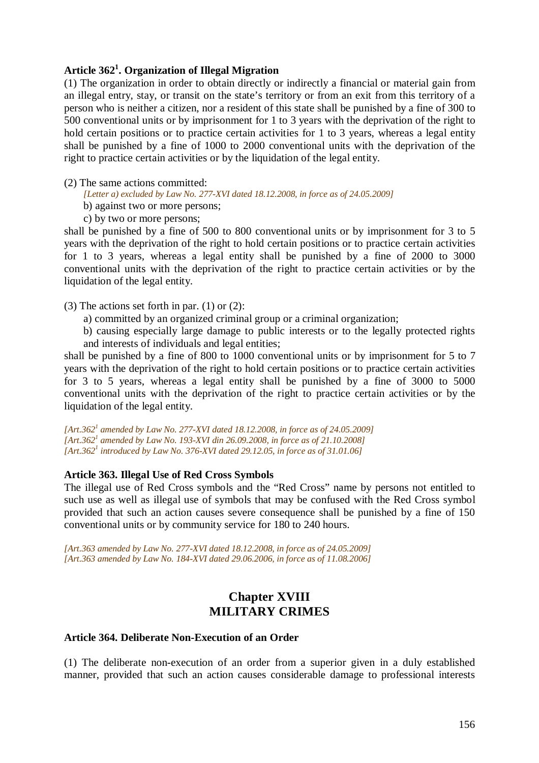### Article 362[1]. Organization of Illegal Migration

(1) The organization in order to obtain directly or indirectly a financial or material gain from an illegal entry, stay, or transit on the state's territory or from an exit from this territory of a person who is neither a citizen, nor a resident of this state shall be punished by a fine of 300 to 500 conventional units or by imprisonment for 1 to 3 years with the deprivation of the right to hold certain positions or to practice certain activities for 1 to 3 years, whereas a legal entity shall be punished by a fine of 1000 to 2000 conventional units with the deprivation of the right to practice certain activities or by the liquidation of the legal entity.

(2) The same actions committed:

*[Letter a) excluded by Law No. 277-XVI dated 18.12.2008, in force as of 24.05.2009]*

b) against two or more persons;

c) by two or more persons;

shall be punished by a fine of 500 to 800 conventional units or by imprisonment for 3 to 5 years with the deprivation of the right to hold certain positions or to practice certain activities for 1 to 3 years, whereas a legal entity shall be punished by a fine of 2000 to 3000 conventional units with the deprivation of the right to practice certain activities or by the liquidation of the legal entity.

(3) The actions set forth in par. (1) or (2):

a) committed by an organized criminal group or a criminal organization;

b) causing especially large damage to public interests or to the legally protected rights and interests of individuals and legal entities;

shall be punished by a fine of 800 to 1000 conventional units or by imprisonment for 5 to 7 years with the deprivation of the right to hold certain positions or to practice certain activities for 3 to 5 years, whereas a legal entity shall be punished by a fine of 3000 to 5000 conventional units with the deprivation of the right to practice certain activities or by the liquidation of the legal entity.

*[Art.362[1] amended by Law No. 277-XVI dated 18.12.2008, in force as of 24.05.2009]*
*[Art.362[1] amended by Law No. 193-XVI din 26.09.2008, in force as of 21.10.2008]*
*[Art.362[1] introduced by Law No. 376-XVI dated 29.12.05, in force as of 31.01.06]*

### Article 363. Illegal Use of Red Cross Symbols

The illegal use of Red Cross symbols and the "Red Cross" name by persons not entitled to such use as well as illegal use of symbols that may be confused with the Red Cross symbol provided that such an action causes severe consequence shall be punished by a fine of 150 conventional units or by community service for 180 to 240 hours.

*[Art.363 amended by Law No. 277-XVI dated 18.12.2008, in force as of 24.05.2009]*
*[Art.363 amended by Law No. 184-XVI dated 29.06.2006, in force as of 11.08.2006]*

## Chapter XVIII
## MILITARY CRIMES

### Article 364. Deliberate Non-Execution of an Order

(1) The deliberate non-execution of an order from a superior given in a duly established manner, provided that such an action causes considerable damage to professional interests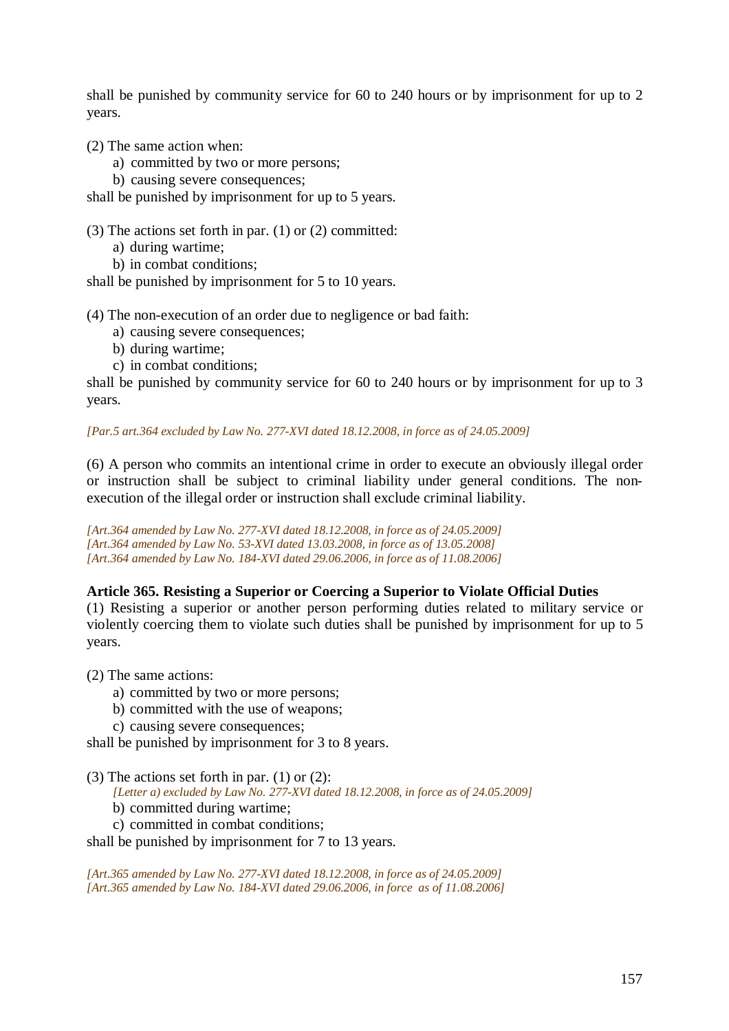shall be punished by community service for 60 to 240 hours or by imprisonment for up to 2 years.

(2) The same action when:

a) committed by two or more persons;

b) causing severe consequences;

shall be punished by imprisonment for up to 5 years.

(3) The actions set forth in par. (1) or (2) committed:

a) during wartime;

b) in combat conditions;

shall be punished by imprisonment for 5 to 10 years.

(4) The non-execution of an order due to negligence or bad faith:

a) causing severe consequences;

b) during wartime;

c) in combat conditions;

shall be punished by community service for 60 to 240 hours or by imprisonment for up to 3 years.

*[Par.5 art.364 excluded by Law No. 277-XVI dated 18.12.2008, in force as of 24.05.2009]*

(6) A person who commits an intentional crime in order to execute an obviously illegal order or instruction shall be subject to criminal liability under general conditions. The non-execution of the illegal order or instruction shall exclude criminal liability.

*[Art.364 amended by Law No. 277-XVI dated 18.12.2008, in force as of 24.05.2009]*
*[Art.364 amended by Law No. 53-XVI dated 13.03.2008, in force as of 13.05.2008]*
*[Art.364 amended by Law No. 184-XVI dated 29.06.2006, in force as of 11.08.2006]*

**Article 365. Resisting a Superior or Coercing a Superior to Violate Official Duties**

(1) Resisting a superior or another person performing duties related to military service or violently coercing them to violate such duties shall be punished by imprisonment for up to 5 years.

(2) The same actions:

a) committed by two or more persons;

b) committed with the use of weapons;

c) causing severe consequences;

shall be punished by imprisonment for 3 to 8 years.

(3) The actions set forth in par. (1) or (2):

*[Letter a) excluded by Law No. 277-XVI dated 18.12.2008, in force as of 24.05.2009]*

b) committed during wartime;

c) committed in combat conditions;

shall be punished by imprisonment for 7 to 13 years.

*[Art.365 amended by Law No. 277-XVI dated 18.12.2008, in force as of 24.05.2009]*
*[Art.365 amended by Law No. 184-XVI dated 29.06.2006, in force as of 11.08.2006]*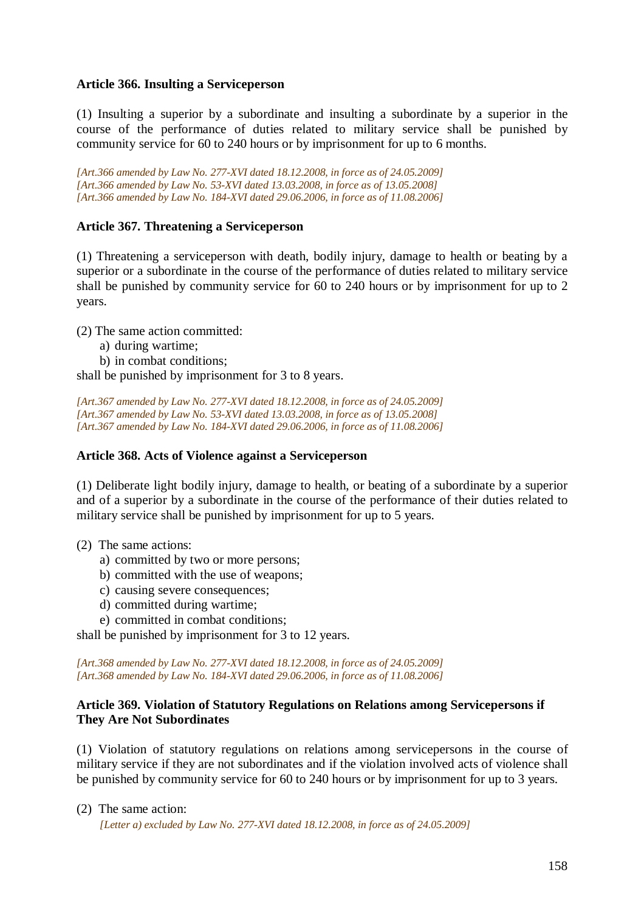**Article 366. Insulting a Serviceperson**

(1) Insulting a superior by a subordinate and insulting a subordinate by a superior in the course of the performance of duties related to military service shall be punished by community service for 60 to 240 hours or by imprisonment for up to 6 months.

*[Art.366 amended by Law No. 277-XVI dated 18.12.2008, in force as of 24.05.2009]*
*[Art.366 amended by Law No. 53-XVI dated 13.03.2008, in force as of 13.05.2008]*
*[Art.366 amended by Law No. 184-XVI dated 29.06.2006, in force as of 11.08.2006]*

**Article 367. Threatening a Serviceperson**

(1) Threatening a serviceperson with death, bodily injury, damage to health or beating by a superior or a subordinate in the course of the performance of duties related to military service shall be punished by community service for 60 to 240 hours or by imprisonment for up to 2 years.

(2) The same action committed:

a) during wartime;
b) in combat conditions;

shall be punished by imprisonment for 3 to 8 years.

*[Art.367 amended by Law No. 277-XVI dated 18.12.2008, in force as of 24.05.2009]*
*[Art.367 amended by Law No. 53-XVI dated 13.03.2008, in force as of 13.05.2008]*
*[Art.367 amended by Law No. 184-XVI dated 29.06.2006, in force as of 11.08.2006]*

**Article 368. Acts of Violence against a Serviceperson**

(1) Deliberate light bodily injury, damage to health, or beating of a subordinate by a superior and of a superior by a subordinate in the course of the performance of their duties related to military service shall be punished by imprisonment for up to 5 years.

(2) The same actions:

a) committed by two or more persons;
b) committed with the use of weapons;
c) causing severe consequences;
d) committed during wartime;
e) committed in combat conditions;

shall be punished by imprisonment for 3 to 12 years.

*[Art.368 amended by Law No. 277-XVI dated 18.12.2008, in force as of 24.05.2009]*
*[Art.368 amended by Law No. 184-XVI dated 29.06.2006, in force as of 11.08.2006]*

**Article 369. Violation of Statutory Regulations on Relations among Servicepersons if They Are Not Subordinates**

(1) Violation of statutory regulations on relations among servicepersons in the course of military service if they are not subordinates and if the violation involved acts of violence shall be punished by community service for 60 to 240 hours or by imprisonment for up to 3 years.

(2) The same action:

*[Letter a) excluded by Law No. 277-XVI dated 18.12.2008, in force as of 24.05.2009]*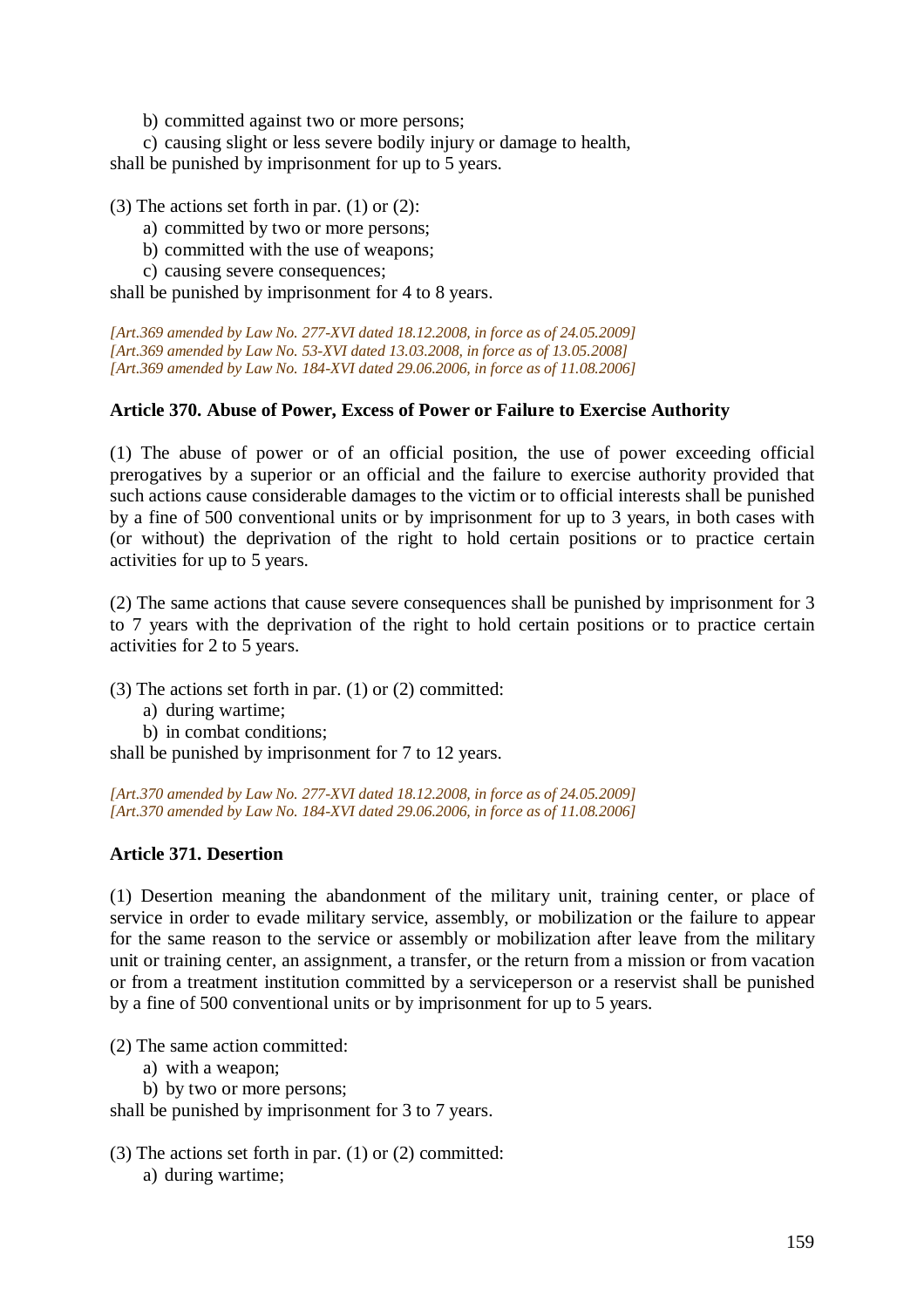b) committed against two or more persons;

c) causing slight or less severe bodily injury or damage to health,

shall be punished by imprisonment for up to 5 years.

(3) The actions set forth in par. (1) or (2):

a) committed by two or more persons;

b) committed with the use of weapons;

c) causing severe consequences;

shall be punished by imprisonment for 4 to 8 years.

*[Art.369 amended by Law No. 277-XVI dated 18.12.2008, in force as of 24.05.2009]*
*[Art.369 amended by Law No. 53-XVI dated 13.03.2008, in force as of 13.05.2008]*
*[Art.369 amended by Law No. 184-XVI dated 29.06.2006, in force as of 11.08.2006]*

**Article 370. Abuse of Power, Excess of Power or Failure to Exercise Authority**

(1) The abuse of power or of an official position, the use of power exceeding official prerogatives by a superior or an official and the failure to exercise authority provided that such actions cause considerable damages to the victim or to official interests shall be punished by a fine of 500 conventional units or by imprisonment for up to 3 years, in both cases with (or without) the deprivation of the right to hold certain positions or to practice certain activities for up to 5 years.

(2) The same actions that cause severe consequences shall be punished by imprisonment for 3 to 7 years with the deprivation of the right to hold certain positions or to practice certain activities for 2 to 5 years.

(3) The actions set forth in par. (1) or (2) committed:

a) during wartime;

b) in combat conditions;

shall be punished by imprisonment for 7 to 12 years.

*[Art.370 amended by Law No. 277-XVI dated 18.12.2008, in force as of 24.05.2009]*
*[Art.370 amended by Law No. 184-XVI dated 29.06.2006, in force as of 11.08.2006]*

**Article 371. Desertion**

(1) Desertion meaning the abandonment of the military unit, training center, or place of service in order to evade military service, assembly, or mobilization or the failure to appear for the same reason to the service or assembly or mobilization after leave from the military unit or training center, an assignment, a transfer, or the return from a mission or from vacation or from a treatment institution committed by a serviceperson or a reservist shall be punished by a fine of 500 conventional units or by imprisonment for up to 5 years.

(2) The same action committed:

a) with a weapon;

b) by two or more persons;

shall be punished by imprisonment for 3 to 7 years.

(3) The actions set forth in par. (1) or (2) committed:

a) during wartime;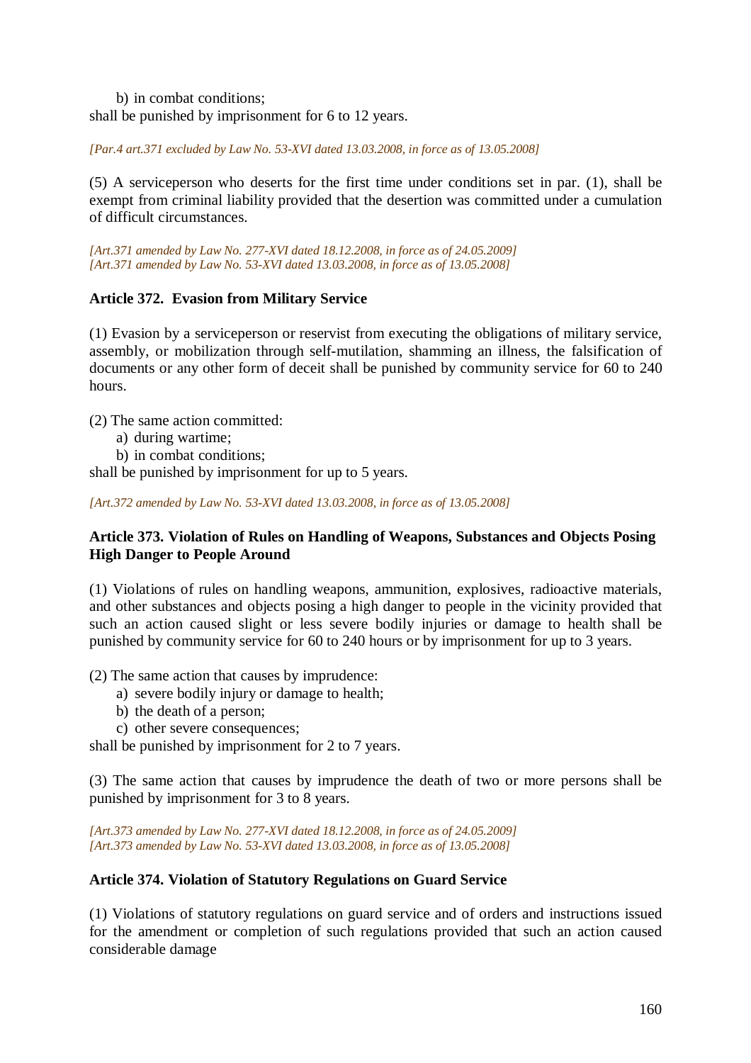b) in combat conditions;
shall be punished by imprisonment for 6 to 12 years.

*[Par.4 art.371 excluded by Law No. 53-XVI dated 13.03.2008, in force as of 13.05.2008]*

(5) A serviceperson who deserts for the first time under conditions set in par. (1), shall be exempt from criminal liability provided that the desertion was committed under a cumulation of difficult circumstances.

*[Art.371 amended by Law No. 277-XVI dated 18.12.2008, in force as of 24.05.2009]*
*[Art.371 amended by Law No. 53-XVI dated 13.03.2008, in force as of 13.05.2008]*

### Article 372. Evasion from Military Service

(1) Evasion by a serviceperson or reservist from executing the obligations of military service, assembly, or mobilization through self-mutilation, shamming an illness, the falsification of documents or any other form of deceit shall be punished by community service for 60 to 240 hours.

(2) The same action committed:
a) during wartime;
b) in combat conditions;
shall be punished by imprisonment for up to 5 years.

*[Art.372 amended by Law No. 53-XVI dated 13.03.2008, in force as of 13.05.2008]*

### Article 373. Violation of Rules on Handling of Weapons, Substances and Objects Posing High Danger to People Around

(1) Violations of rules on handling weapons, ammunition, explosives, radioactive materials, and other substances and objects posing a high danger to people in the vicinity provided that such an action caused slight or less severe bodily injuries or damage to health shall be punished by community service for 60 to 240 hours or by imprisonment for up to 3 years.

(2) The same action that causes by imprudence:
a) severe bodily injury or damage to health;
b) the death of a person;
c) other severe consequences;
shall be punished by imprisonment for 2 to 7 years.

(3) The same action that causes by imprudence the death of two or more persons shall be punished by imprisonment for 3 to 8 years.

*[Art.373 amended by Law No. 277-XVI dated 18.12.2008, in force as of 24.05.2009]*
*[Art.373 amended by Law No. 53-XVI dated 13.03.2008, in force as of 13.05.2008]*

### Article 374. Violation of Statutory Regulations on Guard Service

(1) Violations of statutory regulations on guard service and of orders and instructions issued for the amendment or completion of such regulations provided that such an action caused considerable damage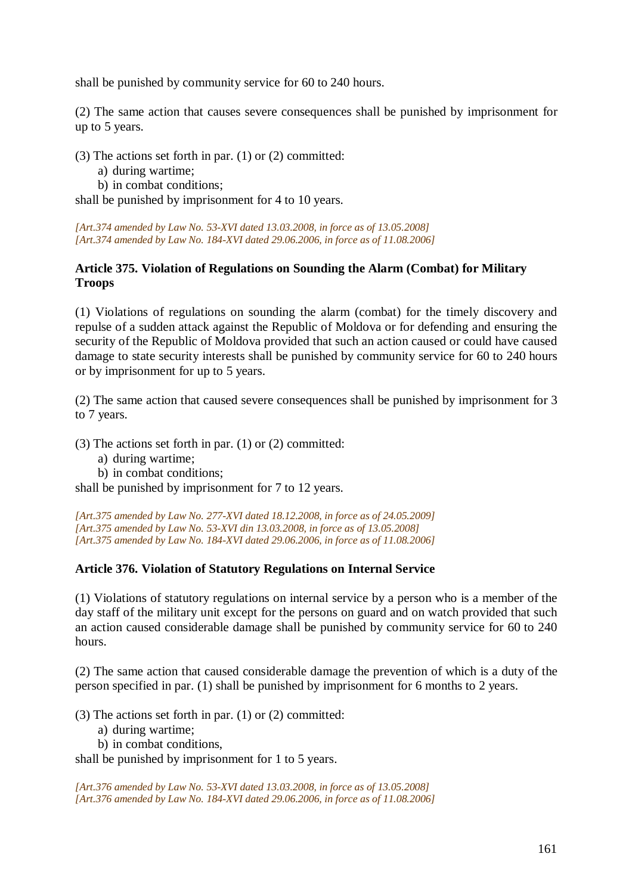shall be punished by community service for 60 to 240 hours.

(2) The same action that causes severe consequences shall be punished by imprisonment for up to 5 years.

(3) The actions set forth in par. (1) or (2) committed:
  a) during wartime;
  b) in combat conditions;
shall be punished by imprisonment for 4 to 10 years.

*[Art.374 amended by Law No. 53-XVI dated 13.03.2008, in force as of 13.05.2008]*
*[Art.374 amended by Law No. 184-XVI dated 29.06.2006, in force as of 11.08.2006]*

### Article 375. Violation of Regulations on Sounding the Alarm (Combat) for Military Troops

(1) Violations of regulations on sounding the alarm (combat) for the timely discovery and repulse of a sudden attack against the Republic of Moldova or for defending and ensuring the security of the Republic of Moldova provided that such an action caused or could have caused damage to state security interests shall be punished by community service for 60 to 240 hours or by imprisonment for up to 5 years.

(2) The same action that caused severe consequences shall be punished by imprisonment for 3 to 7 years.

(3) The actions set forth in par. (1) or (2) committed:
  a) during wartime;
  b) in combat conditions;
shall be punished by imprisonment for 7 to 12 years.

*[Art.375 amended by Law No. 277-XVI dated 18.12.2008, in force as of 24.05.2009]*
*[Art.375 amended by Law No. 53-XVI din 13.03.2008, in force as of 13.05.2008]*
*[Art.375 amended by Law No. 184-XVI dated 29.06.2006, in force as of 11.08.2006]*

### Article 376. Violation of Statutory Regulations on Internal Service

(1) Violations of statutory regulations on internal service by a person who is a member of the day staff of the military unit except for the persons on guard and on watch provided that such an action caused considerable damage shall be punished by community service for 60 to 240 hours.

(2) The same action that caused considerable damage the prevention of which is a duty of the person specified in par. (1) shall be punished by imprisonment for 6 months to 2 years.

(3) The actions set forth in par. (1) or (2) committed:
  a) during wartime;
  b) in combat conditions,
shall be punished by imprisonment for 1 to 5 years.

*[Art.376 amended by Law No. 53-XVI dated 13.03.2008, in force as of 13.05.2008]*
*[Art.376 amended by Law No. 184-XVI dated 29.06.2006, in force as of 11.08.2006]*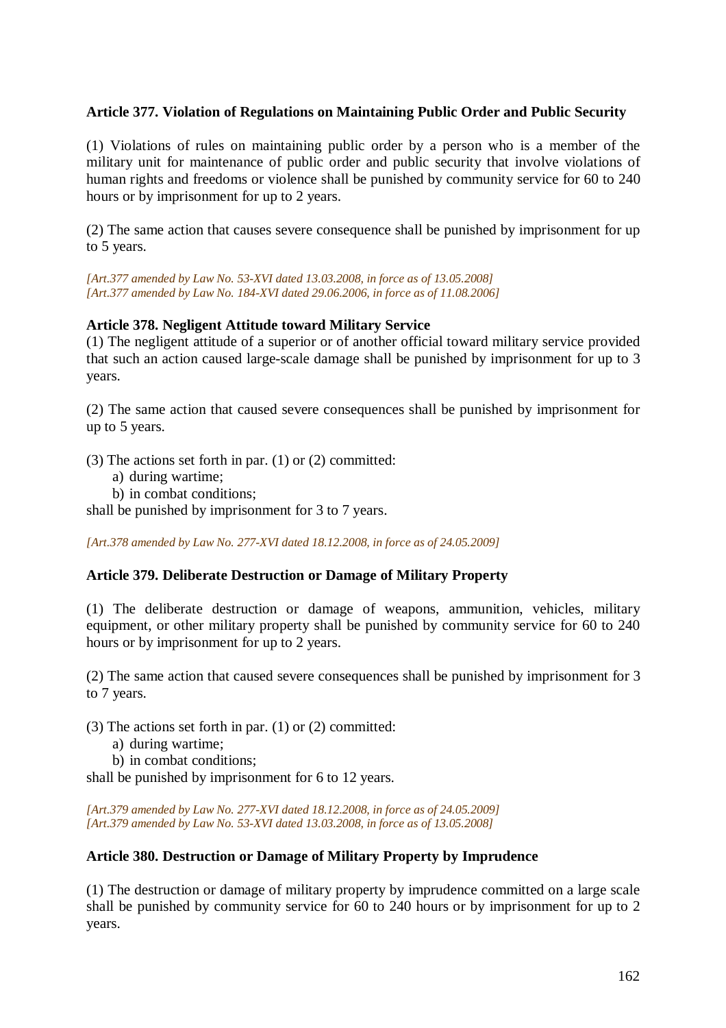**Article 377. Violation of Regulations on Maintaining Public Order and Public Security**

(1) Violations of rules on maintaining public order by a person who is a member of the military unit for maintenance of public order and public security that involve violations of human rights and freedoms or violence shall be punished by community service for 60 to 240 hours or by imprisonment for up to 2 years.

(2) The same action that causes severe consequence shall be punished by imprisonment for up to 5 years.

*[Art.377 amended by Law No. 53-XVI dated 13.03.2008, in force as of 13.05.2008]*
*[Art.377 amended by Law No. 184-XVI dated 29.06.2006, in force as of 11.08.2006]*

**Article 378. Negligent Attitude toward Military Service**

(1) The negligent attitude of a superior or of another official toward military service provided that such an action caused large-scale damage shall be punished by imprisonment for up to 3 years.

(2) The same action that caused severe consequences shall be punished by imprisonment for up to 5 years.

(3) The actions set forth in par. (1) or (2) committed:

a) during wartime;
b) in combat conditions;

shall be punished by imprisonment for 3 to 7 years.

*[Art.378 amended by Law No. 277-XVI dated 18.12.2008, in force as of 24.05.2009]*

**Article 379. Deliberate Destruction or Damage of Military Property**

(1) The deliberate destruction or damage of weapons, ammunition, vehicles, military equipment, or other military property shall be punished by community service for 60 to 240 hours or by imprisonment for up to 2 years.

(2) The same action that caused severe consequences shall be punished by imprisonment for 3 to 7 years.

(3) The actions set forth in par. (1) or (2) committed:

a) during wartime;
b) in combat conditions;

shall be punished by imprisonment for 6 to 12 years.

*[Art.379 amended by Law No. 277-XVI dated 18.12.2008, in force as of 24.05.2009]*
*[Art.379 amended by Law No. 53-XVI dated 13.03.2008, in force as of 13.05.2008]*

**Article 380. Destruction or Damage of Military Property by Imprudence**

(1) The destruction or damage of military property by imprudence committed on a large scale shall be punished by community service for 60 to 240 hours or by imprisonment for up to 2 years.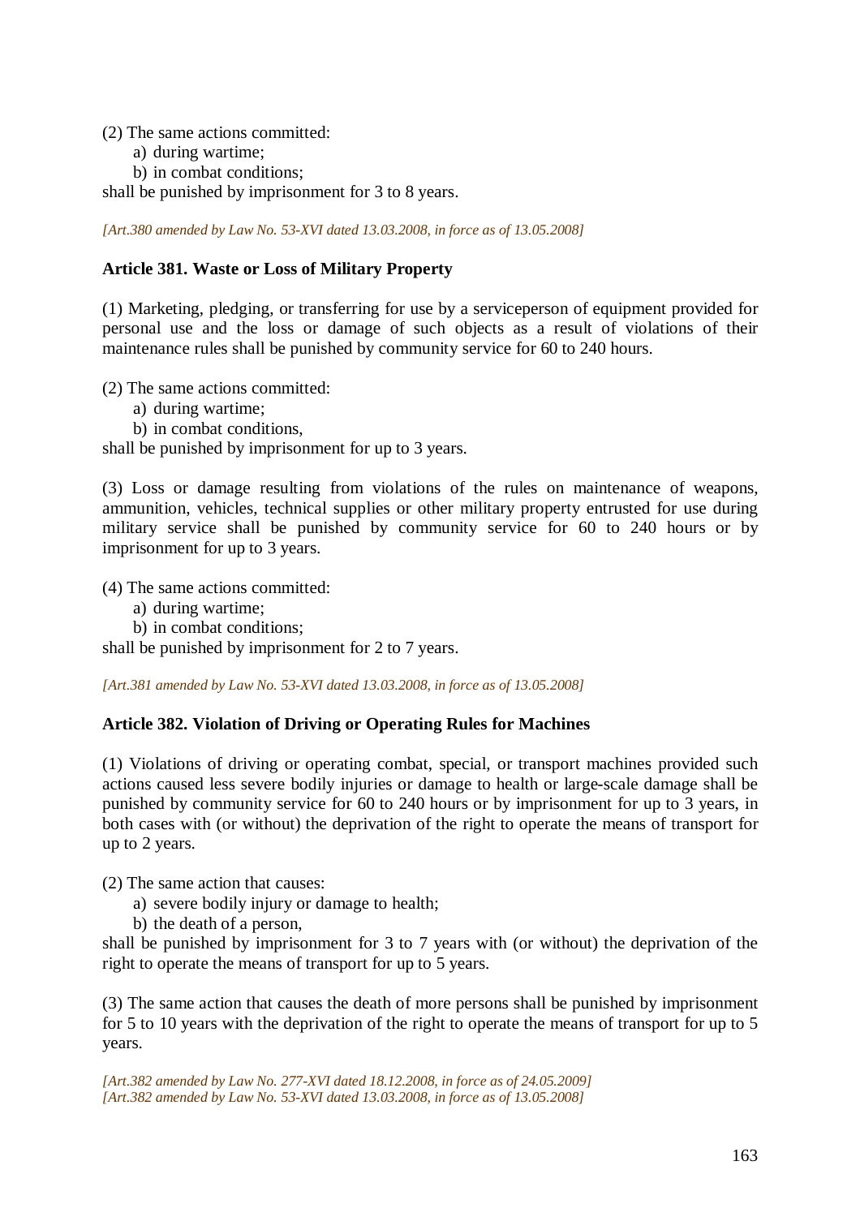(2) The same actions committed:

a) during wartime;

b) in combat conditions;

shall be punished by imprisonment for 3 to 8 years.

*[Art.380 amended by Law No. 53-XVI dated 13.03.2008, in force as of 13.05.2008]*

**Article 381. Waste or Loss of Military Property**

(1) Marketing, pledging, or transferring for use by a serviceperson of equipment provided for personal use and the loss or damage of such objects as a result of violations of their maintenance rules shall be punished by community service for 60 to 240 hours.

(2) The same actions committed:

a) during wartime;

b) in combat conditions,

shall be punished by imprisonment for up to 3 years.

(3) Loss or damage resulting from violations of the rules on maintenance of weapons, ammunition, vehicles, technical supplies or other military property entrusted for use during military service shall be punished by community service for 60 to 240 hours or by imprisonment for up to 3 years.

(4) The same actions committed:

a) during wartime;

b) in combat conditions;

shall be punished by imprisonment for 2 to 7 years.

*[Art.381 amended by Law No. 53-XVI dated 13.03.2008, in force as of 13.05.2008]*

**Article 382. Violation of Driving or Operating Rules for Machines**

(1) Violations of driving or operating combat, special, or transport machines provided such actions caused less severe bodily injuries or damage to health or large-scale damage shall be punished by community service for 60 to 240 hours or by imprisonment for up to 3 years, in both cases with (or without) the deprivation of the right to operate the means of transport for up to 2 years.

(2) The same action that causes:

a) severe bodily injury or damage to health;

b) the death of a person,

shall be punished by imprisonment for 3 to 7 years with (or without) the deprivation of the right to operate the means of transport for up to 5 years.

(3) The same action that causes the death of more persons shall be punished by imprisonment for 5 to 10 years with the deprivation of the right to operate the means of transport for up to 5 years.

*[Art.382 amended by Law No. 277-XVI dated 18.12.2008, in force as of 24.05.2009]*
*[Art.382 amended by Law No. 53-XVI dated 13.03.2008, in force as of 13.05.2008]*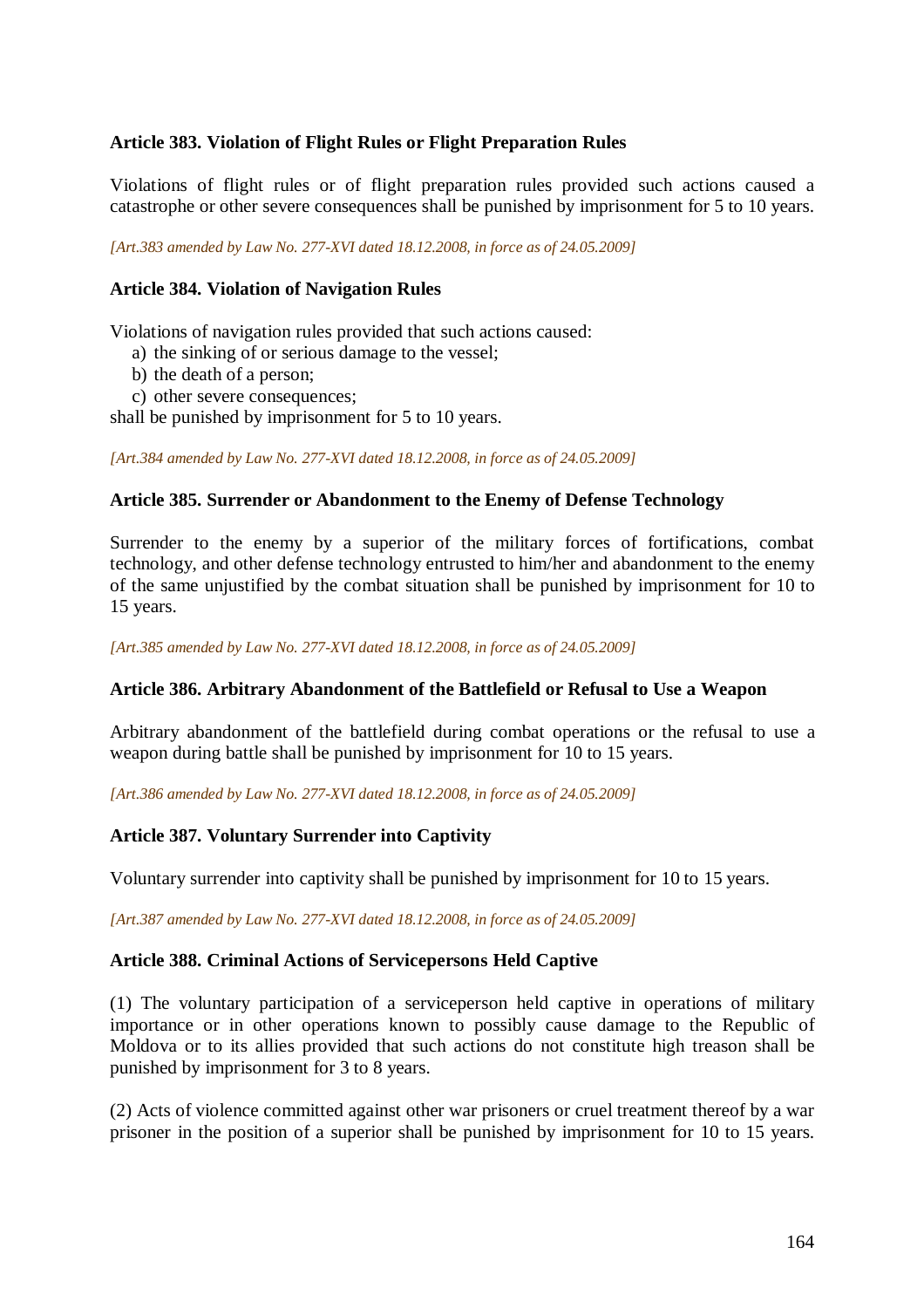### Article 383. Violation of Flight Rules or Flight Preparation Rules

Violations of flight rules or of flight preparation rules provided such actions caused a catastrophe or other severe consequences shall be punished by imprisonment for 5 to 10 years.

*[Art.383 amended by Law No. 277-XVI dated 18.12.2008, in force as of 24.05.2009]*

### Article 384. Violation of Navigation Rules

Violations of navigation rules provided that such actions caused:

a) the sinking of or serious damage to the vessel;
b) the death of a person;
c) other severe consequences;

shall be punished by imprisonment for 5 to 10 years.

*[Art.384 amended by Law No. 277-XVI dated 18.12.2008, in force as of 24.05.2009]*

### Article 385. Surrender or Abandonment to the Enemy of Defense Technology

Surrender to the enemy by a superior of the military forces of fortifications, combat technology, and other defense technology entrusted to him/her and abandonment to the enemy of the same unjustified by the combat situation shall be punished by imprisonment for 10 to 15 years.

*[Art.385 amended by Law No. 277-XVI dated 18.12.2008, in force as of 24.05.2009]*

### Article 386. Arbitrary Abandonment of the Battlefield or Refusal to Use a Weapon

Arbitrary abandonment of the battlefield during combat operations or the refusal to use a weapon during battle shall be punished by imprisonment for 10 to 15 years.

*[Art.386 amended by Law No. 277-XVI dated 18.12.2008, in force as of 24.05.2009]*

### Article 387. Voluntary Surrender into Captivity

Voluntary surrender into captivity shall be punished by imprisonment for 10 to 15 years.

*[Art.387 amended by Law No. 277-XVI dated 18.12.2008, in force as of 24.05.2009]*

### Article 388. Criminal Actions of Servicepersons Held Captive

(1) The voluntary participation of a serviceperson held captive in operations of military importance or in other operations known to possibly cause damage to the Republic of Moldova or to its allies provided that such actions do not constitute high treason shall be punished by imprisonment for 3 to 8 years.

(2) Acts of violence committed against other war prisoners or cruel treatment thereof by a war prisoner in the position of a superior shall be punished by imprisonment for 10 to 15 years.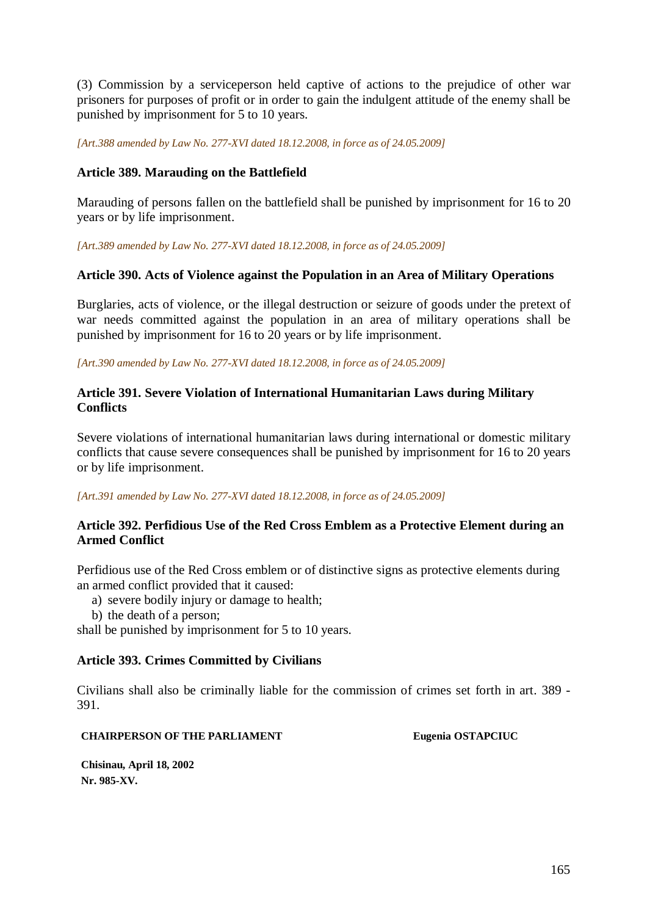(3) Commission by a serviceperson held captive of actions to the prejudice of other war prisoners for purposes of profit or in order to gain the indulgent attitude of the enemy shall be punished by imprisonment for 5 to 10 years.

*[Art.388 amended by Law No. 277-XVI dated 18.12.2008, in force as of 24.05.2009]*

### Article 389. Marauding on the Battlefield

Marauding of persons fallen on the battlefield shall be punished by imprisonment for 16 to 20 years or by life imprisonment.

*[Art.389 amended by Law No. 277-XVI dated 18.12.2008, in force as of 24.05.2009]*

### Article 390. Acts of Violence against the Population in an Area of Military Operations

Burglaries, acts of violence, or the illegal destruction or seizure of goods under the pretext of war needs committed against the population in an area of military operations shall be punished by imprisonment for 16 to 20 years or by life imprisonment.

*[Art.390 amended by Law No. 277-XVI dated 18.12.2008, in force as of 24.05.2009]*

### Article 391. Severe Violation of International Humanitarian Laws during Military Conflicts

Severe violations of international humanitarian laws during international or domestic military conflicts that cause severe consequences shall be punished by imprisonment for 16 to 20 years or by life imprisonment.

*[Art.391 amended by Law No. 277-XVI dated 18.12.2008, in force as of 24.05.2009]*

### Article 392. Perfidious Use of the Red Cross Emblem as a Protective Element during an Armed Conflict

Perfidious use of the Red Cross emblem or of distinctive signs as protective elements during an armed conflict provided that it caused:

a) severe bodily injury or damage to health;
b) the death of a person;

shall be punished by imprisonment for 5 to 10 years.

### Article 393. Crimes Committed by Civilians

Civilians shall also be criminally liable for the commission of crimes set forth in art. 389 - 391.

**CHAIRPERSON OF THE PARLIAMENT** **Eugenia OSTAPCIUC**

**Chisinau, April 18, 2002**
**Nr. 985-XV.**